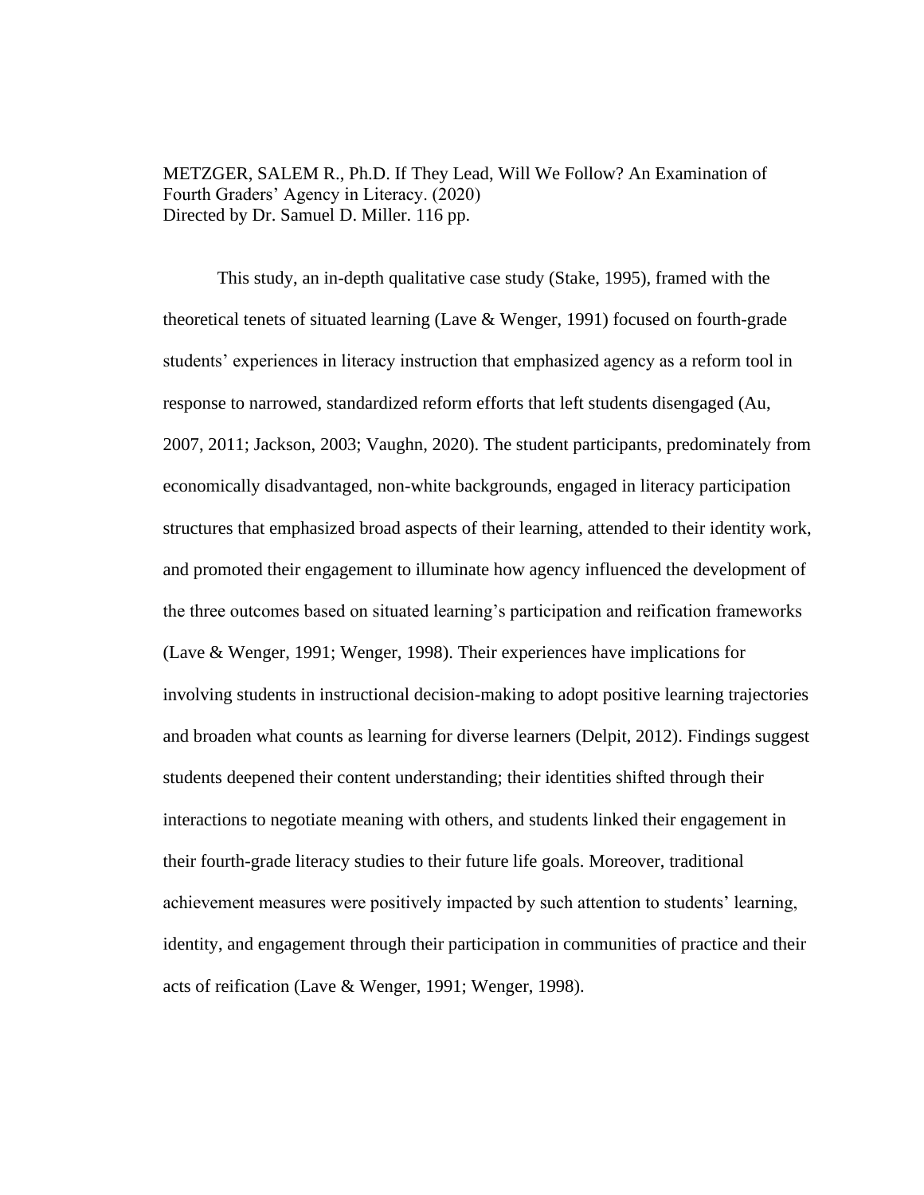METZGER, SALEM R., Ph.D. If They Lead, Will We Follow? An Examination of Fourth Graders' Agency in Literacy. (2020)
Directed by Dr. Samuel D. Miller. 116 pp.

This study, an in-depth qualitative case study (Stake, 1995), framed with the theoretical tenets of situated learning (Lave & Wenger, 1991) focused on fourth-grade students' experiences in literacy instruction that emphasized agency as a reform tool in response to narrowed, standardized reform efforts that left students disengaged (Au, 2007, 2011; Jackson, 2003; Vaughn, 2020). The student participants, predominately from economically disadvantaged, non-white backgrounds, engaged in literacy participation structures that emphasized broad aspects of their learning, attended to their identity work, and promoted their engagement to illuminate how agency influenced the development of the three outcomes based on situated learning's participation and reification frameworks (Lave & Wenger, 1991; Wenger, 1998). Their experiences have implications for involving students in instructional decision-making to adopt positive learning trajectories and broaden what counts as learning for diverse learners (Delpit, 2012). Findings suggest students deepened their content understanding; their identities shifted through their interactions to negotiate meaning with others, and students linked their engagement in their fourth-grade literacy studies to their future life goals. Moreover, traditional achievement measures were positively impacted by such attention to students' learning, identity, and engagement through their participation in communities of practice and their acts of reification (Lave & Wenger, 1991; Wenger, 1998).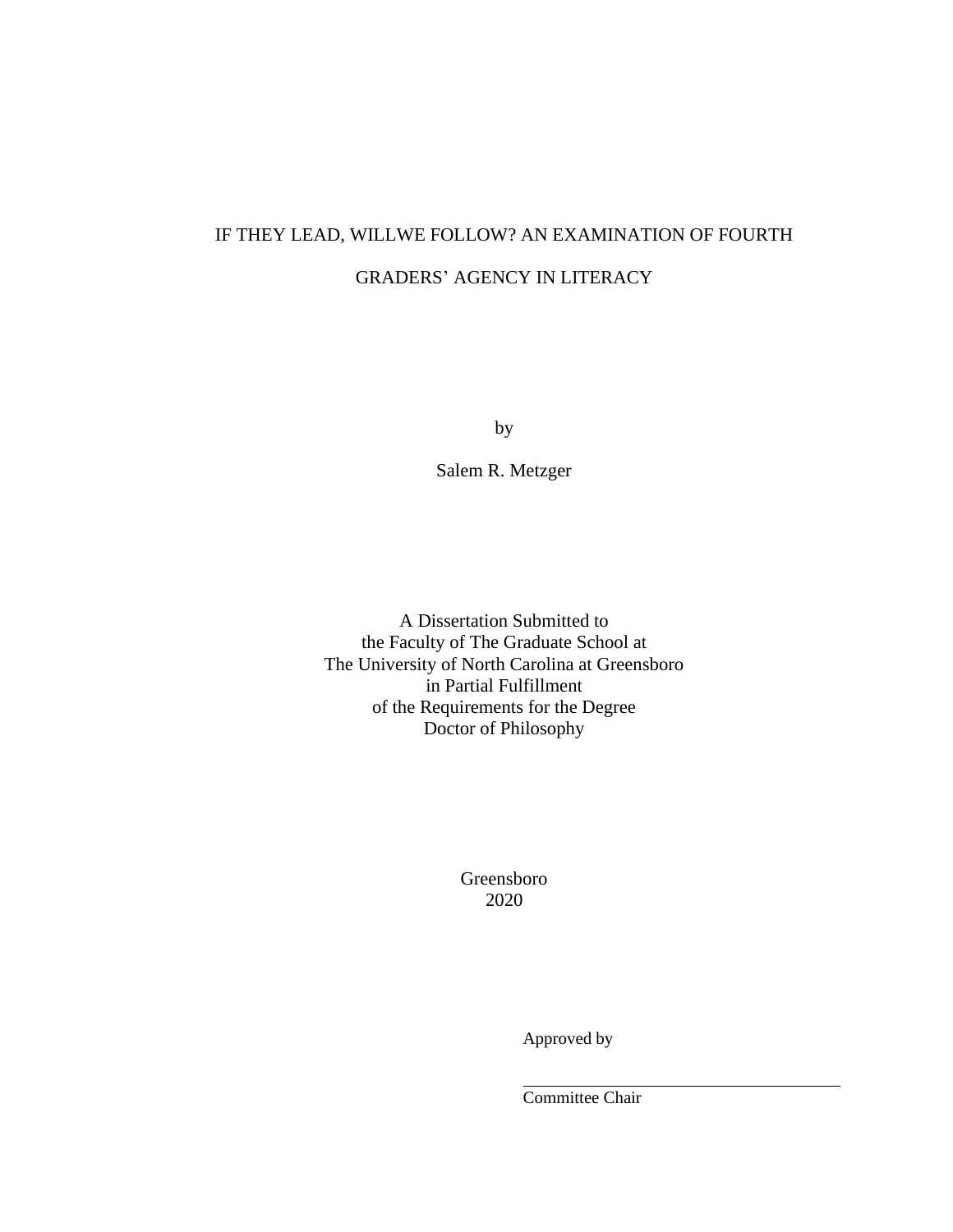IF THEY LEAD, WILLWE FOLLOW? AN EXAMINATION OF FOURTH

GRADERS' AGENCY IN LITERACY

by

Salem R. Metzger

A Dissertation Submitted to
the Faculty of The Graduate School at
The University of North Carolina at Greensboro
in Partial Fulfillment
of the Requirements for the Degree
Doctor of Philosophy

Greensboro
2020

Approved by

Committee Chair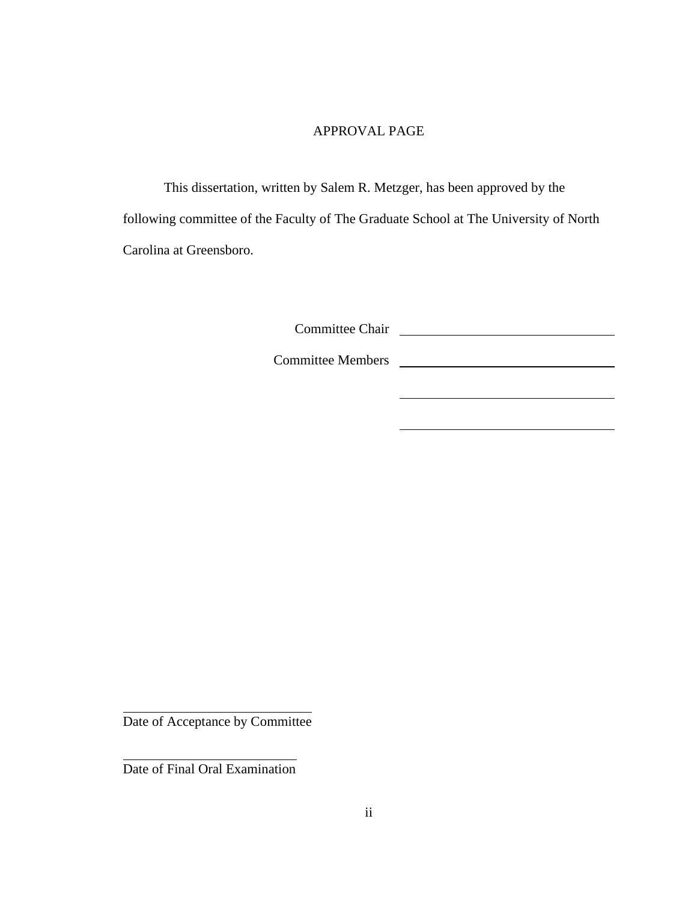# APPROVAL PAGE

This dissertation, written by Salem R. Metzger, has been approved by the following committee of the Faculty of The Graduate School at The University of North Carolina at Greensboro.

Committee Chair \_\_\_\_\_\_\_\_\_\_\_\_\_\_\_\_\_\_\_\_\_\_\_\_\_\_\_\_\_\_

Committee Members \_\_\_\_\_\_\_\_\_\_\_\_\_\_\_\_\_\_\_\_\_\_\_\_\_\_\_\_\_\_

\_\_\_\_\_\_\_\_\_\_\_\_\_\_\_\_\_\_\_\_\_\_\_\_\_\_\_\_\_\_

\_\_\_\_\_\_\_\_\_\_\_\_\_\_\_\_\_\_\_\_\_\_\_\_\_\_\_\_\_\_

\_\_\_\_\_\_\_\_\_\_\_\_\_\_\_\_\_\_\_\_\_\_\_\_\_\_\_\_\_\_

Date of Acceptance by Committee

\_\_\_\_\_\_\_\_\_\_\_\_\_\_\_\_\_\_\_\_\_\_\_\_\_\_\_\_\_\_

Date of Final Oral Examination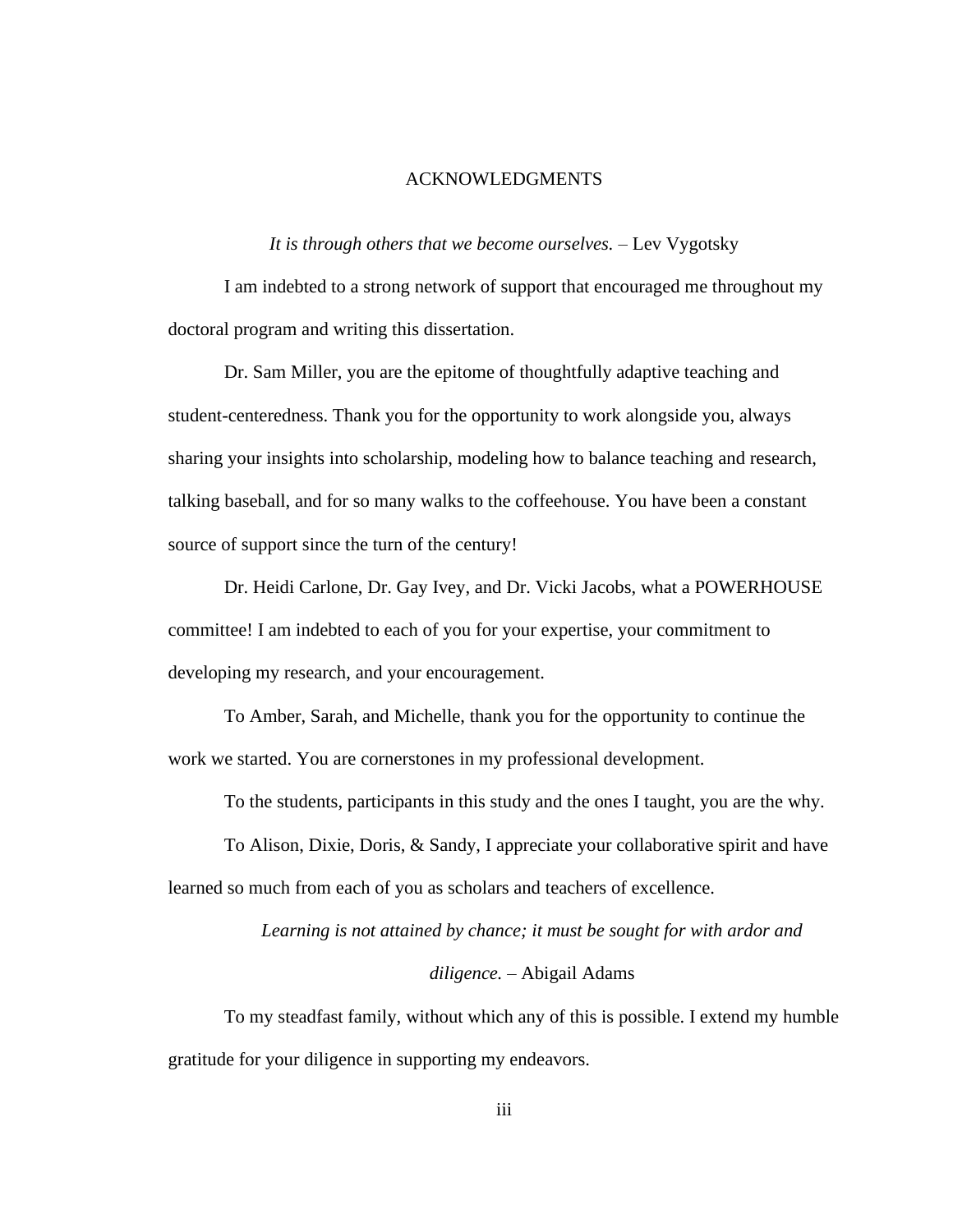# ACKNOWLEDGMENTS

*It is through others that we become ourselves.* – Lev Vygotsky

I am indebted to a strong network of support that encouraged me throughout my doctoral program and writing this dissertation.

Dr. Sam Miller, you are the epitome of thoughtfully adaptive teaching and student-centeredness. Thank you for the opportunity to work alongside you, always sharing your insights into scholarship, modeling how to balance teaching and research, talking baseball, and for so many walks to the coffeehouse. You have been a constant source of support since the turn of the century!

Dr. Heidi Carlone, Dr. Gay Ivey, and Dr. Vicki Jacobs, what a POWERHOUSE committee! I am indebted to each of you for your expertise, your commitment to developing my research, and your encouragement.

To Amber, Sarah, and Michelle, thank you for the opportunity to continue the work we started. You are cornerstones in my professional development.

To the students, participants in this study and the ones I taught, you are the why.

To Alison, Dixie, Doris, & Sandy, I appreciate your collaborative spirit and have learned so much from each of you as scholars and teachers of excellence.

*Learning is not attained by chance; it must be sought for with ardor and diligence.* – Abigail Adams

To my steadfast family, without which any of this is possible. I extend my humble gratitude for your diligence in supporting my endeavors.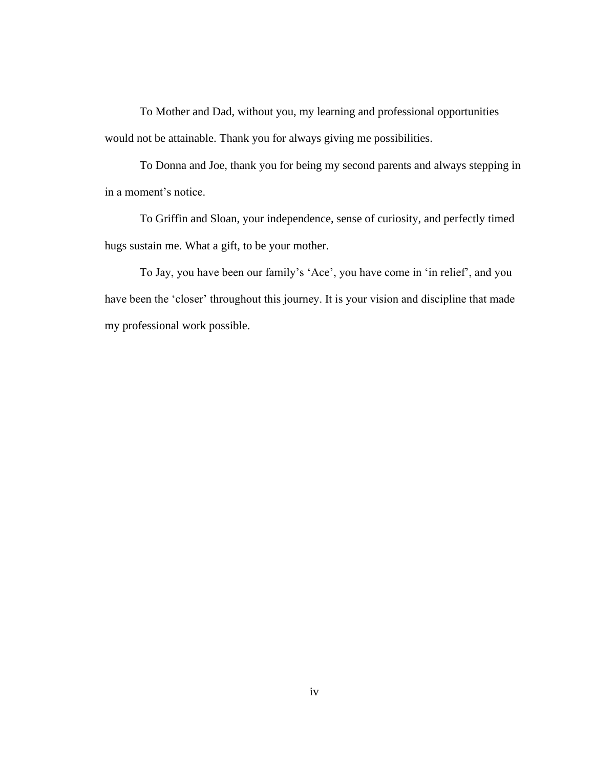To Mother and Dad, without you, my learning and professional opportunities would not be attainable. Thank you for always giving me possibilities.

To Donna and Joe, thank you for being my second parents and always stepping in in a moment's notice.

To Griffin and Sloan, your independence, sense of curiosity, and perfectly timed hugs sustain me. What a gift, to be your mother.

To Jay, you have been our family's 'Ace', you have come in 'in relief', and you have been the 'closer' throughout this journey. It is your vision and discipline that made my professional work possible.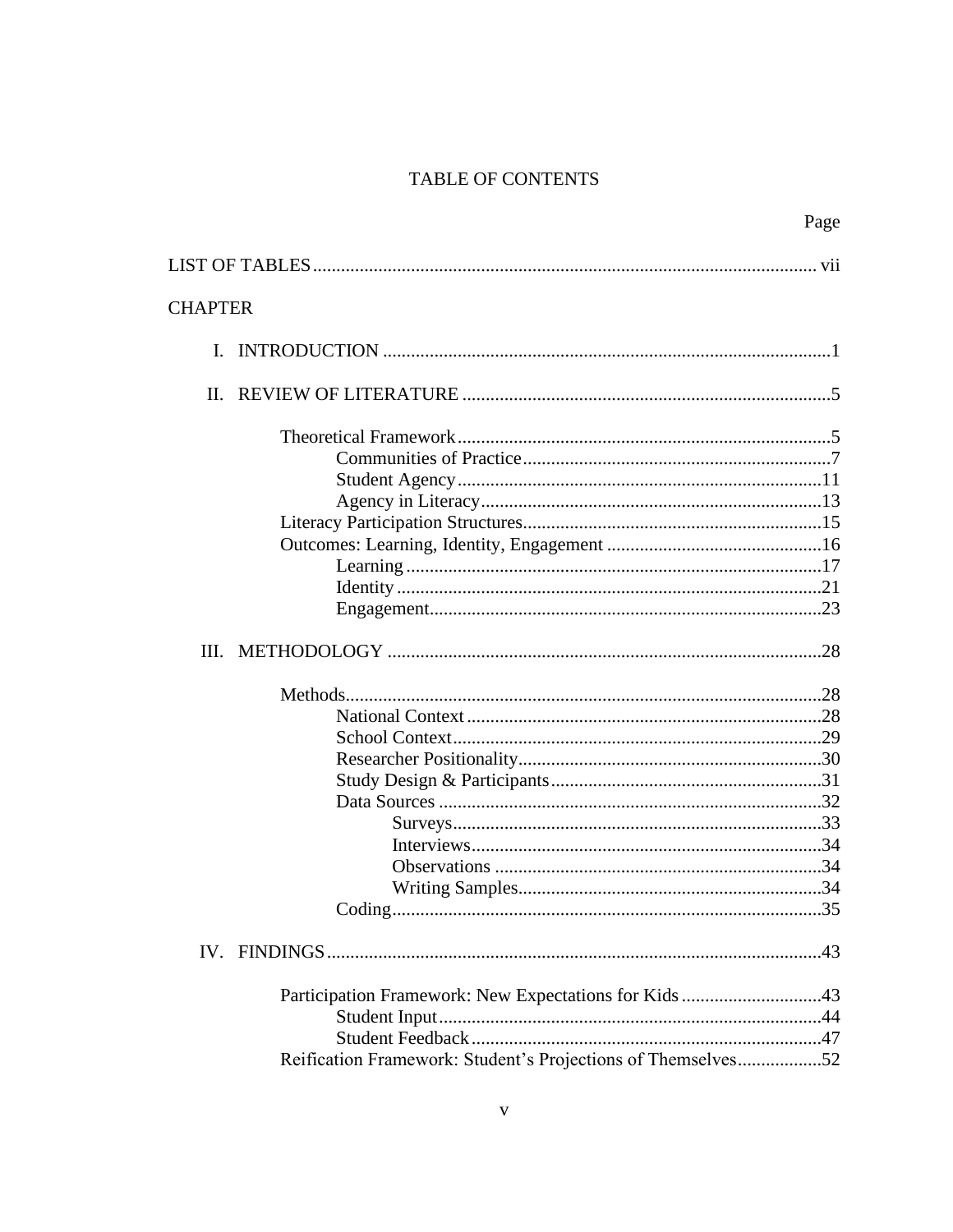# TABLE OF CONTENTS

| | Page |
|---|---|
| LIST OF TABLES | vii |
| CHAPTER | |
| I. INTRODUCTION | 1 |
| II. REVIEW OF LITERATURE | 5 |
| Theoretical Framework | 5 |
| Communities of Practice | 7 |
| Student Agency | 11 |
| Agency in Literacy | 13 |
| Literacy Participation Structures | 15 |
| Outcomes: Learning, Identity, Engagement | 16 |
| Learning | 17 |
| Identity | 21 |
| Engagement | 23 |
| III. METHODOLOGY | 28 |
| Methods | 28 |
| National Context | 28 |
| School Context | 29 |
| Researcher Positionality | 30 |
| Study Design & Participants | 31 |
| Data Sources | 32 |
| Surveys | 33 |
| Interviews | 34 |
| Observations | 34 |
| Writing Samples | 34 |
| Coding | 35 |
| IV. FINDINGS | 43 |
| Participation Framework: New Expectations for Kids | 43 |
| Student Input | 44 |
| Student Feedback | 47 |
| Reification Framework: Student's Projections of Themselves | 52 |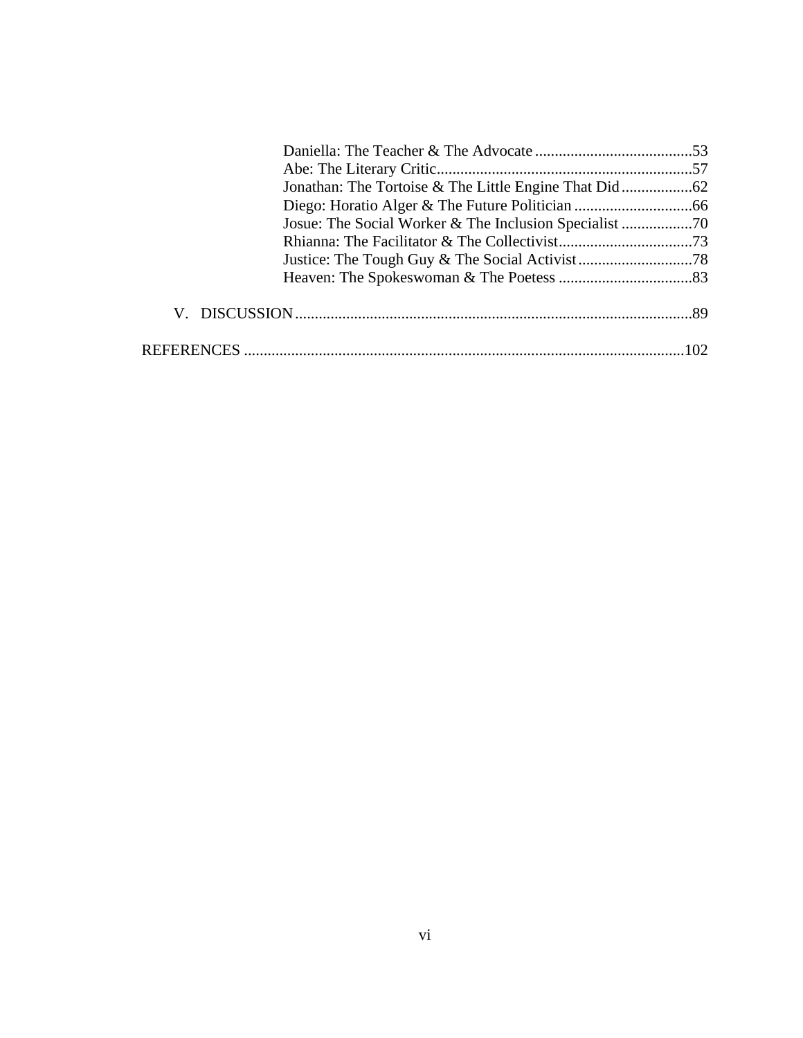Daniella: The Teacher & The Advocate ........................................53
Abe: The Literary Critic.................................................................57
Jonathan: The Tortoise & The Little Engine That Did..................62
Diego: Horatio Alger & The Future Politician ..............................66
Josue: The Social Worker & The Inclusion Specialist ..................70
Rhianna: The Facilitator & The Collectivist..................................73
Justice: The Tough Guy & The Social Activist.............................78
Heaven: The Spokeswoman & The Poetess ..................................83

V. DISCUSSION.....................................................................................................89

REFERENCES ...............................................................................................................102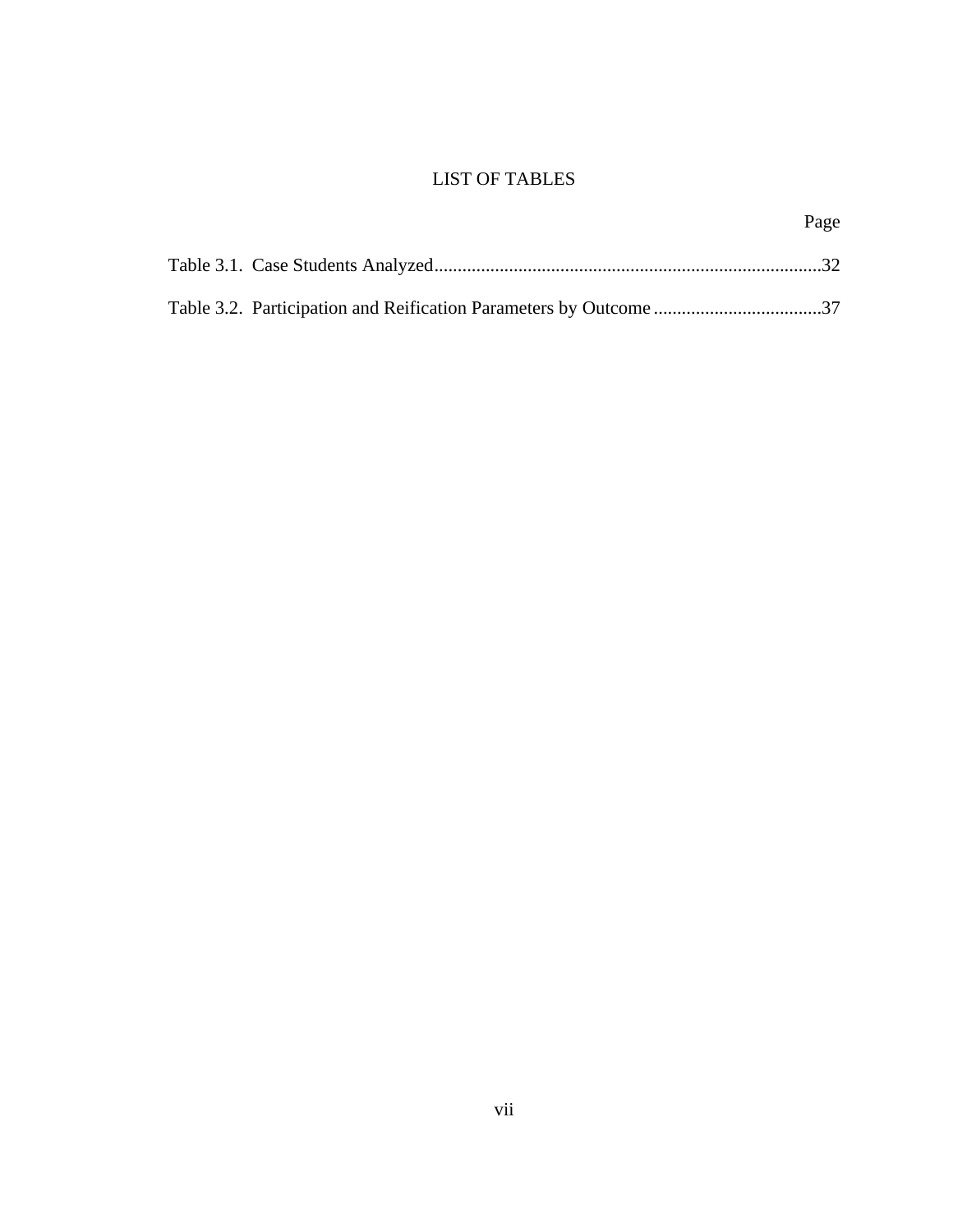# LIST OF TABLES

| | Page |
|---|---|
| Table 3.1. Case Students Analyzed | 32 |
| Table 3.2. Participation and Reification Parameters by Outcome | 37 |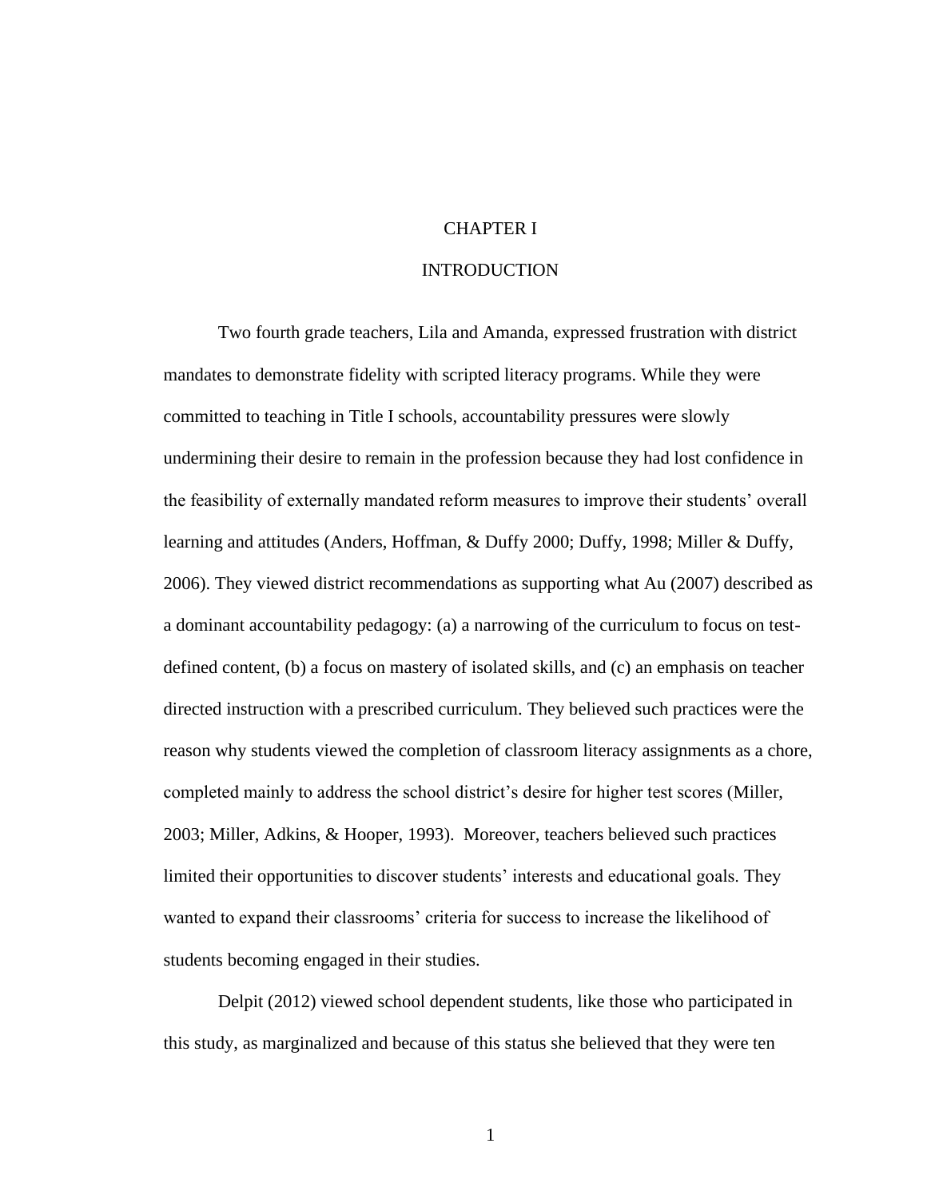# CHAPTER I

# INTRODUCTION

Two fourth grade teachers, Lila and Amanda, expressed frustration with district mandates to demonstrate fidelity with scripted literacy programs. While they were committed to teaching in Title I schools, accountability pressures were slowly undermining their desire to remain in the profession because they had lost confidence in the feasibility of externally mandated reform measures to improve their students' overall learning and attitudes (Anders, Hoffman, & Duffy 2000; Duffy, 1998; Miller & Duffy, 2006). They viewed district recommendations as supporting what Au (2007) described as a dominant accountability pedagogy: (a) a narrowing of the curriculum to focus on test-defined content, (b) a focus on mastery of isolated skills, and (c) an emphasis on teacher directed instruction with a prescribed curriculum. They believed such practices were the reason why students viewed the completion of classroom literacy assignments as a chore, completed mainly to address the school district's desire for higher test scores (Miller, 2003; Miller, Adkins, & Hooper, 1993). Moreover, teachers believed such practices limited their opportunities to discover students' interests and educational goals. They wanted to expand their classrooms' criteria for success to increase the likelihood of students becoming engaged in their studies.

Delpit (2012) viewed school dependent students, like those who participated in this study, as marginalized and because of this status she believed that they were ten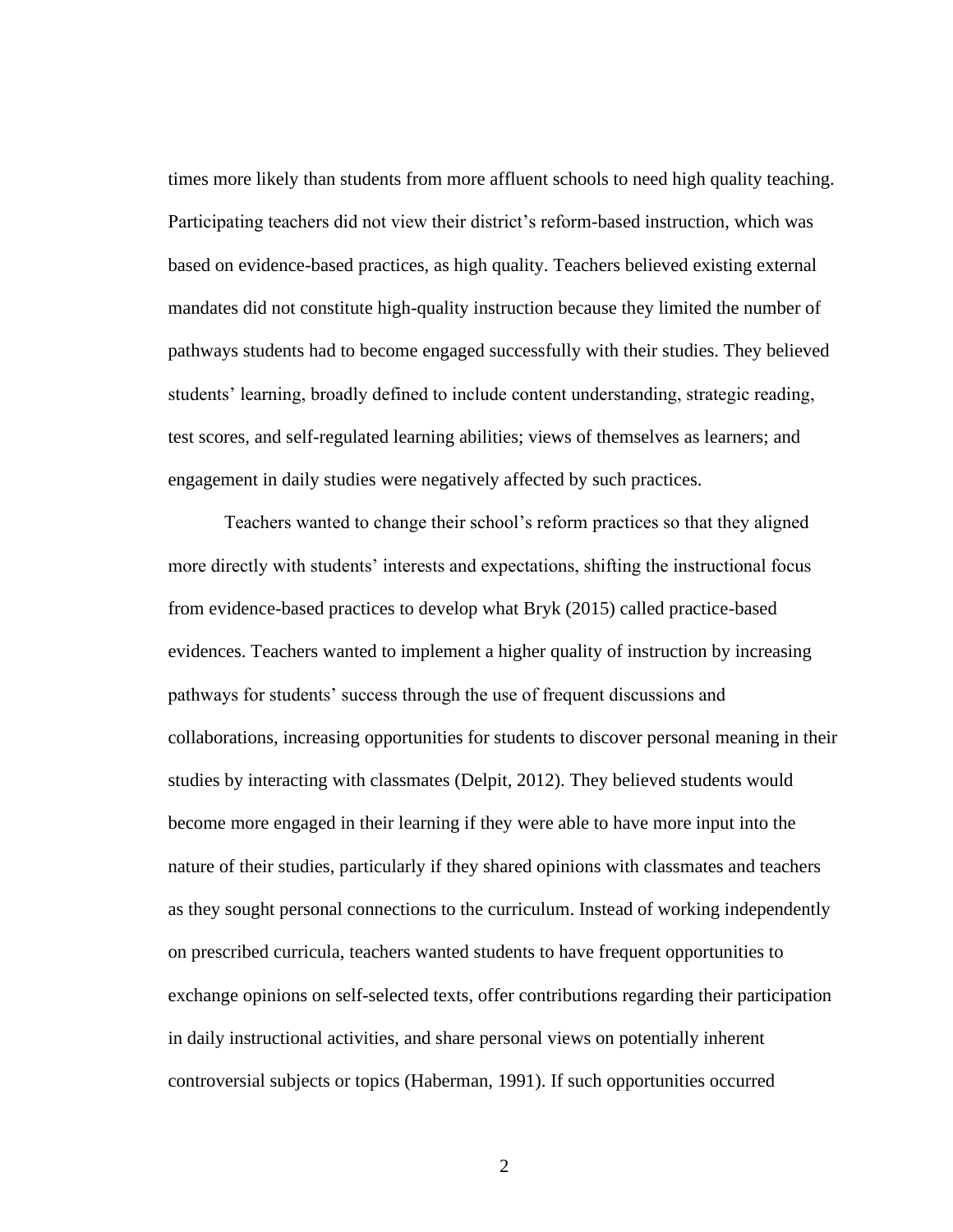times more likely than students from more affluent schools to need high quality teaching. Participating teachers did not view their district's reform-based instruction, which was based on evidence-based practices, as high quality. Teachers believed existing external mandates did not constitute high-quality instruction because they limited the number of pathways students had to become engaged successfully with their studies. They believed students' learning, broadly defined to include content understanding, strategic reading, test scores, and self-regulated learning abilities; views of themselves as learners; and engagement in daily studies were negatively affected by such practices.

Teachers wanted to change their school's reform practices so that they aligned more directly with students' interests and expectations, shifting the instructional focus from evidence-based practices to develop what Bryk (2015) called practice-based evidences. Teachers wanted to implement a higher quality of instruction by increasing pathways for students' success through the use of frequent discussions and collaborations, increasing opportunities for students to discover personal meaning in their studies by interacting with classmates (Delpit, 2012). They believed students would become more engaged in their learning if they were able to have more input into the nature of their studies, particularly if they shared opinions with classmates and teachers as they sought personal connections to the curriculum. Instead of working independently on prescribed curricula, teachers wanted students to have frequent opportunities to exchange opinions on self-selected texts, offer contributions regarding their participation in daily instructional activities, and share personal views on potentially inherent controversial subjects or topics (Haberman, 1991). If such opportunities occurred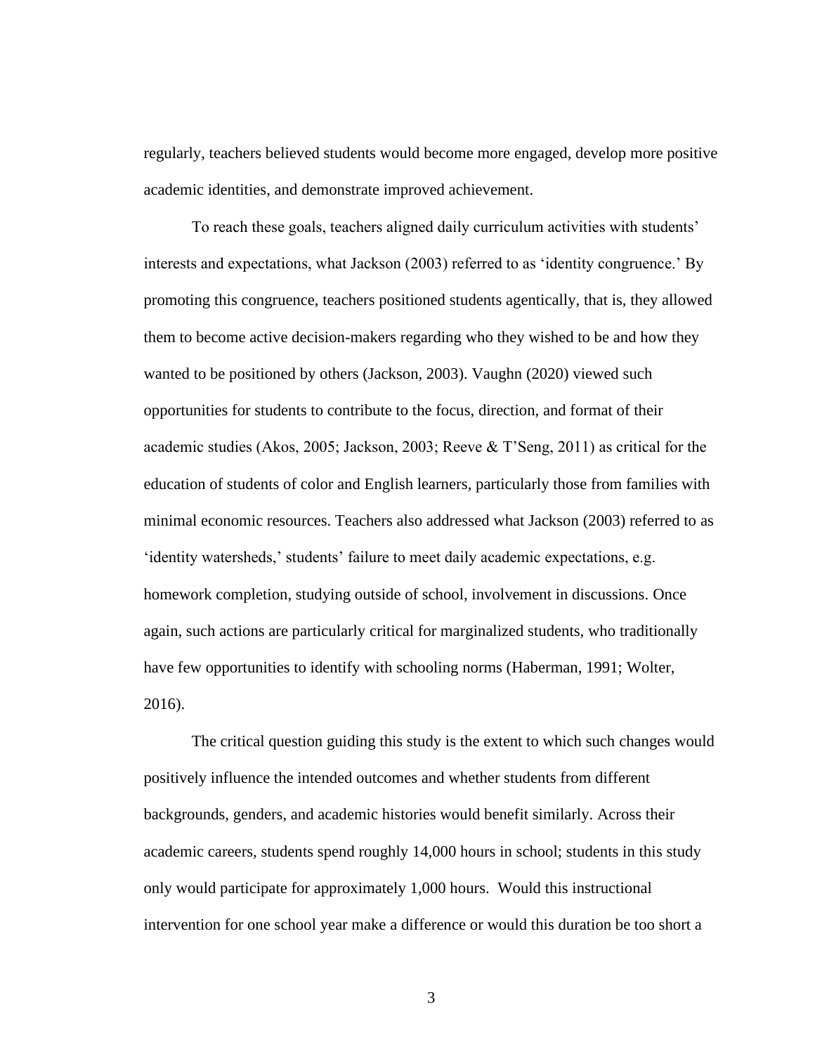regularly, teachers believed students would become more engaged, develop more positive academic identities, and demonstrate improved achievement.

To reach these goals, teachers aligned daily curriculum activities with students' interests and expectations, what Jackson (2003) referred to as 'identity congruence.' By promoting this congruence, teachers positioned students agentically, that is, they allowed them to become active decision-makers regarding who they wished to be and how they wanted to be positioned by others (Jackson, 2003). Vaughn (2020) viewed such opportunities for students to contribute to the focus, direction, and format of their academic studies (Akos, 2005; Jackson, 2003; Reeve & T'Seng, 2011) as critical for the education of students of color and English learners, particularly those from families with minimal economic resources. Teachers also addressed what Jackson (2003) referred to as 'identity watersheds,' students' failure to meet daily academic expectations, e.g. homework completion, studying outside of school, involvement in discussions. Once again, such actions are particularly critical for marginalized students, who traditionally have few opportunities to identify with schooling norms (Haberman, 1991; Wolter, 2016).

The critical question guiding this study is the extent to which such changes would positively influence the intended outcomes and whether students from different backgrounds, genders, and academic histories would benefit similarly. Across their academic careers, students spend roughly 14,000 hours in school; students in this study only would participate for approximately 1,000 hours. Would this instructional intervention for one school year make a difference or would this duration be too short a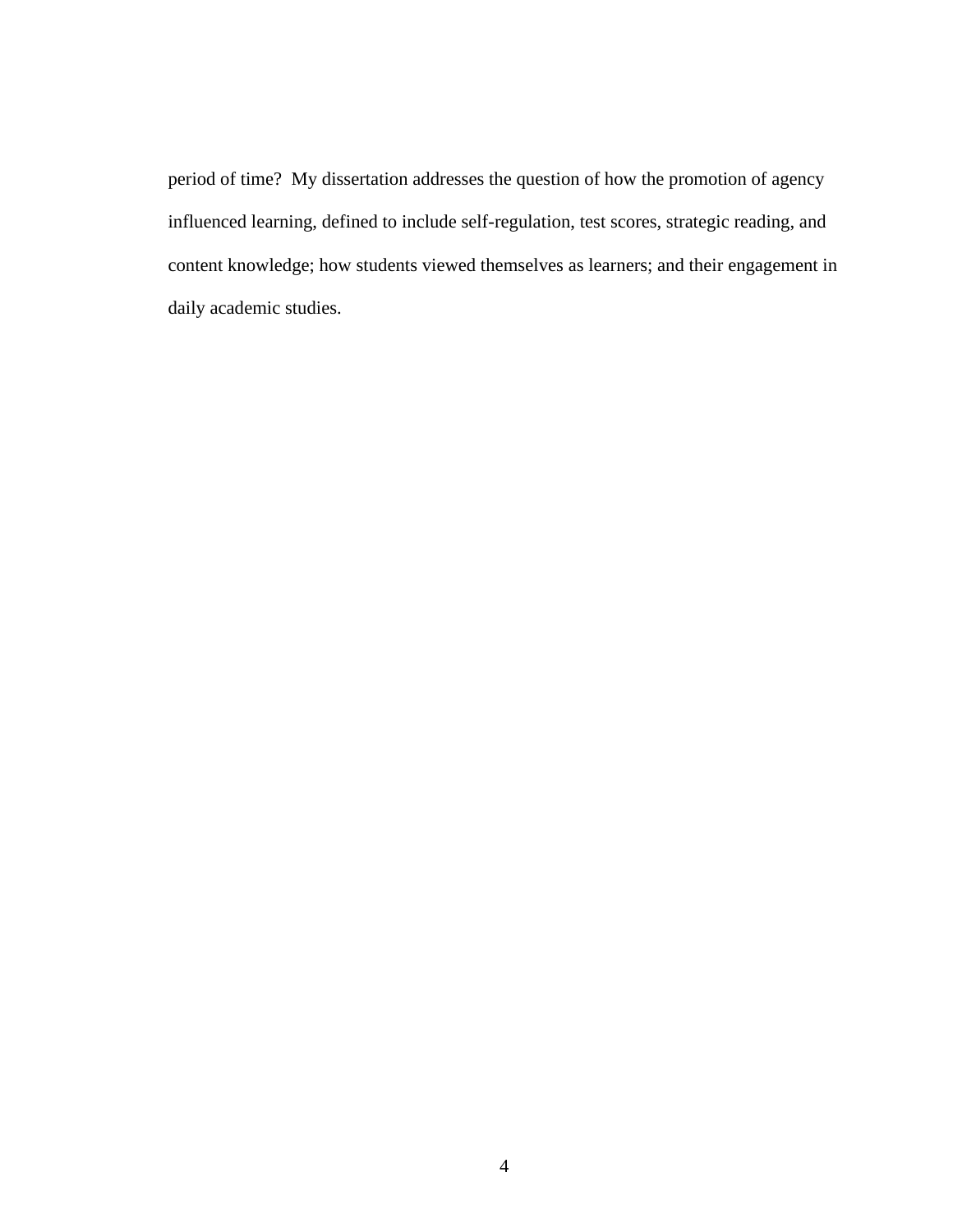period of time? My dissertation addresses the question of how the promotion of agency influenced learning, defined to include self-regulation, test scores, strategic reading, and content knowledge; how students viewed themselves as learners; and their engagement in daily academic studies.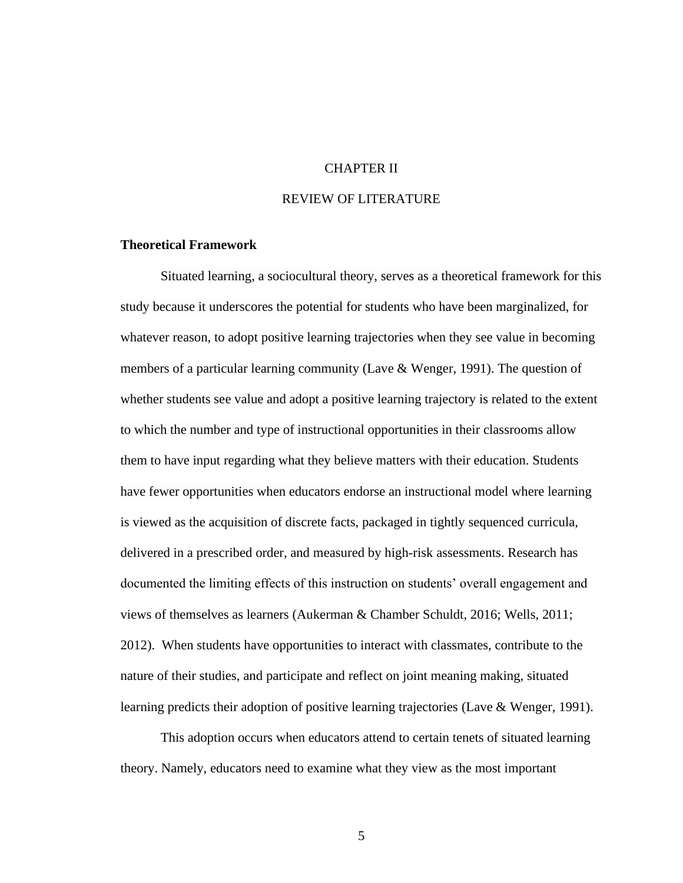# CHAPTER II

# REVIEW OF LITERATURE

**Theoretical Framework**

Situated learning, a sociocultural theory, serves as a theoretical framework for this study because it underscores the potential for students who have been marginalized, for whatever reason, to adopt positive learning trajectories when they see value in becoming members of a particular learning community (Lave & Wenger, 1991). The question of whether students see value and adopt a positive learning trajectory is related to the extent to which the number and type of instructional opportunities in their classrooms allow them to have input regarding what they believe matters with their education. Students have fewer opportunities when educators endorse an instructional model where learning is viewed as the acquisition of discrete facts, packaged in tightly sequenced curricula, delivered in a prescribed order, and measured by high-risk assessments. Research has documented the limiting effects of this instruction on students' overall engagement and views of themselves as learners (Aukerman & Chamber Schuldt, 2016; Wells, 2011; 2012). When students have opportunities to interact with classmates, contribute to the nature of their studies, and participate and reflect on joint meaning making, situated learning predicts their adoption of positive learning trajectories (Lave & Wenger, 1991).

This adoption occurs when educators attend to certain tenets of situated learning theory. Namely, educators need to examine what they view as the most important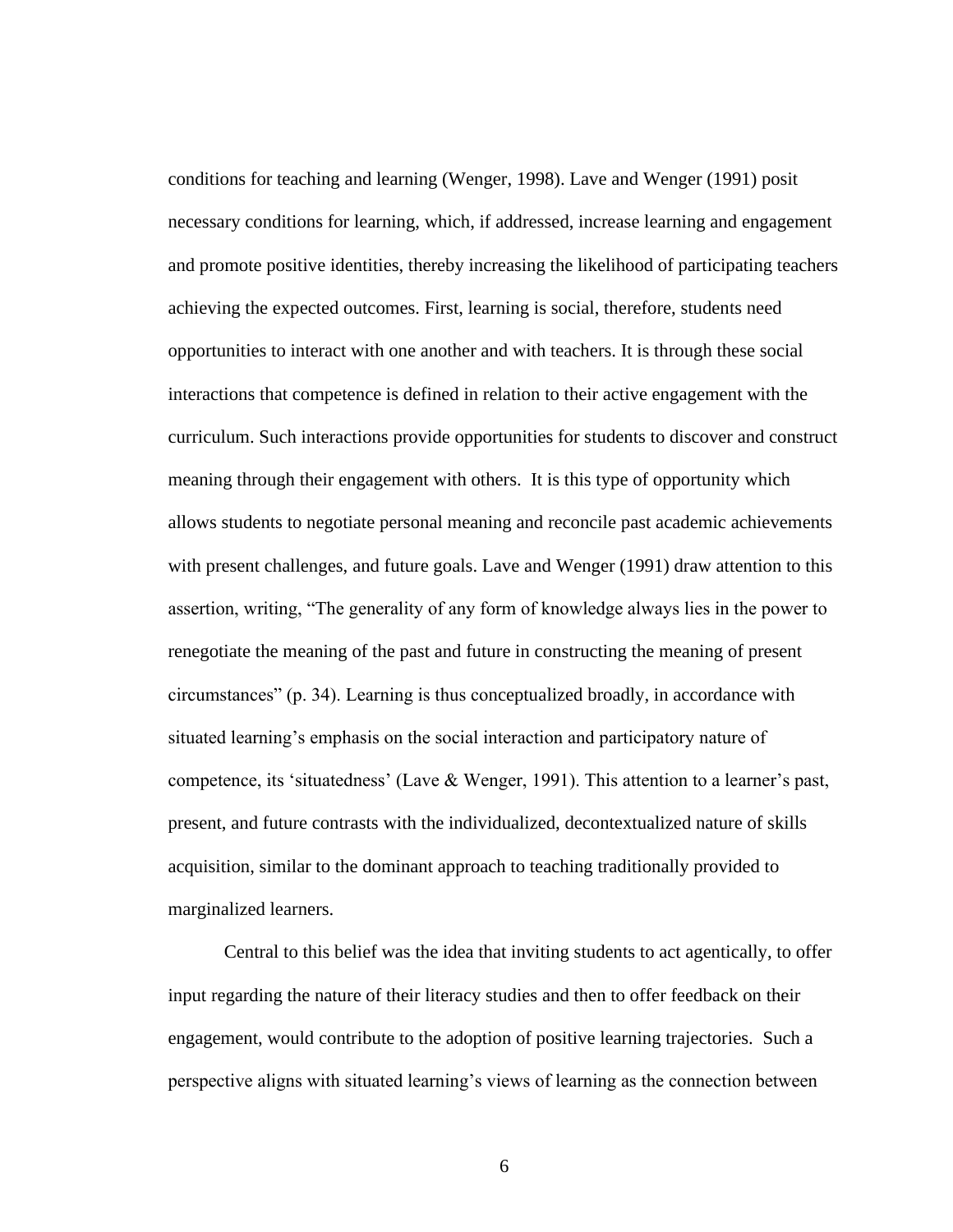conditions for teaching and learning (Wenger, 1998). Lave and Wenger (1991) posit necessary conditions for learning, which, if addressed, increase learning and engagement and promote positive identities, thereby increasing the likelihood of participating teachers achieving the expected outcomes. First, learning is social, therefore, students need opportunities to interact with one another and with teachers. It is through these social interactions that competence is defined in relation to their active engagement with the curriculum. Such interactions provide opportunities for students to discover and construct meaning through their engagement with others. It is this type of opportunity which allows students to negotiate personal meaning and reconcile past academic achievements with present challenges, and future goals. Lave and Wenger (1991) draw attention to this assertion, writing, "The generality of any form of knowledge always lies in the power to renegotiate the meaning of the past and future in constructing the meaning of present circumstances" (p. 34). Learning is thus conceptualized broadly, in accordance with situated learning's emphasis on the social interaction and participatory nature of competence, its 'situatedness' (Lave & Wenger, 1991). This attention to a learner's past, present, and future contrasts with the individualized, decontextualized nature of skills acquisition, similar to the dominant approach to teaching traditionally provided to marginalized learners.

Central to this belief was the idea that inviting students to act agentically, to offer input regarding the nature of their literacy studies and then to offer feedback on their engagement, would contribute to the adoption of positive learning trajectories. Such a perspective aligns with situated learning's views of learning as the connection between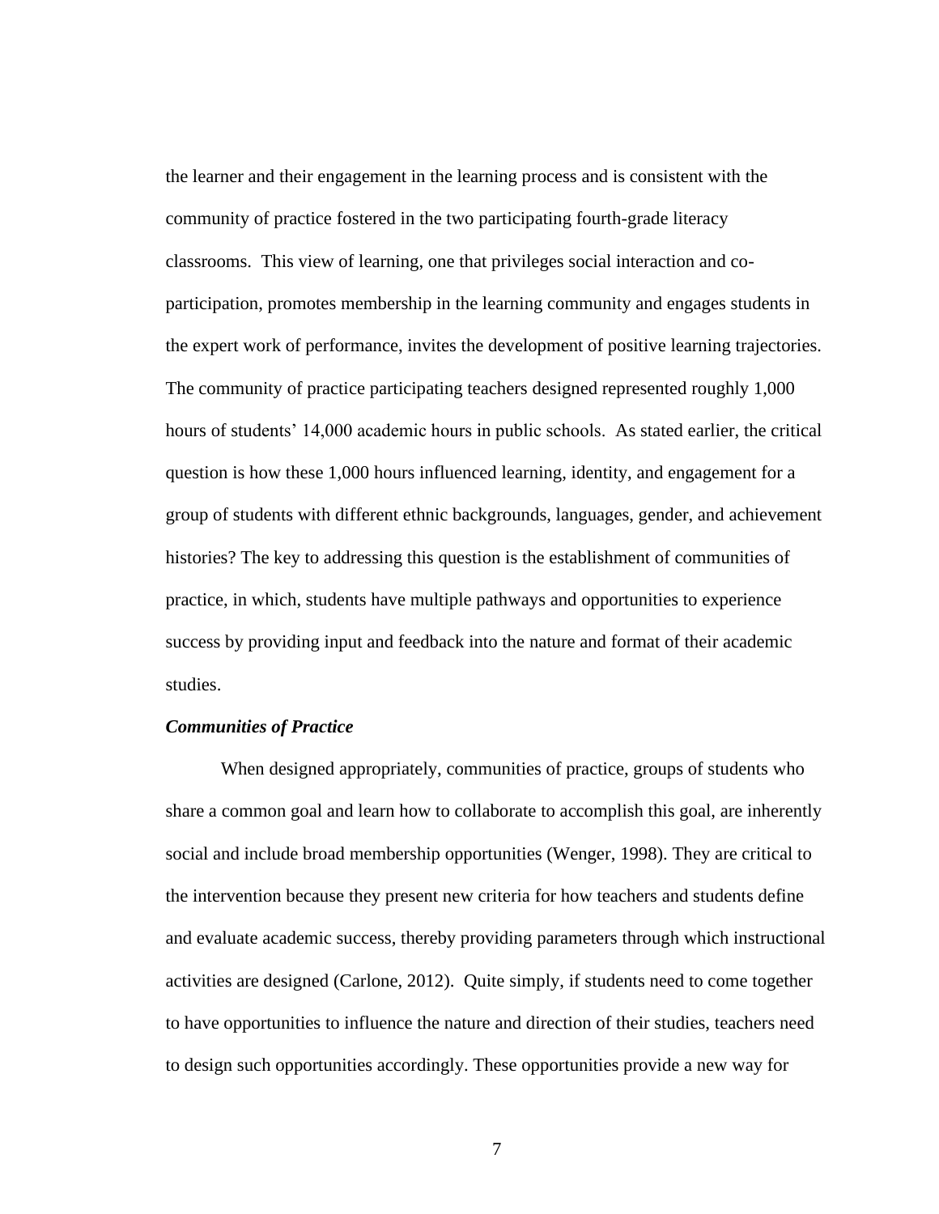the learner and their engagement in the learning process and is consistent with the community of practice fostered in the two participating fourth-grade literacy classrooms. This view of learning, one that privileges social interaction and co-participation, promotes membership in the learning community and engages students in the expert work of performance, invites the development of positive learning trajectories. The community of practice participating teachers designed represented roughly 1,000 hours of students' 14,000 academic hours in public schools. As stated earlier, the critical question is how these 1,000 hours influenced learning, identity, and engagement for a group of students with different ethnic backgrounds, languages, gender, and achievement histories? The key to addressing this question is the establishment of communities of practice, in which, students have multiple pathways and opportunities to experience success by providing input and feedback into the nature and format of their academic studies.

***Communities of Practice***

When designed appropriately, communities of practice, groups of students who share a common goal and learn how to collaborate to accomplish this goal, are inherently social and include broad membership opportunities (Wenger, 1998). They are critical to the intervention because they present new criteria for how teachers and students define and evaluate academic success, thereby providing parameters through which instructional activities are designed (Carlone, 2012). Quite simply, if students need to come together to have opportunities to influence the nature and direction of their studies, teachers need to design such opportunities accordingly. These opportunities provide a new way for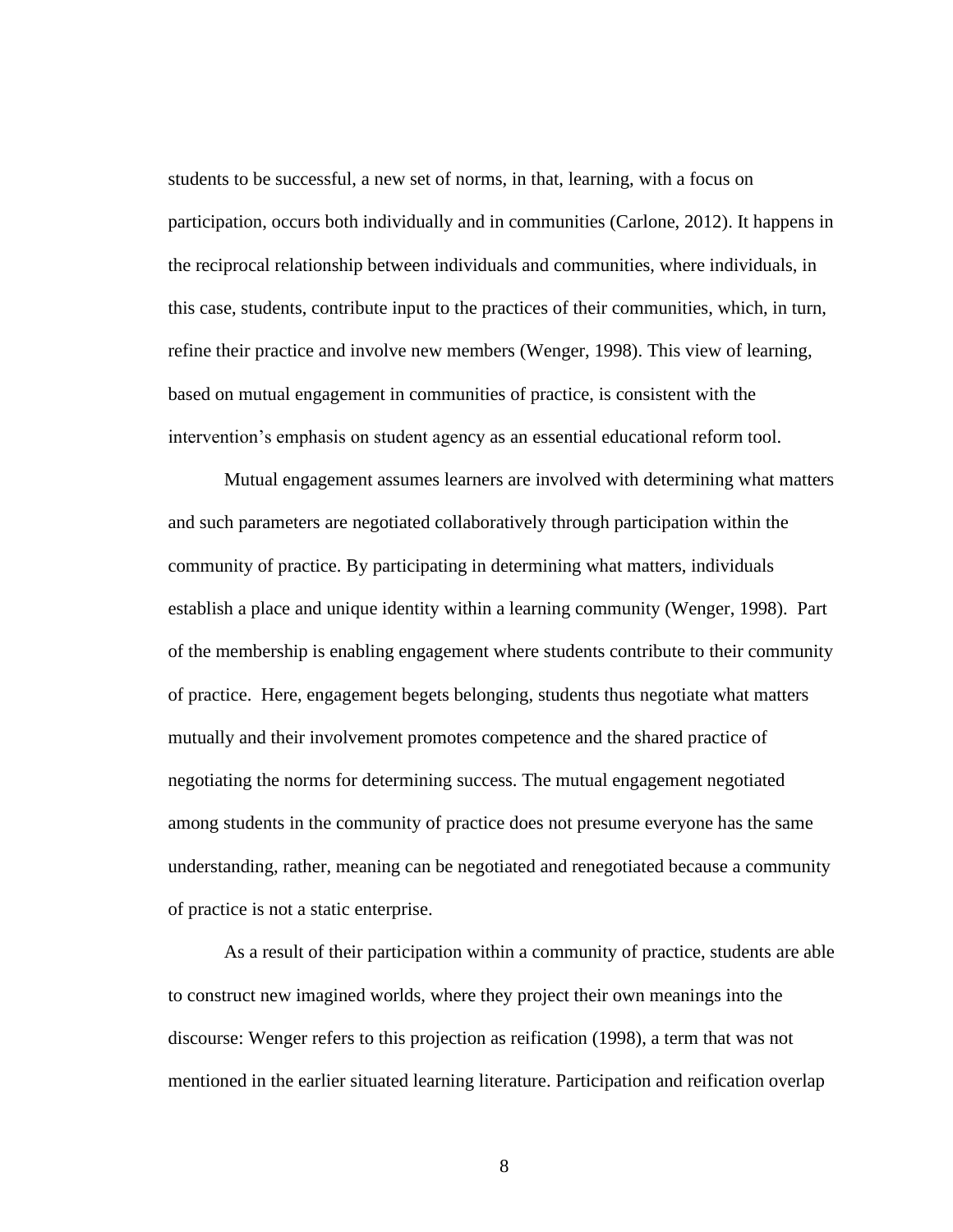students to be successful, a new set of norms, in that, learning, with a focus on participation, occurs both individually and in communities (Carlone, 2012). It happens in the reciprocal relationship between individuals and communities, where individuals, in this case, students, contribute input to the practices of their communities, which, in turn, refine their practice and involve new members (Wenger, 1998). This view of learning, based on mutual engagement in communities of practice, is consistent with the intervention's emphasis on student agency as an essential educational reform tool.

Mutual engagement assumes learners are involved with determining what matters and such parameters are negotiated collaboratively through participation within the community of practice. By participating in determining what matters, individuals establish a place and unique identity within a learning community (Wenger, 1998). Part of the membership is enabling engagement where students contribute to their community of practice. Here, engagement begets belonging, students thus negotiate what matters mutually and their involvement promotes competence and the shared practice of negotiating the norms for determining success. The mutual engagement negotiated among students in the community of practice does not presume everyone has the same understanding, rather, meaning can be negotiated and renegotiated because a community of practice is not a static enterprise.

As a result of their participation within a community of practice, students are able to construct new imagined worlds, where they project their own meanings into the discourse: Wenger refers to this projection as reification (1998), a term that was not mentioned in the earlier situated learning literature. Participation and reification overlap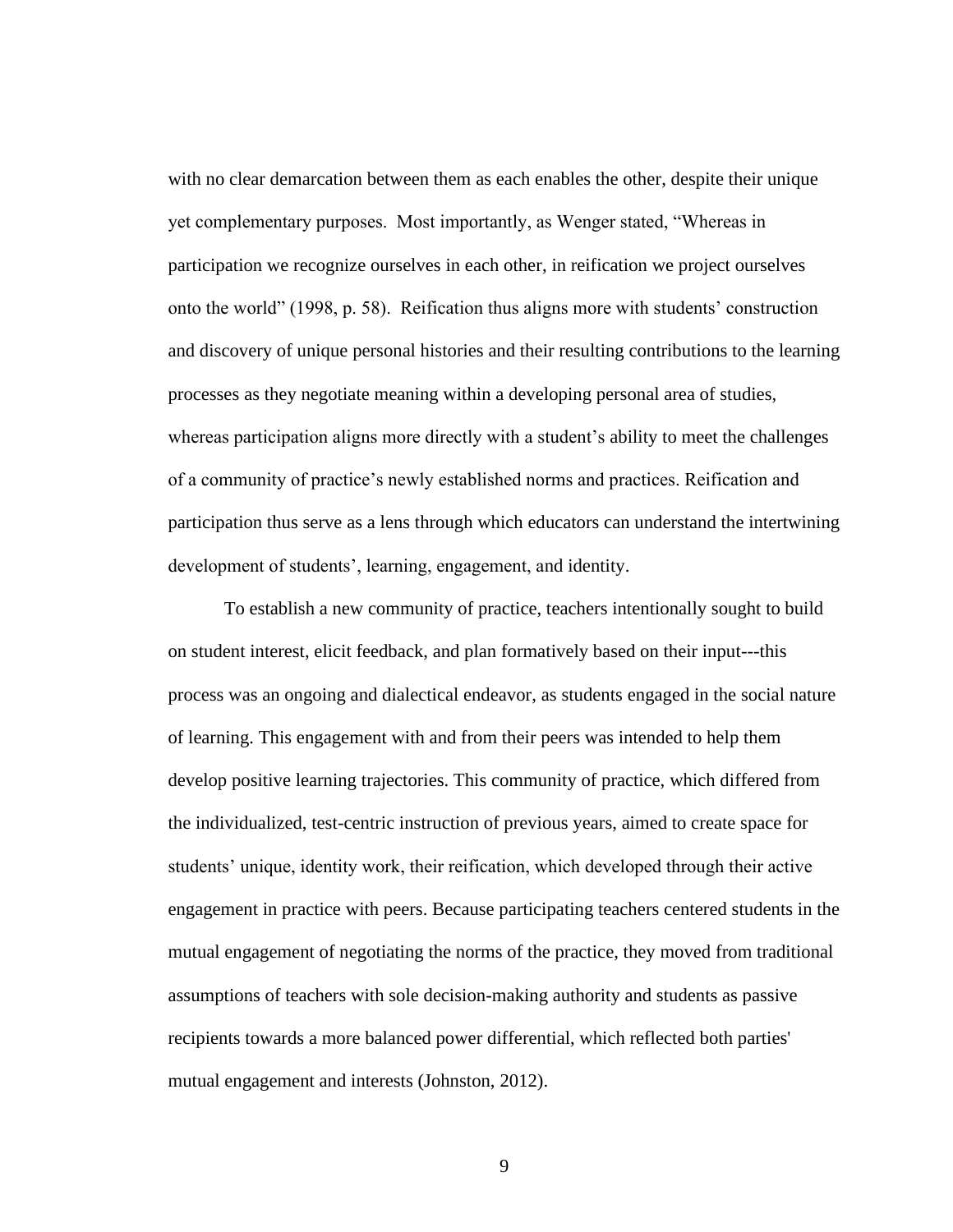with no clear demarcation between them as each enables the other, despite their unique yet complementary purposes. Most importantly, as Wenger stated, "Whereas in participation we recognize ourselves in each other, in reification we project ourselves onto the world" (1998, p. 58). Reification thus aligns more with students' construction and discovery of unique personal histories and their resulting contributions to the learning processes as they negotiate meaning within a developing personal area of studies, whereas participation aligns more directly with a student's ability to meet the challenges of a community of practice's newly established norms and practices. Reification and participation thus serve as a lens through which educators can understand the intertwining development of students', learning, engagement, and identity.

To establish a new community of practice, teachers intentionally sought to build on student interest, elicit feedback, and plan formatively based on their input---this process was an ongoing and dialectical endeavor, as students engaged in the social nature of learning. This engagement with and from their peers was intended to help them develop positive learning trajectories. This community of practice, which differed from the individualized, test-centric instruction of previous years, aimed to create space for students' unique, identity work, their reification, which developed through their active engagement in practice with peers. Because participating teachers centered students in the mutual engagement of negotiating the norms of the practice, they moved from traditional assumptions of teachers with sole decision-making authority and students as passive recipients towards a more balanced power differential, which reflected both parties' mutual engagement and interests (Johnston, 2012).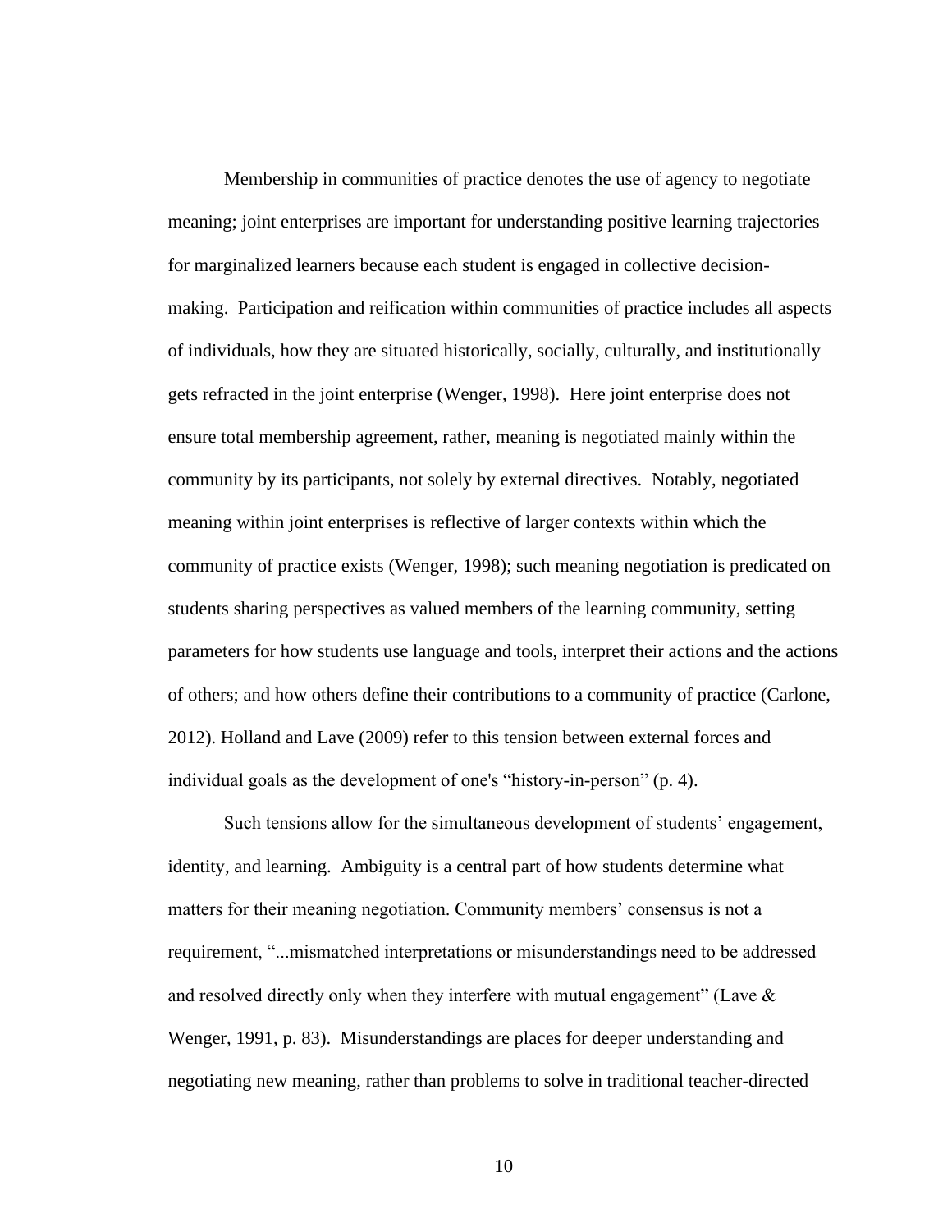Membership in communities of practice denotes the use of agency to negotiate meaning; joint enterprises are important for understanding positive learning trajectories for marginalized learners because each student is engaged in collective decision-making. Participation and reification within communities of practice includes all aspects of individuals, how they are situated historically, socially, culturally, and institutionally gets refracted in the joint enterprise (Wenger, 1998). Here joint enterprise does not ensure total membership agreement, rather, meaning is negotiated mainly within the community by its participants, not solely by external directives. Notably, negotiated meaning within joint enterprises is reflective of larger contexts within which the community of practice exists (Wenger, 1998); such meaning negotiation is predicated on students sharing perspectives as valued members of the learning community, setting parameters for how students use language and tools, interpret their actions and the actions of others; and how others define their contributions to a community of practice (Carlone, 2012). Holland and Lave (2009) refer to this tension between external forces and individual goals as the development of one's "history-in-person" (p. 4).

Such tensions allow for the simultaneous development of students' engagement, identity, and learning. Ambiguity is a central part of how students determine what matters for their meaning negotiation. Community members' consensus is not a requirement, "...mismatched interpretations or misunderstandings need to be addressed and resolved directly only when they interfere with mutual engagement" (Lave & Wenger, 1991, p. 83). Misunderstandings are places for deeper understanding and negotiating new meaning, rather than problems to solve in traditional teacher-directed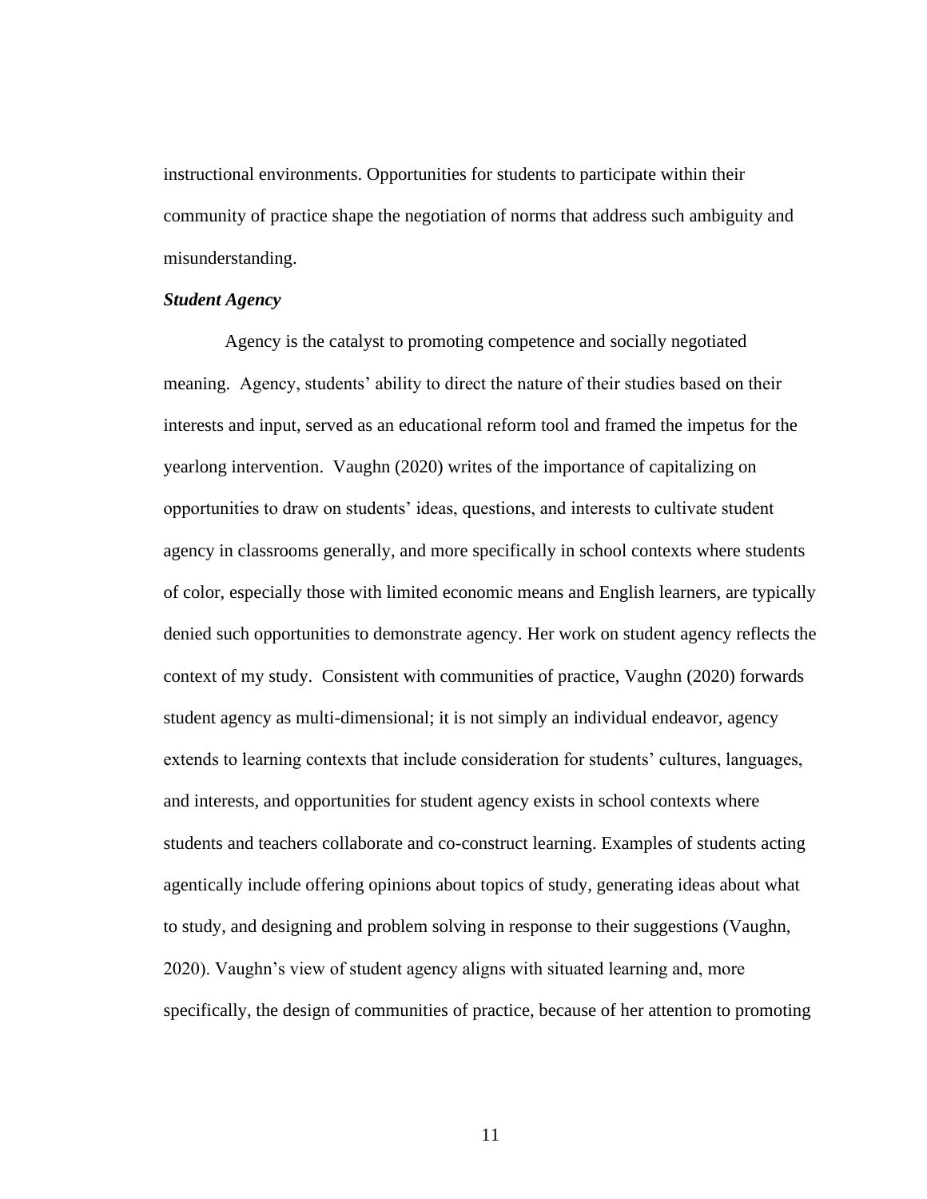instructional environments. Opportunities for students to participate within their community of practice shape the negotiation of norms that address such ambiguity and misunderstanding.

### *Student Agency*

Agency is the catalyst to promoting competence and socially negotiated meaning. Agency, students' ability to direct the nature of their studies based on their interests and input, served as an educational reform tool and framed the impetus for the yearlong intervention. Vaughn (2020) writes of the importance of capitalizing on opportunities to draw on students' ideas, questions, and interests to cultivate student agency in classrooms generally, and more specifically in school contexts where students of color, especially those with limited economic means and English learners, are typically denied such opportunities to demonstrate agency. Her work on student agency reflects the context of my study. Consistent with communities of practice, Vaughn (2020) forwards student agency as multi-dimensional; it is not simply an individual endeavor, agency extends to learning contexts that include consideration for students' cultures, languages, and interests, and opportunities for student agency exists in school contexts where students and teachers collaborate and co-construct learning. Examples of students acting agentically include offering opinions about topics of study, generating ideas about what to study, and designing and problem solving in response to their suggestions (Vaughn, 2020). Vaughn's view of student agency aligns with situated learning and, more specifically, the design of communities of practice, because of her attention to promoting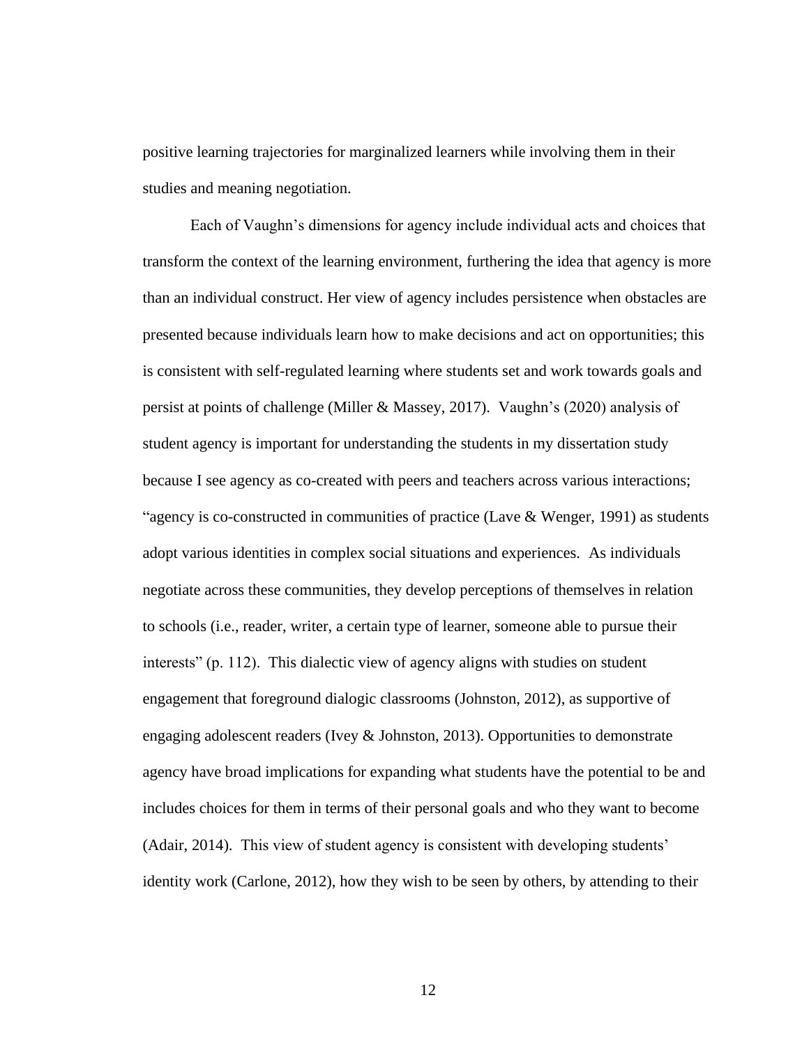positive learning trajectories for marginalized learners while involving them in their studies and meaning negotiation.

Each of Vaughn's dimensions for agency include individual acts and choices that transform the context of the learning environment, furthering the idea that agency is more than an individual construct. Her view of agency includes persistence when obstacles are presented because individuals learn how to make decisions and act on opportunities; this is consistent with self-regulated learning where students set and work towards goals and persist at points of challenge (Miller & Massey, 2017). Vaughn's (2020) analysis of student agency is important for understanding the students in my dissertation study because I see agency as co-created with peers and teachers across various interactions; "agency is co-constructed in communities of practice (Lave & Wenger, 1991) as students adopt various identities in complex social situations and experiences. As individuals negotiate across these communities, they develop perceptions of themselves in relation to schools (i.e., reader, writer, a certain type of learner, someone able to pursue their interests" (p. 112). This dialectic view of agency aligns with studies on student engagement that foreground dialogic classrooms (Johnston, 2012), as supportive of engaging adolescent readers (Ivey & Johnston, 2013). Opportunities to demonstrate agency have broad implications for expanding what students have the potential to be and includes choices for them in terms of their personal goals and who they want to become (Adair, 2014). This view of student agency is consistent with developing students' identity work (Carlone, 2012), how they wish to be seen by others, by attending to their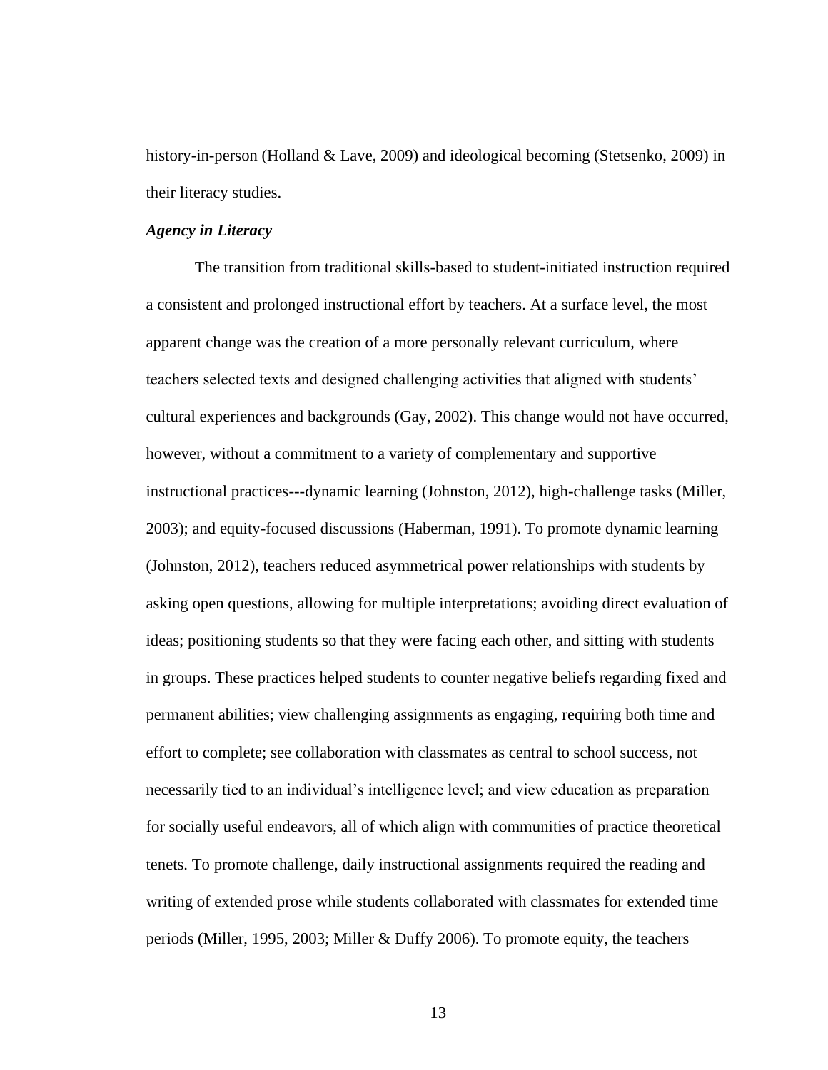history-in-person (Holland & Lave, 2009) and ideological becoming (Stetsenko, 2009) in their literacy studies.

### *Agency in Literacy*

The transition from traditional skills-based to student-initiated instruction required a consistent and prolonged instructional effort by teachers. At a surface level, the most apparent change was the creation of a more personally relevant curriculum, where teachers selected texts and designed challenging activities that aligned with students' cultural experiences and backgrounds (Gay, 2002). This change would not have occurred, however, without a commitment to a variety of complementary and supportive instructional practices---dynamic learning (Johnston, 2012), high-challenge tasks (Miller, 2003); and equity-focused discussions (Haberman, 1991). To promote dynamic learning (Johnston, 2012), teachers reduced asymmetrical power relationships with students by asking open questions, allowing for multiple interpretations; avoiding direct evaluation of ideas; positioning students so that they were facing each other, and sitting with students in groups. These practices helped students to counter negative beliefs regarding fixed and permanent abilities; view challenging assignments as engaging, requiring both time and effort to complete; see collaboration with classmates as central to school success, not necessarily tied to an individual's intelligence level; and view education as preparation for socially useful endeavors, all of which align with communities of practice theoretical tenets. To promote challenge, daily instructional assignments required the reading and writing of extended prose while students collaborated with classmates for extended time periods (Miller, 1995, 2003; Miller & Duffy 2006). To promote equity, the teachers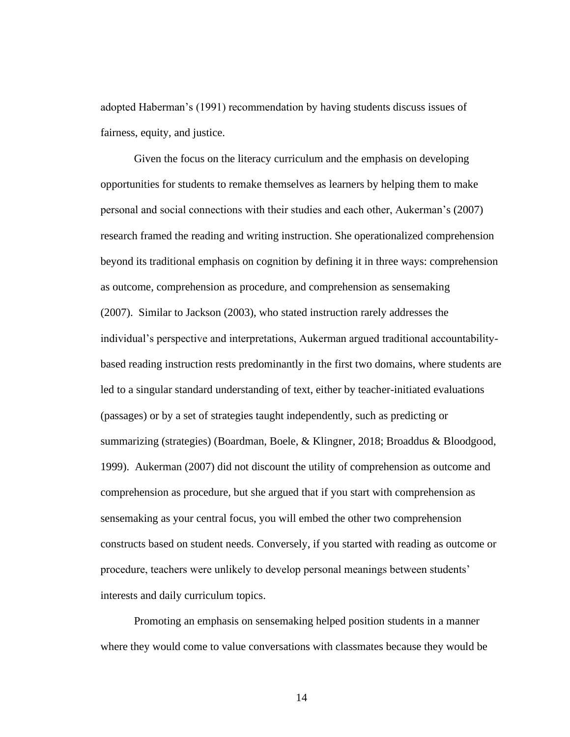adopted Haberman's (1991) recommendation by having students discuss issues of fairness, equity, and justice.

Given the focus on the literacy curriculum and the emphasis on developing opportunities for students to remake themselves as learners by helping them to make personal and social connections with their studies and each other, Aukerman's (2007) research framed the reading and writing instruction. She operationalized comprehension beyond its traditional emphasis on cognition by defining it in three ways: comprehension as outcome, comprehension as procedure, and comprehension as sensemaking (2007). Similar to Jackson (2003), who stated instruction rarely addresses the individual's perspective and interpretations, Aukerman argued traditional accountability-based reading instruction rests predominantly in the first two domains, where students are led to a singular standard understanding of text, either by teacher-initiated evaluations (passages) or by a set of strategies taught independently, such as predicting or summarizing (strategies) (Boardman, Boele, & Klingner, 2018; Broaddus & Bloodgood, 1999). Aukerman (2007) did not discount the utility of comprehension as outcome and comprehension as procedure, but she argued that if you start with comprehension as sensemaking as your central focus, you will embed the other two comprehension constructs based on student needs. Conversely, if you started with reading as outcome or procedure, teachers were unlikely to develop personal meanings between students' interests and daily curriculum topics.

Promoting an emphasis on sensemaking helped position students in a manner where they would come to value conversations with classmates because they would be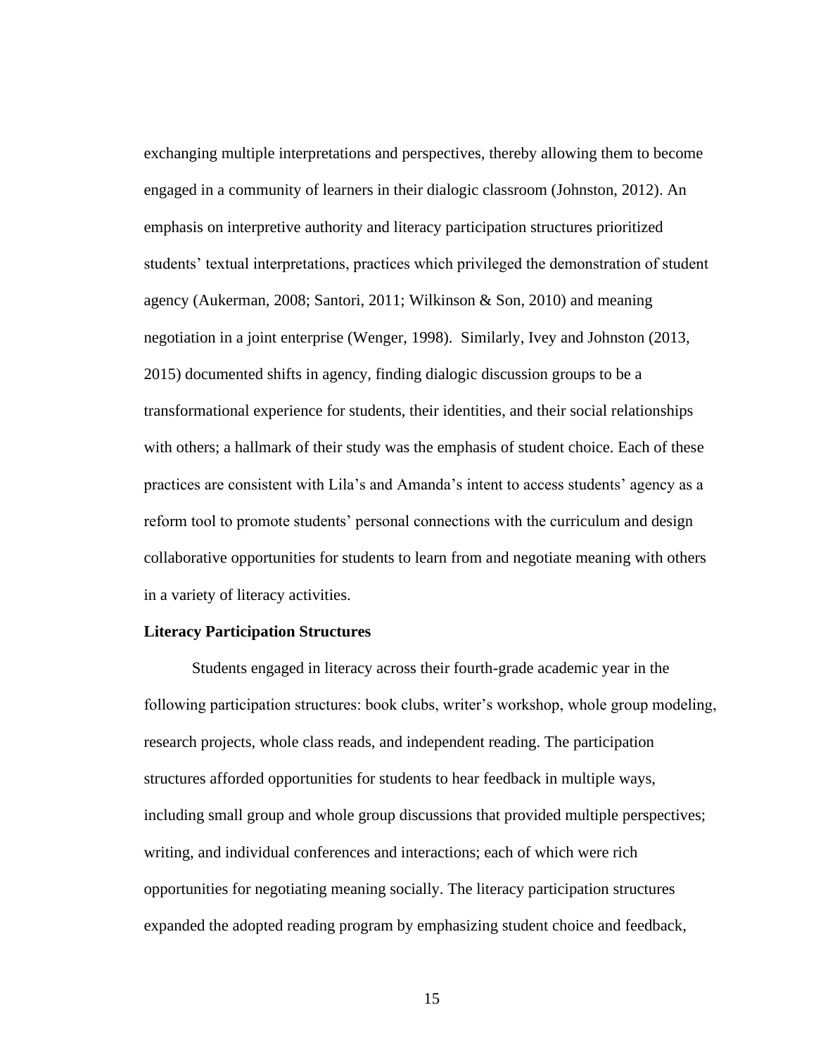exchanging multiple interpretations and perspectives, thereby allowing them to become engaged in a community of learners in their dialogic classroom (Johnston, 2012). An emphasis on interpretive authority and literacy participation structures prioritized students' textual interpretations, practices which privileged the demonstration of student agency (Aukerman, 2008; Santori, 2011; Wilkinson & Son, 2010) and meaning negotiation in a joint enterprise (Wenger, 1998). Similarly, Ivey and Johnston (2013, 2015) documented shifts in agency, finding dialogic discussion groups to be a transformational experience for students, their identities, and their social relationships with others; a hallmark of their study was the emphasis of student choice. Each of these practices are consistent with Lila's and Amanda's intent to access students' agency as a reform tool to promote students' personal connections with the curriculum and design collaborative opportunities for students to learn from and negotiate meaning with others in a variety of literacy activities.

**Literacy Participation Structures**

Students engaged in literacy across their fourth-grade academic year in the following participation structures: book clubs, writer's workshop, whole group modeling, research projects, whole class reads, and independent reading. The participation structures afforded opportunities for students to hear feedback in multiple ways, including small group and whole group discussions that provided multiple perspectives; writing, and individual conferences and interactions; each of which were rich opportunities for negotiating meaning socially. The literacy participation structures expanded the adopted reading program by emphasizing student choice and feedback,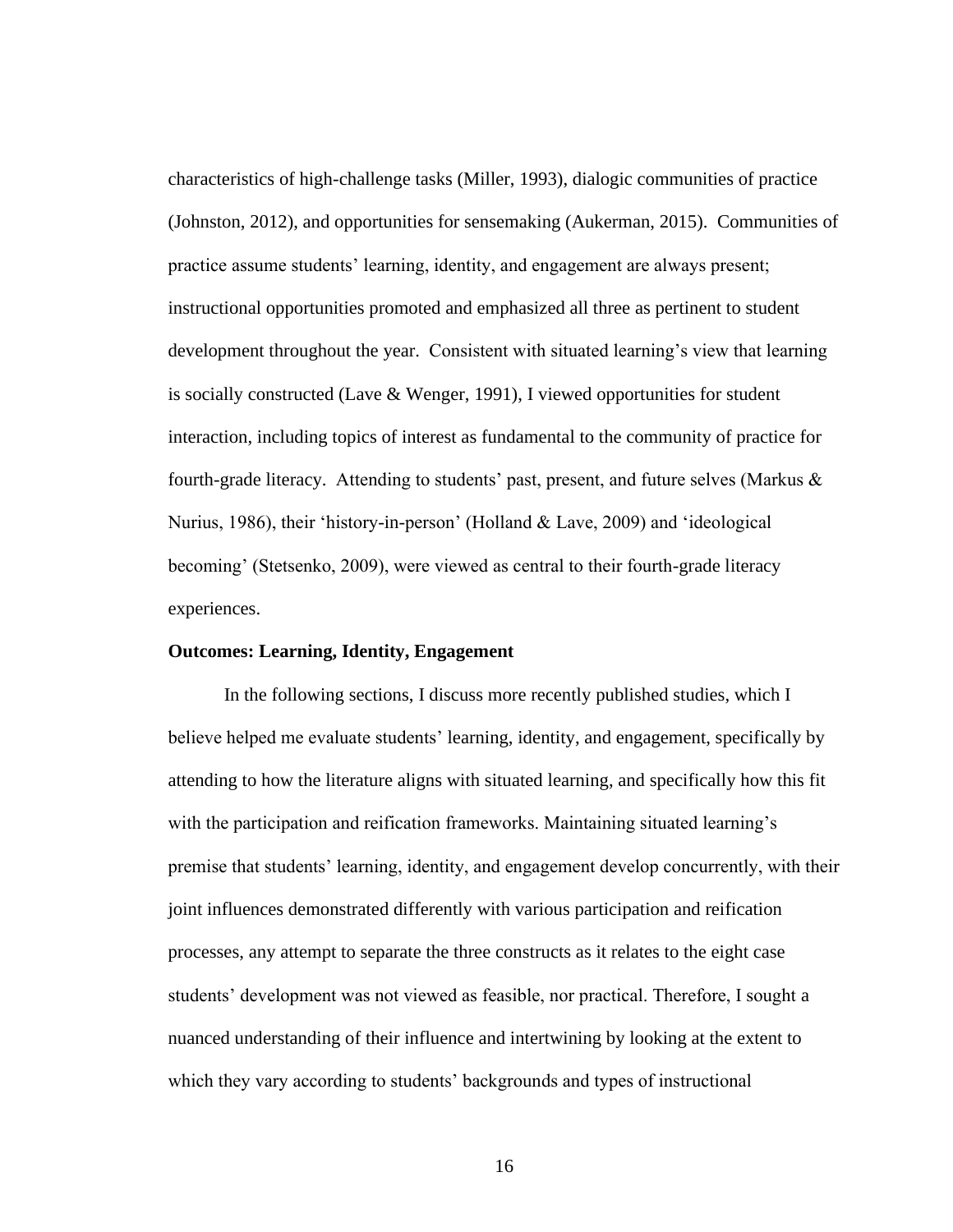characteristics of high-challenge tasks (Miller, 1993), dialogic communities of practice (Johnston, 2012), and opportunities for sensemaking (Aukerman, 2015). Communities of practice assume students' learning, identity, and engagement are always present; instructional opportunities promoted and emphasized all three as pertinent to student development throughout the year. Consistent with situated learning's view that learning is socially constructed (Lave & Wenger, 1991), I viewed opportunities for student interaction, including topics of interest as fundamental to the community of practice for fourth-grade literacy. Attending to students' past, present, and future selves (Markus & Nurius, 1986), their 'history-in-person' (Holland & Lave, 2009) and 'ideological becoming' (Stetsenko, 2009), were viewed as central to their fourth-grade literacy experiences.

**Outcomes: Learning, Identity, Engagement**

In the following sections, I discuss more recently published studies, which I believe helped me evaluate students' learning, identity, and engagement, specifically by attending to how the literature aligns with situated learning, and specifically how this fit with the participation and reification frameworks. Maintaining situated learning's premise that students' learning, identity, and engagement develop concurrently, with their joint influences demonstrated differently with various participation and reification processes, any attempt to separate the three constructs as it relates to the eight case students' development was not viewed as feasible, nor practical. Therefore, I sought a nuanced understanding of their influence and intertwining by looking at the extent to which they vary according to students' backgrounds and types of instructional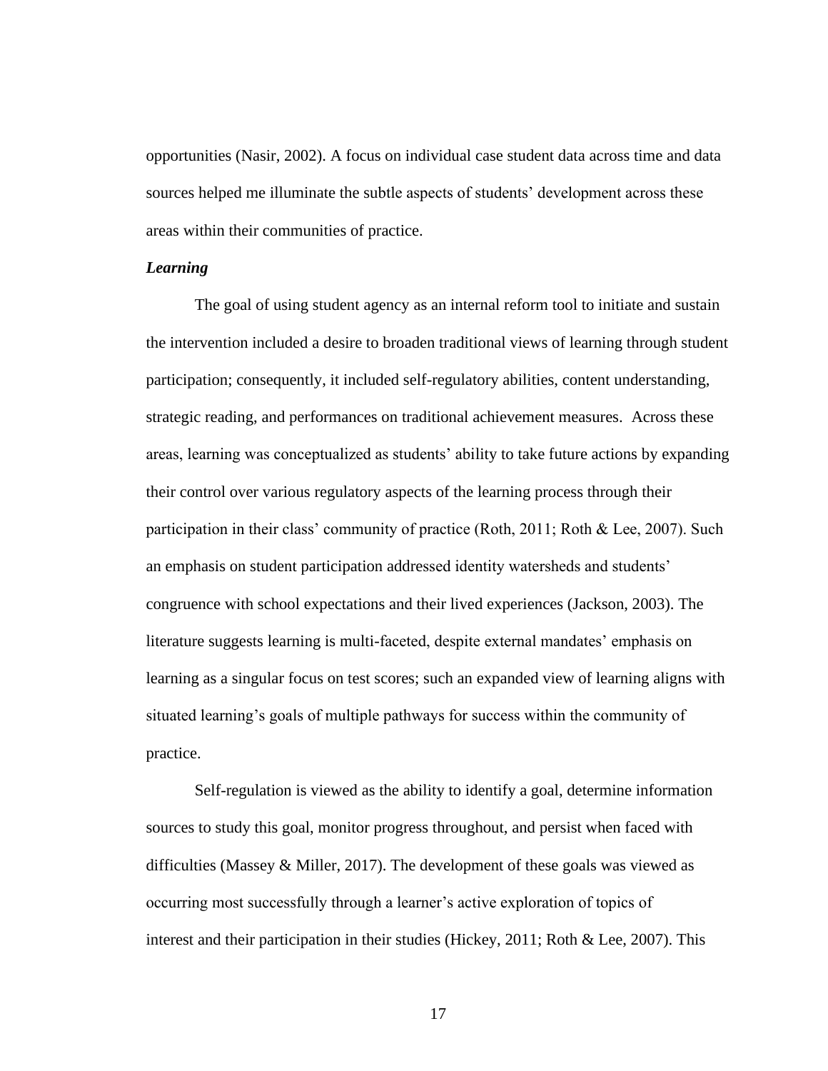opportunities (Nasir, 2002). A focus on individual case student data across time and data sources helped me illuminate the subtle aspects of students' development across these areas within their communities of practice.

### *Learning*

The goal of using student agency as an internal reform tool to initiate and sustain the intervention included a desire to broaden traditional views of learning through student participation; consequently, it included self-regulatory abilities, content understanding, strategic reading, and performances on traditional achievement measures. Across these areas, learning was conceptualized as students' ability to take future actions by expanding their control over various regulatory aspects of the learning process through their participation in their class' community of practice (Roth, 2011; Roth & Lee, 2007). Such an emphasis on student participation addressed identity watersheds and students' congruence with school expectations and their lived experiences (Jackson, 2003). The literature suggests learning is multi-faceted, despite external mandates' emphasis on learning as a singular focus on test scores; such an expanded view of learning aligns with situated learning's goals of multiple pathways for success within the community of practice.

Self-regulation is viewed as the ability to identify a goal, determine information sources to study this goal, monitor progress throughout, and persist when faced with difficulties (Massey & Miller, 2017). The development of these goals was viewed as occurring most successfully through a learner's active exploration of topics of interest and their participation in their studies (Hickey, 2011; Roth & Lee, 2007). This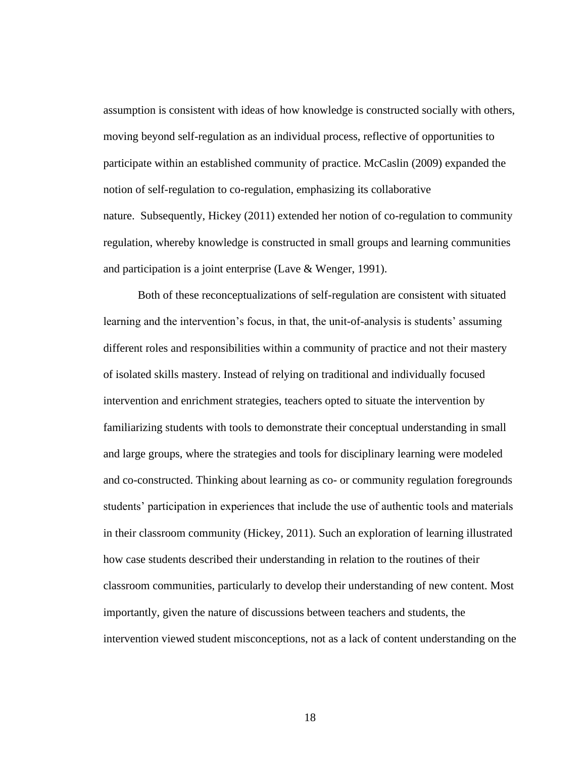assumption is consistent with ideas of how knowledge is constructed socially with others, moving beyond self-regulation as an individual process, reflective of opportunities to participate within an established community of practice. McCaslin (2009) expanded the notion of self-regulation to co-regulation, emphasizing its collaborative nature. Subsequently, Hickey (2011) extended her notion of co-regulation to community regulation, whereby knowledge is constructed in small groups and learning communities and participation is a joint enterprise (Lave & Wenger, 1991).

Both of these reconceptualizations of self-regulation are consistent with situated learning and the intervention's focus, in that, the unit-of-analysis is students' assuming different roles and responsibilities within a community of practice and not their mastery of isolated skills mastery. Instead of relying on traditional and individually focused intervention and enrichment strategies, teachers opted to situate the intervention by familiarizing students with tools to demonstrate their conceptual understanding in small and large groups, where the strategies and tools for disciplinary learning were modeled and co-constructed. Thinking about learning as co- or community regulation foregrounds students' participation in experiences that include the use of authentic tools and materials in their classroom community (Hickey, 2011). Such an exploration of learning illustrated how case students described their understanding in relation to the routines of their classroom communities, particularly to develop their understanding of new content. Most importantly, given the nature of discussions between teachers and students, the intervention viewed student misconceptions, not as a lack of content understanding on the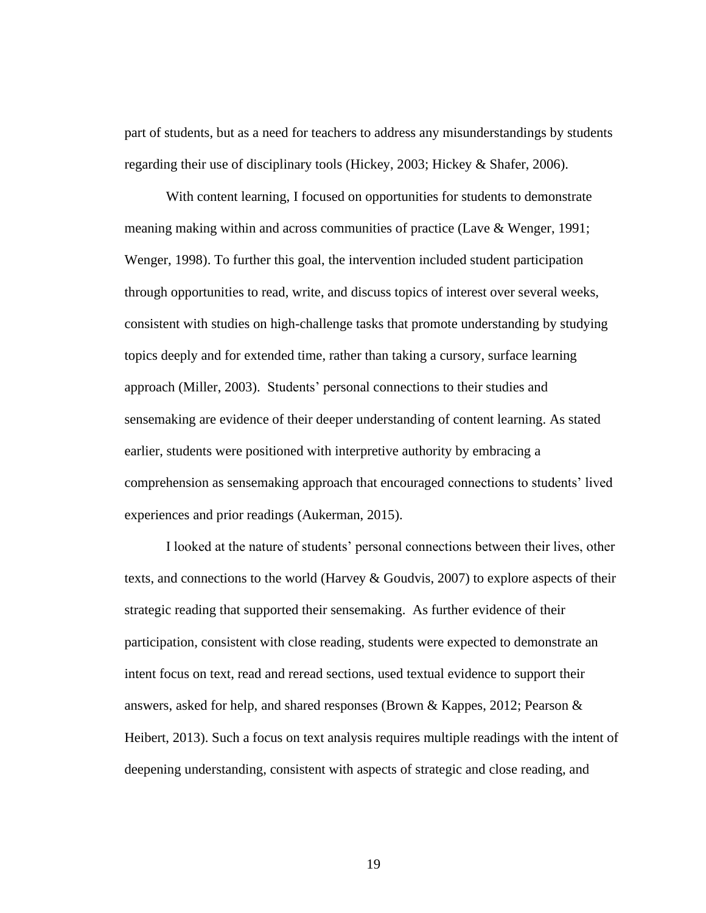part of students, but as a need for teachers to address any misunderstandings by students regarding their use of disciplinary tools (Hickey, 2003; Hickey & Shafer, 2006).

With content learning, I focused on opportunities for students to demonstrate meaning making within and across communities of practice (Lave & Wenger, 1991; Wenger, 1998). To further this goal, the intervention included student participation through opportunities to read, write, and discuss topics of interest over several weeks, consistent with studies on high-challenge tasks that promote understanding by studying topics deeply and for extended time, rather than taking a cursory, surface learning approach (Miller, 2003). Students' personal connections to their studies and sensemaking are evidence of their deeper understanding of content learning. As stated earlier, students were positioned with interpretive authority by embracing a comprehension as sensemaking approach that encouraged connections to students' lived experiences and prior readings (Aukerman, 2015).

I looked at the nature of students' personal connections between their lives, other texts, and connections to the world (Harvey & Goudvis, 2007) to explore aspects of their strategic reading that supported their sensemaking. As further evidence of their participation, consistent with close reading, students were expected to demonstrate an intent focus on text, read and reread sections, used textual evidence to support their answers, asked for help, and shared responses (Brown & Kappes, 2012; Pearson & Heibert, 2013). Such a focus on text analysis requires multiple readings with the intent of deepening understanding, consistent with aspects of strategic and close reading, and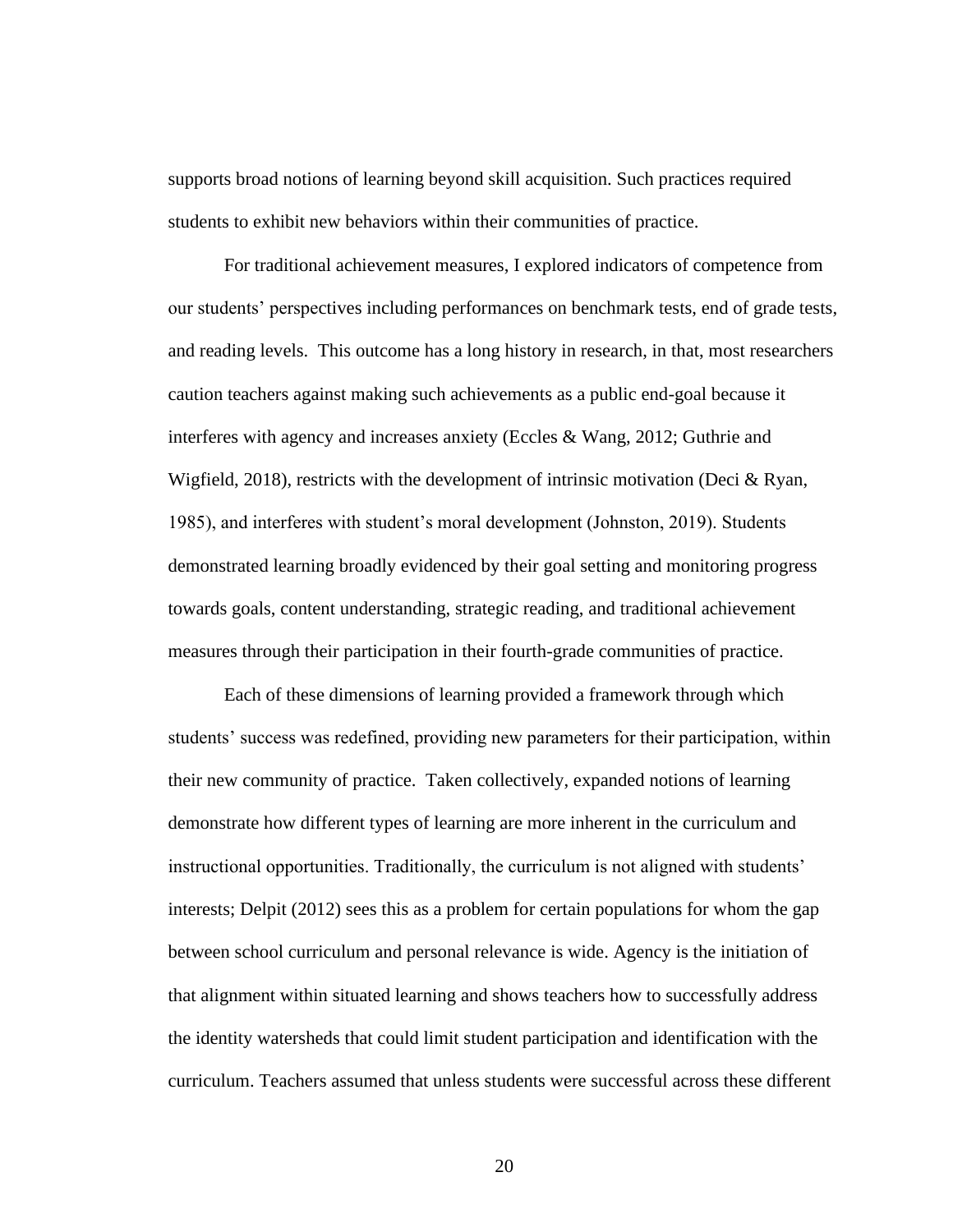supports broad notions of learning beyond skill acquisition. Such practices required students to exhibit new behaviors within their communities of practice.

For traditional achievement measures, I explored indicators of competence from our students' perspectives including performances on benchmark tests, end of grade tests, and reading levels. This outcome has a long history in research, in that, most researchers caution teachers against making such achievements as a public end-goal because it interferes with agency and increases anxiety (Eccles & Wang, 2012; Guthrie and Wigfield, 2018), restricts with the development of intrinsic motivation (Deci & Ryan, 1985), and interferes with student's moral development (Johnston, 2019). Students demonstrated learning broadly evidenced by their goal setting and monitoring progress towards goals, content understanding, strategic reading, and traditional achievement measures through their participation in their fourth-grade communities of practice.

Each of these dimensions of learning provided a framework through which students' success was redefined, providing new parameters for their participation, within their new community of practice. Taken collectively, expanded notions of learning demonstrate how different types of learning are more inherent in the curriculum and instructional opportunities. Traditionally, the curriculum is not aligned with students' interests; Delpit (2012) sees this as a problem for certain populations for whom the gap between school curriculum and personal relevance is wide. Agency is the initiation of that alignment within situated learning and shows teachers how to successfully address the identity watersheds that could limit student participation and identification with the curriculum. Teachers assumed that unless students were successful across these different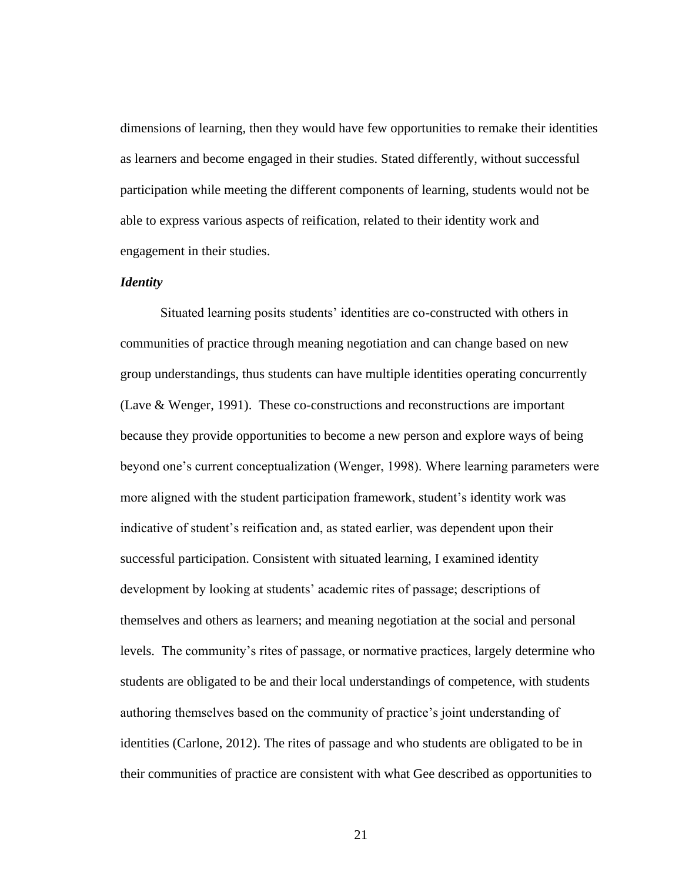dimensions of learning, then they would have few opportunities to remake their identities as learners and become engaged in their studies. Stated differently, without successful participation while meeting the different components of learning, students would not be able to express various aspects of reification, related to their identity work and engagement in their studies.

### *Identity*

Situated learning posits students' identities are co-constructed with others in communities of practice through meaning negotiation and can change based on new group understandings, thus students can have multiple identities operating concurrently (Lave & Wenger, 1991). These co-constructions and reconstructions are important because they provide opportunities to become a new person and explore ways of being beyond one's current conceptualization (Wenger, 1998). Where learning parameters were more aligned with the student participation framework, student's identity work was indicative of student's reification and, as stated earlier, was dependent upon their successful participation. Consistent with situated learning, I examined identity development by looking at students' academic rites of passage; descriptions of themselves and others as learners; and meaning negotiation at the social and personal levels. The community's rites of passage, or normative practices, largely determine who students are obligated to be and their local understandings of competence, with students authoring themselves based on the community of practice's joint understanding of identities (Carlone, 2012). The rites of passage and who students are obligated to be in their communities of practice are consistent with what Gee described as opportunities to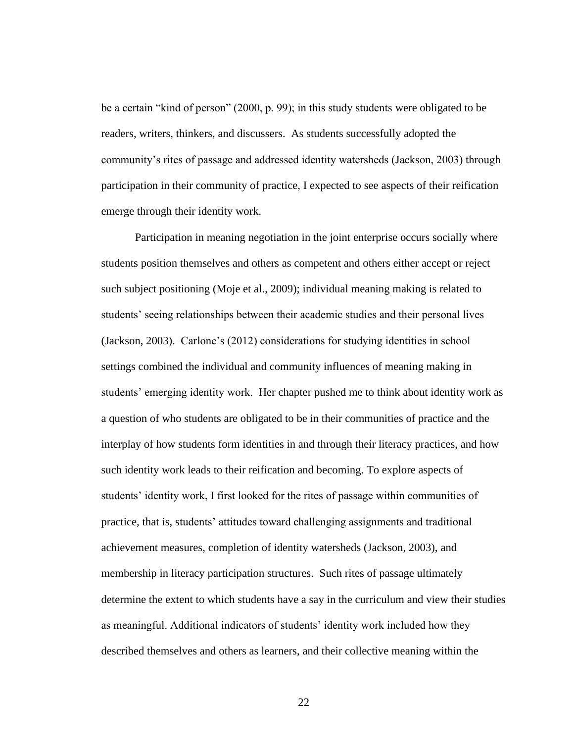be a certain "kind of person" (2000, p. 99); in this study students were obligated to be readers, writers, thinkers, and discussers. As students successfully adopted the community's rites of passage and addressed identity watersheds (Jackson, 2003) through participation in their community of practice, I expected to see aspects of their reification emerge through their identity work.

Participation in meaning negotiation in the joint enterprise occurs socially where students position themselves and others as competent and others either accept or reject such subject positioning (Moje et al., 2009); individual meaning making is related to students' seeing relationships between their academic studies and their personal lives (Jackson, 2003). Carlone's (2012) considerations for studying identities in school settings combined the individual and community influences of meaning making in students' emerging identity work. Her chapter pushed me to think about identity work as a question of who students are obligated to be in their communities of practice and the interplay of how students form identities in and through their literacy practices, and how such identity work leads to their reification and becoming. To explore aspects of students' identity work, I first looked for the rites of passage within communities of practice, that is, students' attitudes toward challenging assignments and traditional achievement measures, completion of identity watersheds (Jackson, 2003), and membership in literacy participation structures. Such rites of passage ultimately determine the extent to which students have a say in the curriculum and view their studies as meaningful. Additional indicators of students' identity work included how they described themselves and others as learners, and their collective meaning within the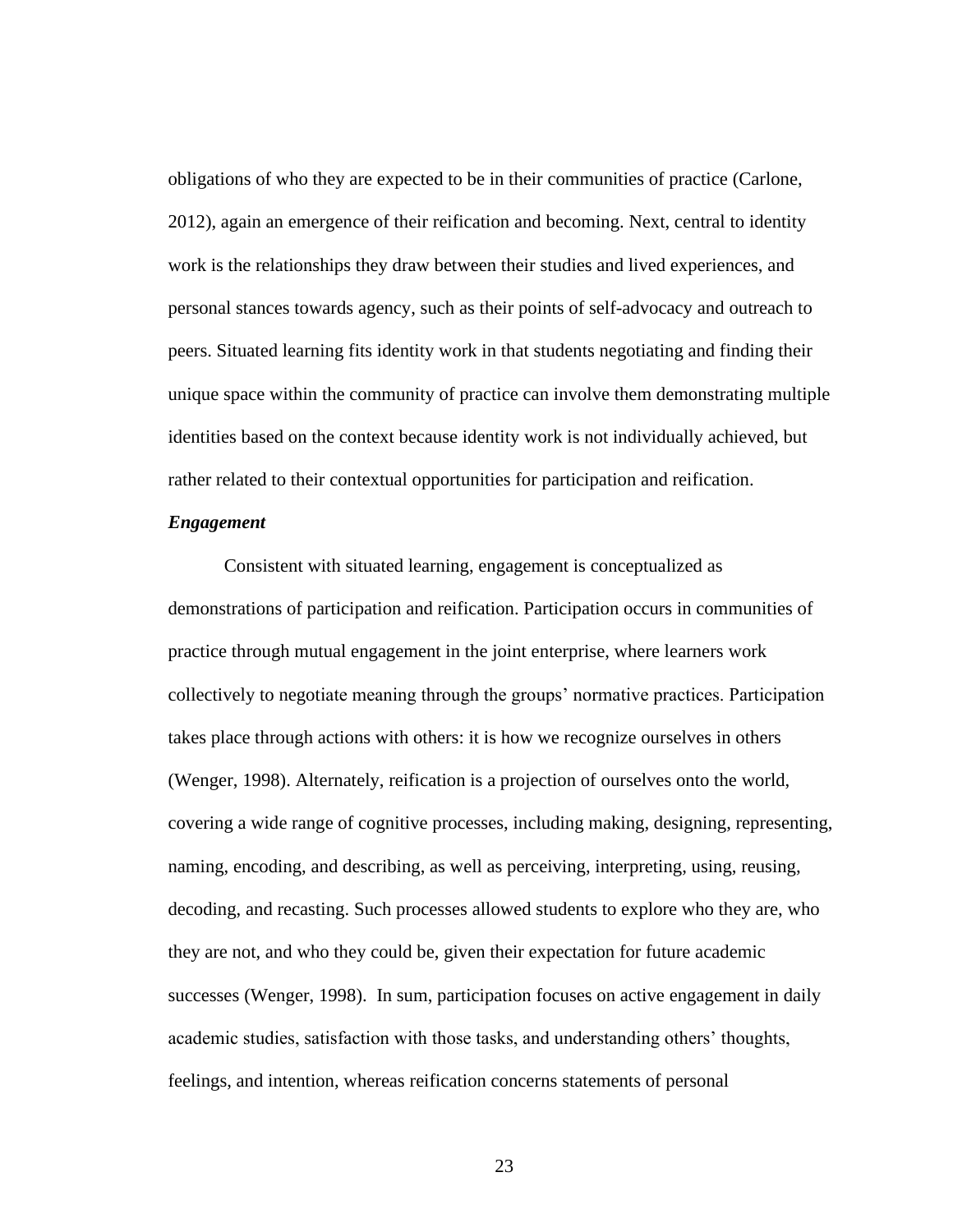obligations of who they are expected to be in their communities of practice (Carlone, 2012), again an emergence of their reification and becoming. Next, central to identity work is the relationships they draw between their studies and lived experiences, and personal stances towards agency, such as their points of self-advocacy and outreach to peers. Situated learning fits identity work in that students negotiating and finding their unique space within the community of practice can involve them demonstrating multiple identities based on the context because identity work is not individually achieved, but rather related to their contextual opportunities for participation and reification.

***Engagement***

Consistent with situated learning, engagement is conceptualized as demonstrations of participation and reification. Participation occurs in communities of practice through mutual engagement in the joint enterprise, where learners work collectively to negotiate meaning through the groups' normative practices. Participation takes place through actions with others: it is how we recognize ourselves in others (Wenger, 1998). Alternately, reification is a projection of ourselves onto the world, covering a wide range of cognitive processes, including making, designing, representing, naming, encoding, and describing, as well as perceiving, interpreting, using, reusing, decoding, and recasting. Such processes allowed students to explore who they are, who they are not, and who they could be, given their expectation for future academic successes (Wenger, 1998). In sum, participation focuses on active engagement in daily academic studies, satisfaction with those tasks, and understanding others' thoughts, feelings, and intention, whereas reification concerns statements of personal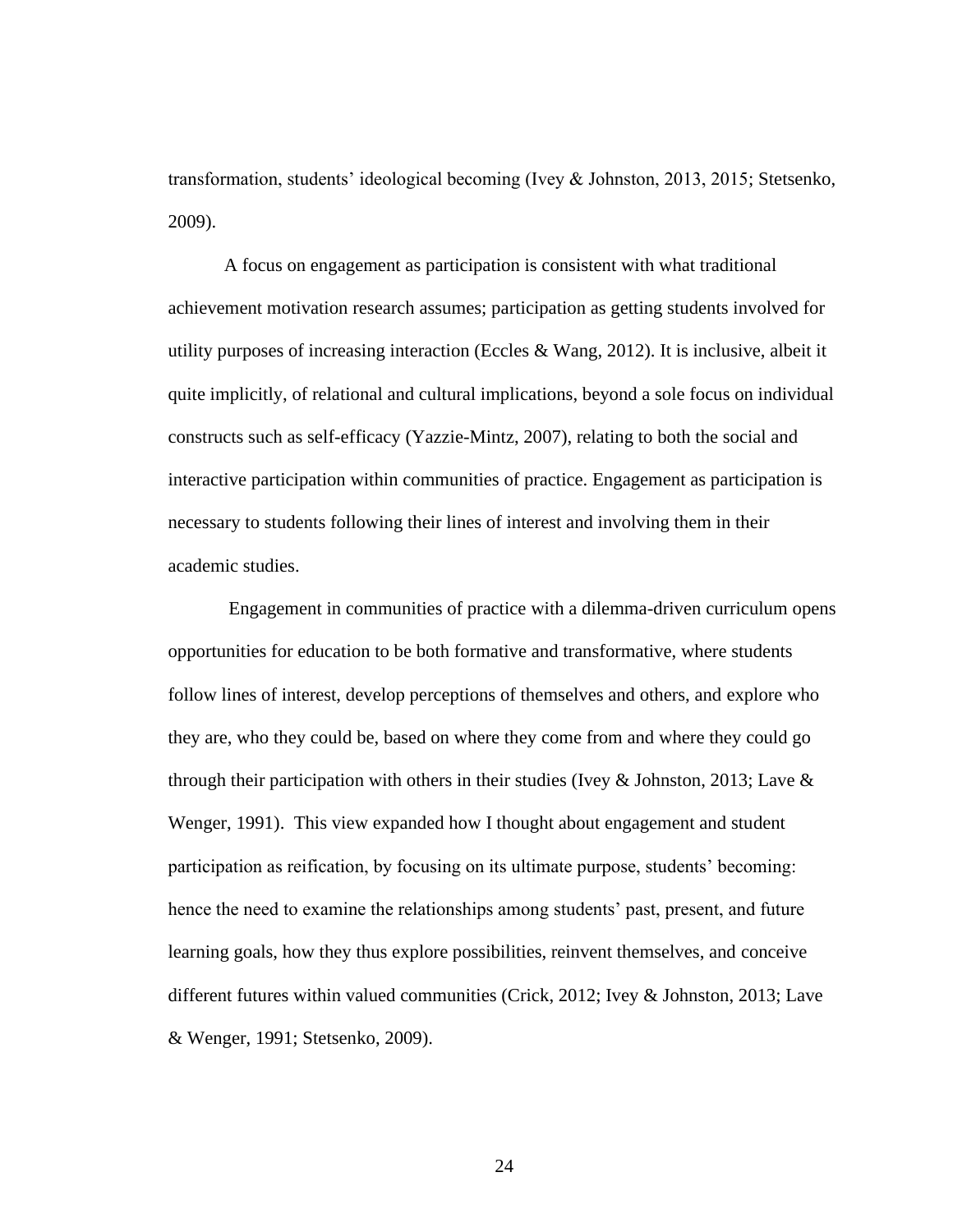transformation, students' ideological becoming (Ivey & Johnston, 2013, 2015; Stetsenko, 2009).

A focus on engagement as participation is consistent with what traditional achievement motivation research assumes; participation as getting students involved for utility purposes of increasing interaction (Eccles & Wang, 2012). It is inclusive, albeit it quite implicitly, of relational and cultural implications, beyond a sole focus on individual constructs such as self-efficacy (Yazzie-Mintz, 2007), relating to both the social and interactive participation within communities of practice. Engagement as participation is necessary to students following their lines of interest and involving them in their academic studies.

Engagement in communities of practice with a dilemma-driven curriculum opens opportunities for education to be both formative and transformative, where students follow lines of interest, develop perceptions of themselves and others, and explore who they are, who they could be, based on where they come from and where they could go through their participation with others in their studies (Ivey & Johnston, 2013; Lave & Wenger, 1991). This view expanded how I thought about engagement and student participation as reification, by focusing on its ultimate purpose, students' becoming: hence the need to examine the relationships among students' past, present, and future learning goals, how they thus explore possibilities, reinvent themselves, and conceive different futures within valued communities (Crick, 2012; Ivey & Johnston, 2013; Lave & Wenger, 1991; Stetsenko, 2009).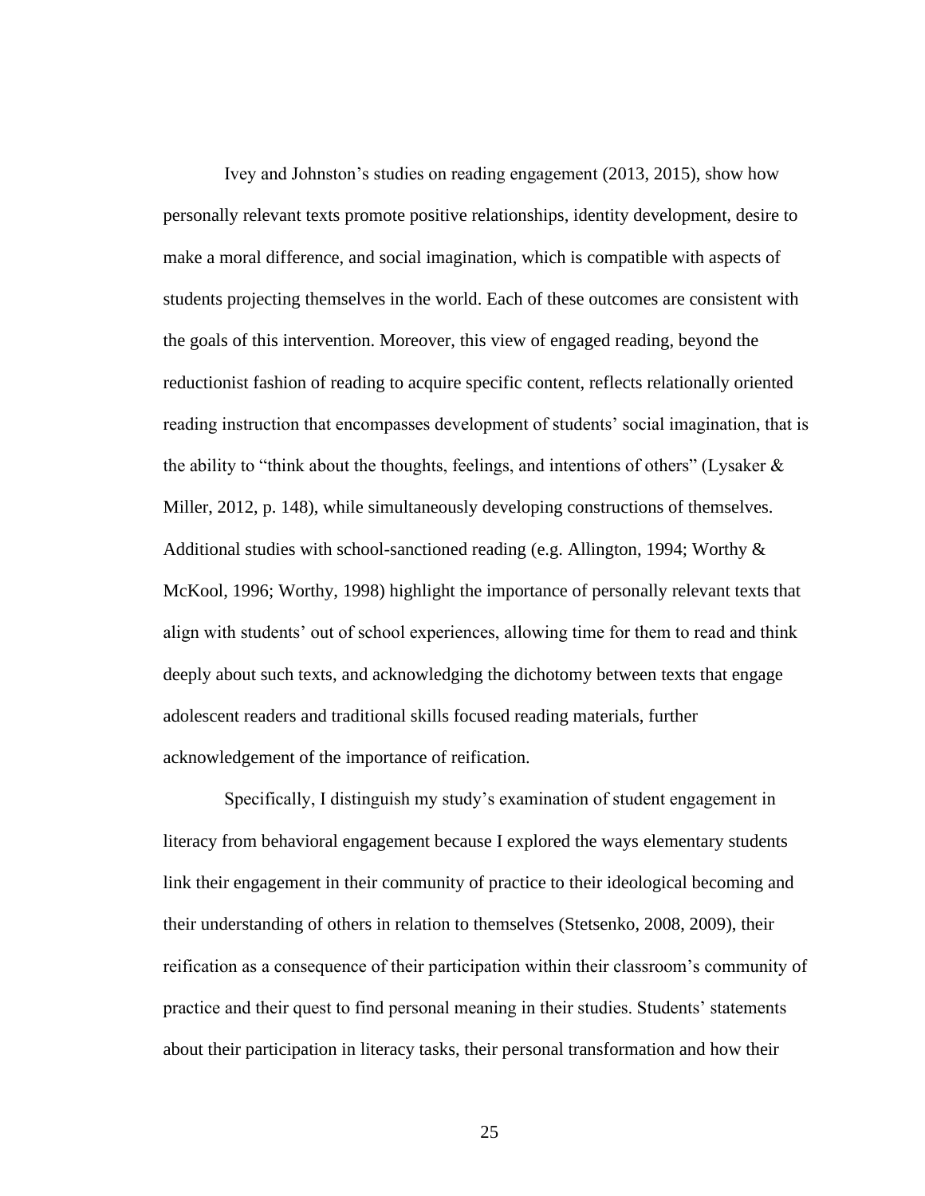Ivey and Johnston's studies on reading engagement (2013, 2015), show how personally relevant texts promote positive relationships, identity development, desire to make a moral difference, and social imagination, which is compatible with aspects of students projecting themselves in the world. Each of these outcomes are consistent with the goals of this intervention. Moreover, this view of engaged reading, beyond the reductionist fashion of reading to acquire specific content, reflects relationally oriented reading instruction that encompasses development of students' social imagination, that is the ability to "think about the thoughts, feelings, and intentions of others" (Lysaker & Miller, 2012, p. 148), while simultaneously developing constructions of themselves. Additional studies with school-sanctioned reading (e.g. Allington, 1994; Worthy & McKool, 1996; Worthy, 1998) highlight the importance of personally relevant texts that align with students' out of school experiences, allowing time for them to read and think deeply about such texts, and acknowledging the dichotomy between texts that engage adolescent readers and traditional skills focused reading materials, further acknowledgement of the importance of reification.

Specifically, I distinguish my study's examination of student engagement in literacy from behavioral engagement because I explored the ways elementary students link their engagement in their community of practice to their ideological becoming and their understanding of others in relation to themselves (Stetsenko, 2008, 2009), their reification as a consequence of their participation within their classroom's community of practice and their quest to find personal meaning in their studies. Students' statements about their participation in literacy tasks, their personal transformation and how their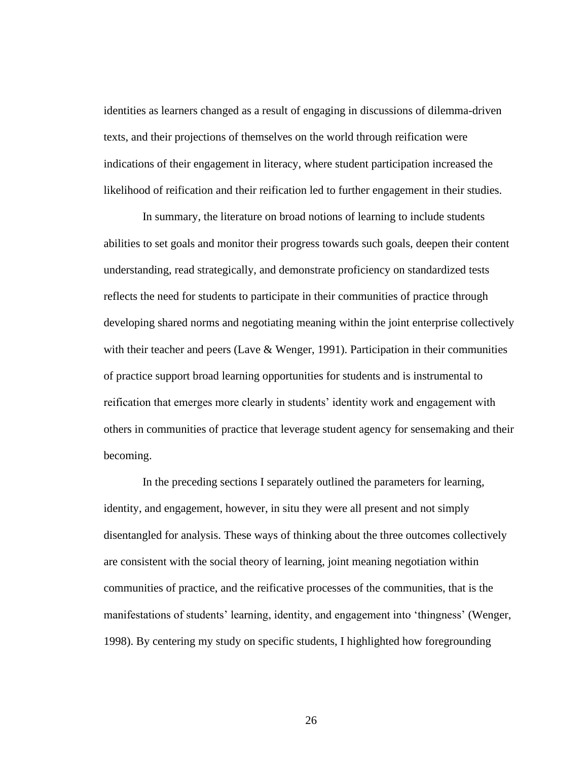identities as learners changed as a result of engaging in discussions of dilemma-driven texts, and their projections of themselves on the world through reification were indications of their engagement in literacy, where student participation increased the likelihood of reification and their reification led to further engagement in their studies.

In summary, the literature on broad notions of learning to include students abilities to set goals and monitor their progress towards such goals, deepen their content understanding, read strategically, and demonstrate proficiency on standardized tests reflects the need for students to participate in their communities of practice through developing shared norms and negotiating meaning within the joint enterprise collectively with their teacher and peers (Lave & Wenger, 1991). Participation in their communities of practice support broad learning opportunities for students and is instrumental to reification that emerges more clearly in students' identity work and engagement with others in communities of practice that leverage student agency for sensemaking and their becoming.

In the preceding sections I separately outlined the parameters for learning, identity, and engagement, however, in situ they were all present and not simply disentangled for analysis. These ways of thinking about the three outcomes collectively are consistent with the social theory of learning, joint meaning negotiation within communities of practice, and the reificative processes of the communities, that is the manifestations of students' learning, identity, and engagement into 'thingness' (Wenger, 1998). By centering my study on specific students, I highlighted how foregrounding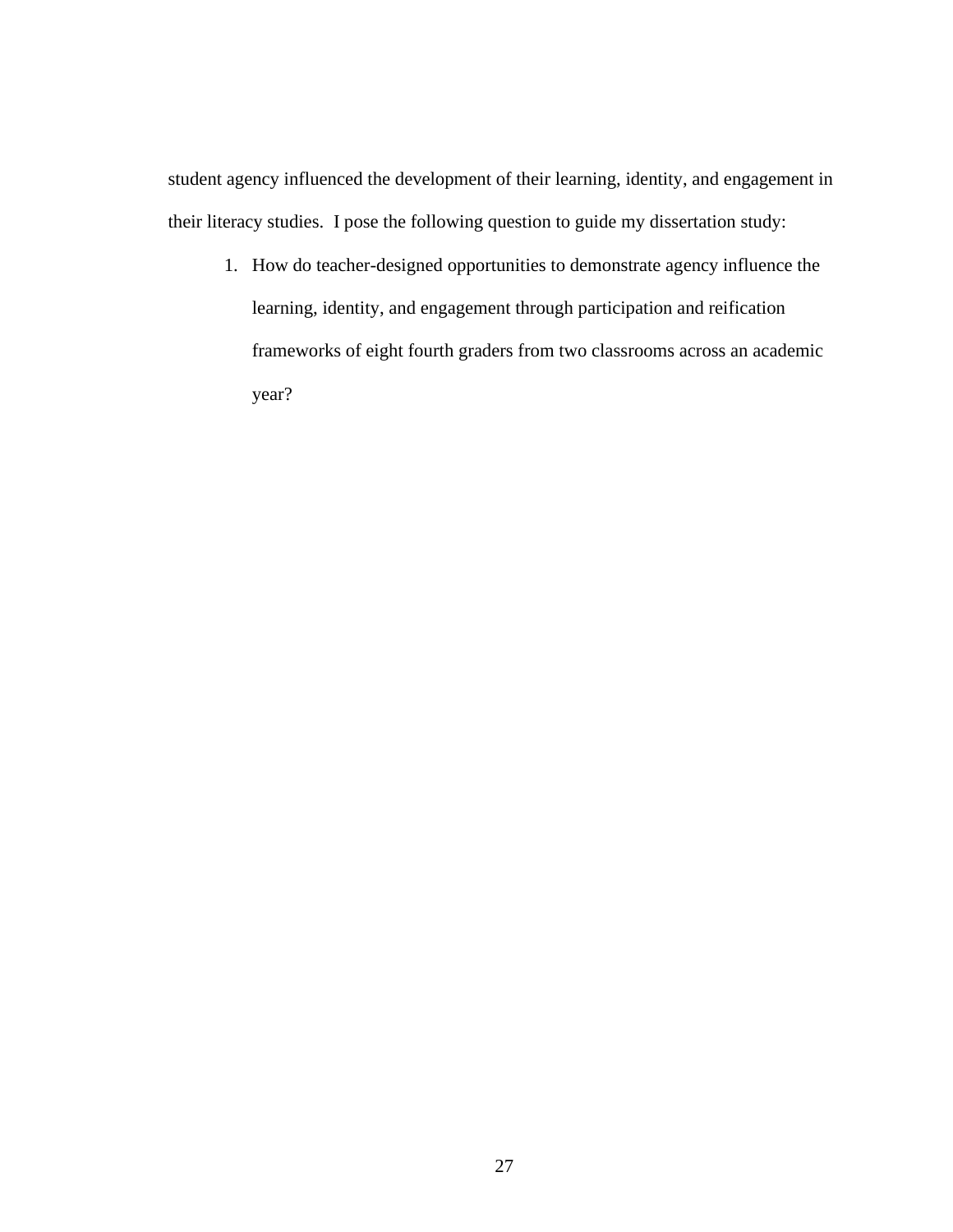student agency influenced the development of their learning, identity, and engagement in their literacy studies. I pose the following question to guide my dissertation study:

1. How do teacher-designed opportunities to demonstrate agency influence the learning, identity, and engagement through participation and reification frameworks of eight fourth graders from two classrooms across an academic year?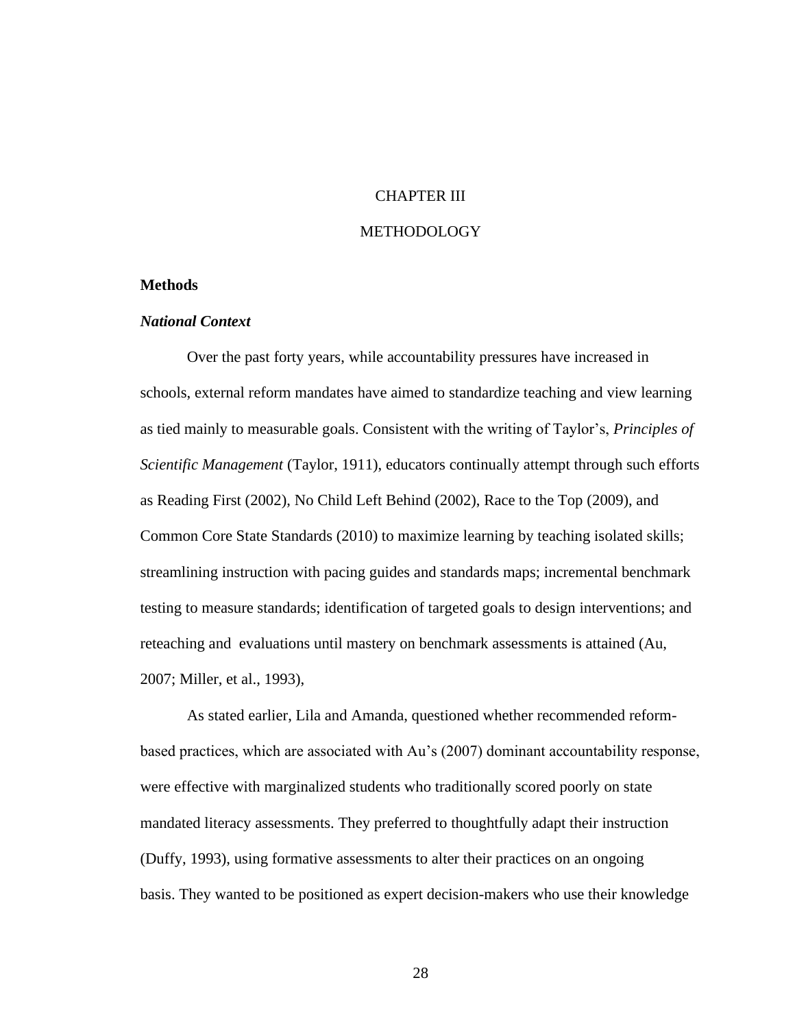# CHAPTER III

# METHODOLOGY

## Methods

### *National Context*

Over the past forty years, while accountability pressures have increased in schools, external reform mandates have aimed to standardize teaching and view learning as tied mainly to measurable goals. Consistent with the writing of Taylor's, *Principles of Scientific Management* (Taylor, 1911), educators continually attempt through such efforts as Reading First (2002), No Child Left Behind (2002), Race to the Top (2009), and Common Core State Standards (2010) to maximize learning by teaching isolated skills; streamlining instruction with pacing guides and standards maps; incremental benchmark testing to measure standards; identification of targeted goals to design interventions; and reteaching and evaluations until mastery on benchmark assessments is attained (Au, 2007; Miller, et al., 1993),

As stated earlier, Lila and Amanda, questioned whether recommended reform-based practices, which are associated with Au's (2007) dominant accountability response, were effective with marginalized students who traditionally scored poorly on state mandated literacy assessments. They preferred to thoughtfully adapt their instruction (Duffy, 1993), using formative assessments to alter their practices on an ongoing basis. They wanted to be positioned as expert decision-makers who use their knowledge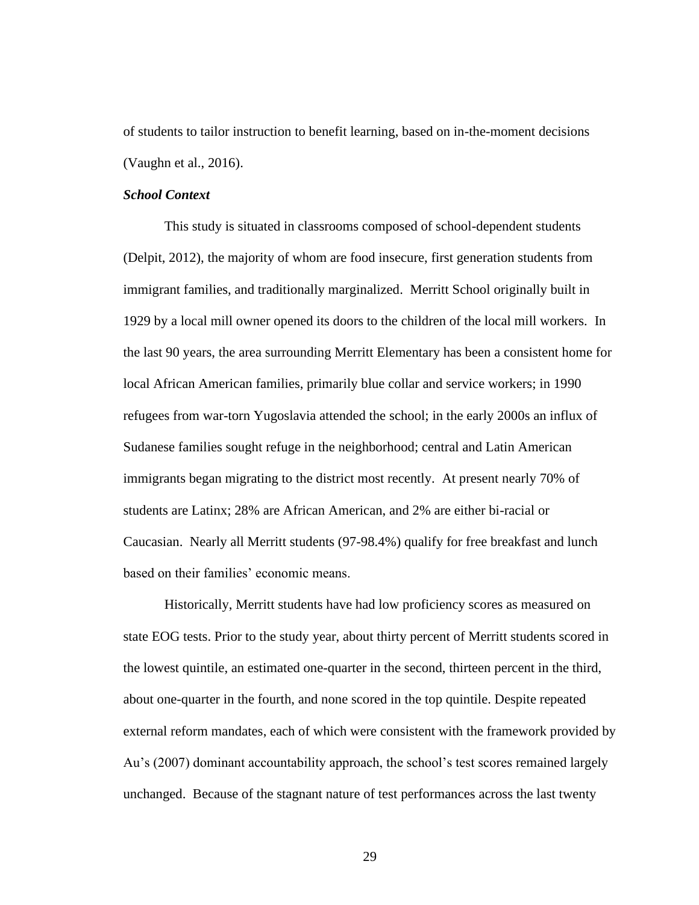of students to tailor instruction to benefit learning, based on in-the-moment decisions (Vaughn et al., 2016).

***School Context***

This study is situated in classrooms composed of school-dependent students (Delpit, 2012), the majority of whom are food insecure, first generation students from immigrant families, and traditionally marginalized. Merritt School originally built in 1929 by a local mill owner opened its doors to the children of the local mill workers. In the last 90 years, the area surrounding Merritt Elementary has been a consistent home for local African American families, primarily blue collar and service workers; in 1990 refugees from war-torn Yugoslavia attended the school; in the early 2000s an influx of Sudanese families sought refuge in the neighborhood; central and Latin American immigrants began migrating to the district most recently. At present nearly 70% of students are Latinx; 28% are African American, and 2% are either bi-racial or Caucasian. Nearly all Merritt students (97-98.4%) qualify for free breakfast and lunch based on their families' economic means.

Historically, Merritt students have had low proficiency scores as measured on state EOG tests. Prior to the study year, about thirty percent of Merritt students scored in the lowest quintile, an estimated one-quarter in the second, thirteen percent in the third, about one-quarter in the fourth, and none scored in the top quintile. Despite repeated external reform mandates, each of which were consistent with the framework provided by Au's (2007) dominant accountability approach, the school's test scores remained largely unchanged. Because of the stagnant nature of test performances across the last twenty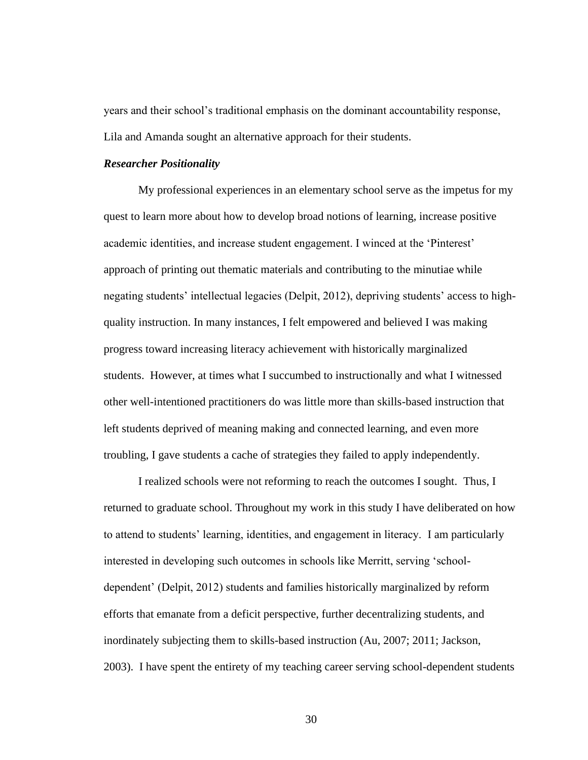years and their school's traditional emphasis on the dominant accountability response, Lila and Amanda sought an alternative approach for their students.

### *Researcher Positionality*

My professional experiences in an elementary school serve as the impetus for my quest to learn more about how to develop broad notions of learning, increase positive academic identities, and increase student engagement. I winced at the 'Pinterest' approach of printing out thematic materials and contributing to the minutiae while negating students' intellectual legacies (Delpit, 2012), depriving students' access to high-quality instruction. In many instances, I felt empowered and believed I was making progress toward increasing literacy achievement with historically marginalized students. However, at times what I succumbed to instructionally and what I witnessed other well-intentioned practitioners do was little more than skills-based instruction that left students deprived of meaning making and connected learning, and even more troubling, I gave students a cache of strategies they failed to apply independently.

I realized schools were not reforming to reach the outcomes I sought. Thus, I returned to graduate school. Throughout my work in this study I have deliberated on how to attend to students' learning, identities, and engagement in literacy. I am particularly interested in developing such outcomes in schools like Merritt, serving 'school-dependent' (Delpit, 2012) students and families historically marginalized by reform efforts that emanate from a deficit perspective, further decentralizing students, and inordinately subjecting them to skills-based instruction (Au, 2007; 2011; Jackson, 2003). I have spent the entirety of my teaching career serving school-dependent students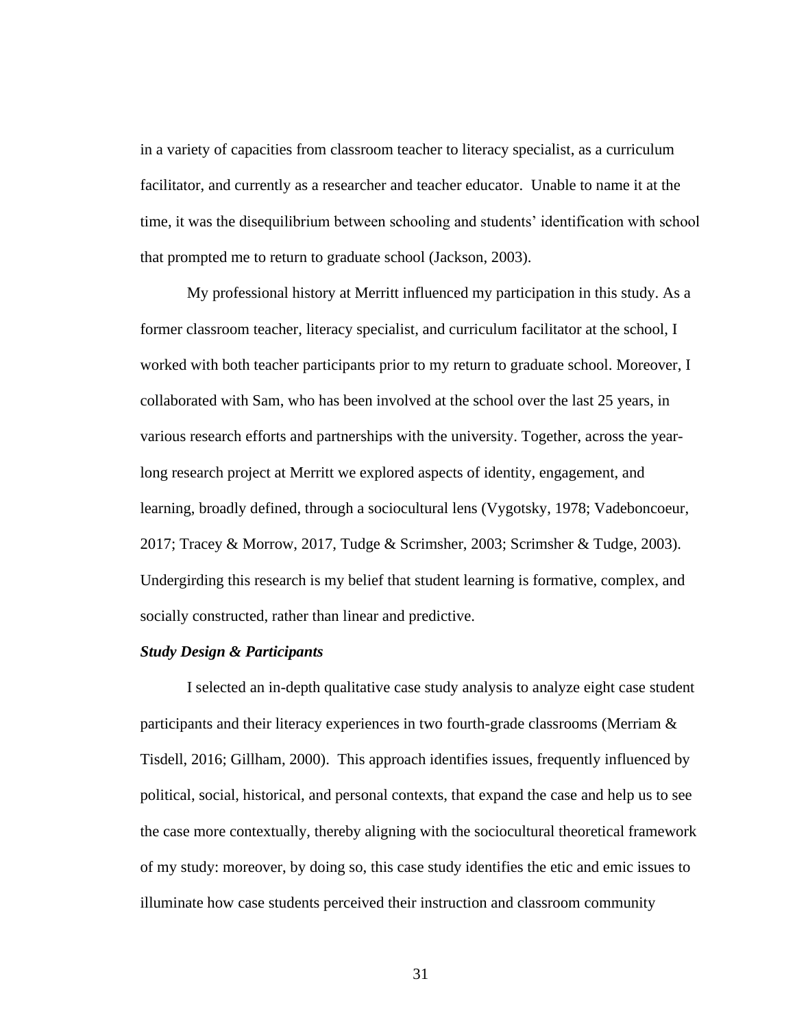in a variety of capacities from classroom teacher to literacy specialist, as a curriculum facilitator, and currently as a researcher and teacher educator. Unable to name it at the time, it was the disequilibrium between schooling and students' identification with school that prompted me to return to graduate school (Jackson, 2003).

My professional history at Merritt influenced my participation in this study. As a former classroom teacher, literacy specialist, and curriculum facilitator at the school, I worked with both teacher participants prior to my return to graduate school. Moreover, I collaborated with Sam, who has been involved at the school over the last 25 years, in various research efforts and partnerships with the university. Together, across the year-long research project at Merritt we explored aspects of identity, engagement, and learning, broadly defined, through a sociocultural lens (Vygotsky, 1978; Vadeboncoeur, 2017; Tracey & Morrow, 2017, Tudge & Scrimsher, 2003; Scrimsher & Tudge, 2003). Undergirding this research is my belief that student learning is formative, complex, and socially constructed, rather than linear and predictive.

***Study Design & Participants***

I selected an in-depth qualitative case study analysis to analyze eight case student participants and their literacy experiences in two fourth-grade classrooms (Merriam & Tisdell, 2016; Gillham, 2000). This approach identifies issues, frequently influenced by political, social, historical, and personal contexts, that expand the case and help us to see the case more contextually, thereby aligning with the sociocultural theoretical framework of my study: moreover, by doing so, this case study identifies the etic and emic issues to illuminate how case students perceived their instruction and classroom community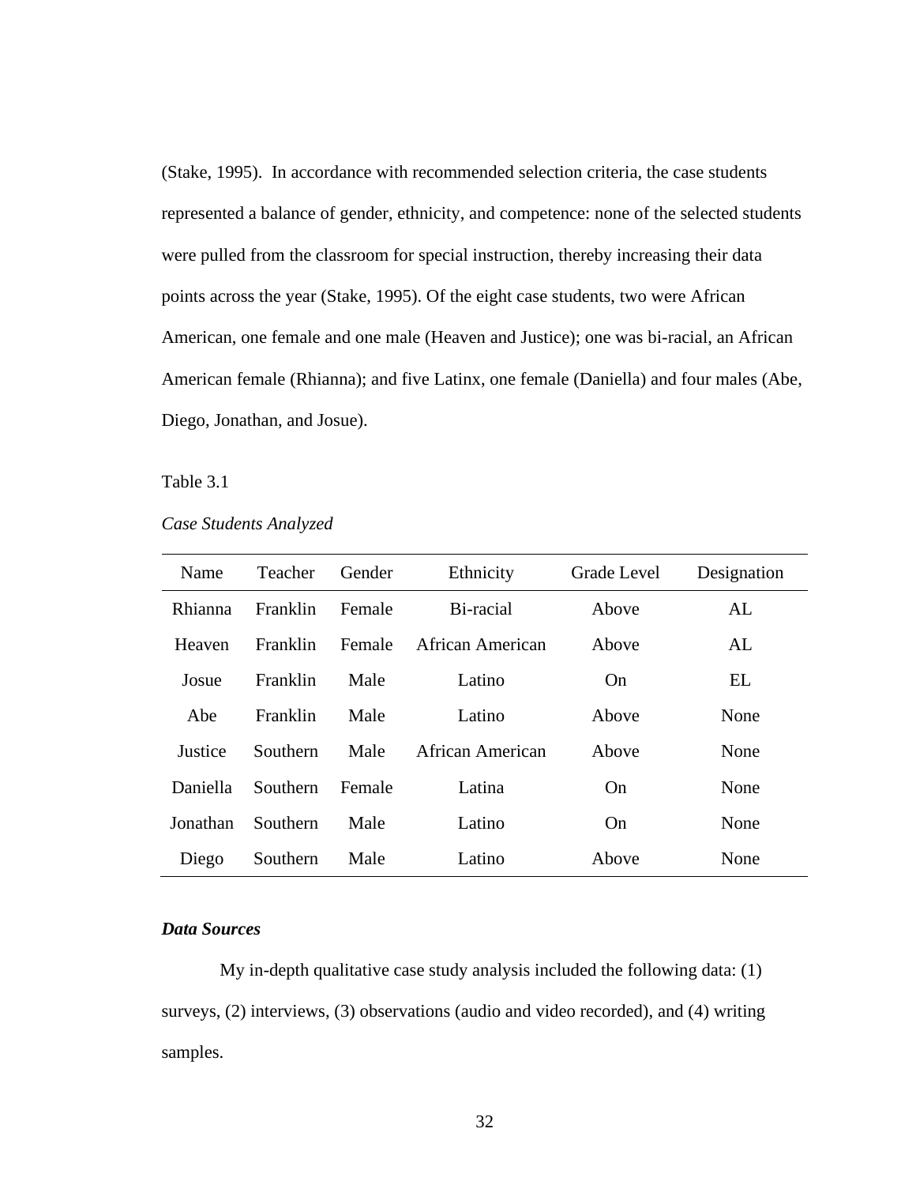(Stake, 1995). In accordance with recommended selection criteria, the case students represented a balance of gender, ethnicity, and competence: none of the selected students were pulled from the classroom for special instruction, thereby increasing their data points across the year (Stake, 1995). Of the eight case students, two were African American, one female and one male (Heaven and Justice); one was bi-racial, an African American female (Rhianna); and five Latinx, one female (Daniella) and four males (Abe, Diego, Jonathan, and Josue).

Table 3.1

*Case Students Analyzed*

| Name | Teacher | Gender | Ethnicity | Grade Level | Designation |
|---|---|---|---|---|---|
| Rhianna | Franklin | Female | Bi-racial | Above | AL |
| Heaven | Franklin | Female | African American | Above | AL |
| Josue | Franklin | Male | Latino | On | EL |
| Abe | Franklin | Male | Latino | Above | None |
| Justice | Southern | Male | African American | Above | None |
| Daniella | Southern | Female | Latina | On | None |
| Jonathan | Southern | Male | Latino | On | None |
| Diego | Southern | Male | Latino | Above | None |

### *Data Sources*

My in-depth qualitative case study analysis included the following data: (1) surveys, (2) interviews, (3) observations (audio and video recorded), and (4) writing samples.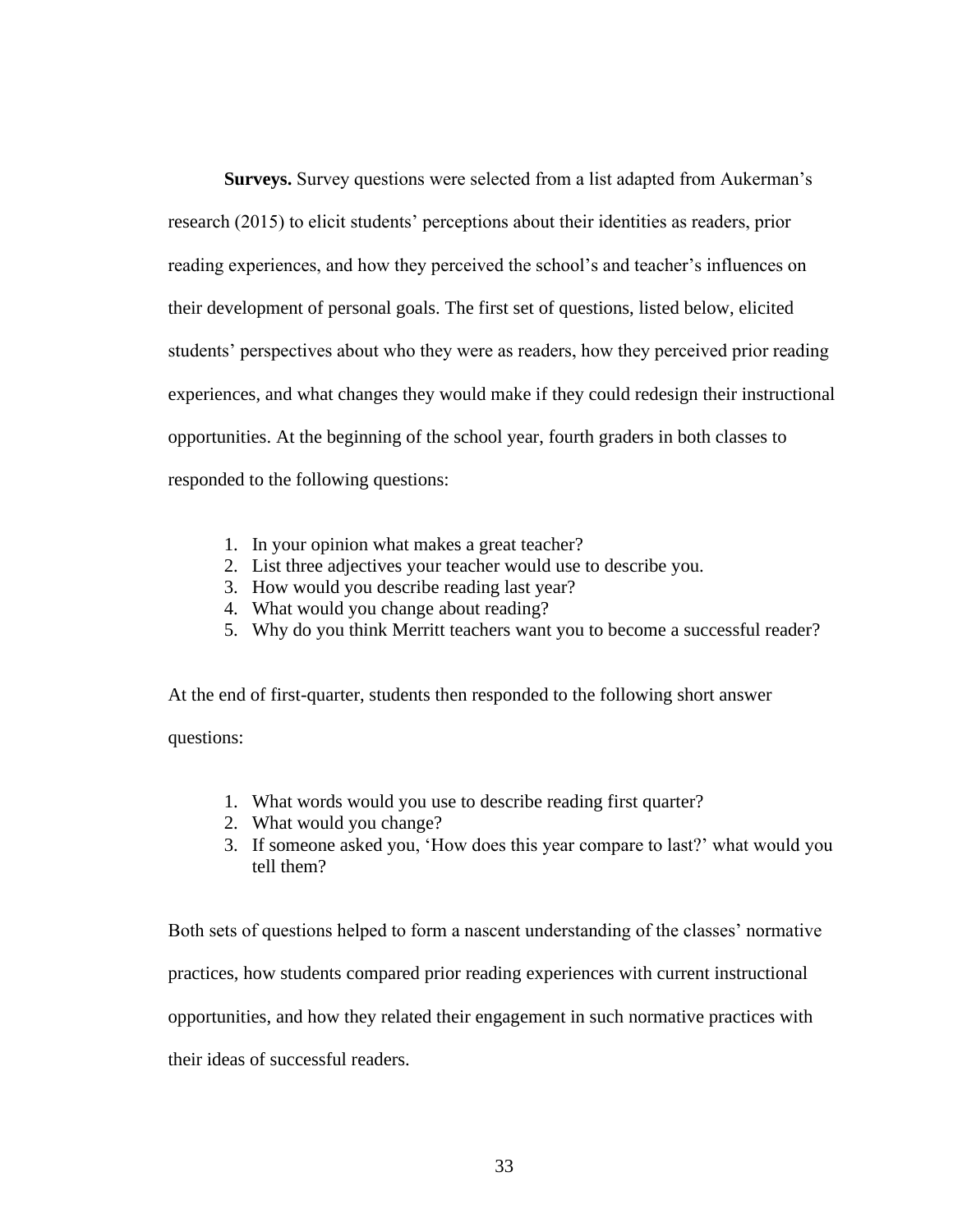**Surveys.** Survey questions were selected from a list adapted from Aukerman's research (2015) to elicit students' perceptions about their identities as readers, prior reading experiences, and how they perceived the school's and teacher's influences on their development of personal goals. The first set of questions, listed below, elicited students' perspectives about who they were as readers, how they perceived prior reading experiences, and what changes they would make if they could redesign their instructional opportunities. At the beginning of the school year, fourth graders in both classes to responded to the following questions:

1. In your opinion what makes a great teacher?
2. List three adjectives your teacher would use to describe you.
3. How would you describe reading last year?
4. What would you change about reading?
5. Why do you think Merritt teachers want you to become a successful reader?

At the end of first-quarter, students then responded to the following short answer questions:

1. What words would you use to describe reading first quarter?
2. What would you change?
3. If someone asked you, 'How does this year compare to last?' what would you tell them?

Both sets of questions helped to form a nascent understanding of the classes' normative practices, how students compared prior reading experiences with current instructional opportunities, and how they related their engagement in such normative practices with their ideas of successful readers.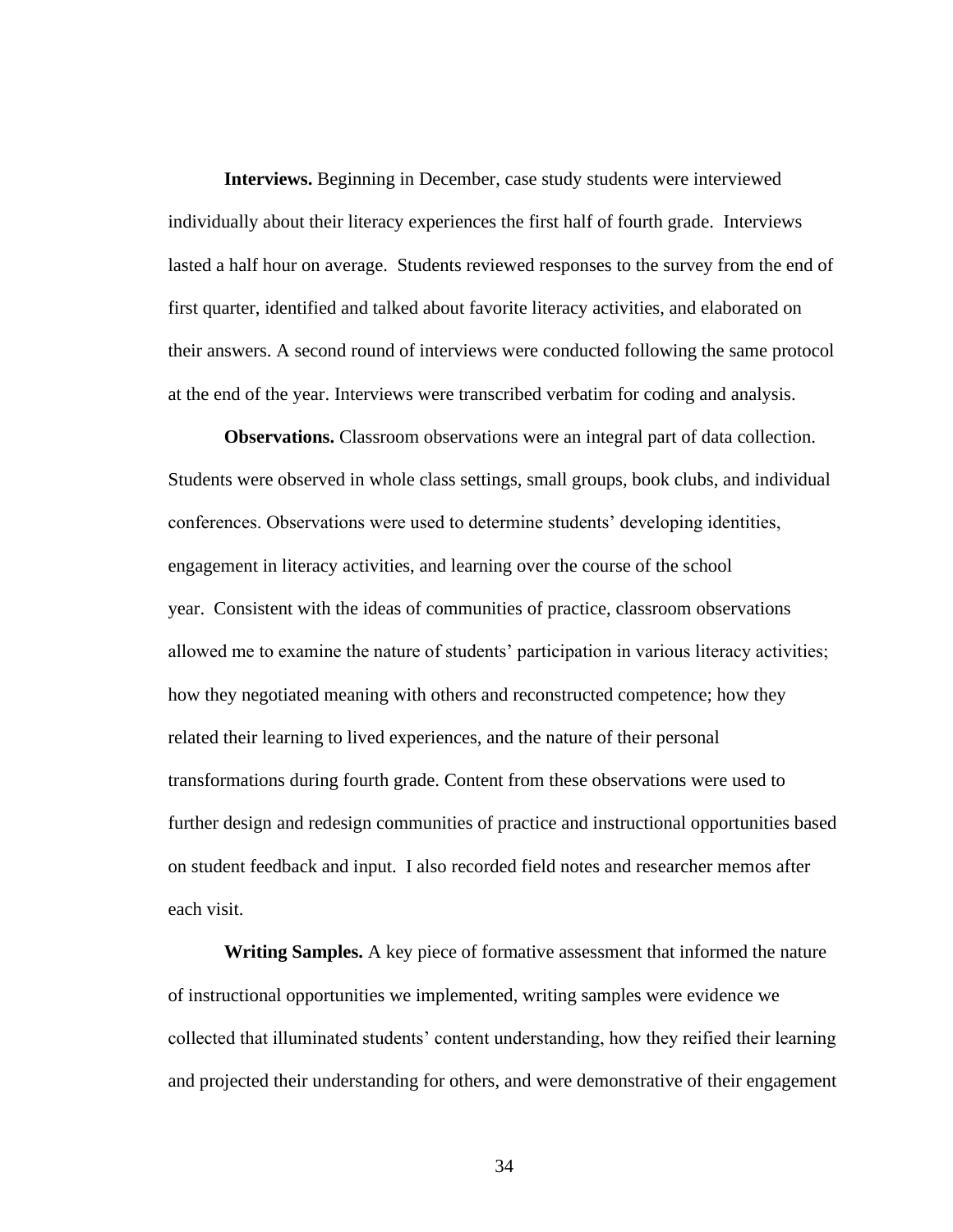**Interviews.** Beginning in December, case study students were interviewed individually about their literacy experiences the first half of fourth grade. Interviews lasted a half hour on average. Students reviewed responses to the survey from the end of first quarter, identified and talked about favorite literacy activities, and elaborated on their answers. A second round of interviews were conducted following the same protocol at the end of the year. Interviews were transcribed verbatim for coding and analysis.

**Observations.** Classroom observations were an integral part of data collection. Students were observed in whole class settings, small groups, book clubs, and individual conferences. Observations were used to determine students' developing identities, engagement in literacy activities, and learning over the course of the school year. Consistent with the ideas of communities of practice, classroom observations allowed me to examine the nature of students' participation in various literacy activities; how they negotiated meaning with others and reconstructed competence; how they related their learning to lived experiences, and the nature of their personal transformations during fourth grade. Content from these observations were used to further design and redesign communities of practice and instructional opportunities based on student feedback and input. I also recorded field notes and researcher memos after each visit.

**Writing Samples.** A key piece of formative assessment that informed the nature of instructional opportunities we implemented, writing samples were evidence we collected that illuminated students' content understanding, how they reified their learning and projected their understanding for others, and were demonstrative of their engagement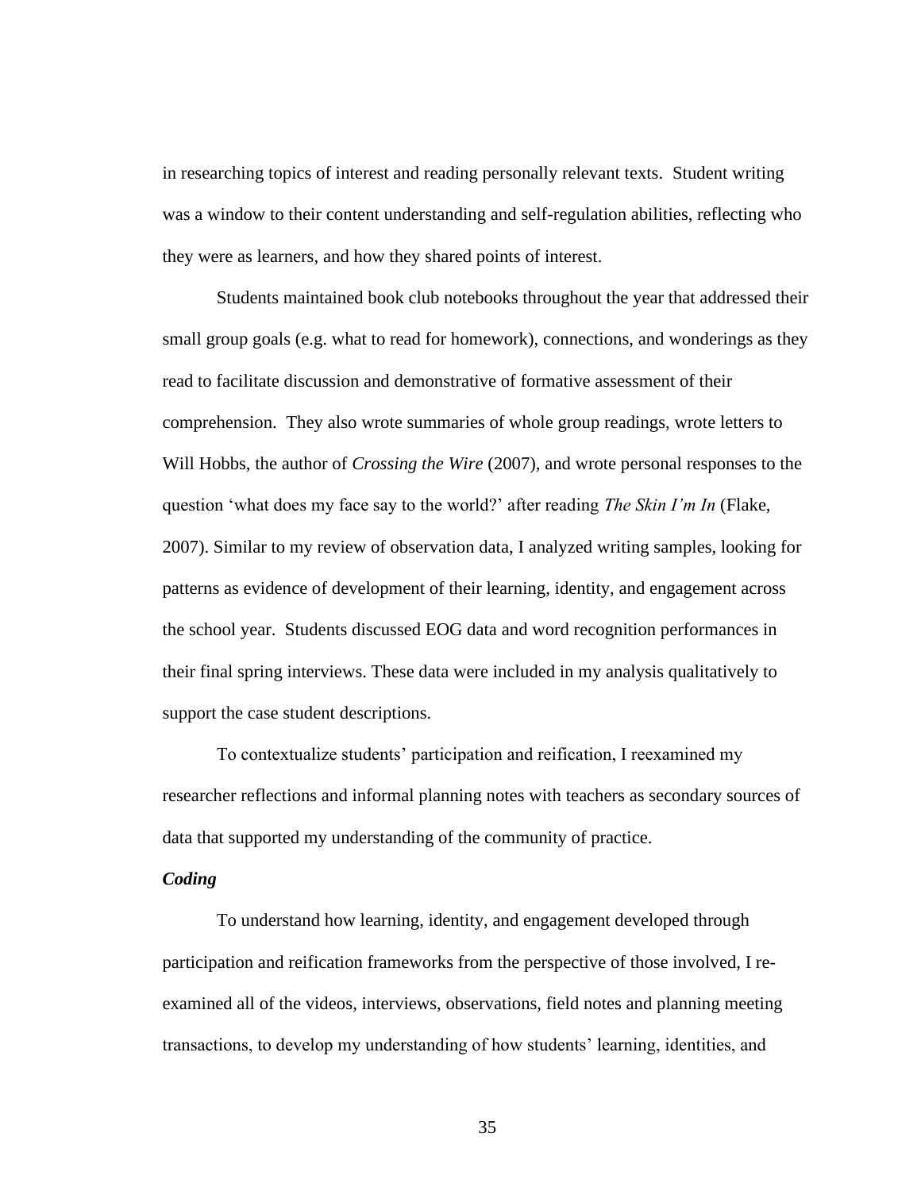in researching topics of interest and reading personally relevant texts. Student writing was a window to their content understanding and self-regulation abilities, reflecting who they were as learners, and how they shared points of interest.

Students maintained book club notebooks throughout the year that addressed their small group goals (e.g. what to read for homework), connections, and wonderings as they read to facilitate discussion and demonstrative of formative assessment of their comprehension. They also wrote summaries of whole group readings, wrote letters to Will Hobbs, the author of *Crossing the Wire* (2007), and wrote personal responses to the question 'what does my face say to the world?' after reading *The Skin I'm In* (Flake, 2007). Similar to my review of observation data, I analyzed writing samples, looking for patterns as evidence of development of their learning, identity, and engagement across the school year. Students discussed EOG data and word recognition performances in their final spring interviews. These data were included in my analysis qualitatively to support the case student descriptions.

To contextualize students' participation and reification, I reexamined my researcher reflections and informal planning notes with teachers as secondary sources of data that supported my understanding of the community of practice.

***Coding***

To understand how learning, identity, and engagement developed through participation and reification frameworks from the perspective of those involved, I re-examined all of the videos, interviews, observations, field notes and planning meeting transactions, to develop my understanding of how students' learning, identities, and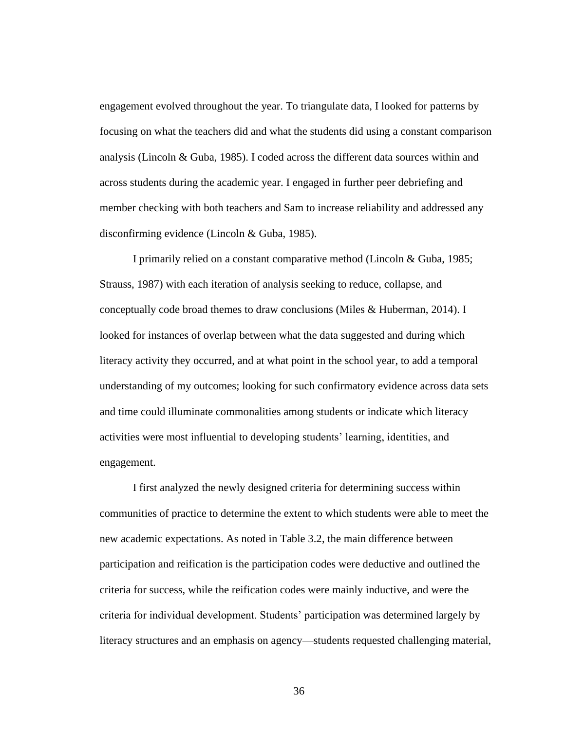engagement evolved throughout the year. To triangulate data, I looked for patterns by focusing on what the teachers did and what the students did using a constant comparison analysis (Lincoln & Guba, 1985). I coded across the different data sources within and across students during the academic year. I engaged in further peer debriefing and member checking with both teachers and Sam to increase reliability and addressed any disconfirming evidence (Lincoln & Guba, 1985).

I primarily relied on a constant comparative method (Lincoln & Guba, 1985; Strauss, 1987) with each iteration of analysis seeking to reduce, collapse, and conceptually code broad themes to draw conclusions (Miles & Huberman, 2014). I looked for instances of overlap between what the data suggested and during which literacy activity they occurred, and at what point in the school year, to add a temporal understanding of my outcomes; looking for such confirmatory evidence across data sets and time could illuminate commonalities among students or indicate which literacy activities were most influential to developing students' learning, identities, and engagement.

I first analyzed the newly designed criteria for determining success within communities of practice to determine the extent to which students were able to meet the new academic expectations. As noted in Table 3.2, the main difference between participation and reification is the participation codes were deductive and outlined the criteria for success, while the reification codes were mainly inductive, and were the criteria for individual development. Students' participation was determined largely by literacy structures and an emphasis on agency—students requested challenging material,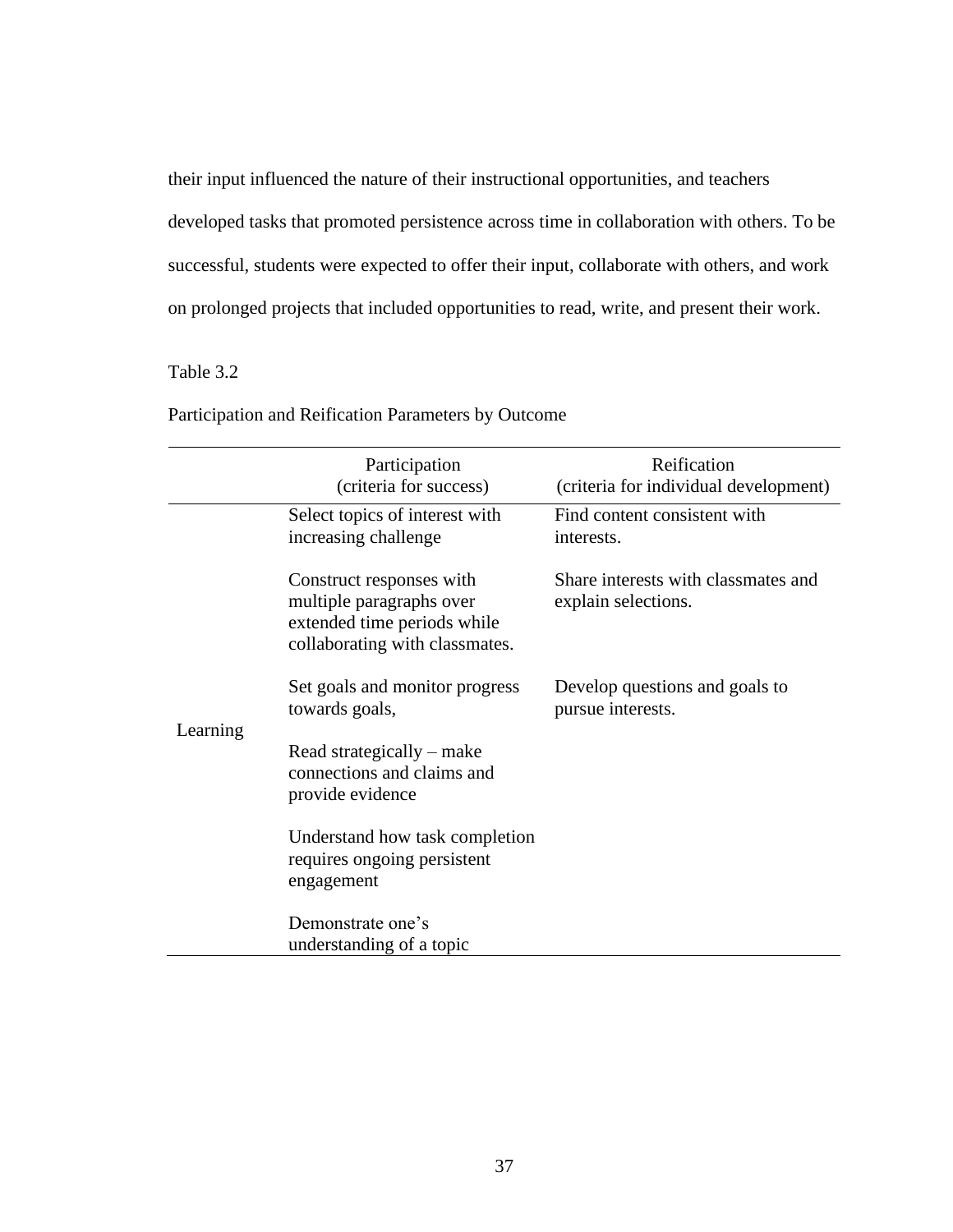their input influenced the nature of their instructional opportunities, and teachers developed tasks that promoted persistence across time in collaboration with others. To be successful, students were expected to offer their input, collaborate with others, and work on prolonged projects that included opportunities to read, write, and present their work.

Table 3.2

Participation and Reification Parameters by Outcome

| | Participation (criteria for success) | Reification (criteria for individual development) |
|---|---|---|
| Learning | Select topics of interest with increasing challenge | Find content consistent with interests. |
| | Construct responses with multiple paragraphs over extended time periods while collaborating with classmates. | Share interests with classmates and explain selections. |
| | Set goals and monitor progress towards goals, | Develop questions and goals to pursue interests. |
| | Read strategically – make connections and claims and provide evidence | |
| | Understand how task completion requires ongoing persistent engagement | |
| | Demonstrate one's understanding of a topic | |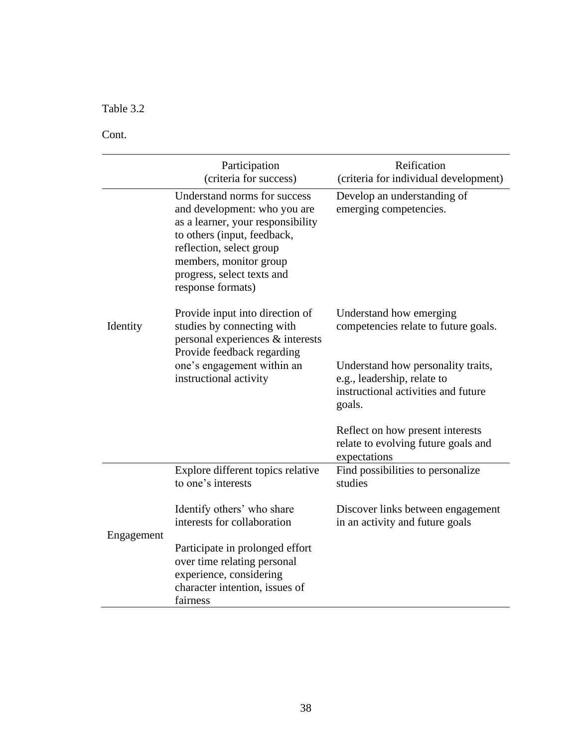Table 3.2

Cont.

| | Participation (criteria for success) | Reification (criteria for individual development) |
|---|---|---|
| Identity | Understand norms for success and development: who you are as a learner, your responsibility to others (input, feedback, reflection, select group members, monitor group progress, select texts and response formats)<br><br>Provide input into direction of studies by connecting with personal experiences & interests<br>Provide feedback regarding one's engagement within an instructional activity | Develop an understanding of emerging competencies.<br><br>Understand how emerging competencies relate to future goals.<br><br>Understand how personality traits, e.g., leadership, relate to instructional activities and future goals.<br><br>Reflect on how present interests relate to evolving future goals and expectations |
| Engagement | Explore different topics relative to one's interests<br><br>Identify others' who share interests for collaboration<br><br>Participate in prolonged effort over time relating personal experience, considering character intention, issues of fairness | Find possibilities to personalize studies<br><br>Discover links between engagement in an activity and future goals |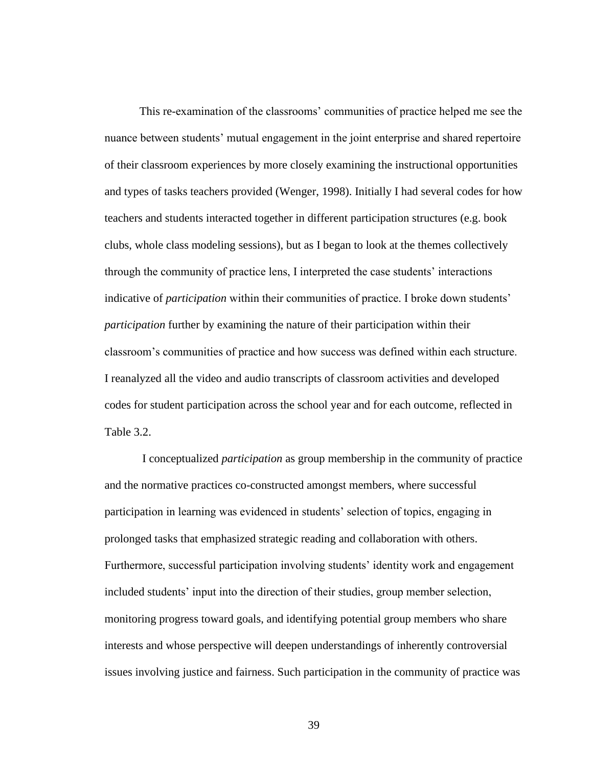This re-examination of the classrooms' communities of practice helped me see the nuance between students' mutual engagement in the joint enterprise and shared repertoire of their classroom experiences by more closely examining the instructional opportunities and types of tasks teachers provided (Wenger, 1998). Initially I had several codes for how teachers and students interacted together in different participation structures (e.g. book clubs, whole class modeling sessions), but as I began to look at the themes collectively through the community of practice lens, I interpreted the case students' interactions indicative of *participation* within their communities of practice. I broke down students' *participation* further by examining the nature of their participation within their classroom's communities of practice and how success was defined within each structure. I reanalyzed all the video and audio transcripts of classroom activities and developed codes for student participation across the school year and for each outcome, reflected in Table 3.2.

I conceptualized *participation* as group membership in the community of practice and the normative practices co-constructed amongst members, where successful participation in learning was evidenced in students' selection of topics, engaging in prolonged tasks that emphasized strategic reading and collaboration with others. Furthermore, successful participation involving students' identity work and engagement included students' input into the direction of their studies, group member selection, monitoring progress toward goals, and identifying potential group members who share interests and whose perspective will deepen understandings of inherently controversial issues involving justice and fairness. Such participation in the community of practice was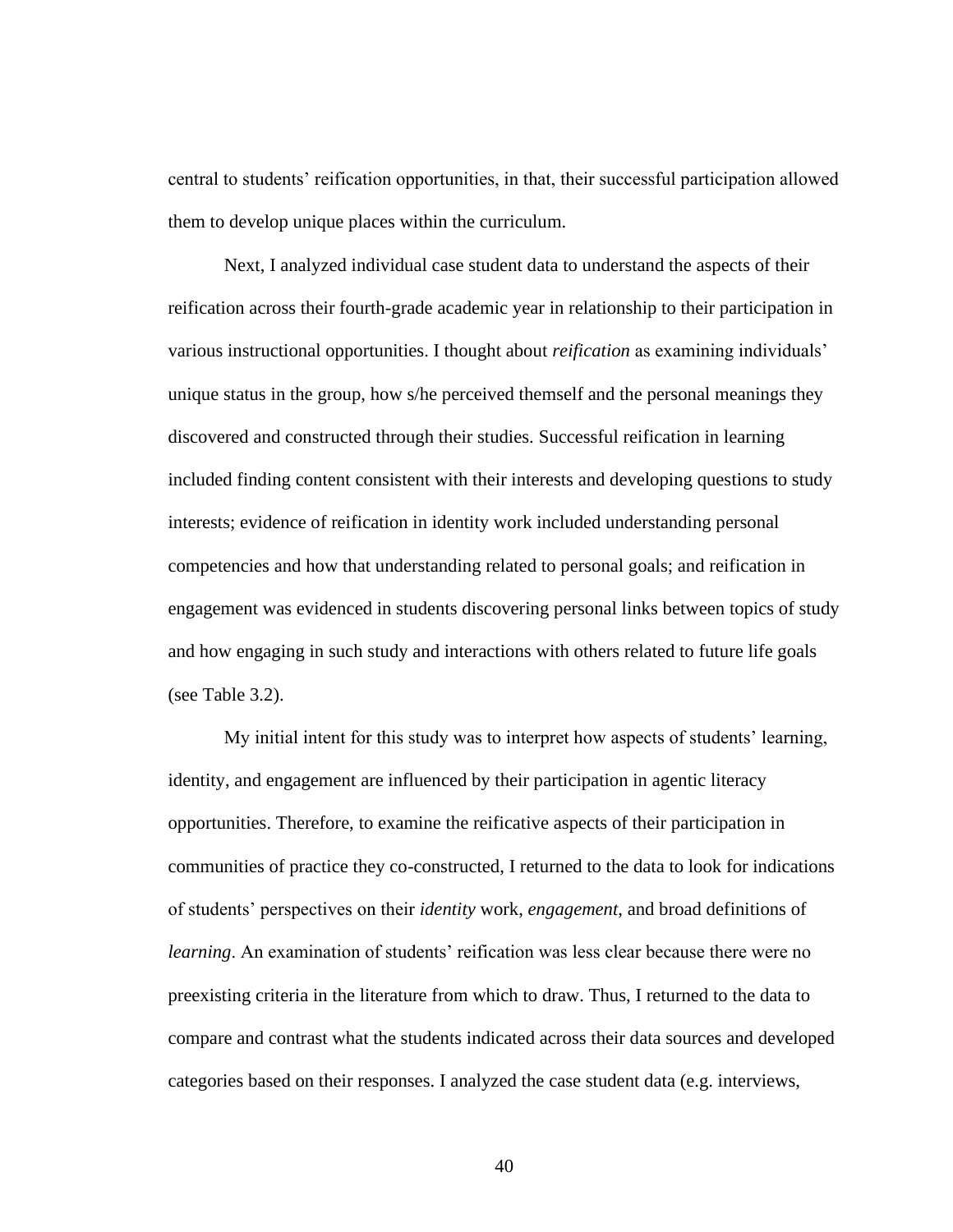central to students' reification opportunities, in that, their successful participation allowed them to develop unique places within the curriculum.

Next, I analyzed individual case student data to understand the aspects of their reification across their fourth-grade academic year in relationship to their participation in various instructional opportunities. I thought about *reification* as examining individuals' unique status in the group, how s/he perceived themself and the personal meanings they discovered and constructed through their studies. Successful reification in learning included finding content consistent with their interests and developing questions to study interests; evidence of reification in identity work included understanding personal competencies and how that understanding related to personal goals; and reification in engagement was evidenced in students discovering personal links between topics of study and how engaging in such study and interactions with others related to future life goals (see Table 3.2).

My initial intent for this study was to interpret how aspects of students' learning, identity, and engagement are influenced by their participation in agentic literacy opportunities. Therefore, to examine the reificative aspects of their participation in communities of practice they co-constructed, I returned to the data to look for indications of students' perspectives on their *identity* work, *engagement*, and broad definitions of *learning*. An examination of students' reification was less clear because there were no preexisting criteria in the literature from which to draw. Thus, I returned to the data to compare and contrast what the students indicated across their data sources and developed categories based on their responses. I analyzed the case student data (e.g. interviews,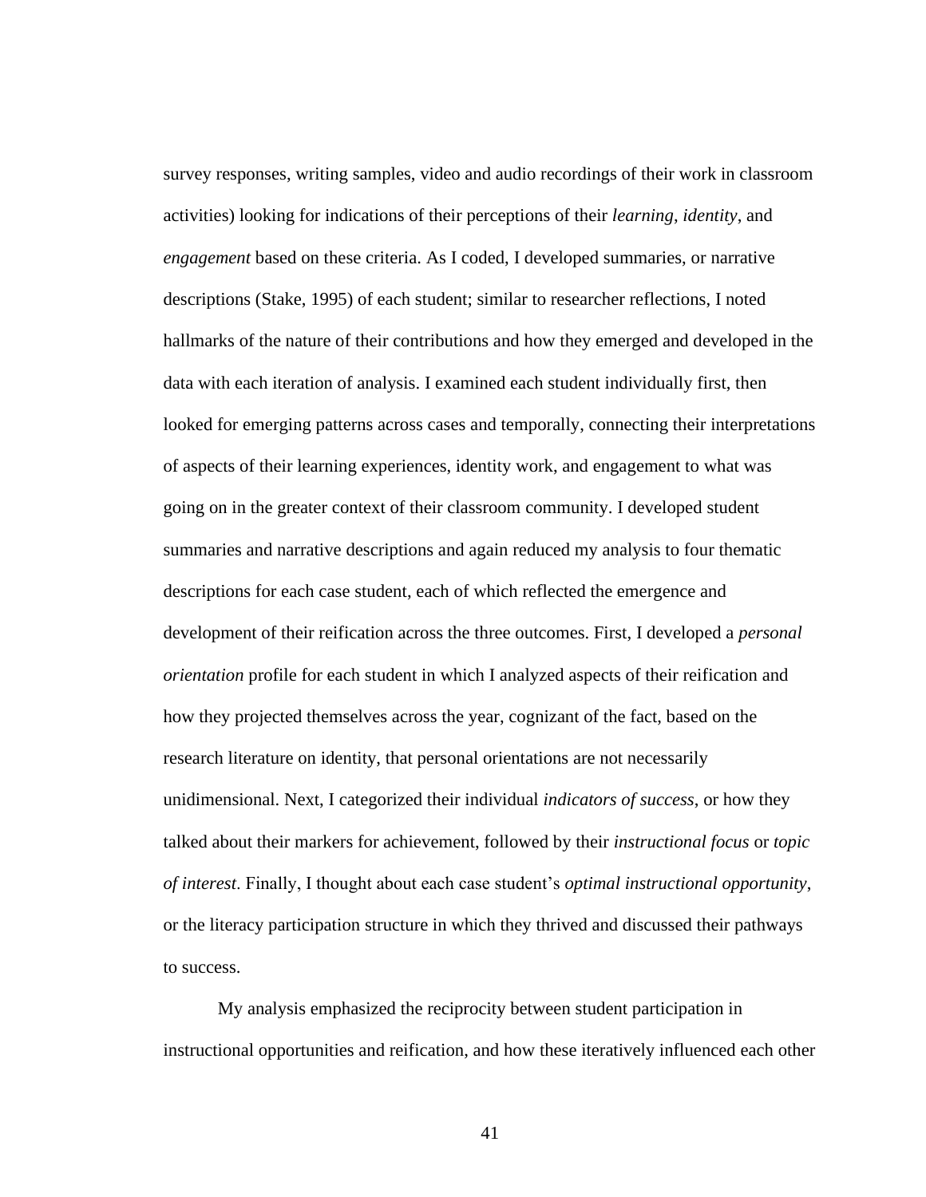survey responses, writing samples, video and audio recordings of their work in classroom activities) looking for indications of their perceptions of their *learning*, *identity*, and *engagement* based on these criteria. As I coded, I developed summaries, or narrative descriptions (Stake, 1995) of each student; similar to researcher reflections, I noted hallmarks of the nature of their contributions and how they emerged and developed in the data with each iteration of analysis. I examined each student individually first, then looked for emerging patterns across cases and temporally, connecting their interpretations of aspects of their learning experiences, identity work, and engagement to what was going on in the greater context of their classroom community. I developed student summaries and narrative descriptions and again reduced my analysis to four thematic descriptions for each case student, each of which reflected the emergence and development of their reification across the three outcomes. First, I developed a *personal orientation* profile for each student in which I analyzed aspects of their reification and how they projected themselves across the year, cognizant of the fact, based on the research literature on identity, that personal orientations are not necessarily unidimensional. Next, I categorized their individual *indicators of success*, or how they talked about their markers for achievement, followed by their *instructional focus* or *topic of interest*. Finally, I thought about each case student's *optimal instructional opportunity*, or the literacy participation structure in which they thrived and discussed their pathways to success.

My analysis emphasized the reciprocity between student participation in instructional opportunities and reification, and how these iteratively influenced each other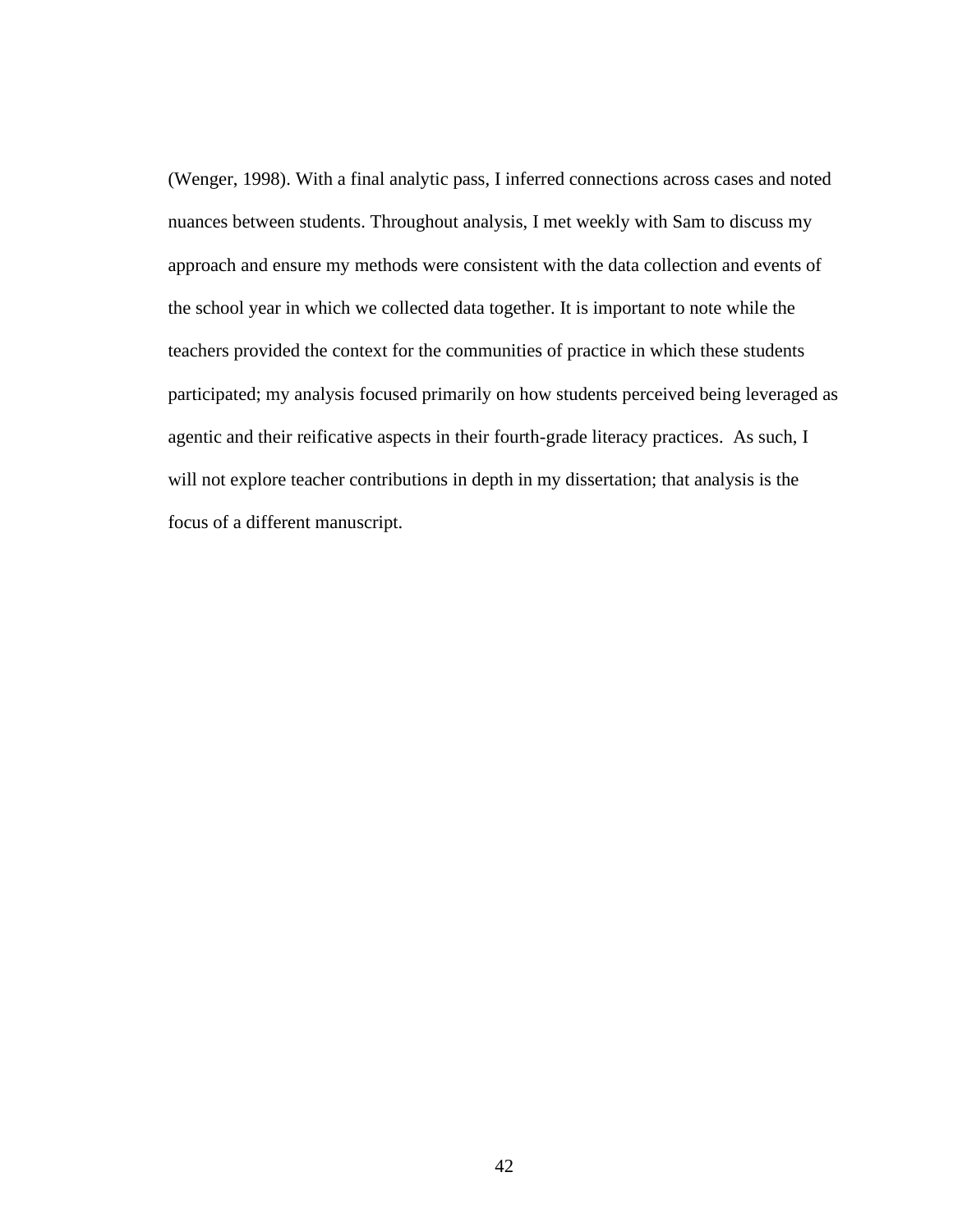(Wenger, 1998). With a final analytic pass, I inferred connections across cases and noted nuances between students. Throughout analysis, I met weekly with Sam to discuss my approach and ensure my methods were consistent with the data collection and events of the school year in which we collected data together. It is important to note while the teachers provided the context for the communities of practice in which these students participated; my analysis focused primarily on how students perceived being leveraged as agentic and their reificative aspects in their fourth-grade literacy practices. As such, I will not explore teacher contributions in depth in my dissertation; that analysis is the focus of a different manuscript.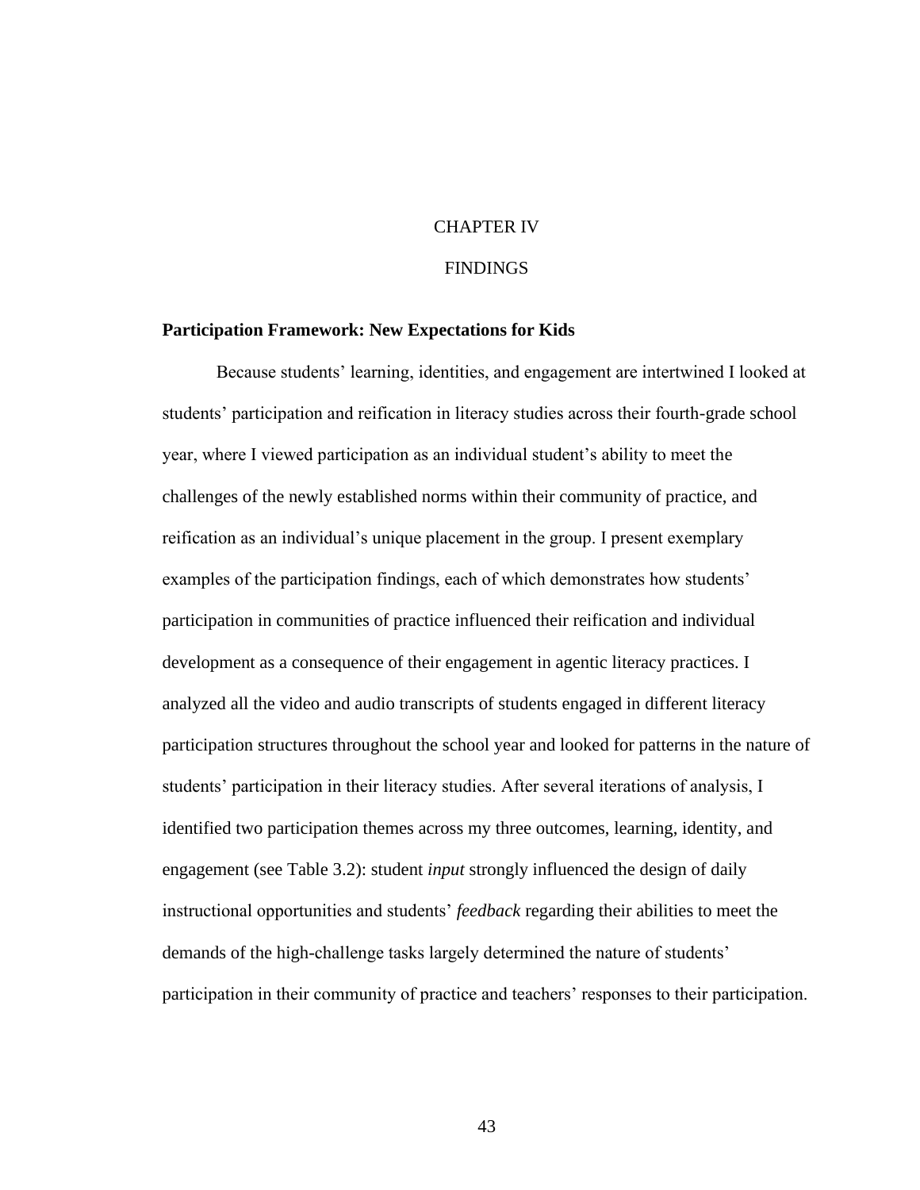# CHAPTER IV

# FINDINGS

## Participation Framework: New Expectations for Kids

Because students' learning, identities, and engagement are intertwined I looked at students' participation and reification in literacy studies across their fourth-grade school year, where I viewed participation as an individual student's ability to meet the challenges of the newly established norms within their community of practice, and reification as an individual's unique placement in the group. I present exemplary examples of the participation findings, each of which demonstrates how students' participation in communities of practice influenced their reification and individual development as a consequence of their engagement in agentic literacy practices. I analyzed all the video and audio transcripts of students engaged in different literacy participation structures throughout the school year and looked for patterns in the nature of students' participation in their literacy studies. After several iterations of analysis, I identified two participation themes across my three outcomes, learning, identity, and engagement (see Table 3.2): student *input* strongly influenced the design of daily instructional opportunities and students' *feedback* regarding their abilities to meet the demands of the high-challenge tasks largely determined the nature of students' participation in their community of practice and teachers' responses to their participation.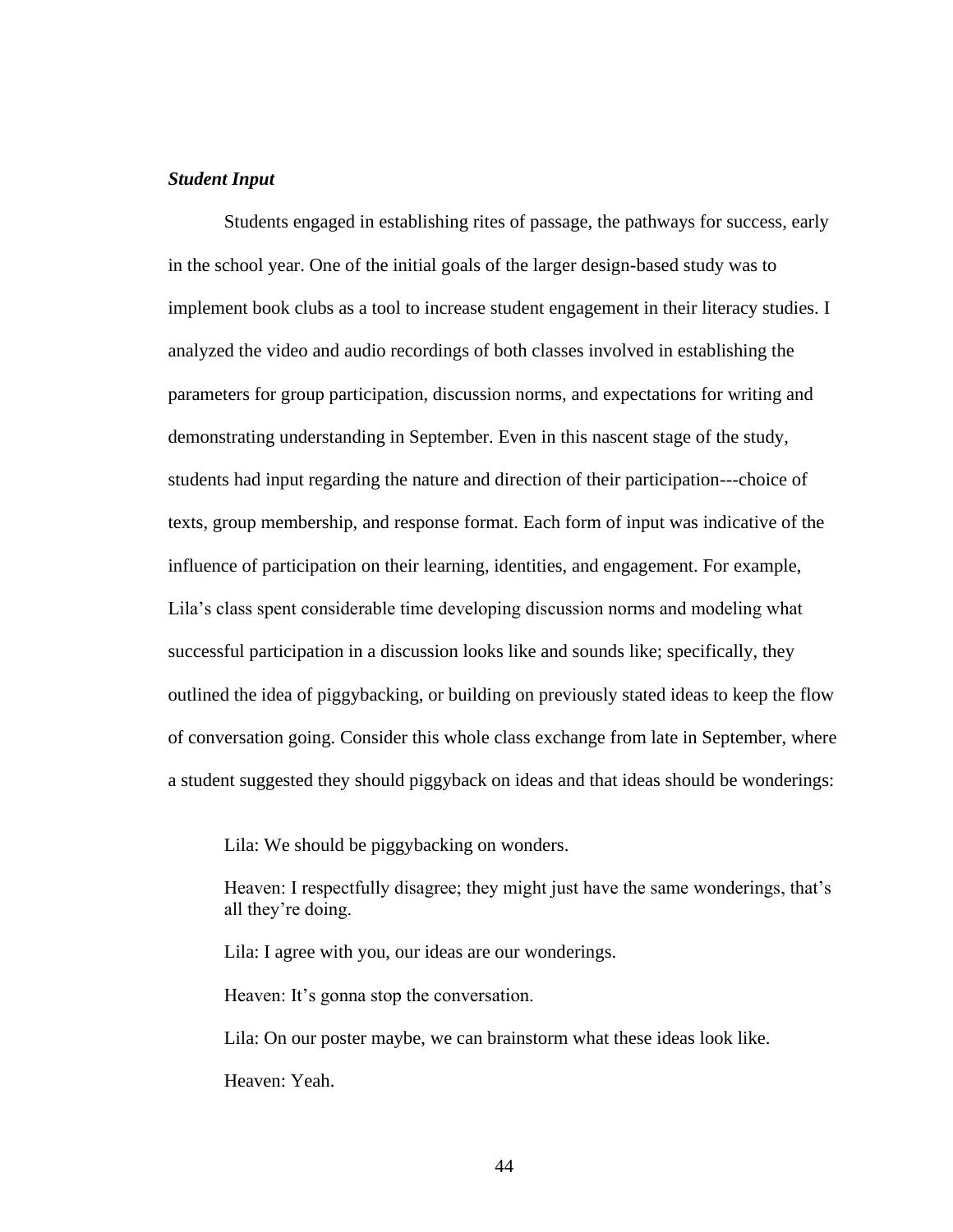### ***Student Input***

Students engaged in establishing rites of passage, the pathways for success, early in the school year. One of the initial goals of the larger design-based study was to implement book clubs as a tool to increase student engagement in their literacy studies. I analyzed the video and audio recordings of both classes involved in establishing the parameters for group participation, discussion norms, and expectations for writing and demonstrating understanding in September. Even in this nascent stage of the study, students had input regarding the nature and direction of their participation---choice of texts, group membership, and response format. Each form of input was indicative of the influence of participation on their learning, identities, and engagement. For example, Lila's class spent considerable time developing discussion norms and modeling what successful participation in a discussion looks like and sounds like; specifically, they outlined the idea of piggybacking, or building on previously stated ideas to keep the flow of conversation going. Consider this whole class exchange from late in September, where a student suggested they should piggyback on ideas and that ideas should be wonderings:

> Lila: We should be piggybacking on wonders.
>
> Heaven: I respectfully disagree; they might just have the same wonderings, that's all they're doing.
>
> Lila: I agree with you, our ideas are our wonderings.
>
> Heaven: It's gonna stop the conversation.
>
> Lila: On our poster maybe, we can brainstorm what these ideas look like.
>
> Heaven: Yeah.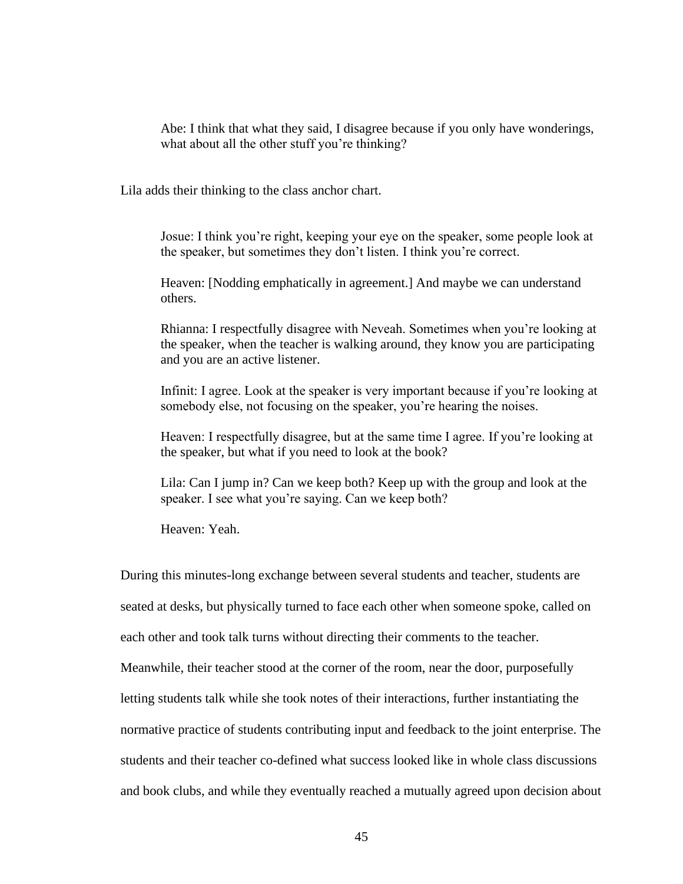> Abe: I think that what they said, I disagree because if you only have wonderings, what about all the other stuff you're thinking?

Lila adds their thinking to the class anchor chart.

> Josue: I think you're right, keeping your eye on the speaker, some people look at the speaker, but sometimes they don't listen. I think you're correct.
>
> Heaven: [Nodding emphatically in agreement.] And maybe we can understand others.
>
> Rhianna: I respectfully disagree with Neveah. Sometimes when you're looking at the speaker, when the teacher is walking around, they know you are participating and you are an active listener.
>
> Infinit: I agree. Look at the speaker is very important because if you're looking at somebody else, not focusing on the speaker, you're hearing the noises.
>
> Heaven: I respectfully disagree, but at the same time I agree. If you're looking at the speaker, but what if you need to look at the book?
>
> Lila: Can I jump in? Can we keep both? Keep up with the group and look at the speaker. I see what you're saying. Can we keep both?
>
> Heaven: Yeah.

During this minutes-long exchange between several students and teacher, students are seated at desks, but physically turned to face each other when someone spoke, called on each other and took talk turns without directing their comments to the teacher. Meanwhile, their teacher stood at the corner of the room, near the door, purposefully letting students talk while she took notes of their interactions, further instantiating the normative practice of students contributing input and feedback to the joint enterprise. The students and their teacher co-defined what success looked like in whole class discussions and book clubs, and while they eventually reached a mutually agreed upon decision about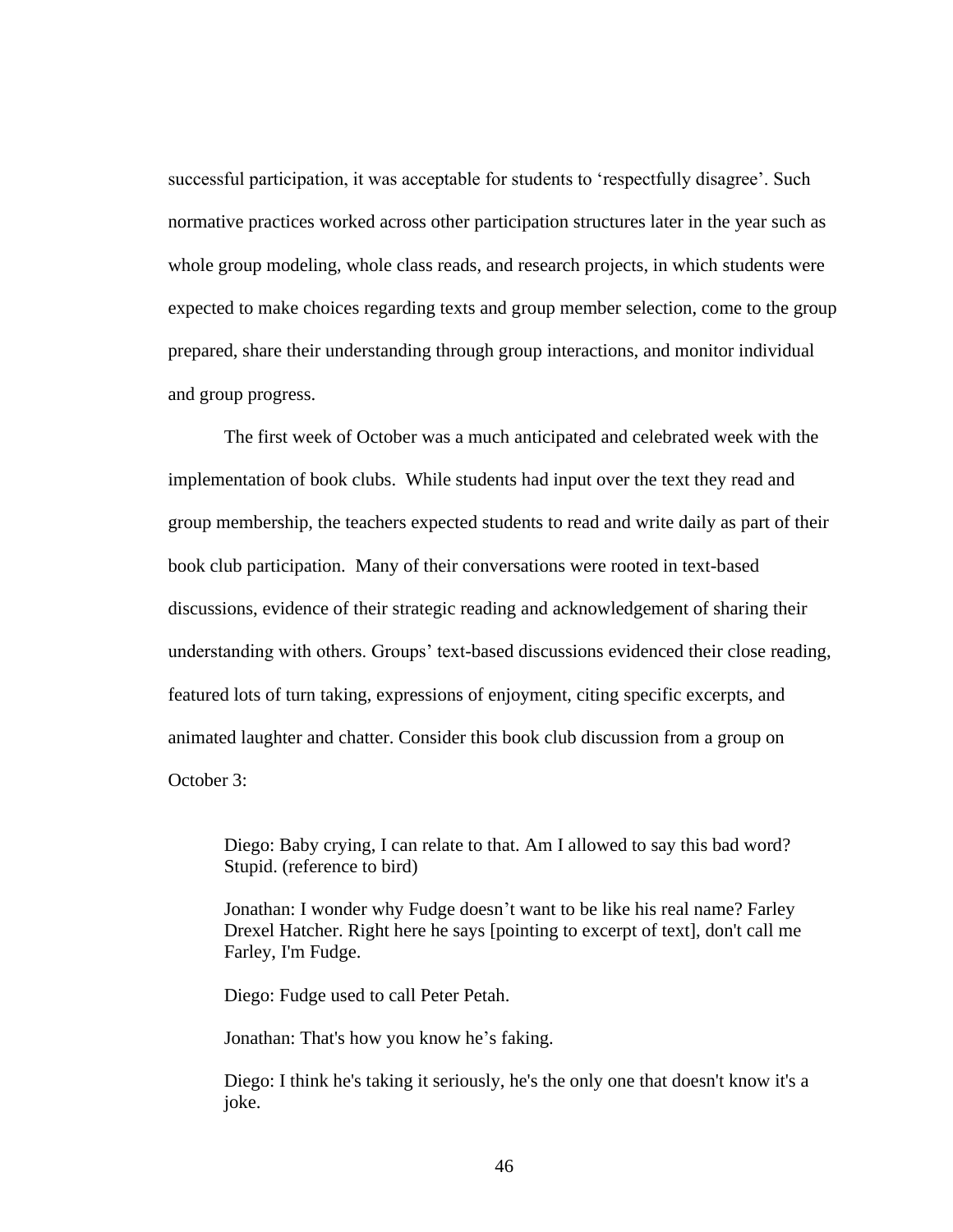successful participation, it was acceptable for students to 'respectfully disagree'. Such normative practices worked across other participation structures later in the year such as whole group modeling, whole class reads, and research projects, in which students were expected to make choices regarding texts and group member selection, come to the group prepared, share their understanding through group interactions, and monitor individual and group progress.

The first week of October was a much anticipated and celebrated week with the implementation of book clubs. While students had input over the text they read and group membership, the teachers expected students to read and write daily as part of their book club participation. Many of their conversations were rooted in text-based discussions, evidence of their strategic reading and acknowledgement of sharing their understanding with others. Groups' text-based discussions evidenced their close reading, featured lots of turn taking, expressions of enjoyment, citing specific excerpts, and animated laughter and chatter. Consider this book club discussion from a group on October 3:

> Diego: Baby crying, I can relate to that. Am I allowed to say this bad word? Stupid. (reference to bird)
>
> Jonathan: I wonder why Fudge doesn't want to be like his real name? Farley Drexel Hatcher. Right here he says [pointing to excerpt of text], don't call me Farley, I'm Fudge.
>
> Diego: Fudge used to call Peter Petah.
>
> Jonathan: That's how you know he's faking.
>
> Diego: I think he's taking it seriously, he's the only one that doesn't know it's a joke.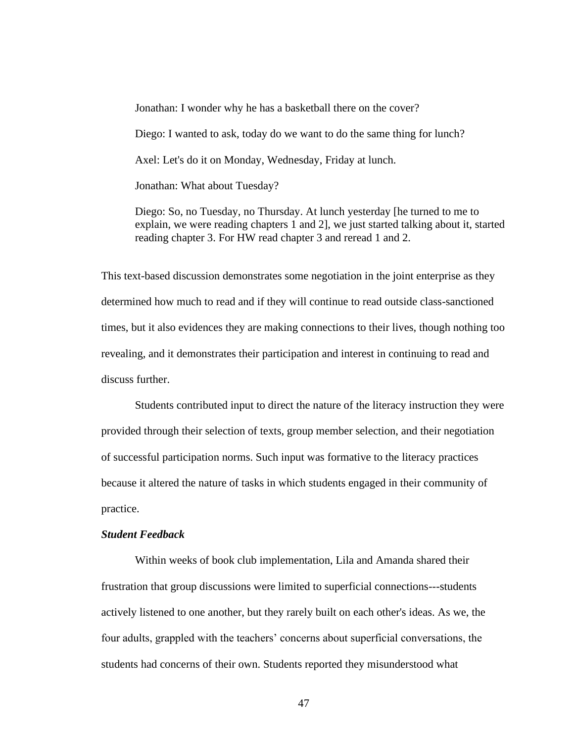> Jonathan: I wonder why he has a basketball there on the cover?
>
> Diego: I wanted to ask, today do we want to do the same thing for lunch?
>
> Axel: Let's do it on Monday, Wednesday, Friday at lunch.
>
> Jonathan: What about Tuesday?
>
> Diego: So, no Tuesday, no Thursday. At lunch yesterday [he turned to me to explain, we were reading chapters 1 and 2], we just started talking about it, started reading chapter 3. For HW read chapter 3 and reread 1 and 2.

This text-based discussion demonstrates some negotiation in the joint enterprise as they determined how much to read and if they will continue to read outside class-sanctioned times, but it also evidences they are making connections to their lives, though nothing too revealing, and it demonstrates their participation and interest in continuing to read and discuss further.

Students contributed input to direct the nature of the literacy instruction they were provided through their selection of texts, group member selection, and their negotiation of successful participation norms. Such input was formative to the literacy practices because it altered the nature of tasks in which students engaged in their community of practice.

### *Student Feedback*

Within weeks of book club implementation, Lila and Amanda shared their frustration that group discussions were limited to superficial connections---students actively listened to one another, but they rarely built on each other's ideas. As we, the four adults, grappled with the teachers' concerns about superficial conversations, the students had concerns of their own. Students reported they misunderstood what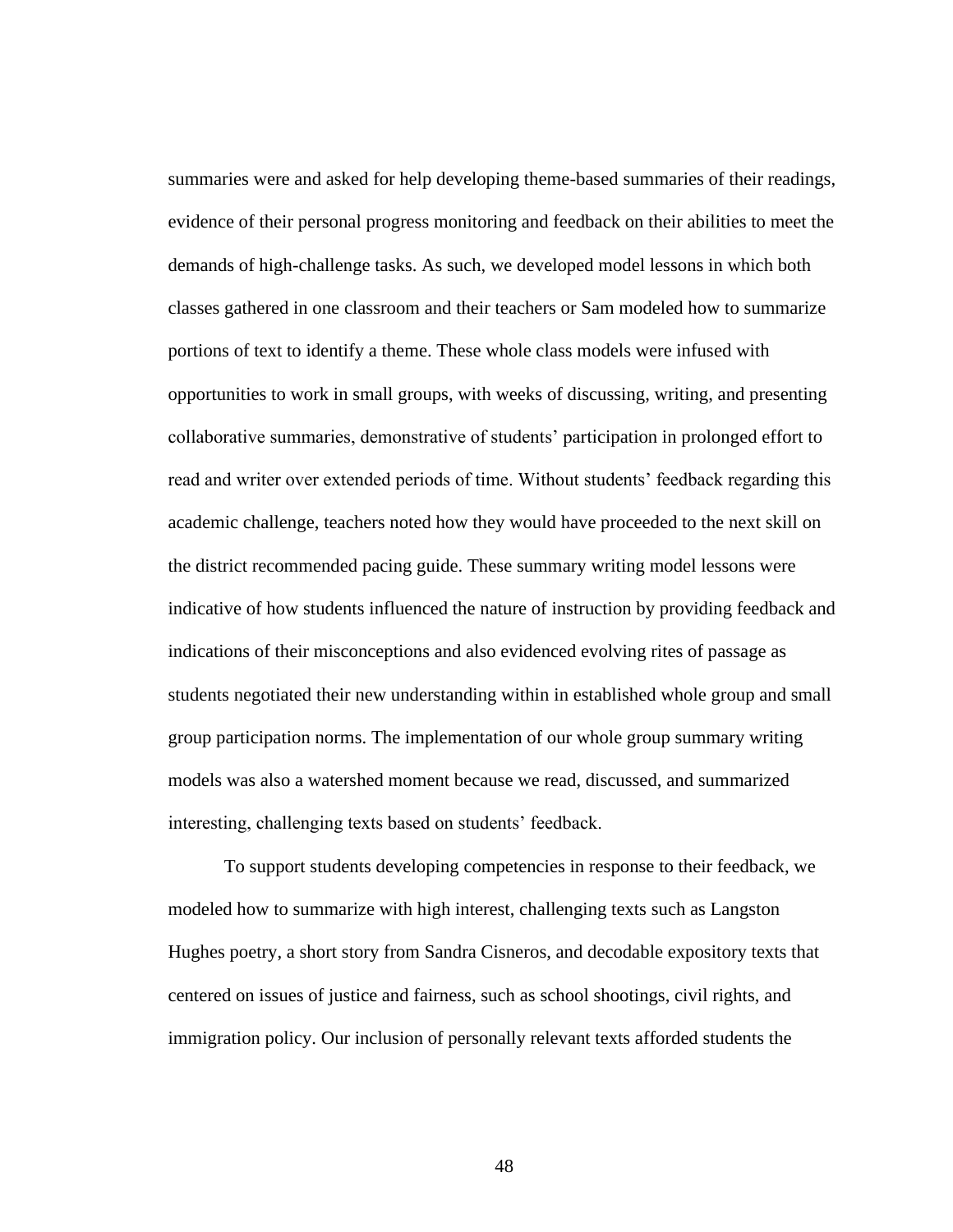summaries were and asked for help developing theme-based summaries of their readings, evidence of their personal progress monitoring and feedback on their abilities to meet the demands of high-challenge tasks. As such, we developed model lessons in which both classes gathered in one classroom and their teachers or Sam modeled how to summarize portions of text to identify a theme. These whole class models were infused with opportunities to work in small groups, with weeks of discussing, writing, and presenting collaborative summaries, demonstrative of students' participation in prolonged effort to read and writer over extended periods of time. Without students' feedback regarding this academic challenge, teachers noted how they would have proceeded to the next skill on the district recommended pacing guide. These summary writing model lessons were indicative of how students influenced the nature of instruction by providing feedback and indications of their misconceptions and also evidenced evolving rites of passage as students negotiated their new understanding within in established whole group and small group participation norms. The implementation of our whole group summary writing models was also a watershed moment because we read, discussed, and summarized interesting, challenging texts based on students' feedback.

To support students developing competencies in response to their feedback, we modeled how to summarize with high interest, challenging texts such as Langston Hughes poetry, a short story from Sandra Cisneros, and decodable expository texts that centered on issues of justice and fairness, such as school shootings, civil rights, and immigration policy. Our inclusion of personally relevant texts afforded students the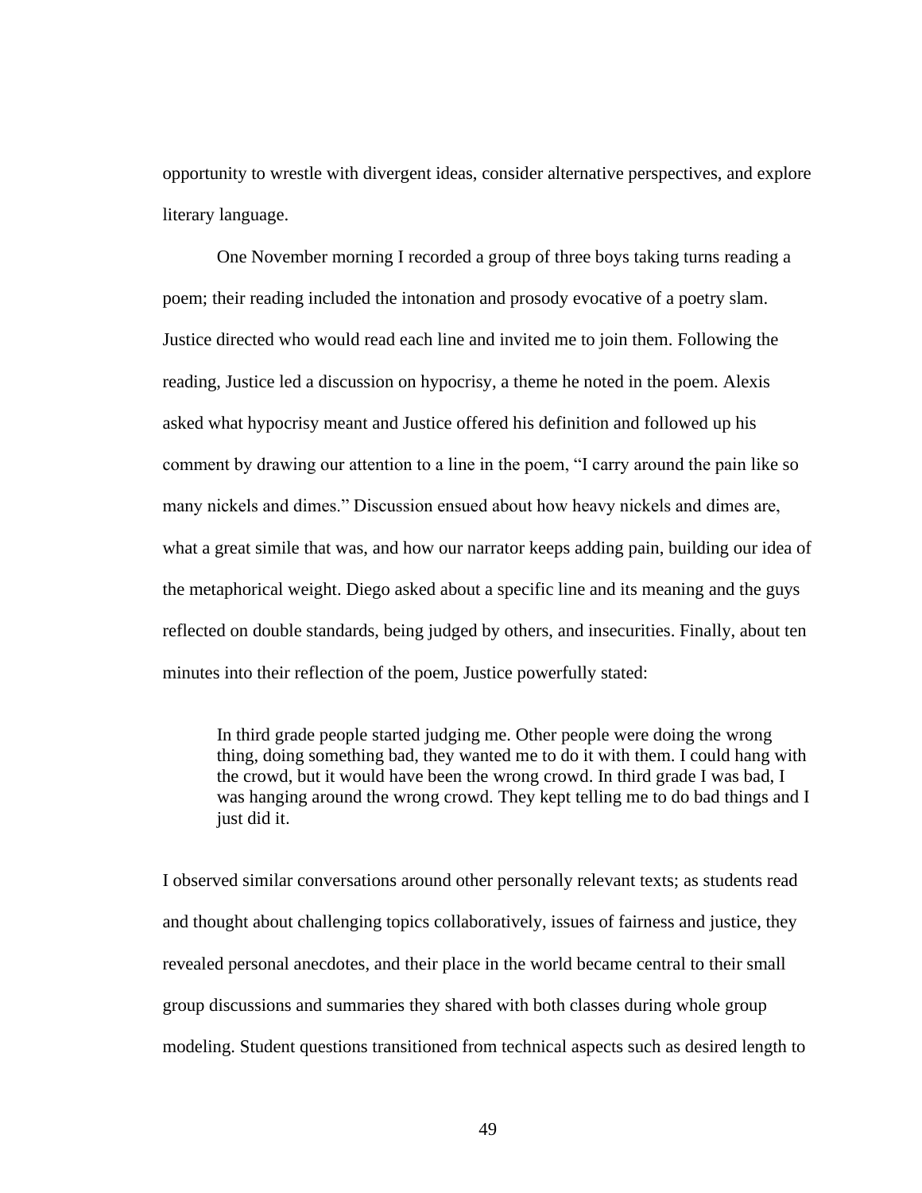opportunity to wrestle with divergent ideas, consider alternative perspectives, and explore literary language.

One November morning I recorded a group of three boys taking turns reading a poem; their reading included the intonation and prosody evocative of a poetry slam. Justice directed who would read each line and invited me to join them. Following the reading, Justice led a discussion on hypocrisy, a theme he noted in the poem. Alexis asked what hypocrisy meant and Justice offered his definition and followed up his comment by drawing our attention to a line in the poem, “I carry around the pain like so many nickels and dimes.” Discussion ensued about how heavy nickels and dimes are, what a great simile that was, and how our narrator keeps adding pain, building our idea of the metaphorical weight. Diego asked about a specific line and its meaning and the guys reflected on double standards, being judged by others, and insecurities. Finally, about ten minutes into their reflection of the poem, Justice powerfully stated:

> In third grade people started judging me. Other people were doing the wrong thing, doing something bad, they wanted me to do it with them. I could hang with the crowd, but it would have been the wrong crowd. In third grade I was bad, I was hanging around the wrong crowd. They kept telling me to do bad things and I just did it.

I observed similar conversations around other personally relevant texts; as students read and thought about challenging topics collaboratively, issues of fairness and justice, they revealed personal anecdotes, and their place in the world became central to their small group discussions and summaries they shared with both classes during whole group modeling. Student questions transitioned from technical aspects such as desired length to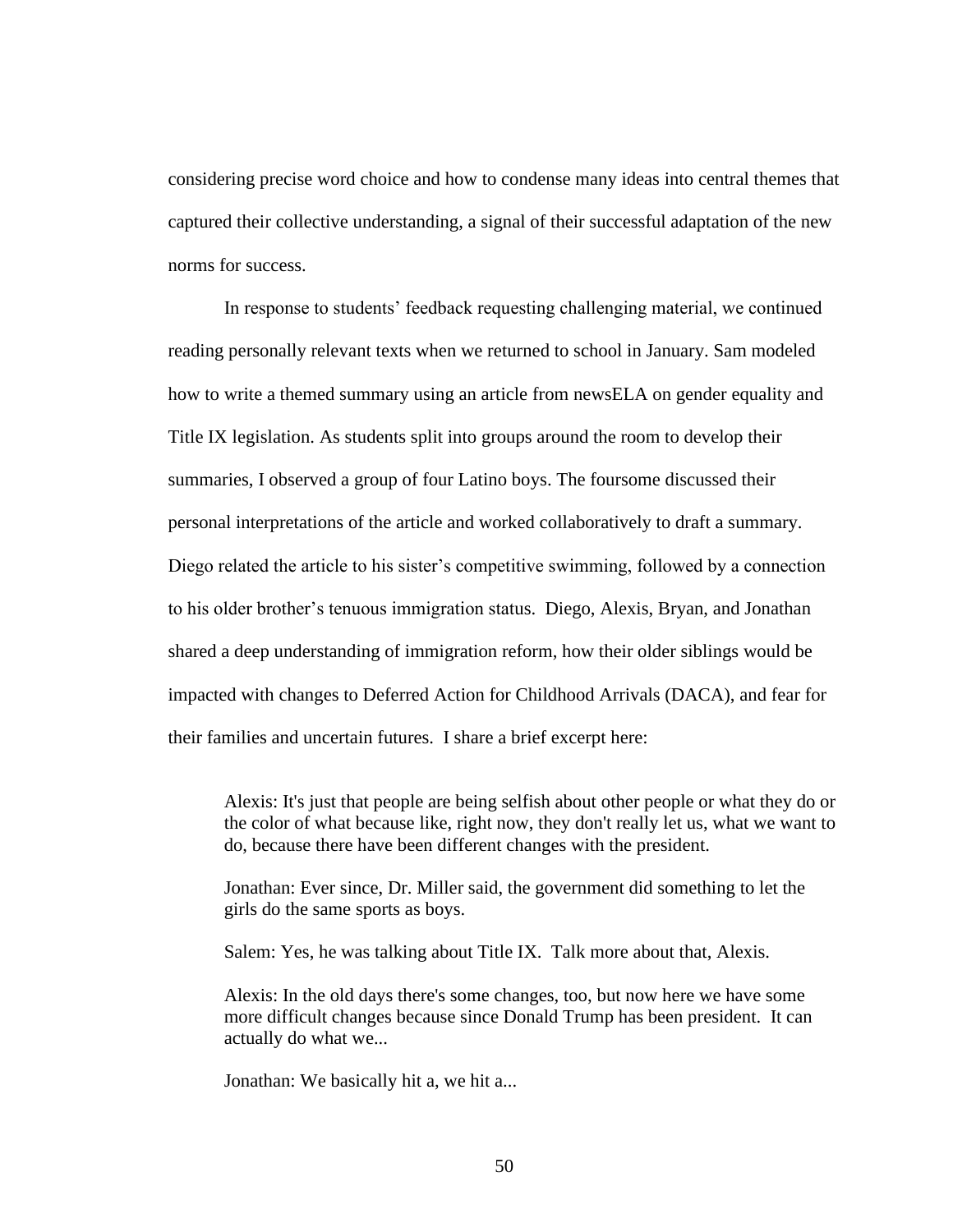considering precise word choice and how to condense many ideas into central themes that captured their collective understanding, a signal of their successful adaptation of the new norms for success.

In response to students' feedback requesting challenging material, we continued reading personally relevant texts when we returned to school in January. Sam modeled how to write a themed summary using an article from newsELA on gender equality and Title IX legislation. As students split into groups around the room to develop their summaries, I observed a group of four Latino boys. The foursome discussed their personal interpretations of the article and worked collaboratively to draft a summary. Diego related the article to his sister's competitive swimming, followed by a connection to his older brother's tenuous immigration status. Diego, Alexis, Bryan, and Jonathan shared a deep understanding of immigration reform, how their older siblings would be impacted with changes to Deferred Action for Childhood Arrivals (DACA), and fear for their families and uncertain futures. I share a brief excerpt here:

> Alexis: It's just that people are being selfish about other people or what they do or the color of what because like, right now, they don't really let us, what we want to do, because there have been different changes with the president.
>
> Jonathan: Ever since, Dr. Miller said, the government did something to let the girls do the same sports as boys.
>
> Salem: Yes, he was talking about Title IX. Talk more about that, Alexis.
>
> Alexis: In the old days there's some changes, too, but now here we have some more difficult changes because since Donald Trump has been president. It can actually do what we...
>
> Jonathan: We basically hit a, we hit a...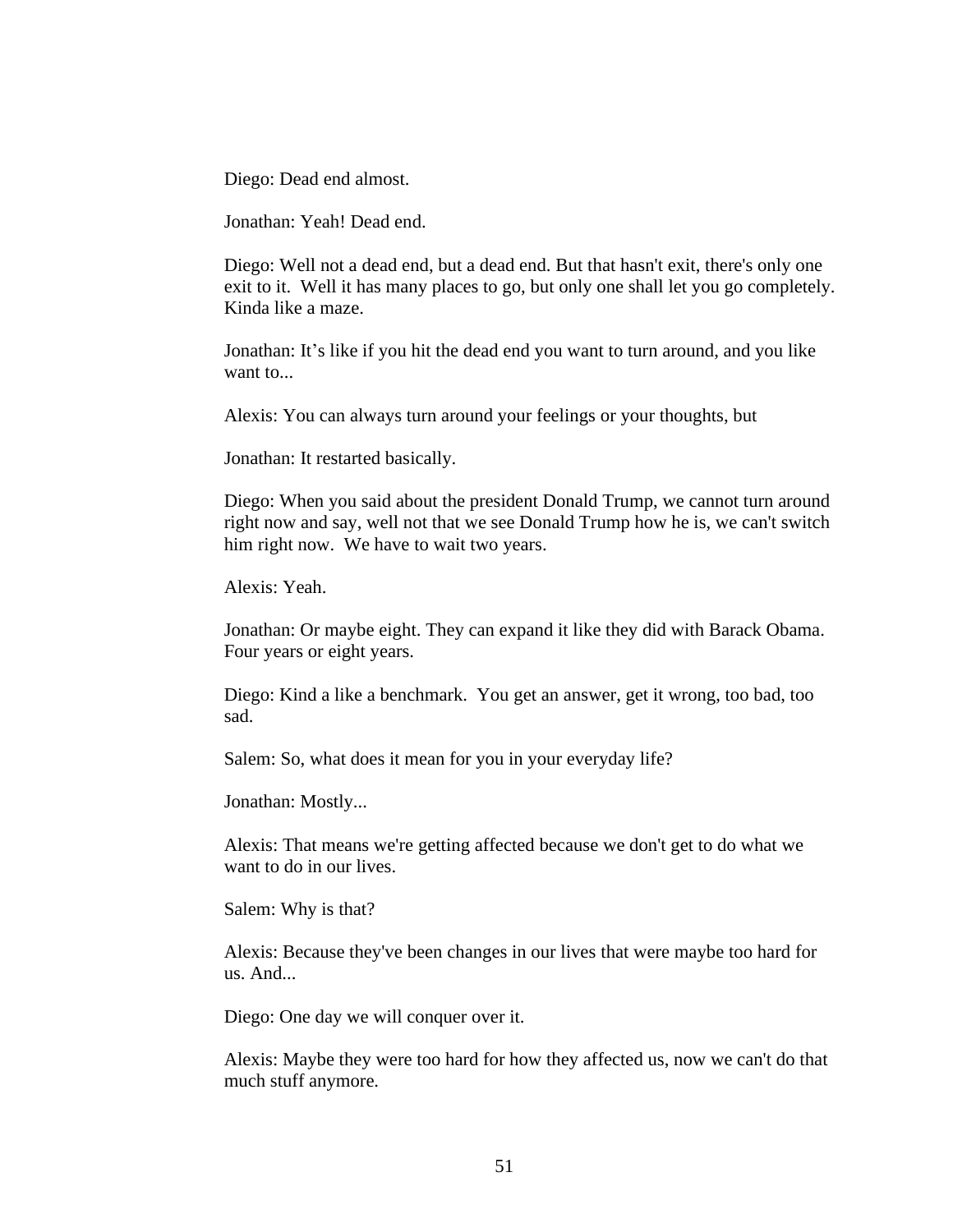Diego: Dead end almost.

Jonathan: Yeah! Dead end.

Diego: Well not a dead end, but a dead end. But that hasn't exit, there's only one exit to it.  Well it has many places to go, but only one shall let you go completely. Kinda like a maze.

Jonathan: It's like if you hit the dead end you want to turn around, and you like want to...

Alexis: You can always turn around your feelings or your thoughts, but

Jonathan: It restarted basically.

Diego: When you said about the president Donald Trump, we cannot turn around right now and say, well not that we see Donald Trump how he is, we can't switch him right now.  We have to wait two years.

Alexis: Yeah.

Jonathan: Or maybe eight. They can expand it like they did with Barack Obama. Four years or eight years.

Diego: Kind a like a benchmark.  You get an answer, get it wrong, too bad, too sad.

Salem: So, what does it mean for you in your everyday life?

Jonathan: Mostly...

Alexis: That means we're getting affected because we don't get to do what we want to do in our lives.

Salem: Why is that?

Alexis: Because they've been changes in our lives that were maybe too hard for us. And...

Diego: One day we will conquer over it.

Alexis: Maybe they were too hard for how they affected us, now we can't do that much stuff anymore.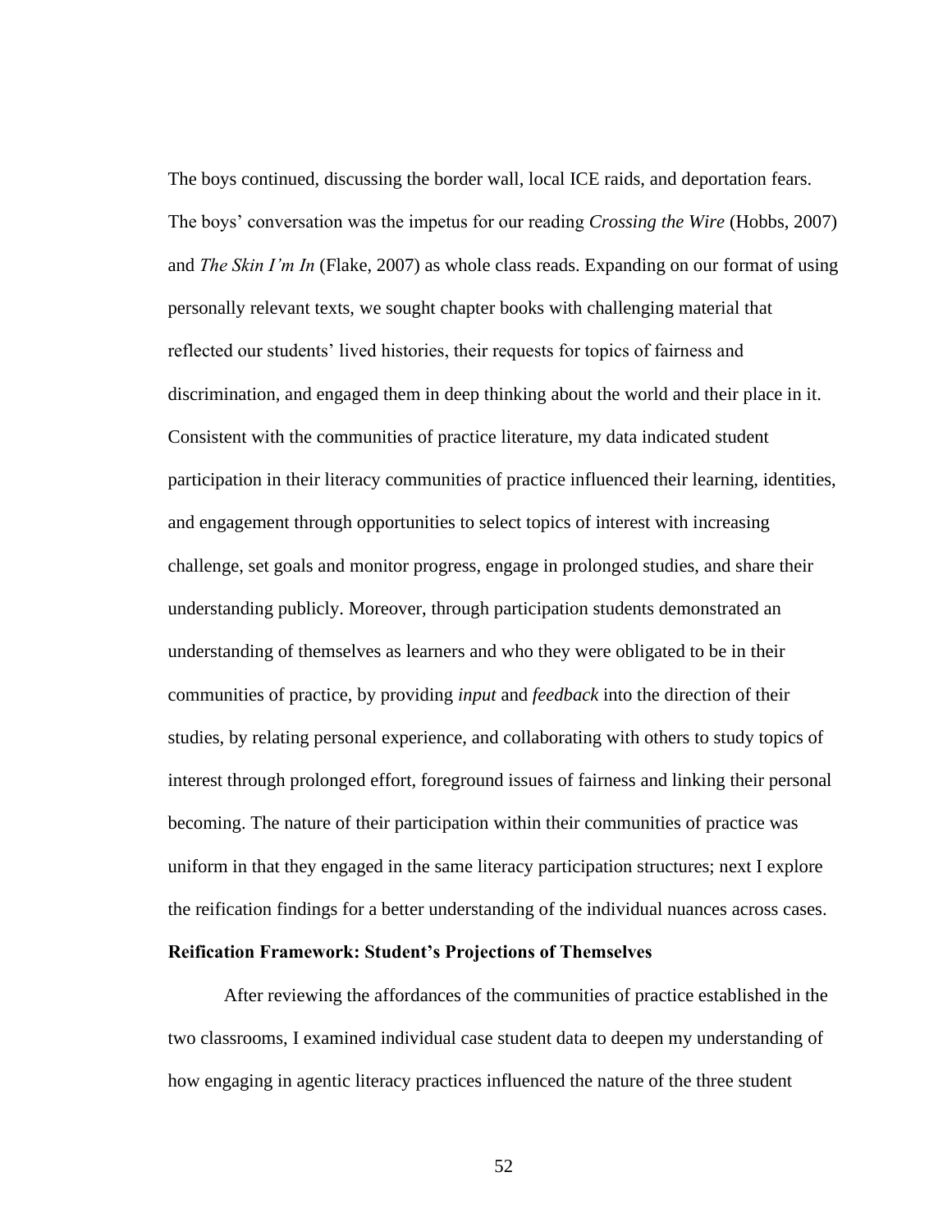The boys continued, discussing the border wall, local ICE raids, and deportation fears. The boys' conversation was the impetus for our reading *Crossing the Wire* (Hobbs, 2007) and *The Skin I'm In* (Flake, 2007) as whole class reads. Expanding on our format of using personally relevant texts, we sought chapter books with challenging material that reflected our students' lived histories, their requests for topics of fairness and discrimination, and engaged them in deep thinking about the world and their place in it. Consistent with the communities of practice literature, my data indicated student participation in their literacy communities of practice influenced their learning, identities, and engagement through opportunities to select topics of interest with increasing challenge, set goals and monitor progress, engage in prolonged studies, and share their understanding publicly. Moreover, through participation students demonstrated an understanding of themselves as learners and who they were obligated to be in their communities of practice, by providing *input* and *feedback* into the direction of their studies, by relating personal experience, and collaborating with others to study topics of interest through prolonged effort, foreground issues of fairness and linking their personal becoming. The nature of their participation within their communities of practice was uniform in that they engaged in the same literacy participation structures; next I explore the reification findings for a better understanding of the individual nuances across cases.

**Reification Framework: Student's Projections of Themselves**

After reviewing the affordances of the communities of practice established in the two classrooms, I examined individual case student data to deepen my understanding of how engaging in agentic literacy practices influenced the nature of the three student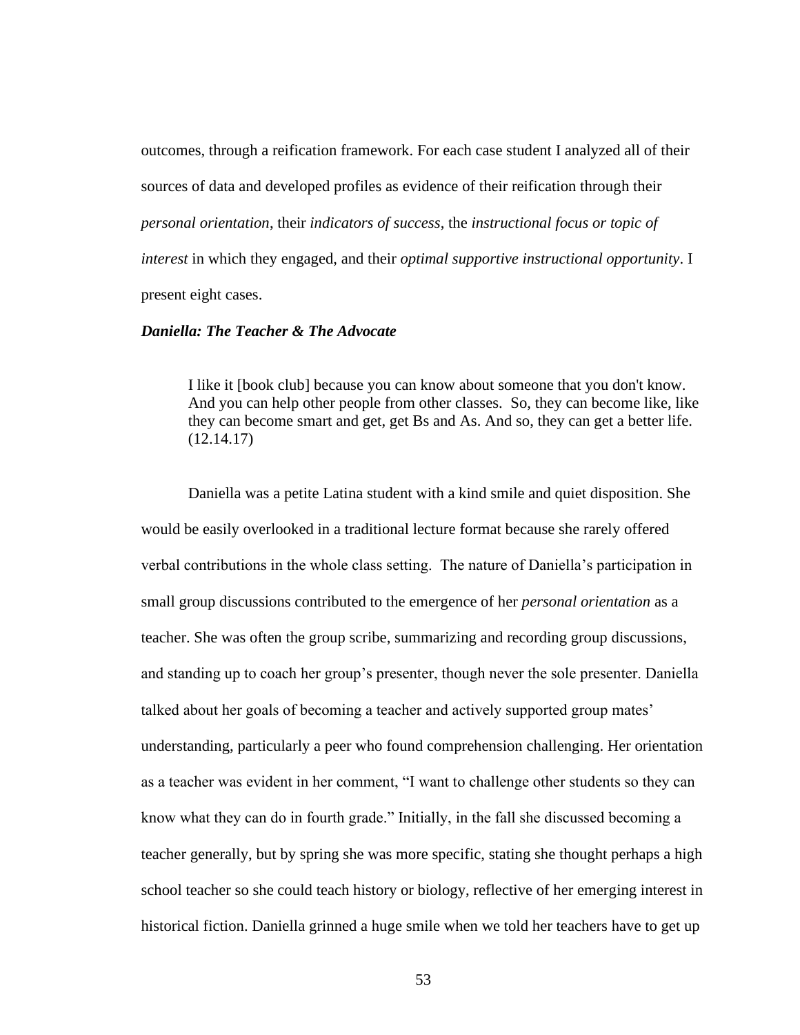outcomes, through a reification framework. For each case student I analyzed all of their sources of data and developed profiles as evidence of their reification through their *personal orientation*, their *indicators of success*, the *instructional focus or topic of interest* in which they engaged, and their *optimal supportive instructional opportunity*. I present eight cases.

### ***Daniella: The Teacher & The Advocate***

> I like it [book club] because you can know about someone that you don't know. And you can help other people from other classes. So, they can become like, like they can become smart and get, get Bs and As. And so, they can get a better life. (12.14.17)

Daniella was a petite Latina student with a kind smile and quiet disposition. She would be easily overlooked in a traditional lecture format because she rarely offered verbal contributions in the whole class setting. The nature of Daniella's participation in small group discussions contributed to the emergence of her *personal orientation* as a teacher. She was often the group scribe, summarizing and recording group discussions, and standing up to coach her group's presenter, though never the sole presenter. Daniella talked about her goals of becoming a teacher and actively supported group mates' understanding, particularly a peer who found comprehension challenging. Her orientation as a teacher was evident in her comment, "I want to challenge other students so they can know what they can do in fourth grade." Initially, in the fall she discussed becoming a teacher generally, but by spring she was more specific, stating she thought perhaps a high school teacher so she could teach history or biology, reflective of her emerging interest in historical fiction. Daniella grinned a huge smile when we told her teachers have to get up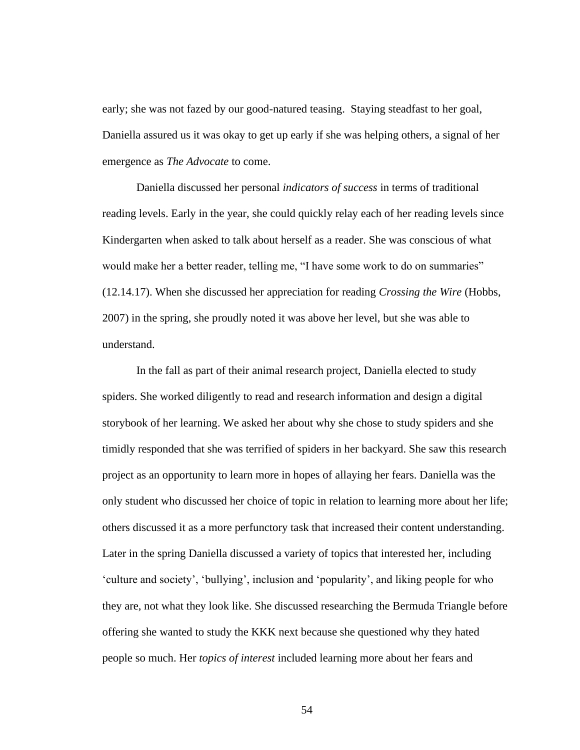early; she was not fazed by our good-natured teasing.  Staying steadfast to her goal, Daniella assured us it was okay to get up early if she was helping others, a signal of her emergence as *The Advocate* to come.

Daniella discussed her personal *indicators of success* in terms of traditional reading levels. Early in the year, she could quickly relay each of her reading levels since Kindergarten when asked to talk about herself as a reader. She was conscious of what would make her a better reader, telling me, "I have some work to do on summaries" (12.14.17). When she discussed her appreciation for reading *Crossing the Wire* (Hobbs, 2007) in the spring, she proudly noted it was above her level, but she was able to understand.

In the fall as part of their animal research project, Daniella elected to study spiders. She worked diligently to read and research information and design a digital storybook of her learning. We asked her about why she chose to study spiders and she timidly responded that she was terrified of spiders in her backyard. She saw this research project as an opportunity to learn more in hopes of allaying her fears. Daniella was the only student who discussed her choice of topic in relation to learning more about her life; others discussed it as a more perfunctory task that increased their content understanding. Later in the spring Daniella discussed a variety of topics that interested her, including 'culture and society', 'bullying', inclusion and 'popularity', and liking people for who they are, not what they look like. She discussed researching the Bermuda Triangle before offering she wanted to study the KKK next because she questioned why they hated people so much. Her *topics of interest* included learning more about her fears and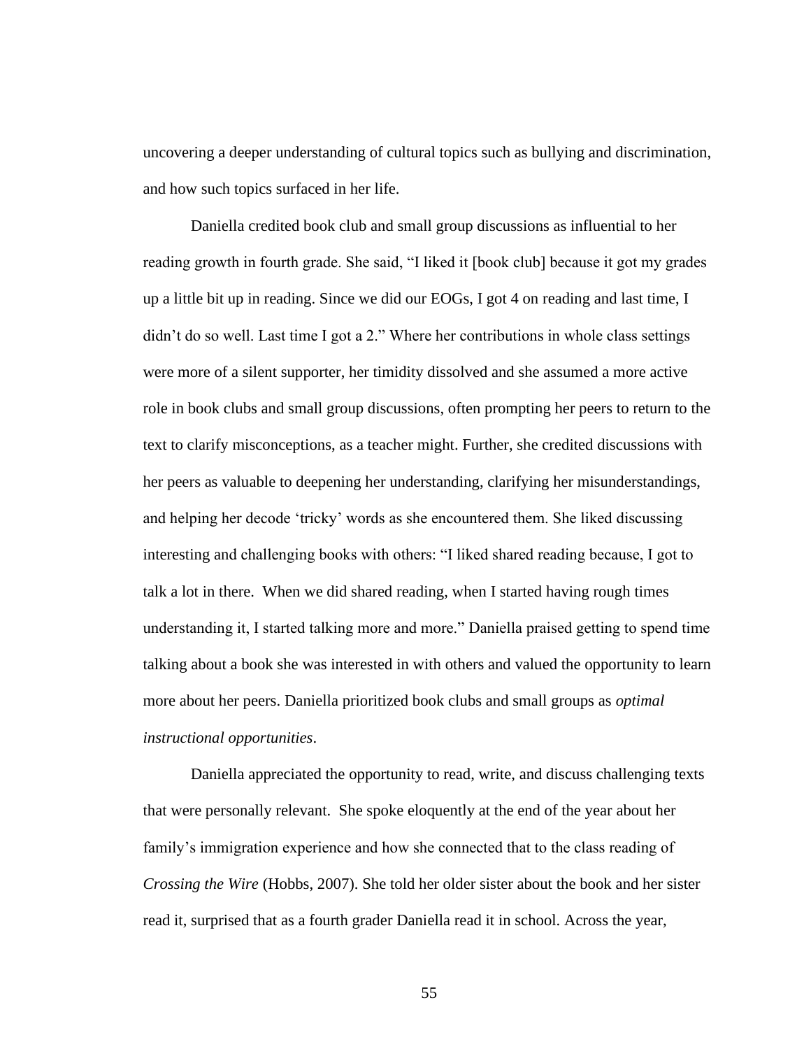uncovering a deeper understanding of cultural topics such as bullying and discrimination, and how such topics surfaced in her life.

Daniella credited book club and small group discussions as influential to her reading growth in fourth grade. She said, “I liked it [book club] because it got my grades up a little bit up in reading. Since we did our EOGs, I got 4 on reading and last time, I didn’t do so well. Last time I got a 2.” Where her contributions in whole class settings were more of a silent supporter, her timidity dissolved and she assumed a more active role in book clubs and small group discussions, often prompting her peers to return to the text to clarify misconceptions, as a teacher might. Further, she credited discussions with her peers as valuable to deepening her understanding, clarifying her misunderstandings, and helping her decode ‘tricky’ words as she encountered them. She liked discussing interesting and challenging books with others: “I liked shared reading because, I got to talk a lot in there. When we did shared reading, when I started having rough times understanding it, I started talking more and more.” Daniella praised getting to spend time talking about a book she was interested in with others and valued the opportunity to learn more about her peers. Daniella prioritized book clubs and small groups as *optimal instructional opportunities*.

Daniella appreciated the opportunity to read, write, and discuss challenging texts that were personally relevant. She spoke eloquently at the end of the year about her family’s immigration experience and how she connected that to the class reading of *Crossing the Wire* (Hobbs, 2007). She told her older sister about the book and her sister read it, surprised that as a fourth grader Daniella read it in school. Across the year,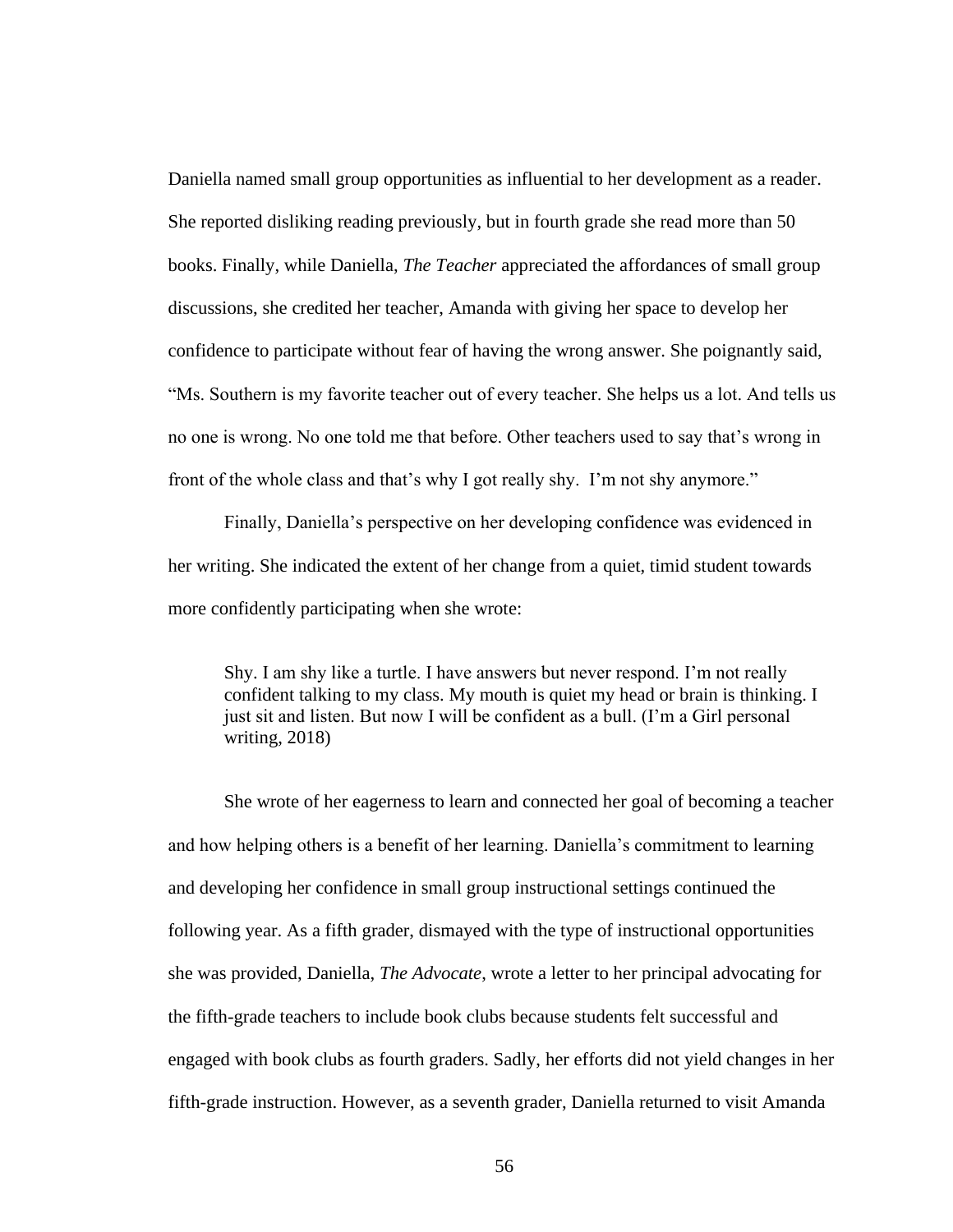Daniella named small group opportunities as influential to her development as a reader. She reported disliking reading previously, but in fourth grade she read more than 50 books. Finally, while Daniella, *The Teacher* appreciated the affordances of small group discussions, she credited her teacher, Amanda with giving her space to develop her confidence to participate without fear of having the wrong answer. She poignantly said, "Ms. Southern is my favorite teacher out of every teacher. She helps us a lot. And tells us no one is wrong. No one told me that before. Other teachers used to say that's wrong in front of the whole class and that's why I got really shy. I'm not shy anymore."

Finally, Daniella's perspective on her developing confidence was evidenced in her writing. She indicated the extent of her change from a quiet, timid student towards more confidently participating when she wrote:

> Shy. I am shy like a turtle. I have answers but never respond. I'm not really confident talking to my class. My mouth is quiet my head or brain is thinking. I just sit and listen. But now I will be confident as a bull. (I'm a Girl personal writing, 2018)

She wrote of her eagerness to learn and connected her goal of becoming a teacher and how helping others is a benefit of her learning. Daniella's commitment to learning and developing her confidence in small group instructional settings continued the following year. As a fifth grader, dismayed with the type of instructional opportunities she was provided, Daniella, *The Advocate*, wrote a letter to her principal advocating for the fifth-grade teachers to include book clubs because students felt successful and engaged with book clubs as fourth graders. Sadly, her efforts did not yield changes in her fifth-grade instruction. However, as a seventh grader, Daniella returned to visit Amanda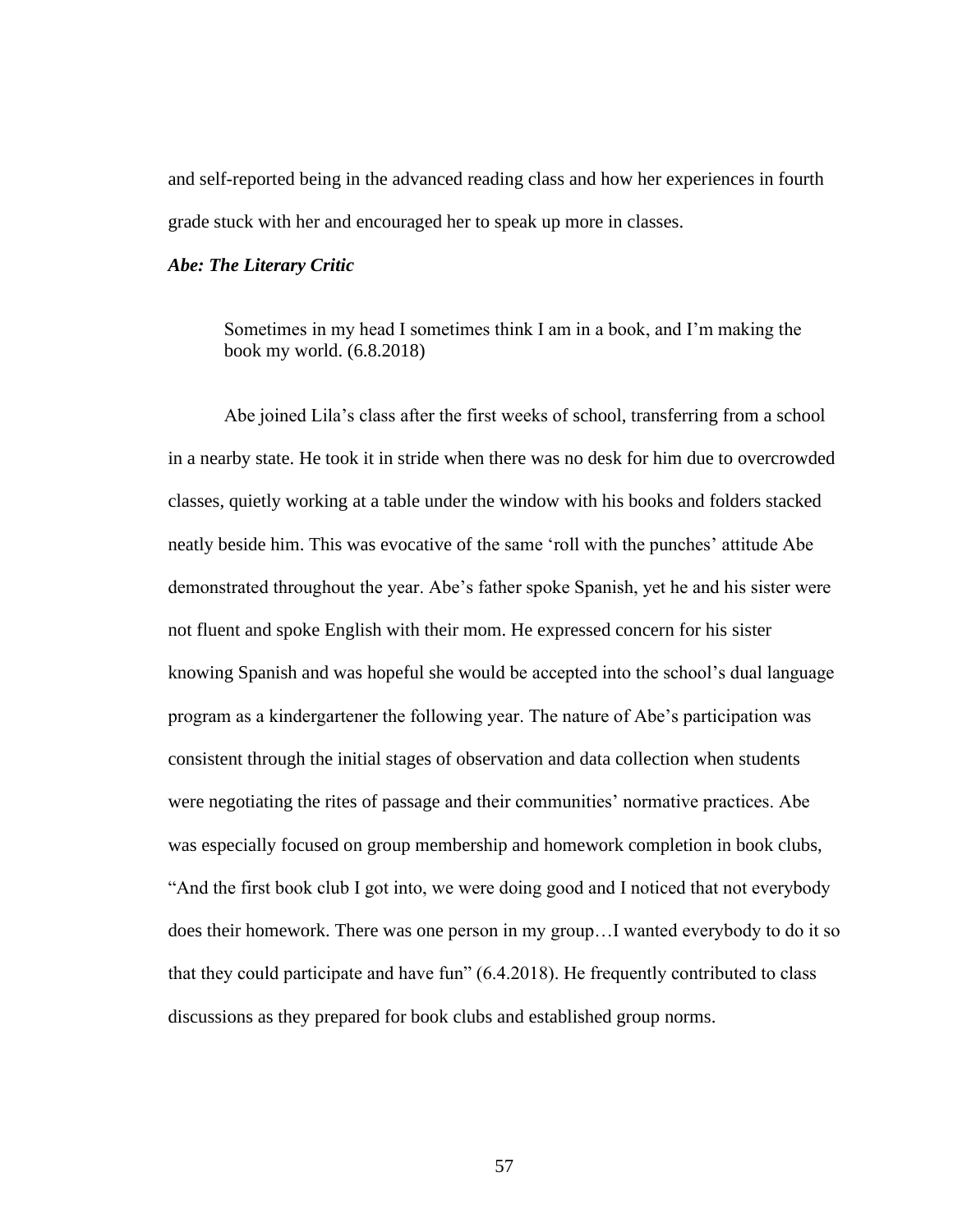and self-reported being in the advanced reading class and how her experiences in fourth grade stuck with her and encouraged her to speak up more in classes.

***Abe: The Literary Critic***

> Sometimes in my head I sometimes think I am in a book, and I'm making the book my world. (6.8.2018)

Abe joined Lila's class after the first weeks of school, transferring from a school in a nearby state. He took it in stride when there was no desk for him due to overcrowded classes, quietly working at a table under the window with his books and folders stacked neatly beside him. This was evocative of the same 'roll with the punches' attitude Abe demonstrated throughout the year. Abe's father spoke Spanish, yet he and his sister were not fluent and spoke English with their mom. He expressed concern for his sister knowing Spanish and was hopeful she would be accepted into the school's dual language program as a kindergartener the following year. The nature of Abe's participation was consistent through the initial stages of observation and data collection when students were negotiating the rites of passage and their communities' normative practices. Abe was especially focused on group membership and homework completion in book clubs, "And the first book club I got into, we were doing good and I noticed that not everybody does their homework. There was one person in my group…I wanted everybody to do it so that they could participate and have fun" (6.4.2018). He frequently contributed to class discussions as they prepared for book clubs and established group norms.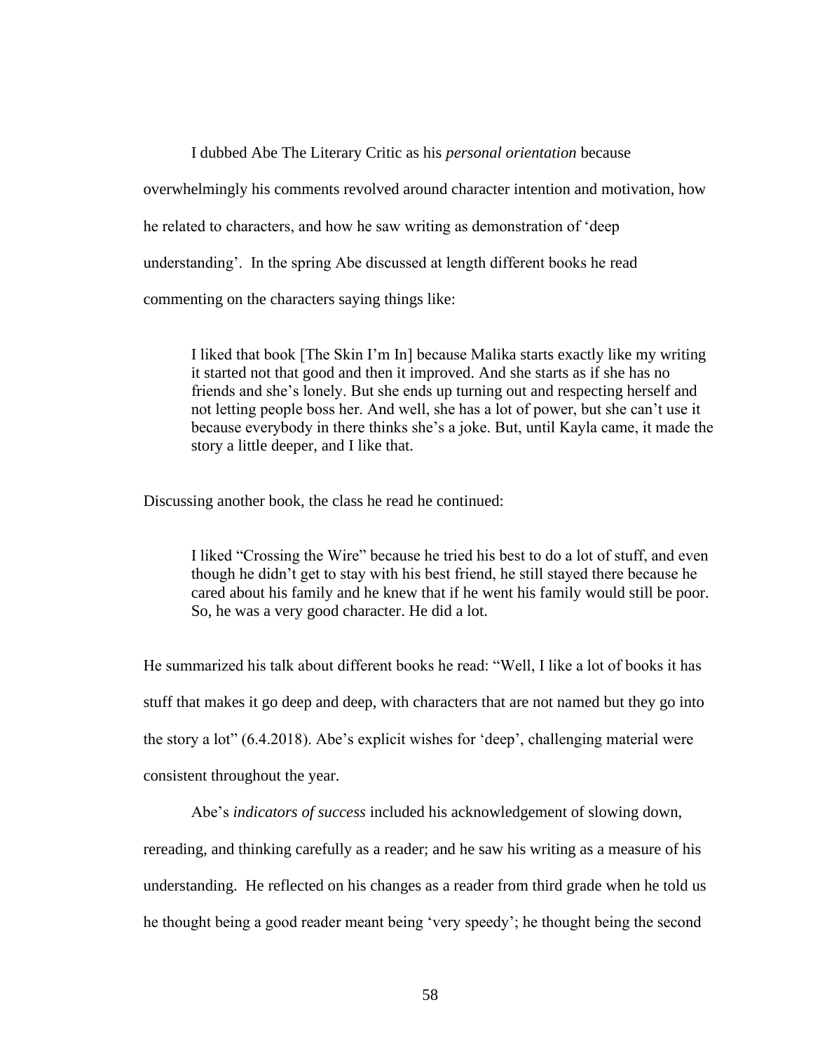I dubbed Abe The Literary Critic as his *personal orientation* because overwhelmingly his comments revolved around character intention and motivation, how he related to characters, and how he saw writing as demonstration of 'deep understanding'. In the spring Abe discussed at length different books he read commenting on the characters saying things like:

> I liked that book [The Skin I'm In] because Malika starts exactly like my writing it started not that good and then it improved. And she starts as if she has no friends and she's lonely. But she ends up turning out and respecting herself and not letting people boss her. And well, she has a lot of power, but she can't use it because everybody in there thinks she's a joke. But, until Kayla came, it made the story a little deeper, and I like that.

Discussing another book, the class he read he continued:

> I liked "Crossing the Wire" because he tried his best to do a lot of stuff, and even though he didn't get to stay with his best friend, he still stayed there because he cared about his family and he knew that if he went his family would still be poor. So, he was a very good character. He did a lot.

He summarized his talk about different books he read: "Well, I like a lot of books it has stuff that makes it go deep and deep, with characters that are not named but they go into the story a lot" (6.4.2018). Abe's explicit wishes for 'deep', challenging material were consistent throughout the year.

Abe's *indicators of success* included his acknowledgement of slowing down, rereading, and thinking carefully as a reader; and he saw his writing as a measure of his understanding. He reflected on his changes as a reader from third grade when he told us he thought being a good reader meant being 'very speedy'; he thought being the second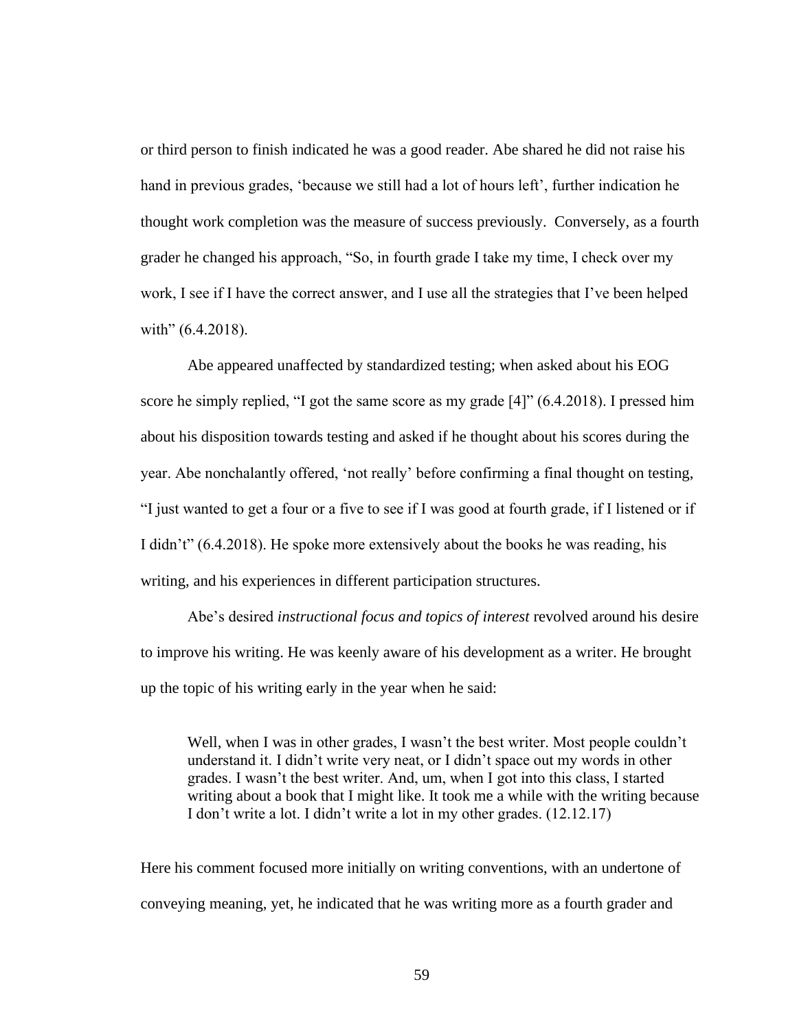or third person to finish indicated he was a good reader. Abe shared he did not raise his hand in previous grades, 'because we still had a lot of hours left', further indication he thought work completion was the measure of success previously. Conversely, as a fourth grader he changed his approach, "So, in fourth grade I take my time, I check over my work, I see if I have the correct answer, and I use all the strategies that I've been helped with" (6.4.2018).

Abe appeared unaffected by standardized testing; when asked about his EOG score he simply replied, "I got the same score as my grade [4]" (6.4.2018). I pressed him about his disposition towards testing and asked if he thought about his scores during the year. Abe nonchalantly offered, 'not really' before confirming a final thought on testing, "I just wanted to get a four or a five to see if I was good at fourth grade, if I listened or if I didn't" (6.4.2018). He spoke more extensively about the books he was reading, his writing, and his experiences in different participation structures.

Abe's desired *instructional focus and topics of interest* revolved around his desire to improve his writing. He was keenly aware of his development as a writer. He brought up the topic of his writing early in the year when he said:

> Well, when I was in other grades, I wasn't the best writer. Most people couldn't understand it. I didn't write very neat, or I didn't space out my words in other grades. I wasn't the best writer. And, um, when I got into this class, I started writing about a book that I might like. It took me a while with the writing because I don't write a lot. I didn't write a lot in my other grades. (12.12.17)

Here his comment focused more initially on writing conventions, with an undertone of conveying meaning, yet, he indicated that he was writing more as a fourth grader and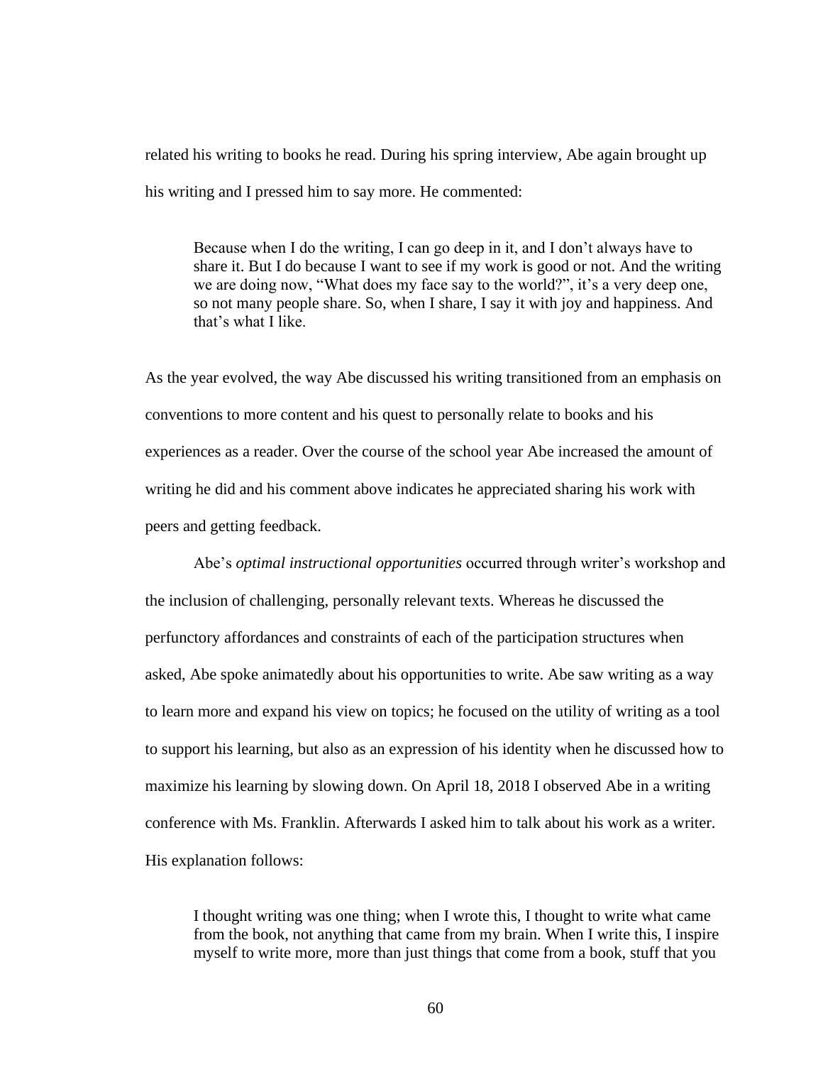related his writing to books he read. During his spring interview, Abe again brought up his writing and I pressed him to say more. He commented:

> Because when I do the writing, I can go deep in it, and I don't always have to share it. But I do because I want to see if my work is good or not. And the writing we are doing now, "What does my face say to the world?", it's a very deep one, so not many people share. So, when I share, I say it with joy and happiness. And that's what I like.

As the year evolved, the way Abe discussed his writing transitioned from an emphasis on conventions to more content and his quest to personally relate to books and his experiences as a reader. Over the course of the school year Abe increased the amount of writing he did and his comment above indicates he appreciated sharing his work with peers and getting feedback.

Abe's *optimal instructional opportunities* occurred through writer's workshop and the inclusion of challenging, personally relevant texts. Whereas he discussed the perfunctory affordances and constraints of each of the participation structures when asked, Abe spoke animatedly about his opportunities to write. Abe saw writing as a way to learn more and expand his view on topics; he focused on the utility of writing as a tool to support his learning, but also as an expression of his identity when he discussed how to maximize his learning by slowing down. On April 18, 2018 I observed Abe in a writing conference with Ms. Franklin. Afterwards I asked him to talk about his work as a writer. His explanation follows:

> I thought writing was one thing; when I wrote this, I thought to write what came from the book, not anything that came from my brain. When I write this, I inspire myself to write more, more than just things that come from a book, stuff that you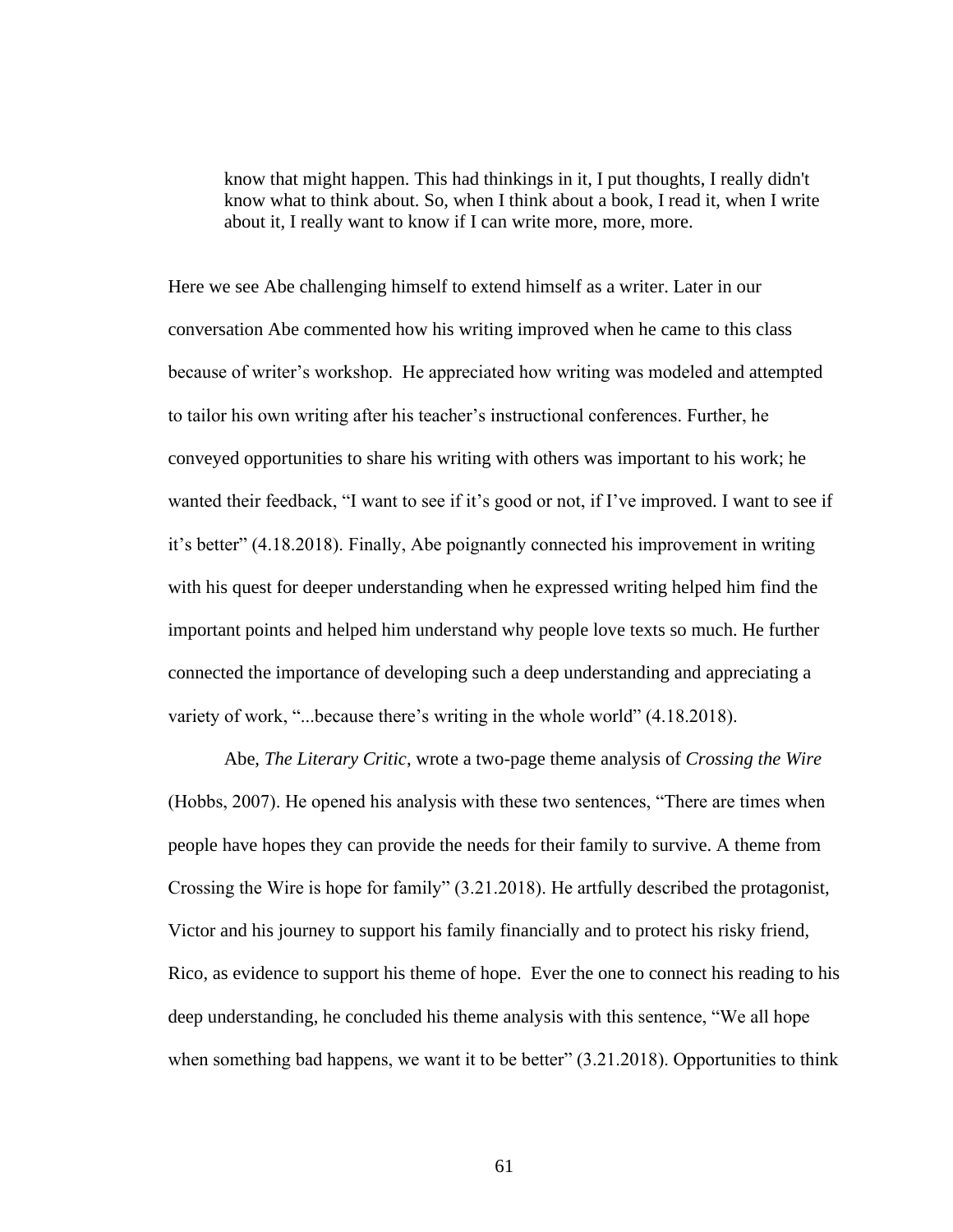> know that might happen. This had thinkings in it, I put thoughts, I really didn't know what to think about. So, when I think about a book, I read it, when I write about it, I really want to know if I can write more, more, more.

Here we see Abe challenging himself to extend himself as a writer. Later in our conversation Abe commented how his writing improved when he came to this class because of writer's workshop. He appreciated how writing was modeled and attempted to tailor his own writing after his teacher's instructional conferences. Further, he conveyed opportunities to share his writing with others was important to his work; he wanted their feedback, "I want to see if it's good or not, if I've improved. I want to see if it's better" (4.18.2018). Finally, Abe poignantly connected his improvement in writing with his quest for deeper understanding when he expressed writing helped him find the important points and helped him understand why people love texts so much. He further connected the importance of developing such a deep understanding and appreciating a variety of work, "...because there's writing in the whole world" (4.18.2018).

Abe, *The Literary Critic*, wrote a two-page theme analysis of *Crossing the Wire* (Hobbs, 2007). He opened his analysis with these two sentences, "There are times when people have hopes they can provide the needs for their family to survive. A theme from Crossing the Wire is hope for family" (3.21.2018). He artfully described the protagonist, Victor and his journey to support his family financially and to protect his risky friend, Rico, as evidence to support his theme of hope. Ever the one to connect his reading to his deep understanding, he concluded his theme analysis with this sentence, "We all hope when something bad happens, we want it to be better" (3.21.2018). Opportunities to think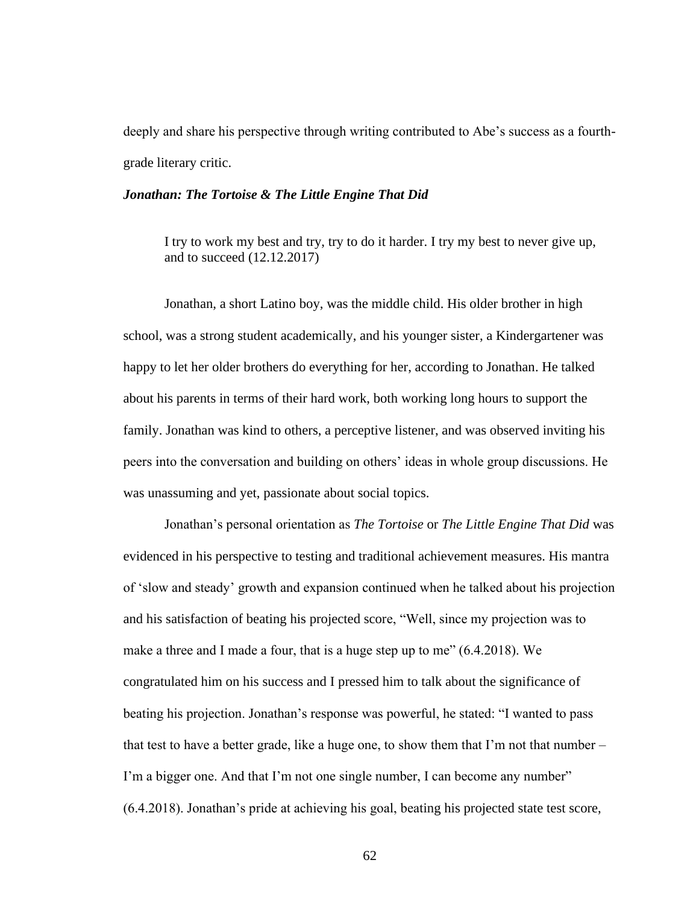deeply and share his perspective through writing contributed to Abe's success as a fourth-grade literary critic.

### *Jonathan: The Tortoise & The Little Engine That Did*

> I try to work my best and try, try to do it harder. I try my best to never give up, and to succeed (12.12.2017)

Jonathan, a short Latino boy, was the middle child. His older brother in high school, was a strong student academically, and his younger sister, a Kindergartener was happy to let her older brothers do everything for her, according to Jonathan. He talked about his parents in terms of their hard work, both working long hours to support the family. Jonathan was kind to others, a perceptive listener, and was observed inviting his peers into the conversation and building on others' ideas in whole group discussions. He was unassuming and yet, passionate about social topics.

Jonathan's personal orientation as *The Tortoise* or *The Little Engine That Did* was evidenced in his perspective to testing and traditional achievement measures. His mantra of 'slow and steady' growth and expansion continued when he talked about his projection and his satisfaction of beating his projected score, "Well, since my projection was to make a three and I made a four, that is a huge step up to me" (6.4.2018). We congratulated him on his success and I pressed him to talk about the significance of beating his projection. Jonathan's response was powerful, he stated: "I wanted to pass that test to have a better grade, like a huge one, to show them that I'm not that number – I'm a bigger one. And that I'm not one single number, I can become any number" (6.4.2018). Jonathan's pride at achieving his goal, beating his projected state test score,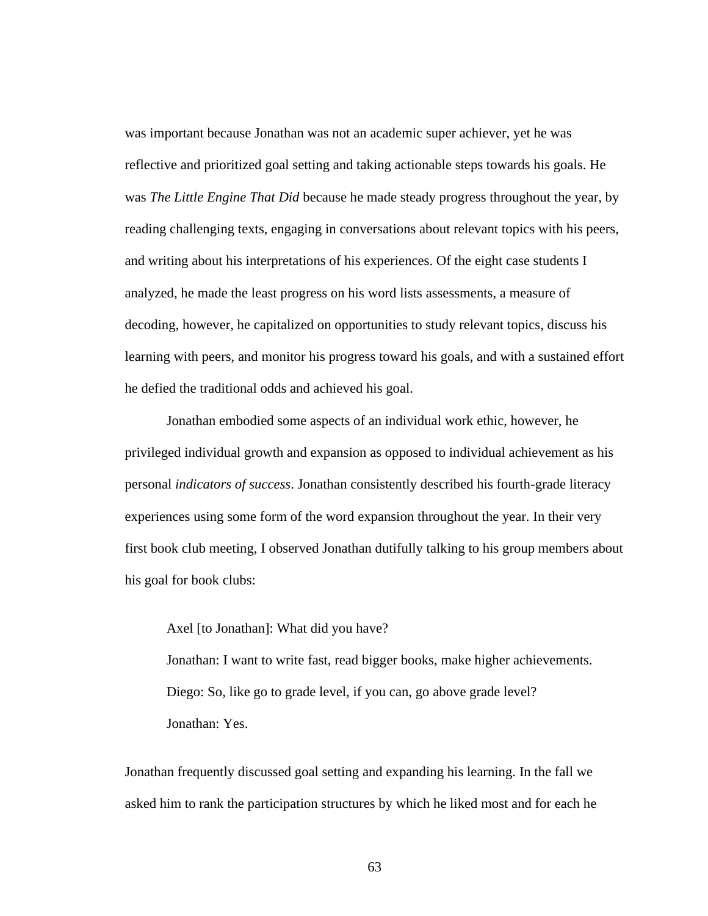was important because Jonathan was not an academic super achiever, yet he was reflective and prioritized goal setting and taking actionable steps towards his goals. He was *The Little Engine That Did* because he made steady progress throughout the year, by reading challenging texts, engaging in conversations about relevant topics with his peers, and writing about his interpretations of his experiences. Of the eight case students I analyzed, he made the least progress on his word lists assessments, a measure of decoding, however, he capitalized on opportunities to study relevant topics, discuss his learning with peers, and monitor his progress toward his goals, and with a sustained effort he defied the traditional odds and achieved his goal.

Jonathan embodied some aspects of an individual work ethic, however, he privileged individual growth and expansion as opposed to individual achievement as his personal *indicators of success*. Jonathan consistently described his fourth-grade literacy experiences using some form of the word expansion throughout the year. In their very first book club meeting, I observed Jonathan dutifully talking to his group members about his goal for book clubs:

> Axel [to Jonathan]: What did you have?
>
> Jonathan: I want to write fast, read bigger books, make higher achievements.
>
> Diego: So, like go to grade level, if you can, go above grade level?
>
> Jonathan: Yes.

Jonathan frequently discussed goal setting and expanding his learning. In the fall we asked him to rank the participation structures by which he liked most and for each he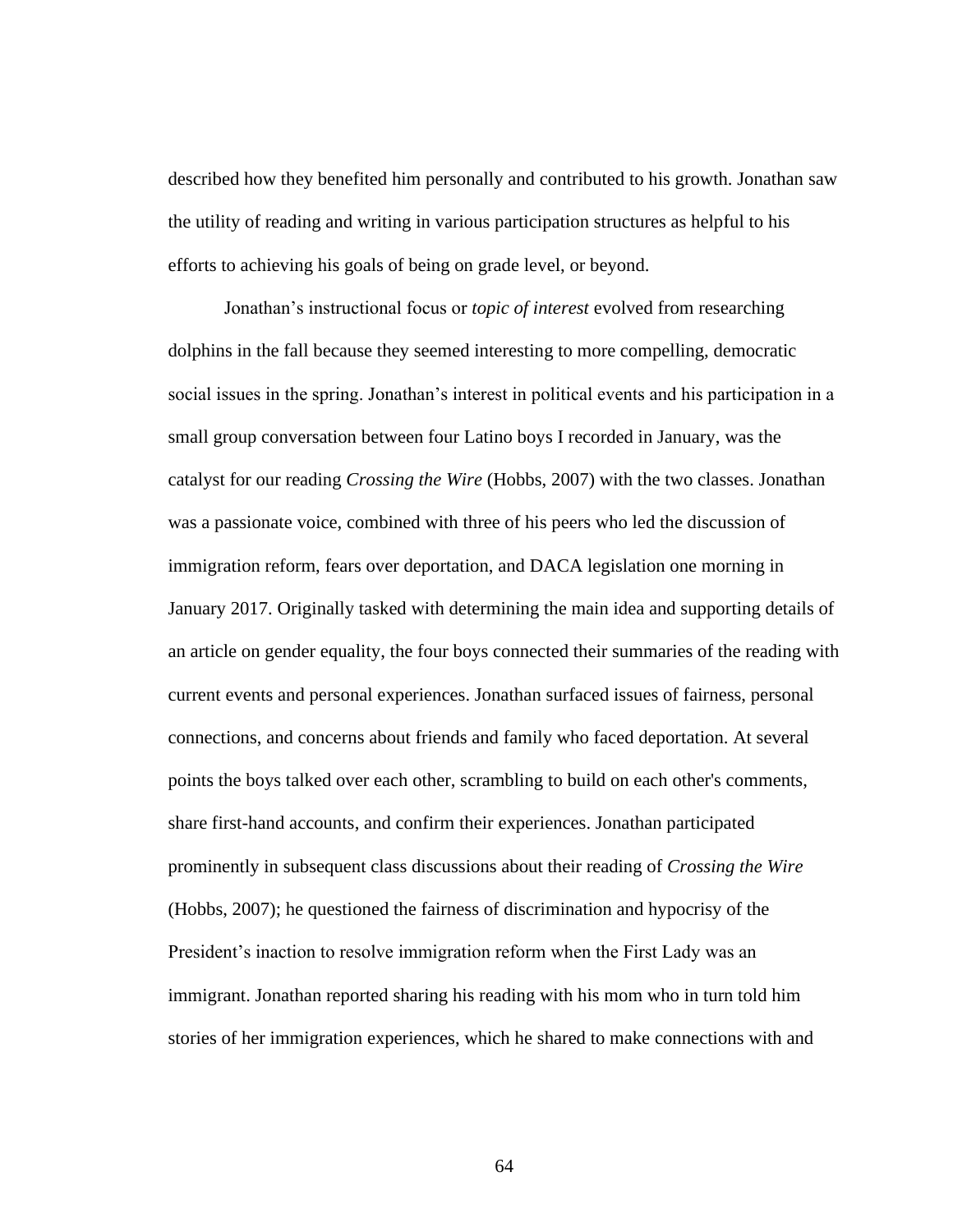described how they benefited him personally and contributed to his growth. Jonathan saw the utility of reading and writing in various participation structures as helpful to his efforts to achieving his goals of being on grade level, or beyond.

Jonathan's instructional focus or *topic of interest* evolved from researching dolphins in the fall because they seemed interesting to more compelling, democratic social issues in the spring. Jonathan's interest in political events and his participation in a small group conversation between four Latino boys I recorded in January, was the catalyst for our reading *Crossing the Wire* (Hobbs, 2007) with the two classes. Jonathan was a passionate voice, combined with three of his peers who led the discussion of immigration reform, fears over deportation, and DACA legislation one morning in January 2017. Originally tasked with determining the main idea and supporting details of an article on gender equality, the four boys connected their summaries of the reading with current events and personal experiences. Jonathan surfaced issues of fairness, personal connections, and concerns about friends and family who faced deportation. At several points the boys talked over each other, scrambling to build on each other's comments, share first-hand accounts, and confirm their experiences. Jonathan participated prominently in subsequent class discussions about their reading of *Crossing the Wire* (Hobbs, 2007); he questioned the fairness of discrimination and hypocrisy of the President's inaction to resolve immigration reform when the First Lady was an immigrant. Jonathan reported sharing his reading with his mom who in turn told him stories of her immigration experiences, which he shared to make connections with and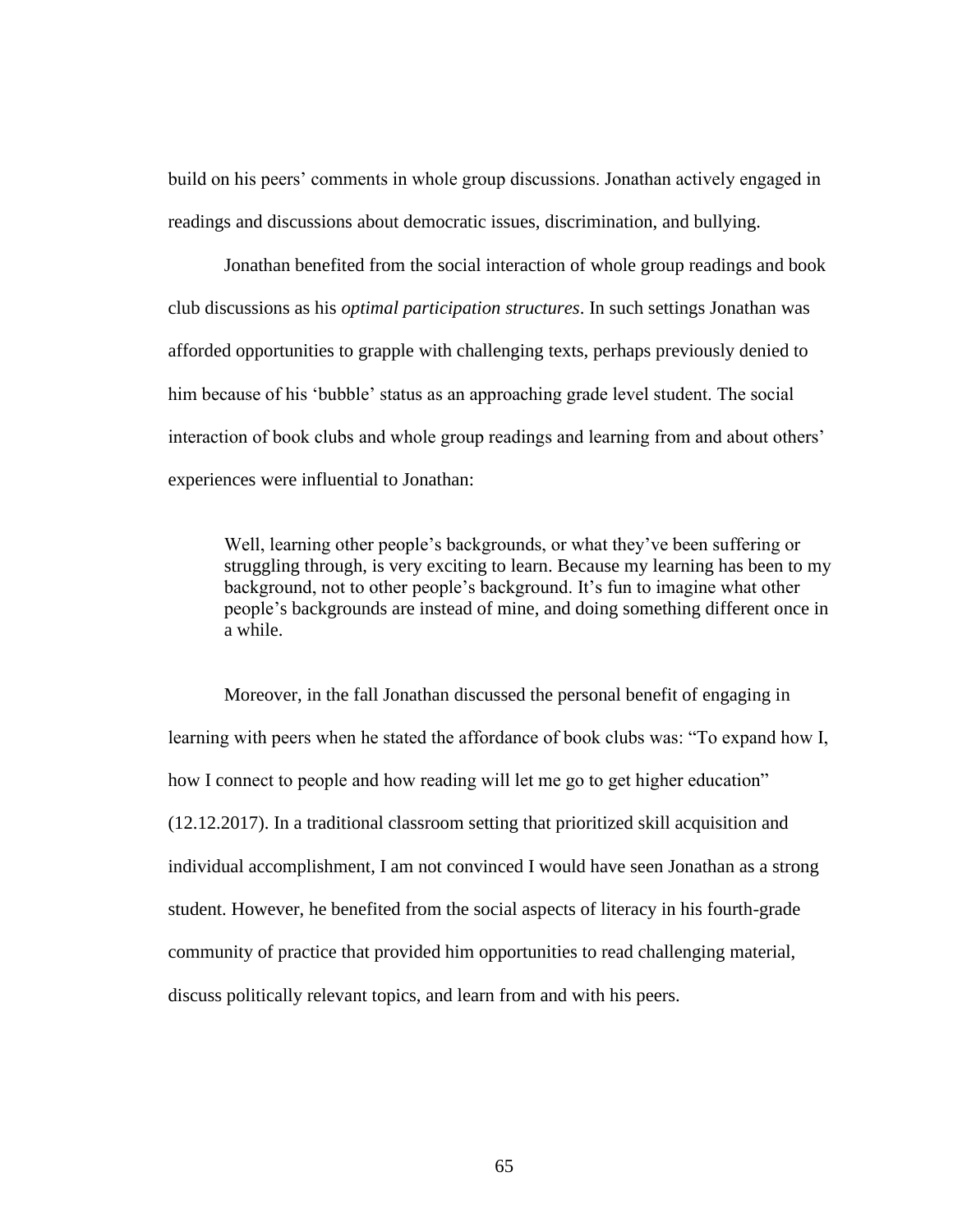build on his peers' comments in whole group discussions. Jonathan actively engaged in readings and discussions about democratic issues, discrimination, and bullying.

Jonathan benefited from the social interaction of whole group readings and book club discussions as his *optimal participation structures*. In such settings Jonathan was afforded opportunities to grapple with challenging texts, perhaps previously denied to him because of his 'bubble' status as an approaching grade level student. The social interaction of book clubs and whole group readings and learning from and about others' experiences were influential to Jonathan:

> Well, learning other people's backgrounds, or what they've been suffering or struggling through, is very exciting to learn. Because my learning has been to my background, not to other people's background. It's fun to imagine what other people's backgrounds are instead of mine, and doing something different once in a while.

Moreover, in the fall Jonathan discussed the personal benefit of engaging in learning with peers when he stated the affordance of book clubs was: "To expand how I, how I connect to people and how reading will let me go to get higher education" (12.12.2017). In a traditional classroom setting that prioritized skill acquisition and individual accomplishment, I am not convinced I would have seen Jonathan as a strong student. However, he benefited from the social aspects of literacy in his fourth-grade community of practice that provided him opportunities to read challenging material, discuss politically relevant topics, and learn from and with his peers.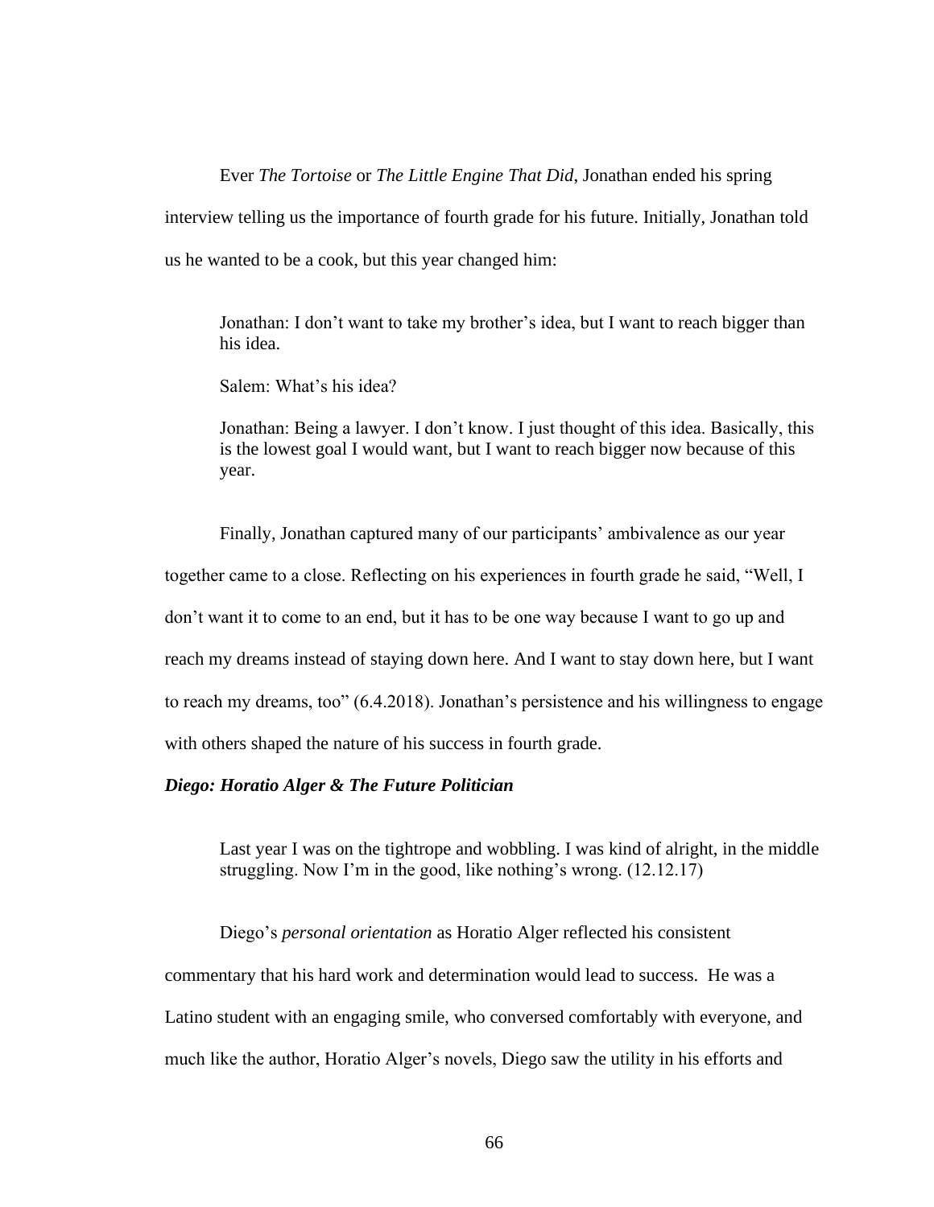Ever *The Tortoise* or *The Little Engine That Did*, Jonathan ended his spring interview telling us the importance of fourth grade for his future. Initially, Jonathan told us he wanted to be a cook, but this year changed him:

> Jonathan: I don't want to take my brother's idea, but I want to reach bigger than his idea.
>
> Salem: What's his idea?
>
> Jonathan: Being a lawyer. I don't know. I just thought of this idea. Basically, this is the lowest goal I would want, but I want to reach bigger now because of this year.

Finally, Jonathan captured many of our participants' ambivalence as our year together came to a close. Reflecting on his experiences in fourth grade he said, "Well, I don't want it to come to an end, but it has to be one way because I want to go up and reach my dreams instead of staying down here. And I want to stay down here, but I want to reach my dreams, too" (6.4.2018). Jonathan's persistence and his willingness to engage with others shaped the nature of his success in fourth grade.

### *Diego: Horatio Alger & The Future Politician*

> Last year I was on the tightrope and wobbling. I was kind of alright, in the middle struggling. Now I'm in the good, like nothing's wrong. (12.12.17)

Diego's *personal orientation* as Horatio Alger reflected his consistent commentary that his hard work and determination would lead to success. He was a Latino student with an engaging smile, who conversed comfortably with everyone, and much like the author, Horatio Alger's novels, Diego saw the utility in his efforts and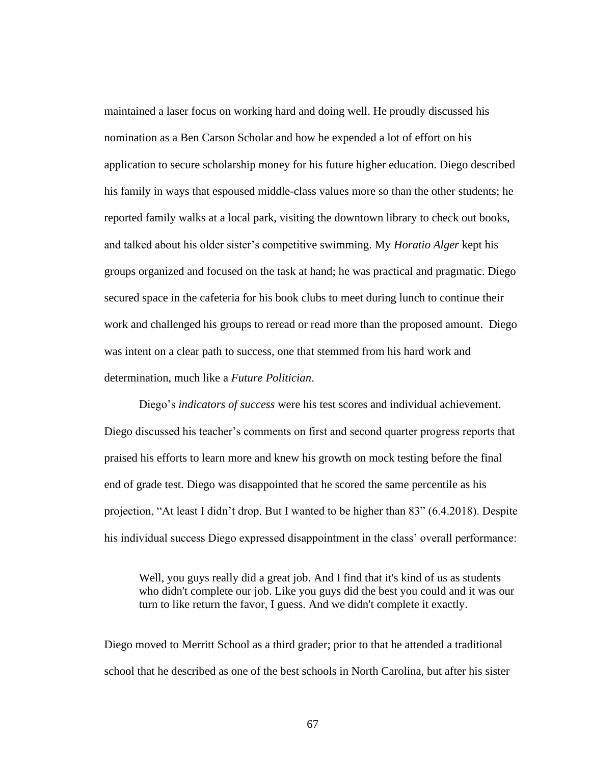maintained a laser focus on working hard and doing well. He proudly discussed his nomination as a Ben Carson Scholar and how he expended a lot of effort on his application to secure scholarship money for his future higher education. Diego described his family in ways that espoused middle-class values more so than the other students; he reported family walks at a local park, visiting the downtown library to check out books, and talked about his older sister's competitive swimming. My *Horatio Alger* kept his groups organized and focused on the task at hand; he was practical and pragmatic. Diego secured space in the cafeteria for his book clubs to meet during lunch to continue their work and challenged his groups to reread or read more than the proposed amount. Diego was intent on a clear path to success, one that stemmed from his hard work and determination, much like a *Future Politician*.

Diego's *indicators of success* were his test scores and individual achievement. Diego discussed his teacher's comments on first and second quarter progress reports that praised his efforts to learn more and knew his growth on mock testing before the final end of grade test. Diego was disappointed that he scored the same percentile as his projection, "At least I didn't drop. But I wanted to be higher than 83" (6.4.2018). Despite his individual success Diego expressed disappointment in the class' overall performance:

> Well, you guys really did a great job. And I find that it's kind of us as students who didn't complete our job. Like you guys did the best you could and it was our turn to like return the favor, I guess. And we didn't complete it exactly.

Diego moved to Merritt School as a third grader; prior to that he attended a traditional school that he described as one of the best schools in North Carolina, but after his sister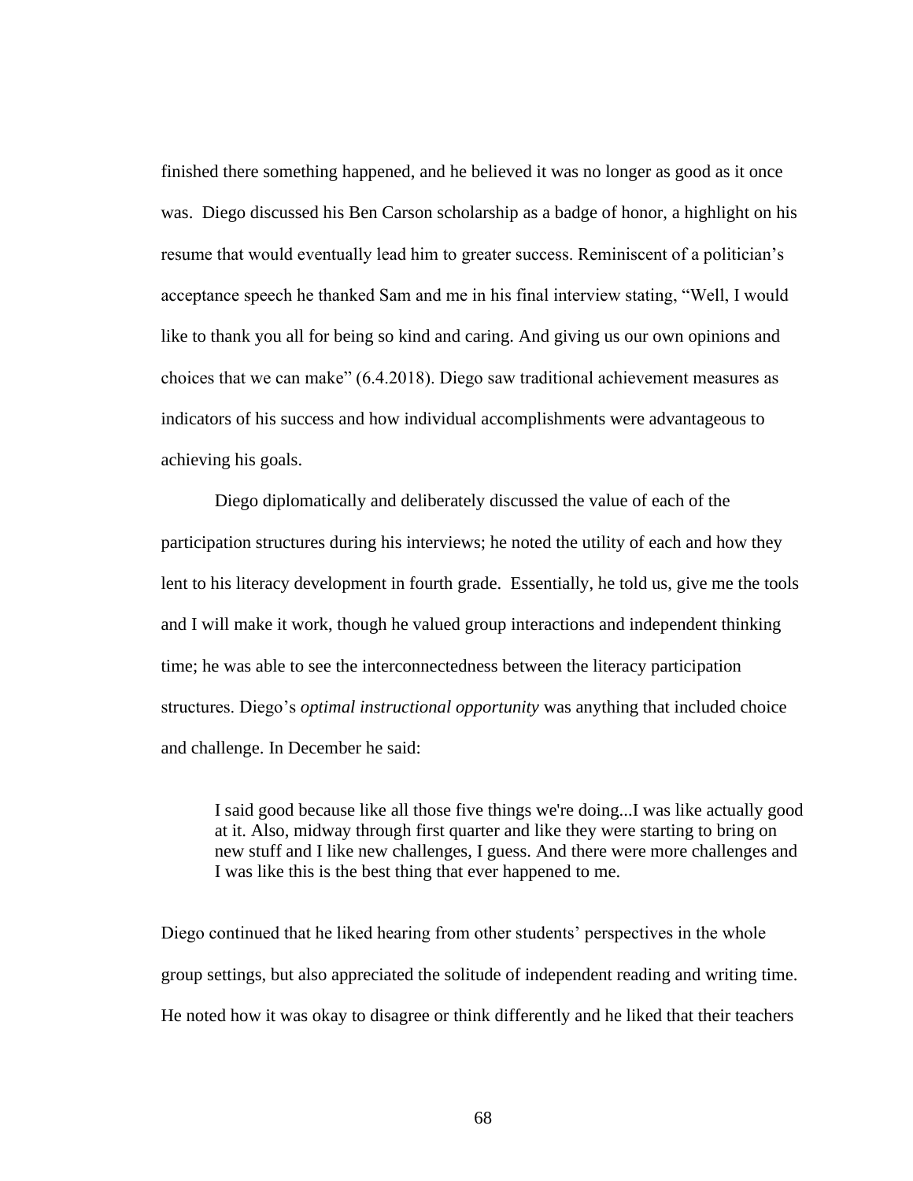finished there something happened, and he believed it was no longer as good as it once was. Diego discussed his Ben Carson scholarship as a badge of honor, a highlight on his resume that would eventually lead him to greater success. Reminiscent of a politician's acceptance speech he thanked Sam and me in his final interview stating, "Well, I would like to thank you all for being so kind and caring. And giving us our own opinions and choices that we can make" (6.4.2018). Diego saw traditional achievement measures as indicators of his success and how individual accomplishments were advantageous to achieving his goals.

Diego diplomatically and deliberately discussed the value of each of the participation structures during his interviews; he noted the utility of each and how they lent to his literacy development in fourth grade. Essentially, he told us, give me the tools and I will make it work, though he valued group interactions and independent thinking time; he was able to see the interconnectedness between the literacy participation structures. Diego's *optimal instructional opportunity* was anything that included choice and challenge. In December he said:

> I said good because like all those five things we're doing...I was like actually good at it. Also, midway through first quarter and like they were starting to bring on new stuff and I like new challenges, I guess. And there were more challenges and I was like this is the best thing that ever happened to me.

Diego continued that he liked hearing from other students' perspectives in the whole group settings, but also appreciated the solitude of independent reading and writing time. He noted how it was okay to disagree or think differently and he liked that their teachers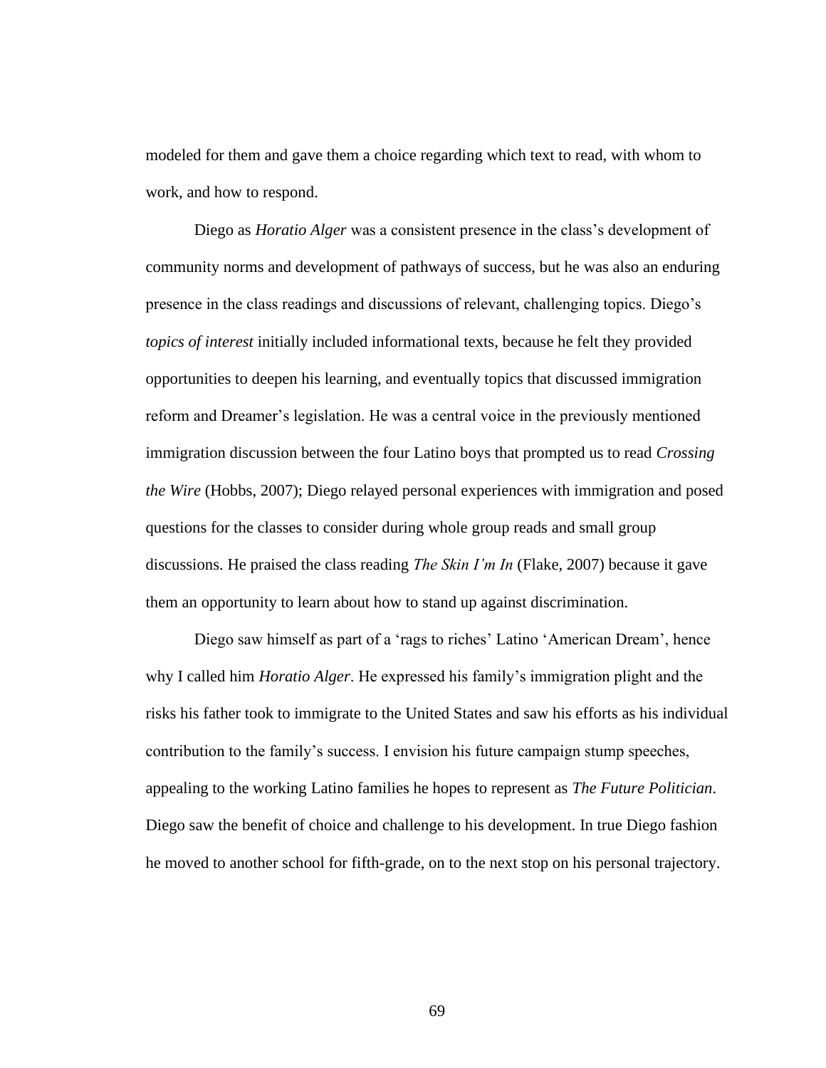modeled for them and gave them a choice regarding which text to read, with whom to work, and how to respond.

Diego as *Horatio Alger* was a consistent presence in the class's development of community norms and development of pathways of success, but he was also an enduring presence in the class readings and discussions of relevant, challenging topics. Diego's *topics of interest* initially included informational texts, because he felt they provided opportunities to deepen his learning, and eventually topics that discussed immigration reform and Dreamer's legislation. He was a central voice in the previously mentioned immigration discussion between the four Latino boys that prompted us to read *Crossing the Wire* (Hobbs, 2007); Diego relayed personal experiences with immigration and posed questions for the classes to consider during whole group reads and small group discussions. He praised the class reading *The Skin I'm In* (Flake, 2007) because it gave them an opportunity to learn about how to stand up against discrimination.

Diego saw himself as part of a 'rags to riches' Latino 'American Dream', hence why I called him *Horatio Alger*. He expressed his family's immigration plight and the risks his father took to immigrate to the United States and saw his efforts as his individual contribution to the family's success. I envision his future campaign stump speeches, appealing to the working Latino families he hopes to represent as *The Future Politician*. Diego saw the benefit of choice and challenge to his development. In true Diego fashion he moved to another school for fifth-grade, on to the next stop on his personal trajectory.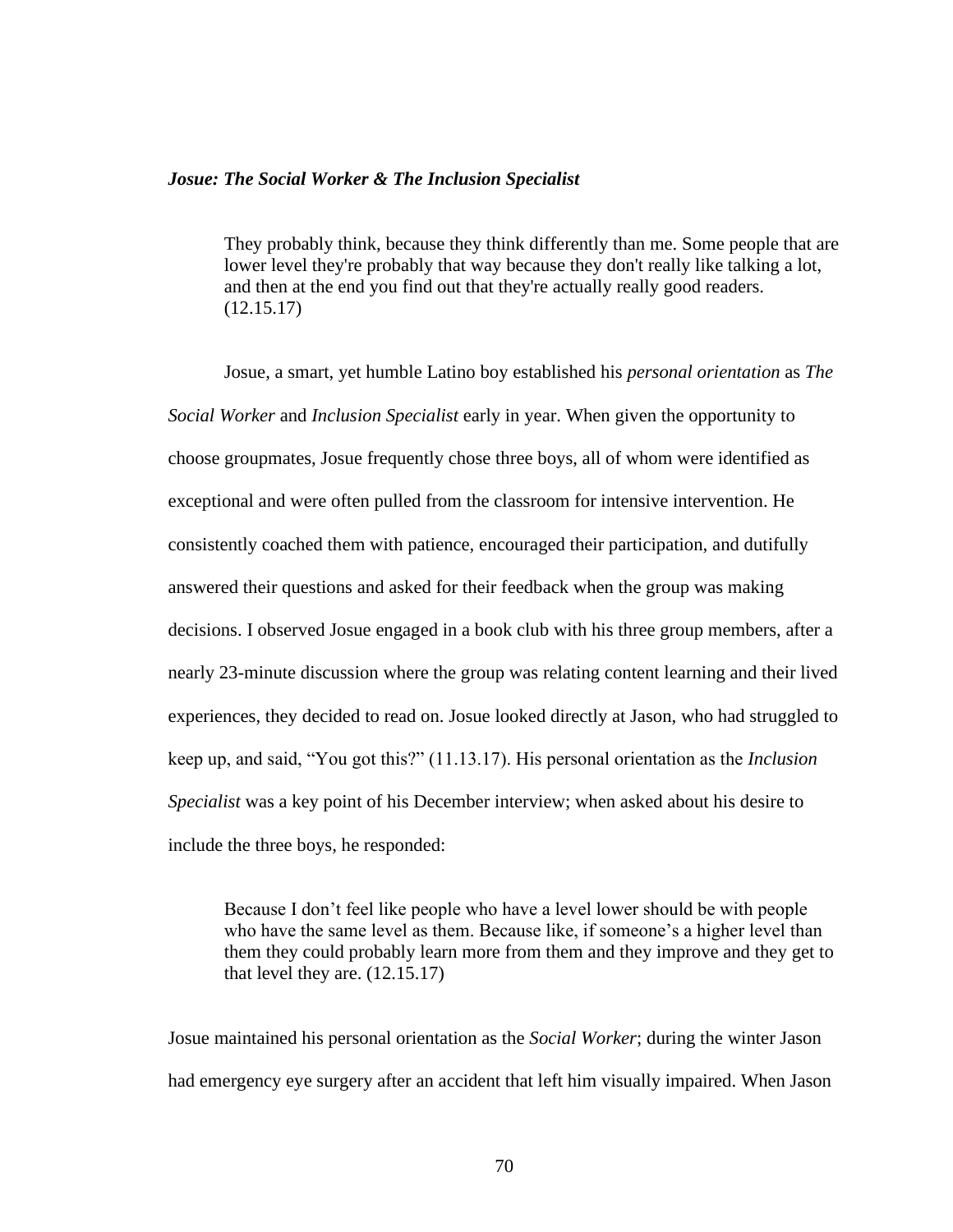***Josue: The Social Worker & The Inclusion Specialist***

> They probably think, because they think differently than me. Some people that are lower level they're probably that way because they don't really like talking a lot, and then at the end you find out that they're actually really good readers. (12.15.17)

Josue, a smart, yet humble Latino boy established his *personal orientation* as *The Social Worker* and *Inclusion Specialist* early in year. When given the opportunity to choose groupmates, Josue frequently chose three boys, all of whom were identified as exceptional and were often pulled from the classroom for intensive intervention. He consistently coached them with patience, encouraged their participation, and dutifully answered their questions and asked for their feedback when the group was making decisions. I observed Josue engaged in a book club with his three group members, after a nearly 23-minute discussion where the group was relating content learning and their lived experiences, they decided to read on. Josue looked directly at Jason, who had struggled to keep up, and said, "You got this?" (11.13.17). His personal orientation as the *Inclusion Specialist* was a key point of his December interview; when asked about his desire to include the three boys, he responded:

> Because I don't feel like people who have a level lower should be with people who have the same level as them. Because like, if someone's a higher level than them they could probably learn more from them and they improve and they get to that level they are. (12.15.17)

Josue maintained his personal orientation as the *Social Worker*; during the winter Jason had emergency eye surgery after an accident that left him visually impaired. When Jason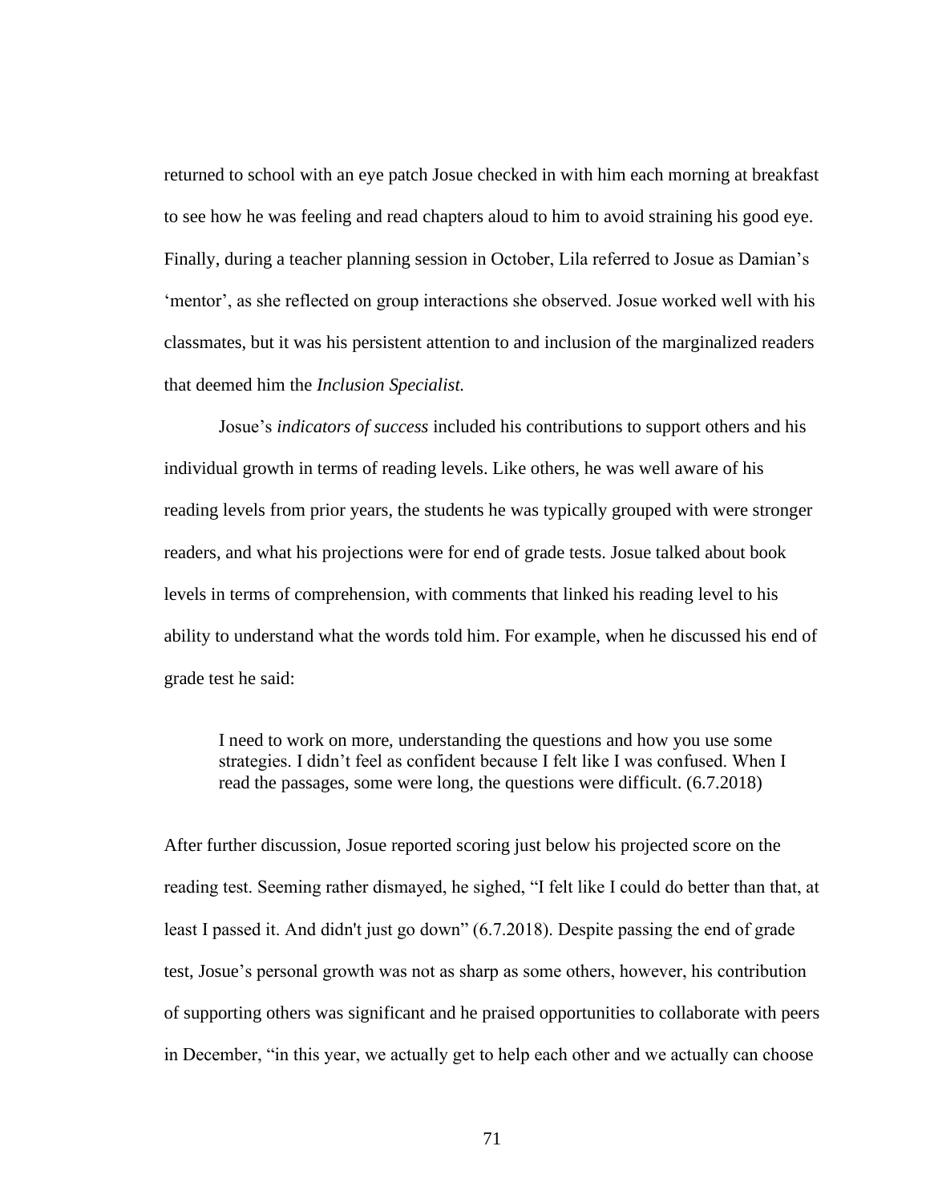returned to school with an eye patch Josue checked in with him each morning at breakfast to see how he was feeling and read chapters aloud to him to avoid straining his good eye. Finally, during a teacher planning session in October, Lila referred to Josue as Damian's 'mentor', as she reflected on group interactions she observed. Josue worked well with his classmates, but it was his persistent attention to and inclusion of the marginalized readers that deemed him the *Inclusion Specialist.*

Josue's *indicators of success* included his contributions to support others and his individual growth in terms of reading levels. Like others, he was well aware of his reading levels from prior years, the students he was typically grouped with were stronger readers, and what his projections were for end of grade tests. Josue talked about book levels in terms of comprehension, with comments that linked his reading level to his ability to understand what the words told him. For example, when he discussed his end of grade test he said:

> I need to work on more, understanding the questions and how you use some strategies. I didn't feel as confident because I felt like I was confused. When I read the passages, some were long, the questions were difficult. (6.7.2018)

After further discussion, Josue reported scoring just below his projected score on the reading test. Seeming rather dismayed, he sighed, "I felt like I could do better than that, at least I passed it. And didn't just go down" (6.7.2018). Despite passing the end of grade test, Josue's personal growth was not as sharp as some others, however, his contribution of supporting others was significant and he praised opportunities to collaborate with peers in December, "in this year, we actually get to help each other and we actually can choose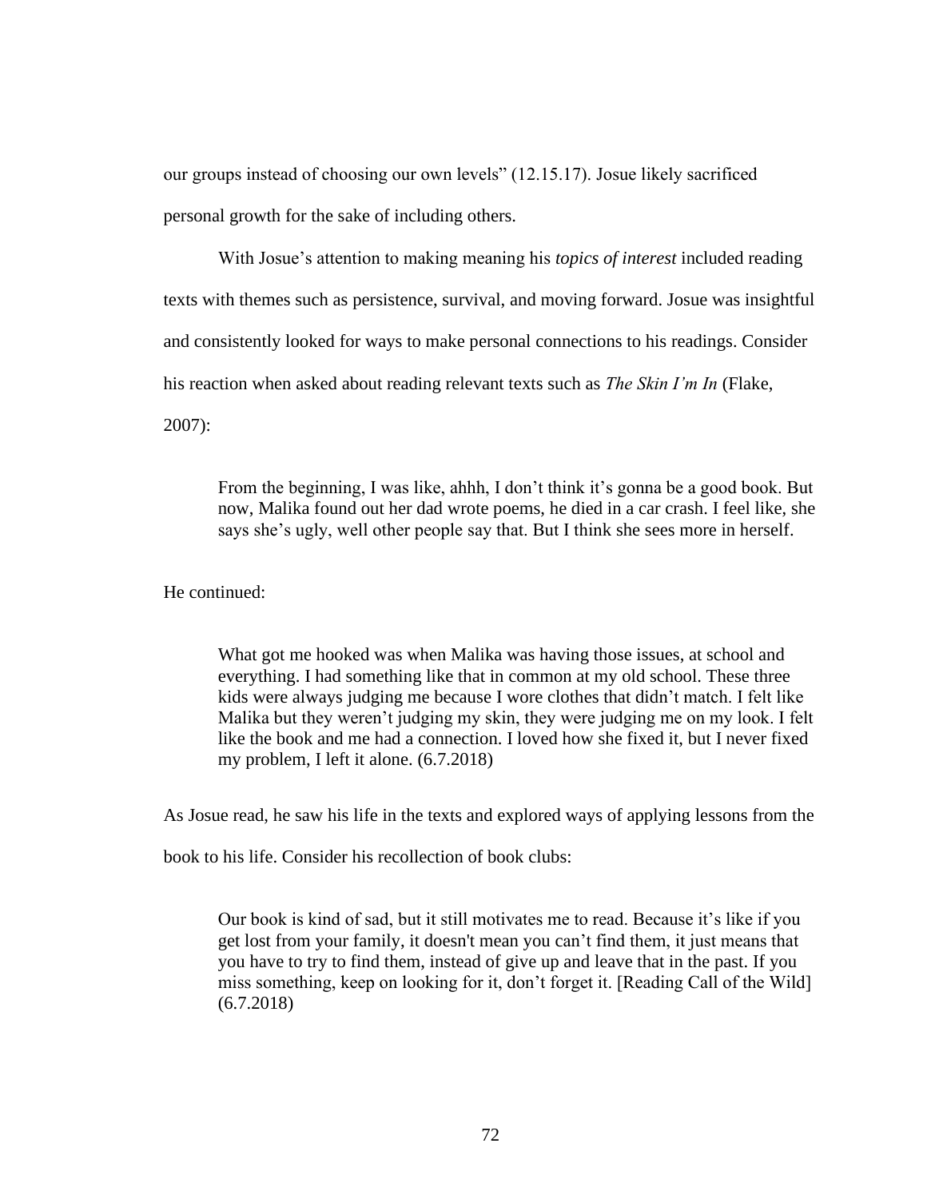our groups instead of choosing our own levels" (12.15.17). Josue likely sacrificed personal growth for the sake of including others.

With Josue's attention to making meaning his *topics of interest* included reading texts with themes such as persistence, survival, and moving forward. Josue was insightful and consistently looked for ways to make personal connections to his readings. Consider his reaction when asked about reading relevant texts such as *The Skin I'm In* (Flake, 2007):

> From the beginning, I was like, ahhh, I don't think it's gonna be a good book. But now, Malika found out her dad wrote poems, he died in a car crash. I feel like, she says she's ugly, well other people say that. But I think she sees more in herself.

He continued:

> What got me hooked was when Malika was having those issues, at school and everything. I had something like that in common at my old school. These three kids were always judging me because I wore clothes that didn't match. I felt like Malika but they weren't judging my skin, they were judging me on my look. I felt like the book and me had a connection. I loved how she fixed it, but I never fixed my problem, I left it alone. (6.7.2018)

As Josue read, he saw his life in the texts and explored ways of applying lessons from the book to his life. Consider his recollection of book clubs:

> Our book is kind of sad, but it still motivates me to read. Because it's like if you get lost from your family, it doesn't mean you can't find them, it just means that you have to try to find them, instead of give up and leave that in the past. If you miss something, keep on looking for it, don't forget it. [Reading Call of the Wild] (6.7.2018)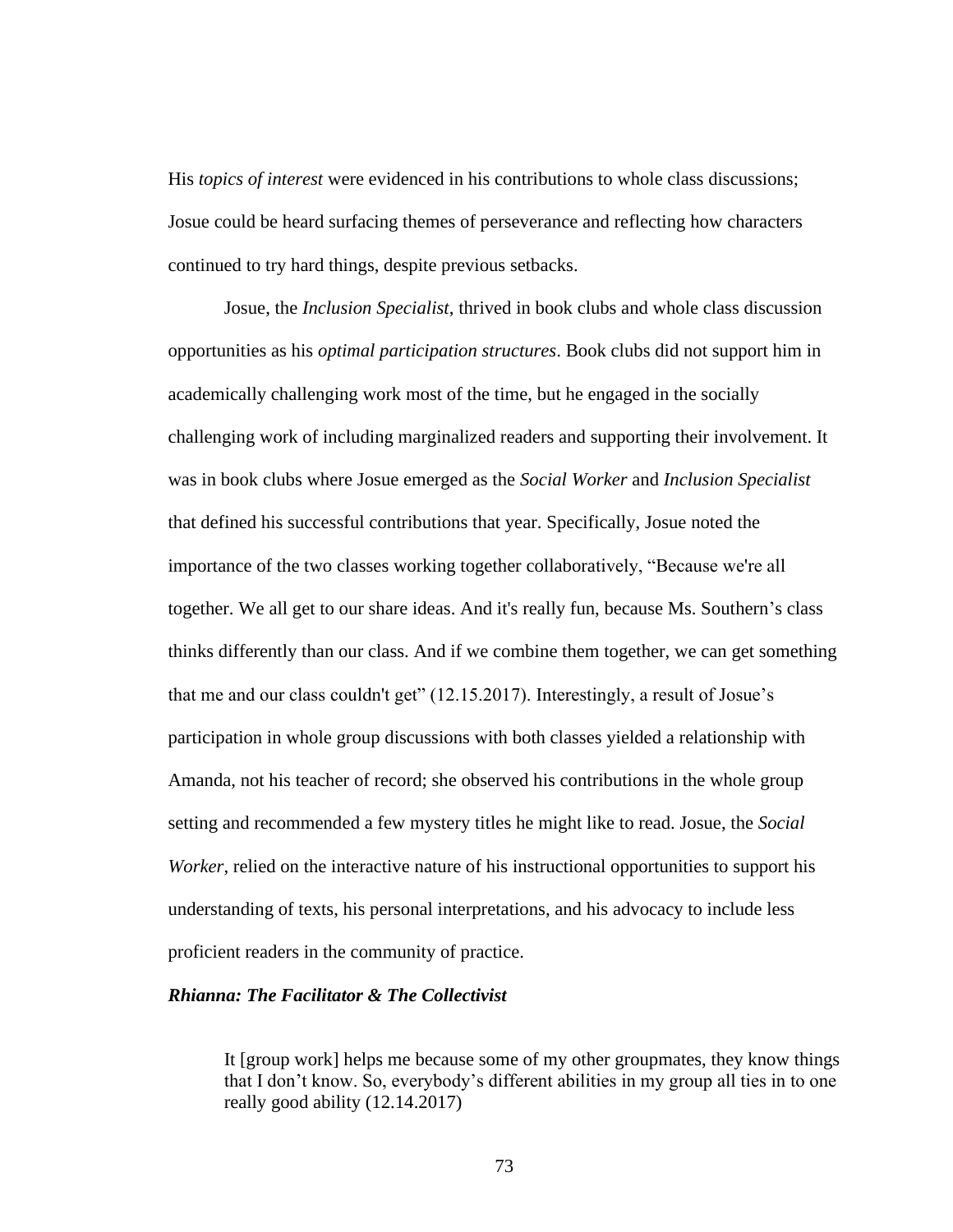His *topics of interest* were evidenced in his contributions to whole class discussions; Josue could be heard surfacing themes of perseverance and reflecting how characters continued to try hard things, despite previous setbacks.

Josue, the *Inclusion Specialist*, thrived in book clubs and whole class discussion opportunities as his *optimal participation structures*. Book clubs did not support him in academically challenging work most of the time, but he engaged in the socially challenging work of including marginalized readers and supporting their involvement. It was in book clubs where Josue emerged as the *Social Worker* and *Inclusion Specialist* that defined his successful contributions that year. Specifically, Josue noted the importance of the two classes working together collaboratively, "Because we're all together. We all get to our share ideas. And it's really fun, because Ms. Southern's class thinks differently than our class. And if we combine them together, we can get something that me and our class couldn't get" (12.15.2017). Interestingly, a result of Josue's participation in whole group discussions with both classes yielded a relationship with Amanda, not his teacher of record; she observed his contributions in the whole group setting and recommended a few mystery titles he might like to read. Josue, the *Social Worker*, relied on the interactive nature of his instructional opportunities to support his understanding of texts, his personal interpretations, and his advocacy to include less proficient readers in the community of practice.

### *Rhianna: The Facilitator & The Collectivist*

> It [group work] helps me because some of my other groupmates, they know things that I don't know. So, everybody's different abilities in my group all ties in to one really good ability (12.14.2017)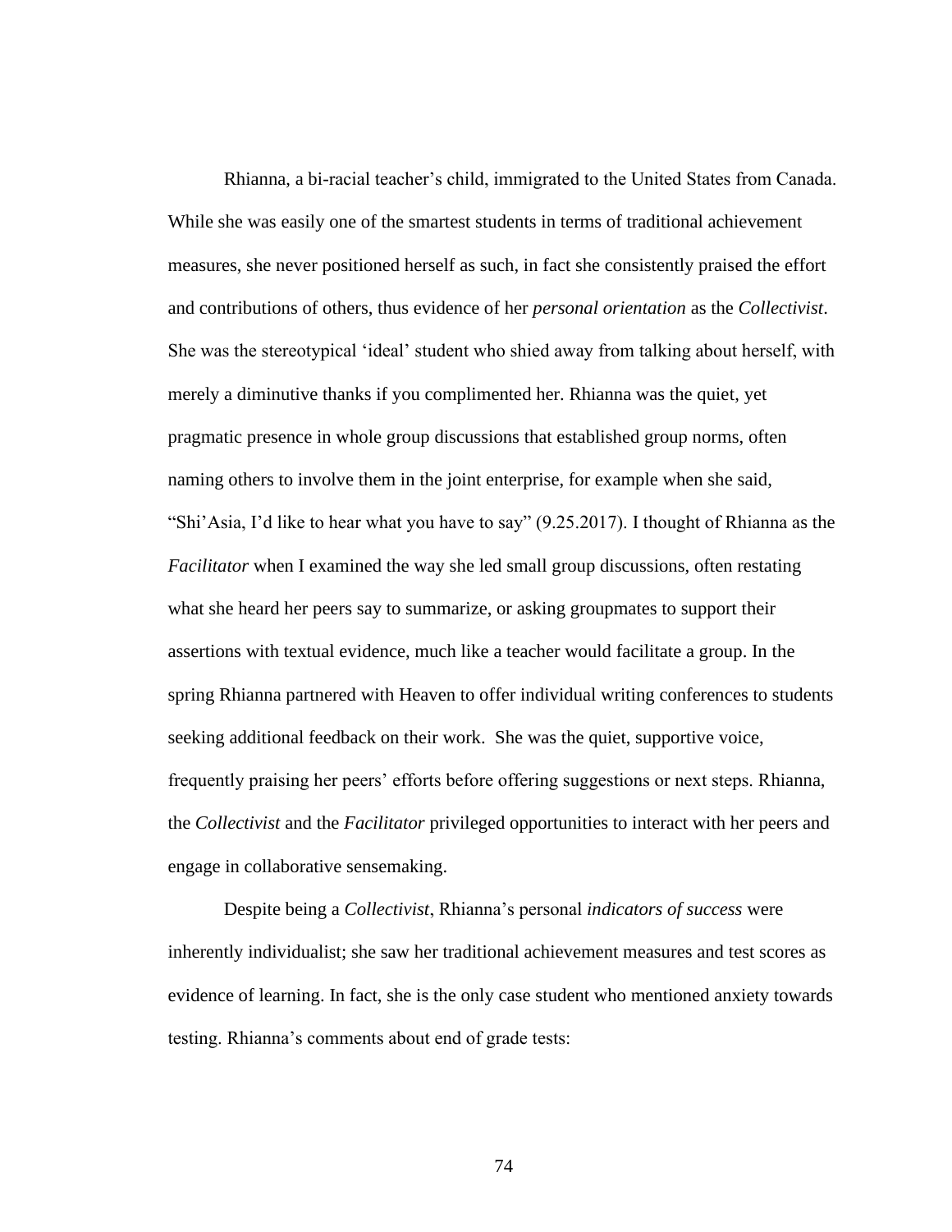Rhianna, a bi-racial teacher's child, immigrated to the United States from Canada. While she was easily one of the smartest students in terms of traditional achievement measures, she never positioned herself as such, in fact she consistently praised the effort and contributions of others, thus evidence of her *personal orientation* as the *Collectivist*. She was the stereotypical 'ideal' student who shied away from talking about herself, with merely a diminutive thanks if you complimented her. Rhianna was the quiet, yet pragmatic presence in whole group discussions that established group norms, often naming others to involve them in the joint enterprise, for example when she said, "Shi'Asia, I'd like to hear what you have to say" (9.25.2017). I thought of Rhianna as the *Facilitator* when I examined the way she led small group discussions, often restating what she heard her peers say to summarize, or asking groupmates to support their assertions with textual evidence, much like a teacher would facilitate a group. In the spring Rhianna partnered with Heaven to offer individual writing conferences to students seeking additional feedback on their work. She was the quiet, supportive voice, frequently praising her peers' efforts before offering suggestions or next steps. Rhianna, the *Collectivist* and the *Facilitator* privileged opportunities to interact with her peers and engage in collaborative sensemaking.

Despite being a *Collectivist*, Rhianna's personal *indicators of success* were inherently individualist; she saw her traditional achievement measures and test scores as evidence of learning. In fact, she is the only case student who mentioned anxiety towards testing. Rhianna's comments about end of grade tests: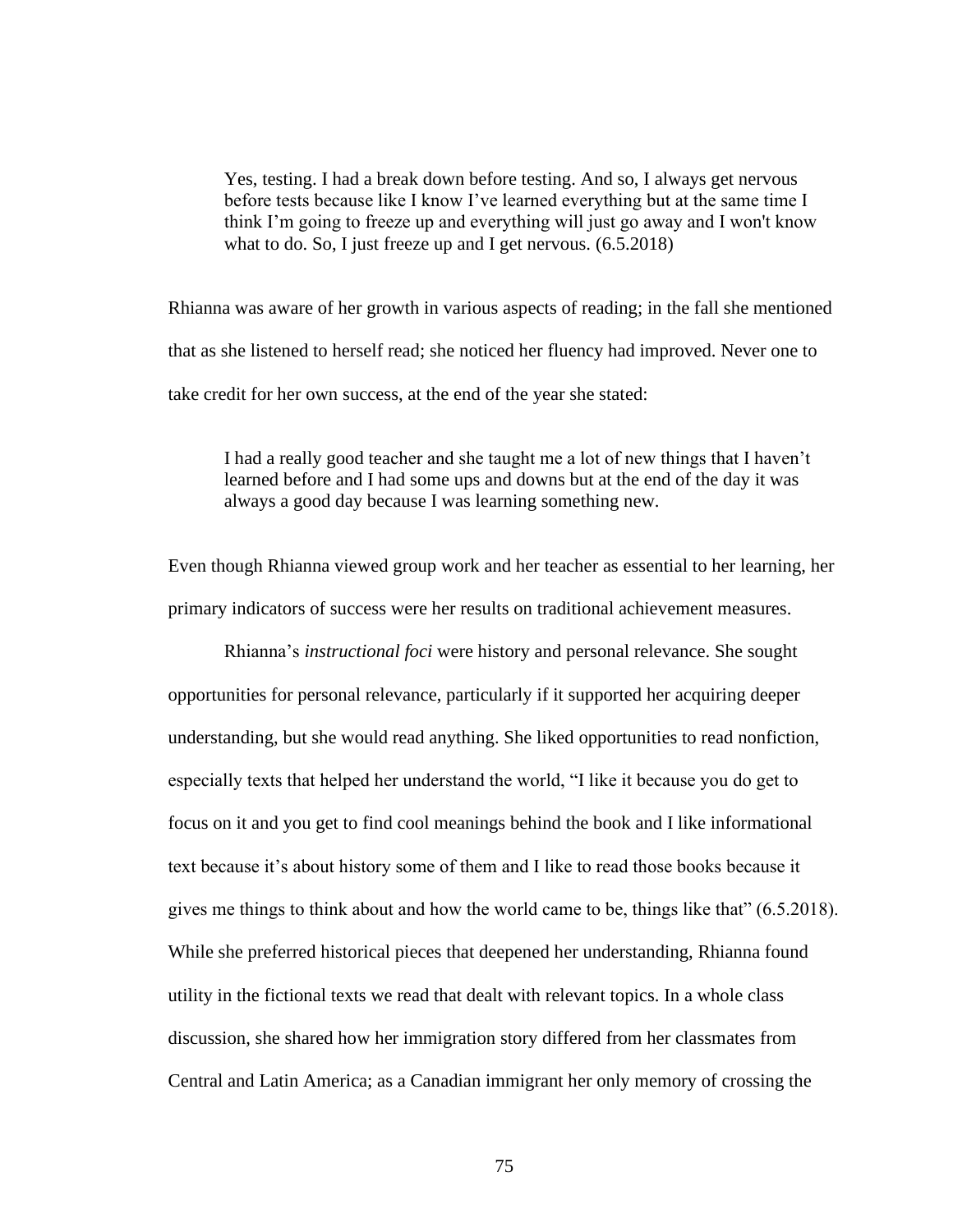> Yes, testing. I had a break down before testing. And so, I always get nervous before tests because like I know I've learned everything but at the same time I think I'm going to freeze up and everything will just go away and I won't know what to do. So, I just freeze up and I get nervous. (6.5.2018)

Rhianna was aware of her growth in various aspects of reading; in the fall she mentioned that as she listened to herself read; she noticed her fluency had improved. Never one to take credit for her own success, at the end of the year she stated:

> I had a really good teacher and she taught me a lot of new things that I haven't learned before and I had some ups and downs but at the end of the day it was always a good day because I was learning something new.

Even though Rhianna viewed group work and her teacher as essential to her learning, her primary indicators of success were her results on traditional achievement measures.

Rhianna's *instructional foci* were history and personal relevance. She sought opportunities for personal relevance, particularly if it supported her acquiring deeper understanding, but she would read anything. She liked opportunities to read nonfiction, especially texts that helped her understand the world, "I like it because you do get to focus on it and you get to find cool meanings behind the book and I like informational text because it's about history some of them and I like to read those books because it gives me things to think about and how the world came to be, things like that" (6.5.2018). While she preferred historical pieces that deepened her understanding, Rhianna found utility in the fictional texts we read that dealt with relevant topics. In a whole class discussion, she shared how her immigration story differed from her classmates from Central and Latin America; as a Canadian immigrant her only memory of crossing the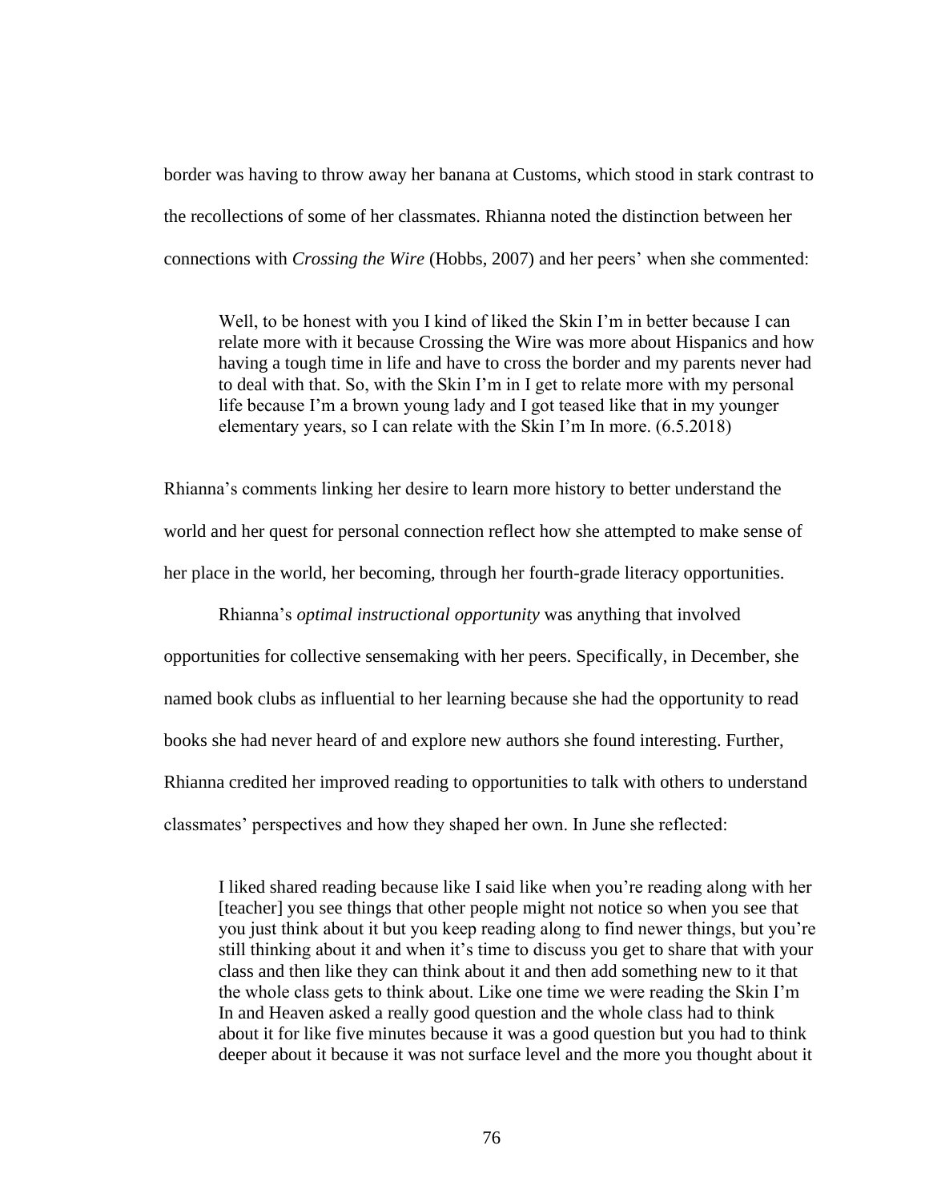border was having to throw away her banana at Customs, which stood in stark contrast to the recollections of some of her classmates. Rhianna noted the distinction between her connections with *Crossing the Wire* (Hobbs, 2007) and her peers' when she commented:

> Well, to be honest with you I kind of liked the Skin I'm in better because I can relate more with it because Crossing the Wire was more about Hispanics and how having a tough time in life and have to cross the border and my parents never had to deal with that. So, with the Skin I'm in I get to relate more with my personal life because I'm a brown young lady and I got teased like that in my younger elementary years, so I can relate with the Skin I'm In more. (6.5.2018)

Rhianna's comments linking her desire to learn more history to better understand the world and her quest for personal connection reflect how she attempted to make sense of her place in the world, her becoming, through her fourth-grade literacy opportunities.

Rhianna's *optimal instructional opportunity* was anything that involved opportunities for collective sensemaking with her peers. Specifically, in December, she named book clubs as influential to her learning because she had the opportunity to read books she had never heard of and explore new authors she found interesting. Further, Rhianna credited her improved reading to opportunities to talk with others to understand classmates' perspectives and how they shaped her own. In June she reflected:

> I liked shared reading because like I said like when you're reading along with her [teacher] you see things that other people might not notice so when you see that you just think about it but you keep reading along to find newer things, but you're still thinking about it and when it's time to discuss you get to share that with your class and then like they can think about it and then add something new to it that the whole class gets to think about. Like one time we were reading the Skin I'm In and Heaven asked a really good question and the whole class had to think about it for like five minutes because it was a good question but you had to think deeper about it because it was not surface level and the more you thought about it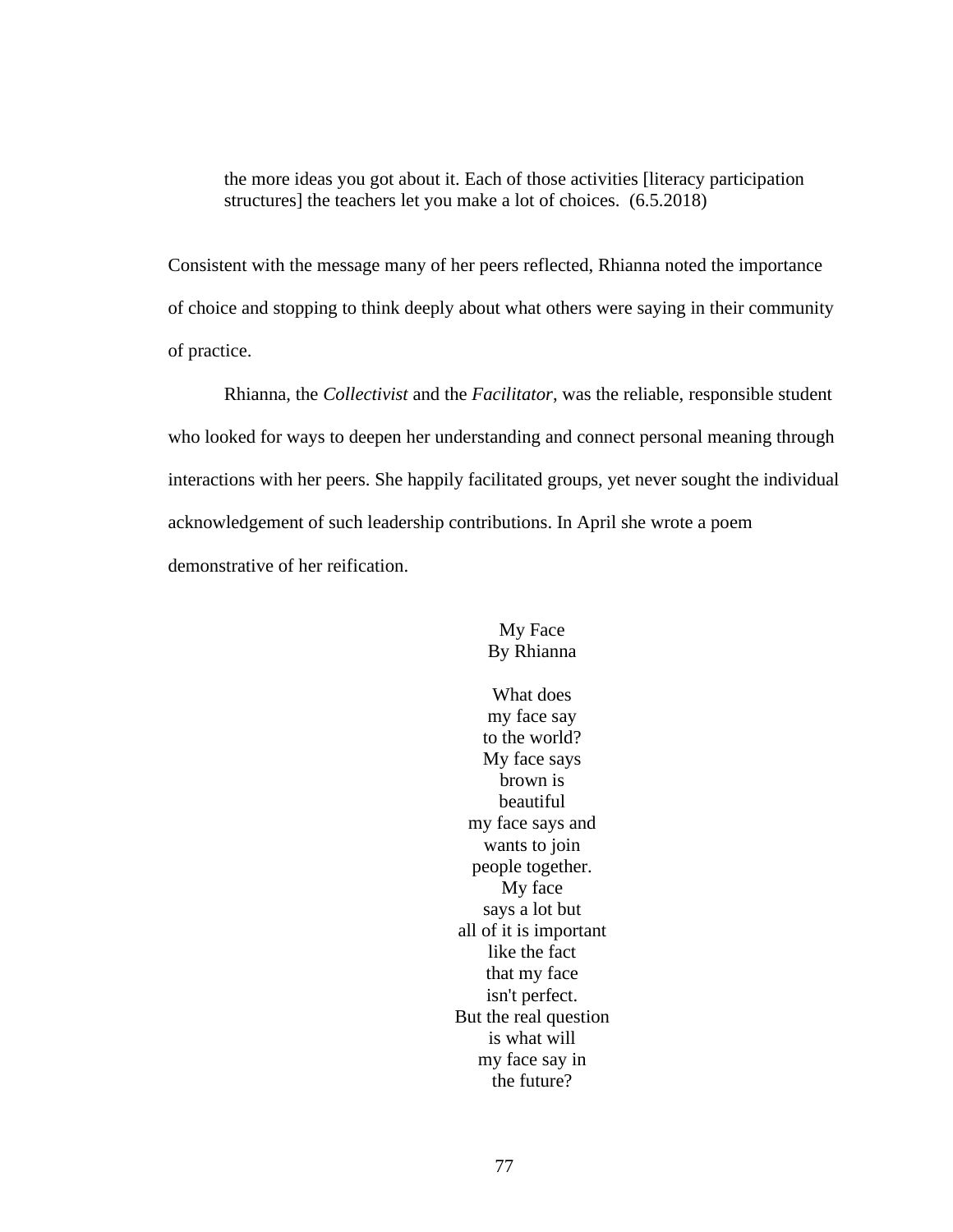> the more ideas you got about it. Each of those activities [literacy participation structures] the teachers let you make a lot of choices. (6.5.2018)

Consistent with the message many of her peers reflected, Rhianna noted the importance of choice and stopping to think deeply about what others were saying in their community of practice.

Rhianna, the *Collectivist* and the *Facilitator*, was the reliable, responsible student who looked for ways to deepen her understanding and connect personal meaning through interactions with her peers. She happily facilitated groups, yet never sought the individual acknowledgement of such leadership contributions. In April she wrote a poem demonstrative of her reification.

My Face
By Rhianna

What does
my face say
to the world?
My face says
brown is
beautiful
my face says and
wants to join
people together.
My face
says a lot but
all of it is important
like the fact
that my face
isn't perfect.
But the real question
is what will
my face say in
the future?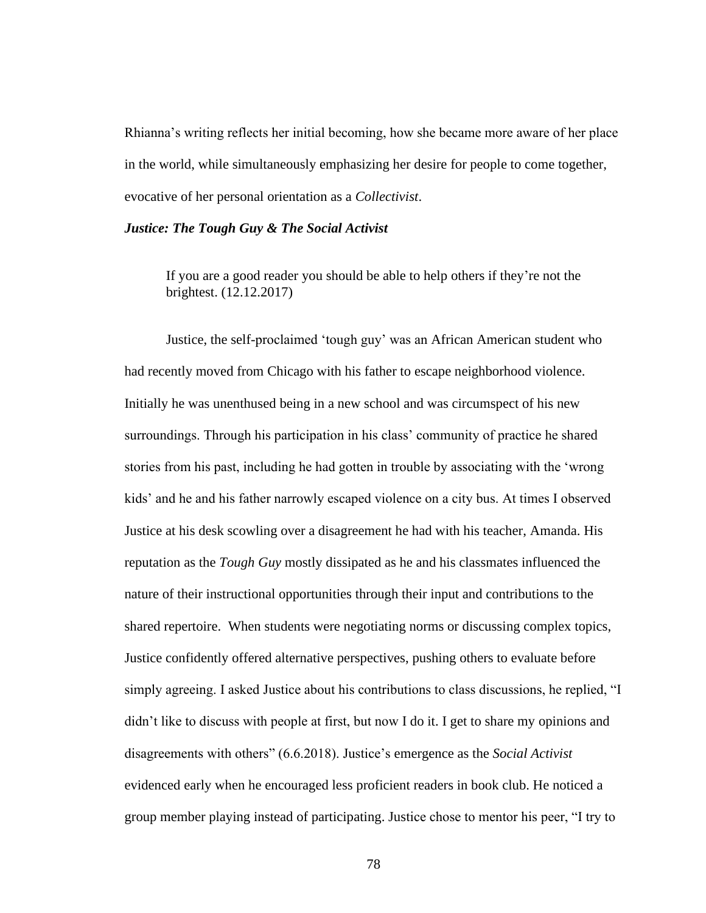Rhianna's writing reflects her initial becoming, how she became more aware of her place in the world, while simultaneously emphasizing her desire for people to come together, evocative of her personal orientation as a *Collectivist*.

### *Justice: The Tough Guy & The Social Activist*

> If you are a good reader you should be able to help others if they're not the brightest. (12.12.2017)

Justice, the self-proclaimed 'tough guy' was an African American student who had recently moved from Chicago with his father to escape neighborhood violence. Initially he was unenthused being in a new school and was circumspect of his new surroundings. Through his participation in his class' community of practice he shared stories from his past, including he had gotten in trouble by associating with the 'wrong kids' and he and his father narrowly escaped violence on a city bus. At times I observed Justice at his desk scowling over a disagreement he had with his teacher, Amanda. His reputation as the *Tough Guy* mostly dissipated as he and his classmates influenced the nature of their instructional opportunities through their input and contributions to the shared repertoire. When students were negotiating norms or discussing complex topics, Justice confidently offered alternative perspectives, pushing others to evaluate before simply agreeing. I asked Justice about his contributions to class discussions, he replied, "I didn't like to discuss with people at first, but now I do it. I get to share my opinions and disagreements with others" (6.6.2018). Justice's emergence as the *Social Activist* evidenced early when he encouraged less proficient readers in book club. He noticed a group member playing instead of participating. Justice chose to mentor his peer, "I try to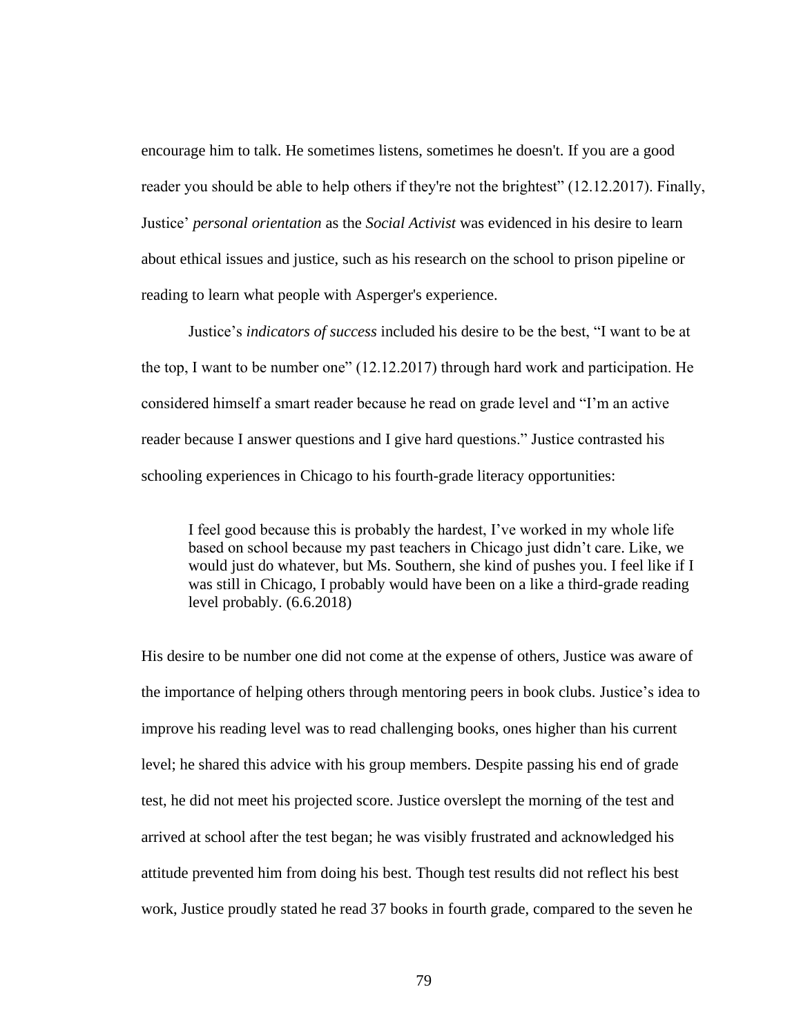encourage him to talk. He sometimes listens, sometimes he doesn't. If you are a good reader you should be able to help others if they're not the brightest" (12.12.2017). Finally, Justice' *personal orientation* as the *Social Activist* was evidenced in his desire to learn about ethical issues and justice, such as his research on the school to prison pipeline or reading to learn what people with Asperger's experience.

Justice's *indicators of success* included his desire to be the best, "I want to be at the top, I want to be number one" (12.12.2017) through hard work and participation. He considered himself a smart reader because he read on grade level and "I'm an active reader because I answer questions and I give hard questions." Justice contrasted his schooling experiences in Chicago to his fourth-grade literacy opportunities:

> I feel good because this is probably the hardest, I've worked in my whole life based on school because my past teachers in Chicago just didn't care. Like, we would just do whatever, but Ms. Southern, she kind of pushes you. I feel like if I was still in Chicago, I probably would have been on a like a third-grade reading level probably. (6.6.2018)

His desire to be number one did not come at the expense of others, Justice was aware of the importance of helping others through mentoring peers in book clubs. Justice's idea to improve his reading level was to read challenging books, ones higher than his current level; he shared this advice with his group members. Despite passing his end of grade test, he did not meet his projected score. Justice overslept the morning of the test and arrived at school after the test began; he was visibly frustrated and acknowledged his attitude prevented him from doing his best. Though test results did not reflect his best work, Justice proudly stated he read 37 books in fourth grade, compared to the seven he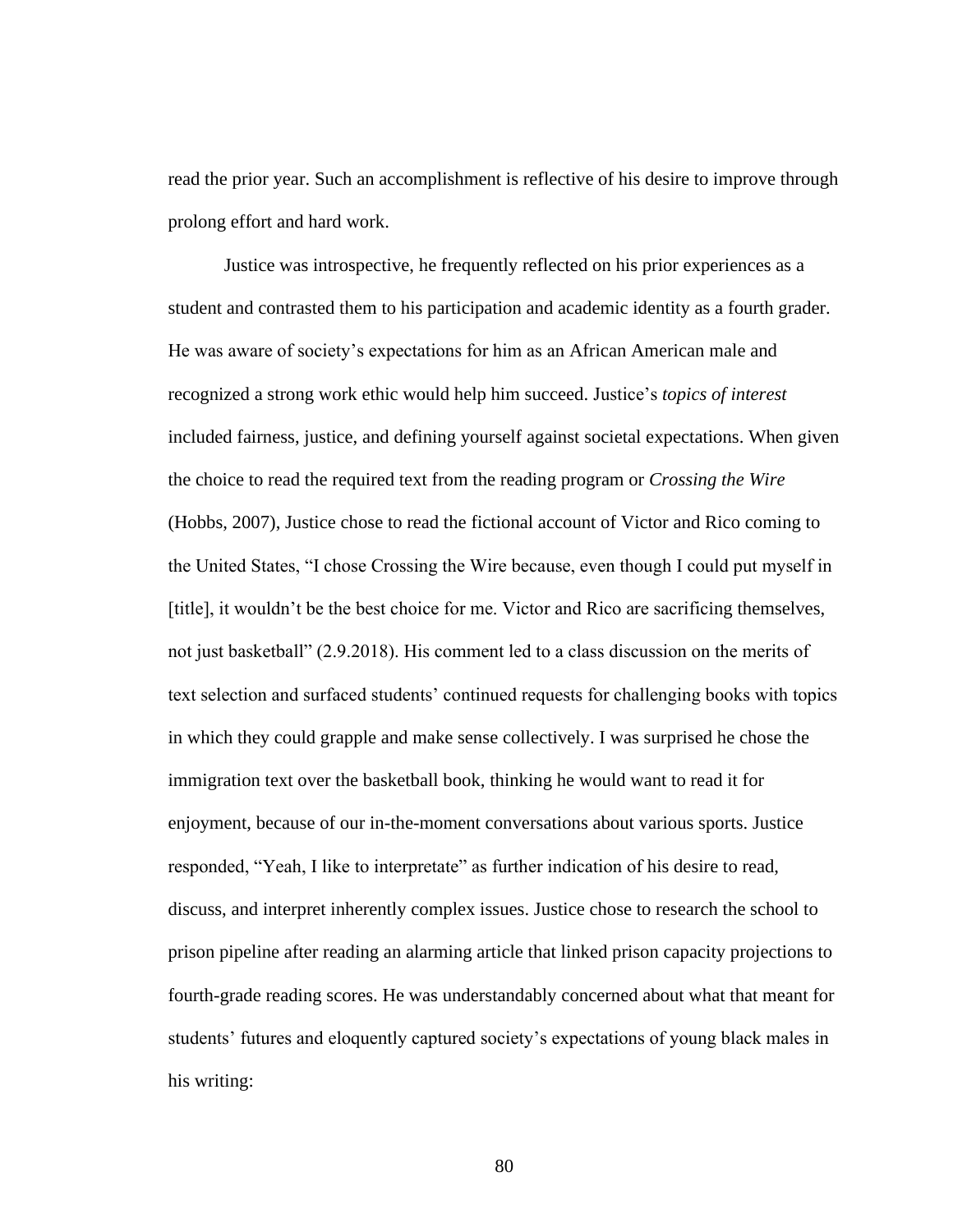read the prior year. Such an accomplishment is reflective of his desire to improve through prolong effort and hard work.

Justice was introspective, he frequently reflected on his prior experiences as a student and contrasted them to his participation and academic identity as a fourth grader. He was aware of society's expectations for him as an African American male and recognized a strong work ethic would help him succeed. Justice's *topics of interest* included fairness, justice, and defining yourself against societal expectations. When given the choice to read the required text from the reading program or *Crossing the Wire* (Hobbs, 2007), Justice chose to read the fictional account of Victor and Rico coming to the United States, "I chose Crossing the Wire because, even though I could put myself in [title], it wouldn't be the best choice for me. Victor and Rico are sacrificing themselves, not just basketball" (2.9.2018). His comment led to a class discussion on the merits of text selection and surfaced students' continued requests for challenging books with topics in which they could grapple and make sense collectively. I was surprised he chose the immigration text over the basketball book, thinking he would want to read it for enjoyment, because of our in-the-moment conversations about various sports. Justice responded, "Yeah, I like to interpretate" as further indication of his desire to read, discuss, and interpret inherently complex issues. Justice chose to research the school to prison pipeline after reading an alarming article that linked prison capacity projections to fourth-grade reading scores. He was understandably concerned about what that meant for students' futures and eloquently captured society's expectations of young black males in his writing: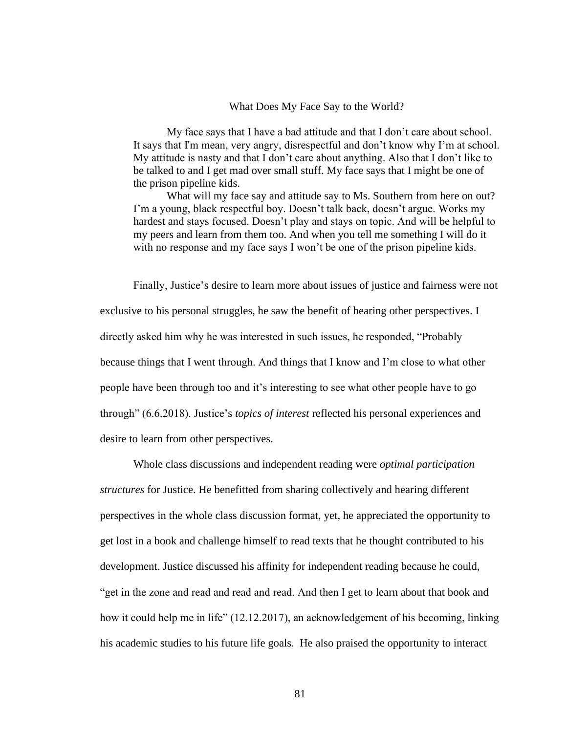What Does My Face Say to the World?

> My face says that I have a bad attitude and that I don't care about school. It says that I'm mean, very angry, disrespectful and don't know why I'm at school. My attitude is nasty and that I don't care about anything. Also that I don't like to be talked to and I get mad over small stuff. My face says that I might be one of the prison pipeline kids.
>
> What will my face say and attitude say to Ms. Southern from here on out? I'm a young, black respectful boy. Doesn't talk back, doesn't argue. Works my hardest and stays focused. Doesn't play and stays on topic. And will be helpful to my peers and learn from them too. And when you tell me something I will do it with no response and my face says I won't be one of the prison pipeline kids.

Finally, Justice's desire to learn more about issues of justice and fairness were not exclusive to his personal struggles, he saw the benefit of hearing other perspectives. I directly asked him why he was interested in such issues, he responded, "Probably because things that I went through. And things that I know and I'm close to what other people have been through too and it's interesting to see what other people have to go through" (6.6.2018). Justice's *topics of interest* reflected his personal experiences and desire to learn from other perspectives.

Whole class discussions and independent reading were *optimal participation structures* for Justice. He benefitted from sharing collectively and hearing different perspectives in the whole class discussion format, yet, he appreciated the opportunity to get lost in a book and challenge himself to read texts that he thought contributed to his development. Justice discussed his affinity for independent reading because he could, "get in the zone and read and read and read. And then I get to learn about that book and how it could help me in life" (12.12.2017), an acknowledgement of his becoming, linking his academic studies to his future life goals. He also praised the opportunity to interact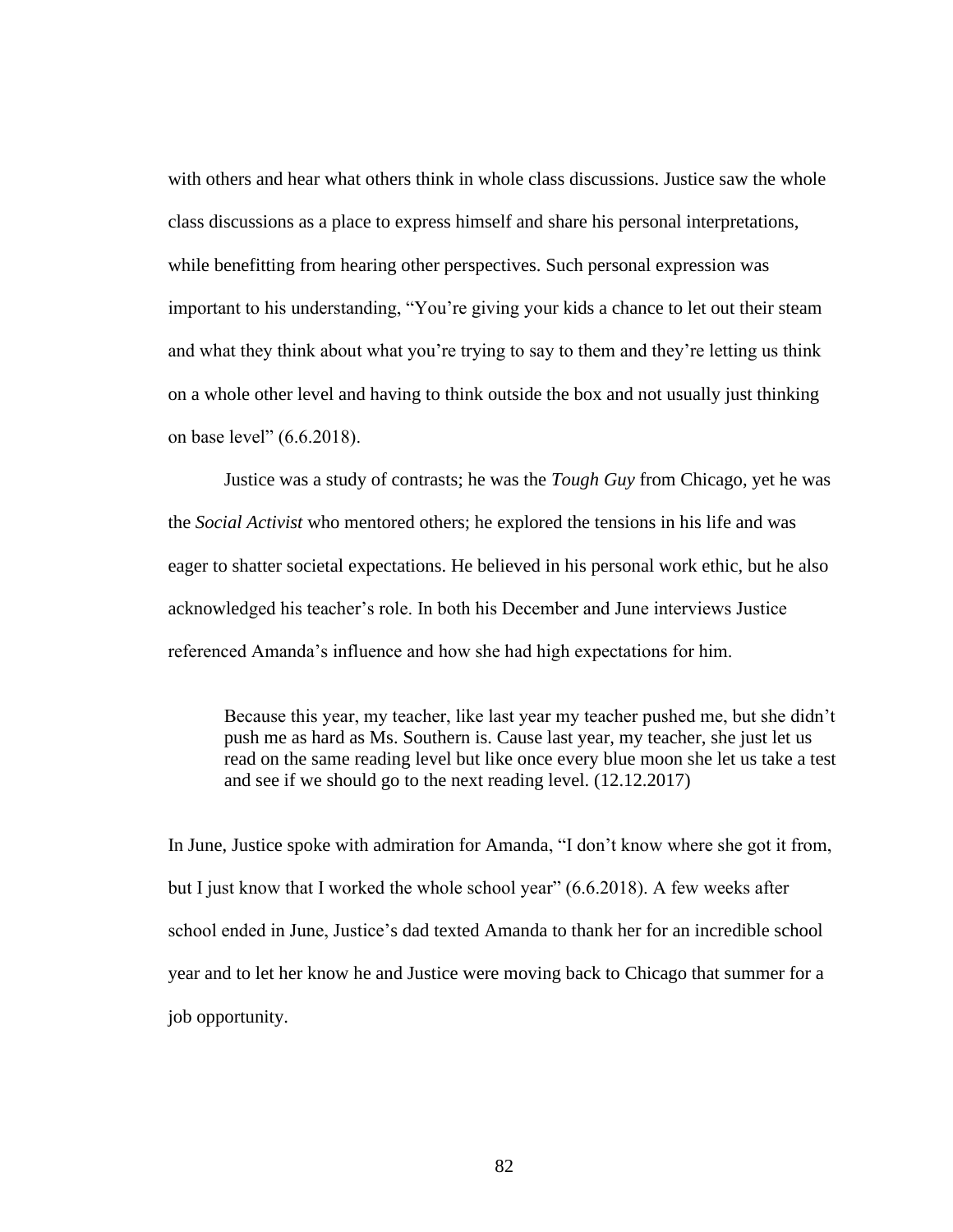with others and hear what others think in whole class discussions. Justice saw the whole class discussions as a place to express himself and share his personal interpretations, while benefitting from hearing other perspectives. Such personal expression was important to his understanding, “You’re giving your kids a chance to let out their steam and what they think about what you’re trying to say to them and they’re letting us think on a whole other level and having to think outside the box and not usually just thinking on base level” (6.6.2018).

Justice was a study of contrasts; he was the *Tough Guy* from Chicago, yet he was the *Social Activist* who mentored others; he explored the tensions in his life and was eager to shatter societal expectations. He believed in his personal work ethic, but he also acknowledged his teacher’s role. In both his December and June interviews Justice referenced Amanda’s influence and how she had high expectations for him.

> Because this year, my teacher, like last year my teacher pushed me, but she didn’t push me as hard as Ms. Southern is. Cause last year, my teacher, she just let us read on the same reading level but like once every blue moon she let us take a test and see if we should go to the next reading level. (12.12.2017)

In June, Justice spoke with admiration for Amanda, “I don’t know where she got it from, but I just know that I worked the whole school year” (6.6.2018). A few weeks after school ended in June, Justice’s dad texted Amanda to thank her for an incredible school year and to let her know he and Justice were moving back to Chicago that summer for a job opportunity.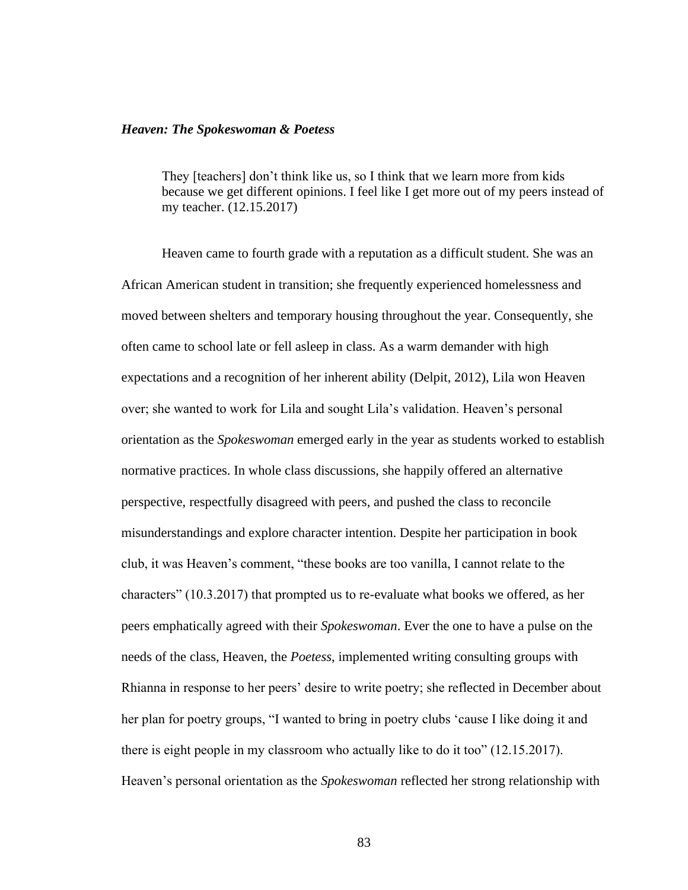***Heaven: The Spokeswoman & Poetess***

> They [teachers] don't think like us, so I think that we learn more from kids because we get different opinions. I feel like I get more out of my peers instead of my teacher. (12.15.2017)

Heaven came to fourth grade with a reputation as a difficult student. She was an African American student in transition; she frequently experienced homelessness and moved between shelters and temporary housing throughout the year. Consequently, she often came to school late or fell asleep in class. As a warm demander with high expectations and a recognition of her inherent ability (Delpit, 2012), Lila won Heaven over; she wanted to work for Lila and sought Lila's validation. Heaven's personal orientation as the *Spokeswoman* emerged early in the year as students worked to establish normative practices. In whole class discussions, she happily offered an alternative perspective, respectfully disagreed with peers, and pushed the class to reconcile misunderstandings and explore character intention. Despite her participation in book club, it was Heaven's comment, "these books are too vanilla, I cannot relate to the characters" (10.3.2017) that prompted us to re-evaluate what books we offered, as her peers emphatically agreed with their *Spokeswoman*. Ever the one to have a pulse on the needs of the class, Heaven, the *Poetess*, implemented writing consulting groups with Rhianna in response to her peers' desire to write poetry; she reflected in December about her plan for poetry groups, "I wanted to bring in poetry clubs 'cause I like doing it and there is eight people in my classroom who actually like to do it too" (12.15.2017). Heaven's personal orientation as the *Spokeswoman* reflected her strong relationship with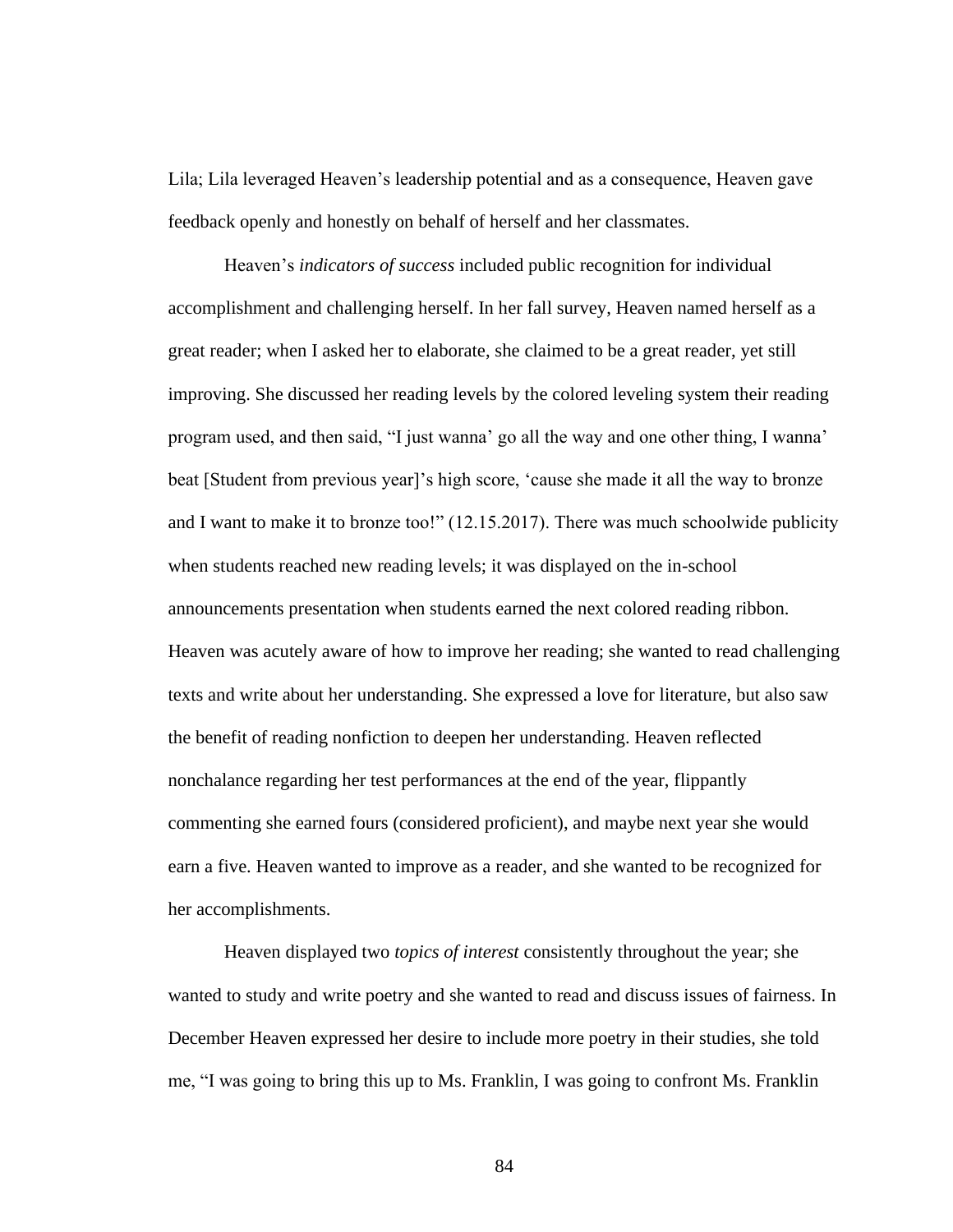Lila; Lila leveraged Heaven's leadership potential and as a consequence, Heaven gave feedback openly and honestly on behalf of herself and her classmates.

Heaven's *indicators of success* included public recognition for individual accomplishment and challenging herself. In her fall survey, Heaven named herself as a great reader; when I asked her to elaborate, she claimed to be a great reader, yet still improving. She discussed her reading levels by the colored leveling system their reading program used, and then said, "I just wanna' go all the way and one other thing, I wanna' beat [Student from previous year]'s high score, 'cause she made it all the way to bronze and I want to make it to bronze too!" (12.15.2017). There was much schoolwide publicity when students reached new reading levels; it was displayed on the in-school announcements presentation when students earned the next colored reading ribbon. Heaven was acutely aware of how to improve her reading; she wanted to read challenging texts and write about her understanding. She expressed a love for literature, but also saw the benefit of reading nonfiction to deepen her understanding. Heaven reflected nonchalance regarding her test performances at the end of the year, flippantly commenting she earned fours (considered proficient), and maybe next year she would earn a five. Heaven wanted to improve as a reader, and she wanted to be recognized for her accomplishments.

Heaven displayed two *topics of interest* consistently throughout the year; she wanted to study and write poetry and she wanted to read and discuss issues of fairness. In December Heaven expressed her desire to include more poetry in their studies, she told me, "I was going to bring this up to Ms. Franklin, I was going to confront Ms. Franklin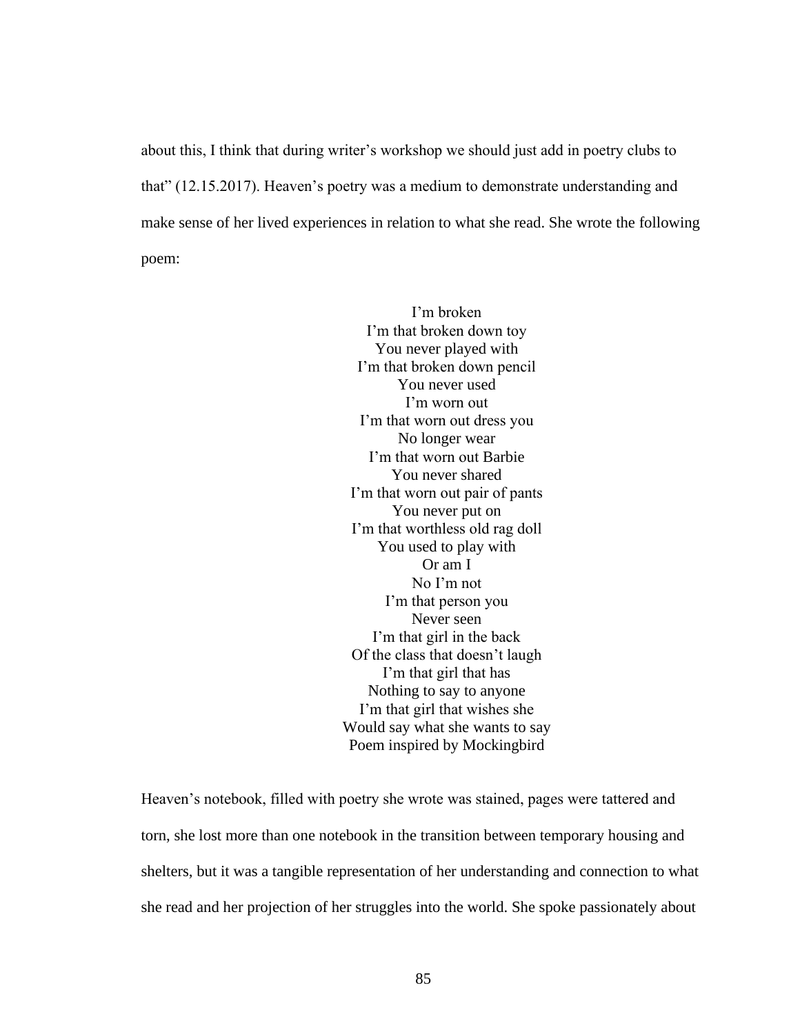about this, I think that during writer's workshop we should just add in poetry clubs to that" (12.15.2017). Heaven's poetry was a medium to demonstrate understanding and make sense of her lived experiences in relation to what she read. She wrote the following poem:

<center>
I'm broken<br>
I'm that broken down toy<br>
You never played with<br>
I'm that broken down pencil<br>
You never used<br>
I'm worn out<br>
I'm that worn out dress you<br>
No longer wear<br>
I'm that worn out Barbie<br>
You never shared<br>
I'm that worn out pair of pants<br>
You never put on<br>
I'm that worthless old rag doll<br>
You used to play with<br>
Or am I<br>
No I'm not<br>
I'm that person you<br>
Never seen<br>
I'm that girl in the back<br>
Of the class that doesn't laugh<br>
I'm that girl that has<br>
Nothing to say to anyone<br>
I'm that girl that wishes she<br>
Would say what she wants to say<br>
Poem inspired by Mockingbird
</center>

Heaven's notebook, filled with poetry she wrote was stained, pages were tattered and torn, she lost more than one notebook in the transition between temporary housing and shelters, but it was a tangible representation of her understanding and connection to what she read and her projection of her struggles into the world. She spoke passionately about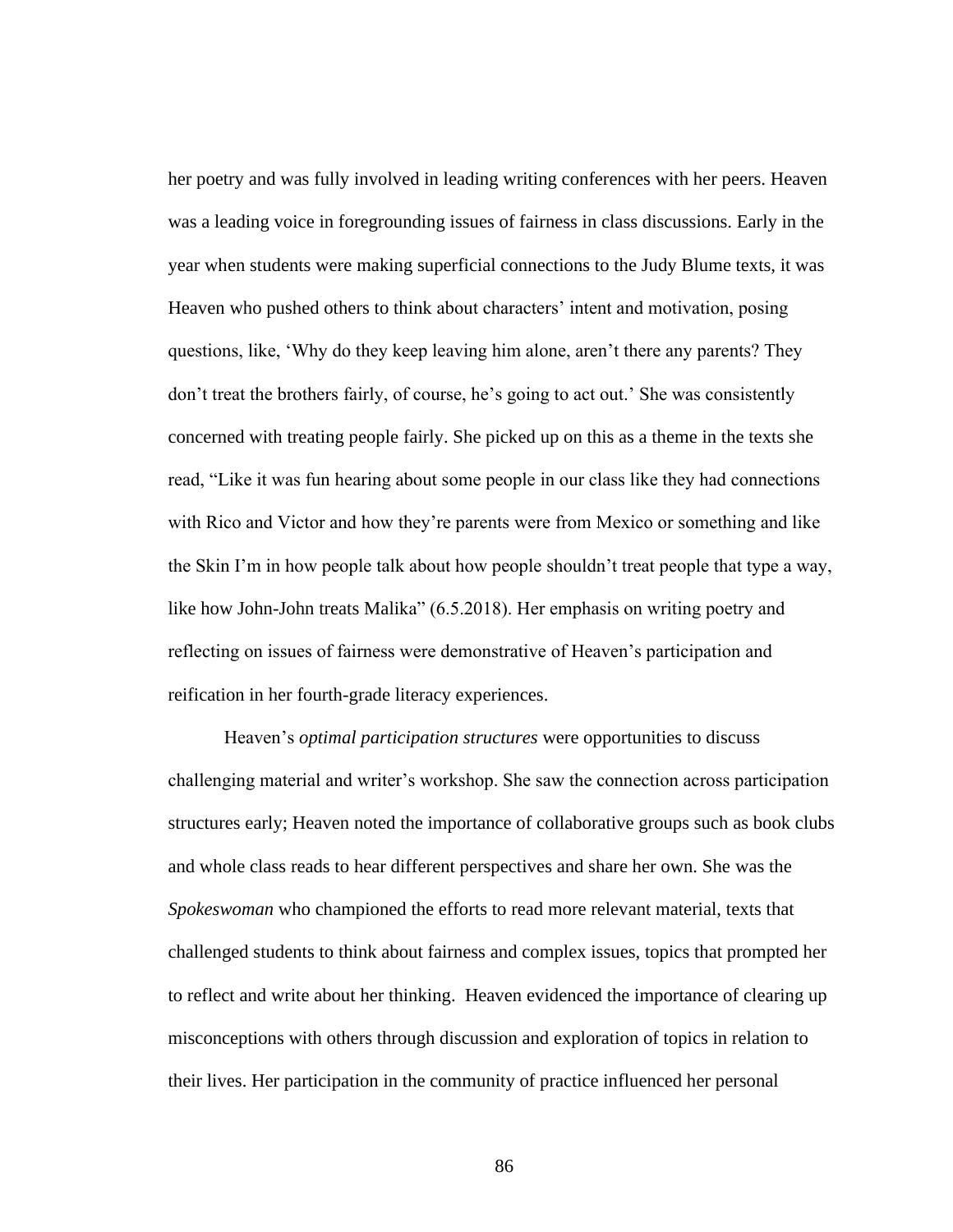her poetry and was fully involved in leading writing conferences with her peers. Heaven was a leading voice in foregrounding issues of fairness in class discussions. Early in the year when students were making superficial connections to the Judy Blume texts, it was Heaven who pushed others to think about characters' intent and motivation, posing questions, like, 'Why do they keep leaving him alone, aren't there any parents? They don't treat the brothers fairly, of course, he's going to act out.' She was consistently concerned with treating people fairly. She picked up on this as a theme in the texts she read, "Like it was fun hearing about some people in our class like they had connections with Rico and Victor and how they're parents were from Mexico or something and like the Skin I'm in how people talk about how people shouldn't treat people that type a way, like how John-John treats Malika" (6.5.2018). Her emphasis on writing poetry and reflecting on issues of fairness were demonstrative of Heaven's participation and reification in her fourth-grade literacy experiences.

Heaven's *optimal participation structures* were opportunities to discuss challenging material and writer's workshop. She saw the connection across participation structures early; Heaven noted the importance of collaborative groups such as book clubs and whole class reads to hear different perspectives and share her own. She was the *Spokeswoman* who championed the efforts to read more relevant material, texts that challenged students to think about fairness and complex issues, topics that prompted her to reflect and write about her thinking. Heaven evidenced the importance of clearing up misconceptions with others through discussion and exploration of topics in relation to their lives. Her participation in the community of practice influenced her personal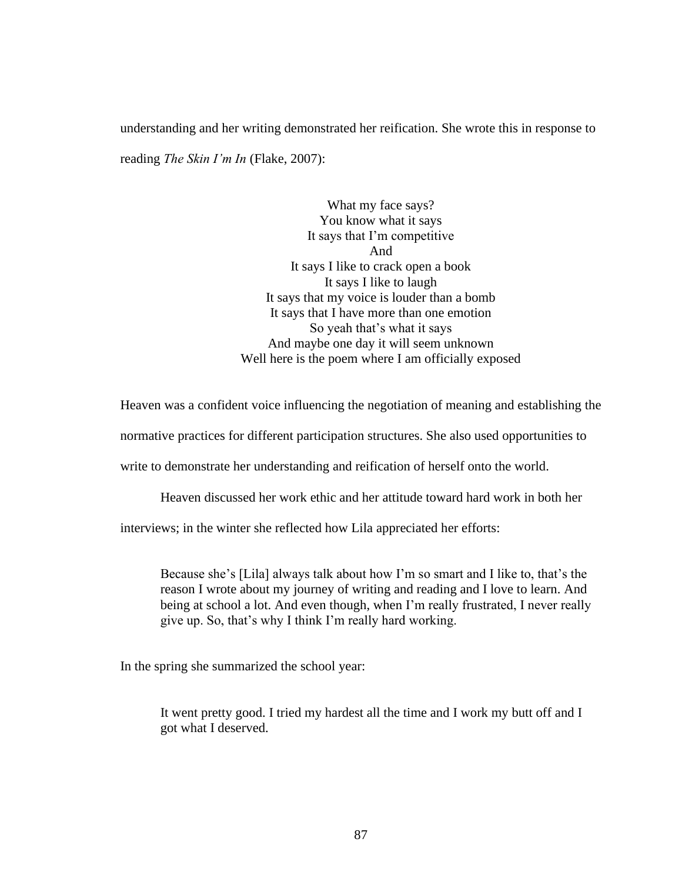understanding and her writing demonstrated her reification. She wrote this in response to reading *The Skin I'm In* (Flake, 2007):

> What my face says?  
> You know what it says  
> It says that I'm competitive  
> And  
> It says I like to crack open a book  
> It says I like to laugh  
> It says that my voice is louder than a bomb  
> It says that I have more than one emotion  
> So yeah that's what it says  
> And maybe one day it will seem unknown  
> Well here is the poem where I am officially exposed

Heaven was a confident voice influencing the negotiation of meaning and establishing the normative practices for different participation structures. She also used opportunities to write to demonstrate her understanding and reification of herself onto the world.

Heaven discussed her work ethic and her attitude toward hard work in both her interviews; in the winter she reflected how Lila appreciated her efforts:

> Because she's [Lila] always talk about how I'm so smart and I like to, that's the reason I wrote about my journey of writing and reading and I love to learn. And being at school a lot. And even though, when I'm really frustrated, I never really give up. So, that's why I think I'm really hard working.

In the spring she summarized the school year:

> It went pretty good. I tried my hardest all the time and I work my butt off and I got what I deserved.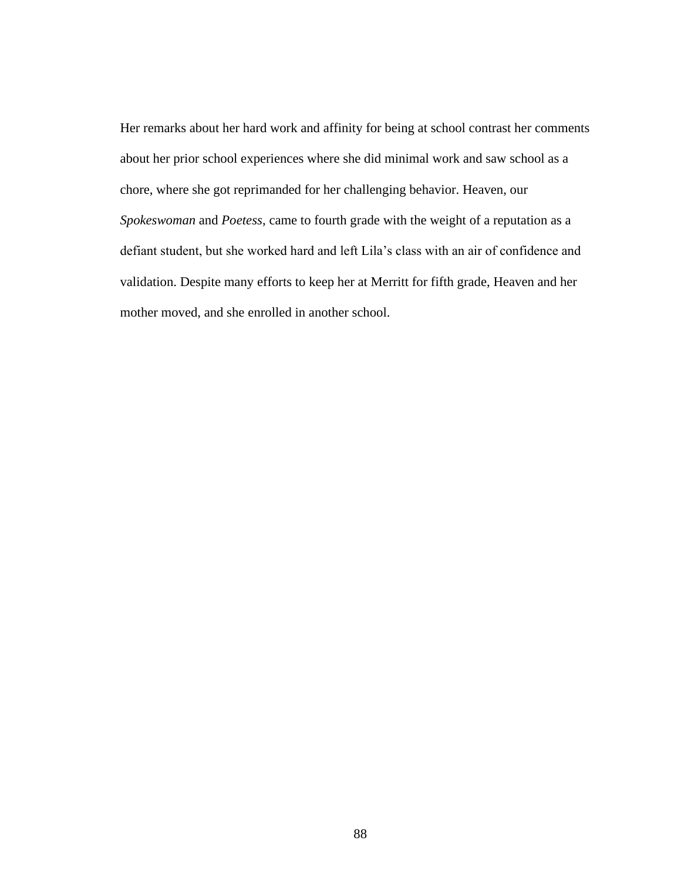Her remarks about her hard work and affinity for being at school contrast her comments about her prior school experiences where she did minimal work and saw school as a chore, where she got reprimanded for her challenging behavior. Heaven, our *Spokeswoman* and *Poetess*, came to fourth grade with the weight of a reputation as a defiant student, but she worked hard and left Lila's class with an air of confidence and validation. Despite many efforts to keep her at Merritt for fifth grade, Heaven and her mother moved, and she enrolled in another school.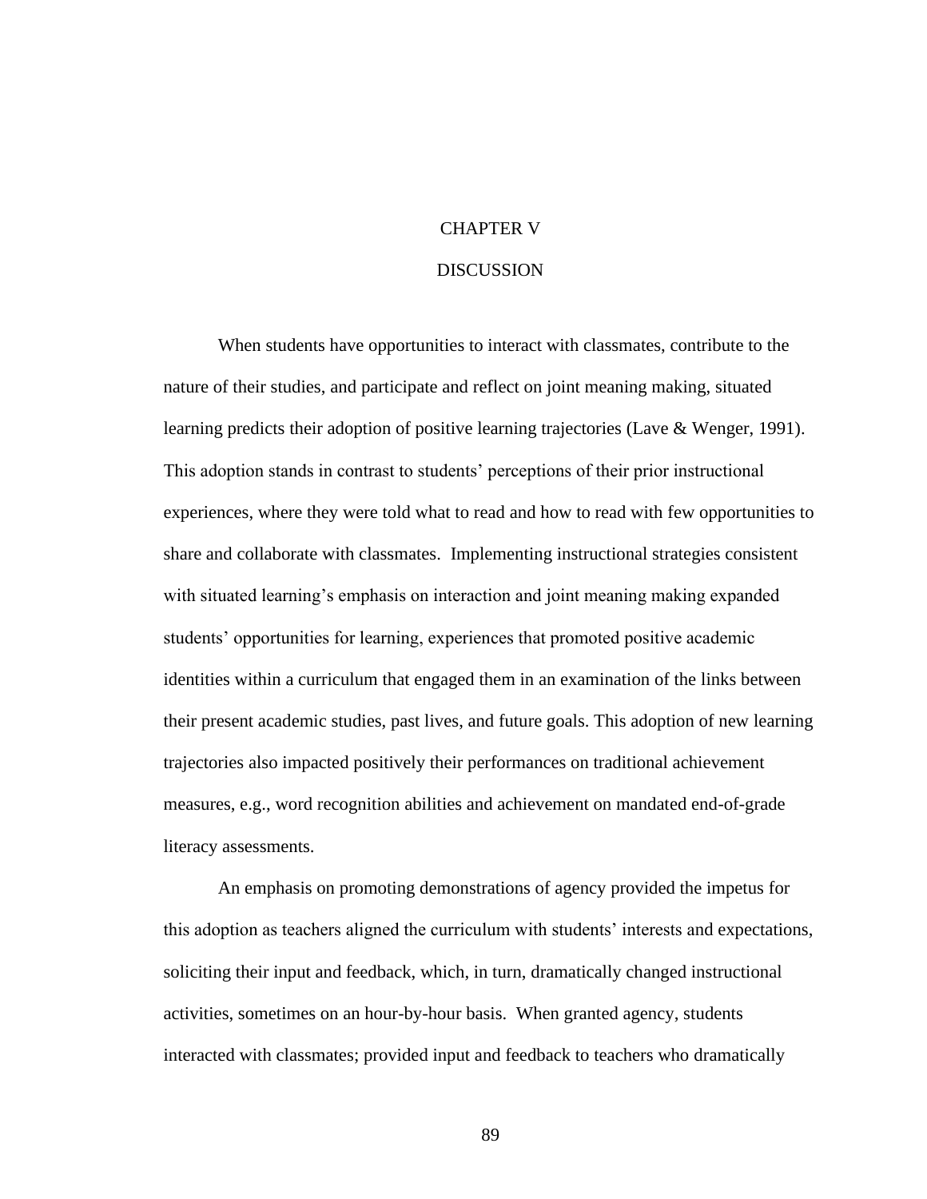# CHAPTER V

# DISCUSSION

When students have opportunities to interact with classmates, contribute to the nature of their studies, and participate and reflect on joint meaning making, situated learning predicts their adoption of positive learning trajectories (Lave & Wenger, 1991). This adoption stands in contrast to students' perceptions of their prior instructional experiences, where they were told what to read and how to read with few opportunities to share and collaborate with classmates. Implementing instructional strategies consistent with situated learning's emphasis on interaction and joint meaning making expanded students' opportunities for learning, experiences that promoted positive academic identities within a curriculum that engaged them in an examination of the links between their present academic studies, past lives, and future goals. This adoption of new learning trajectories also impacted positively their performances on traditional achievement measures, e.g., word recognition abilities and achievement on mandated end-of-grade literacy assessments.

An emphasis on promoting demonstrations of agency provided the impetus for this adoption as teachers aligned the curriculum with students' interests and expectations, soliciting their input and feedback, which, in turn, dramatically changed instructional activities, sometimes on an hour-by-hour basis. When granted agency, students interacted with classmates; provided input and feedback to teachers who dramatically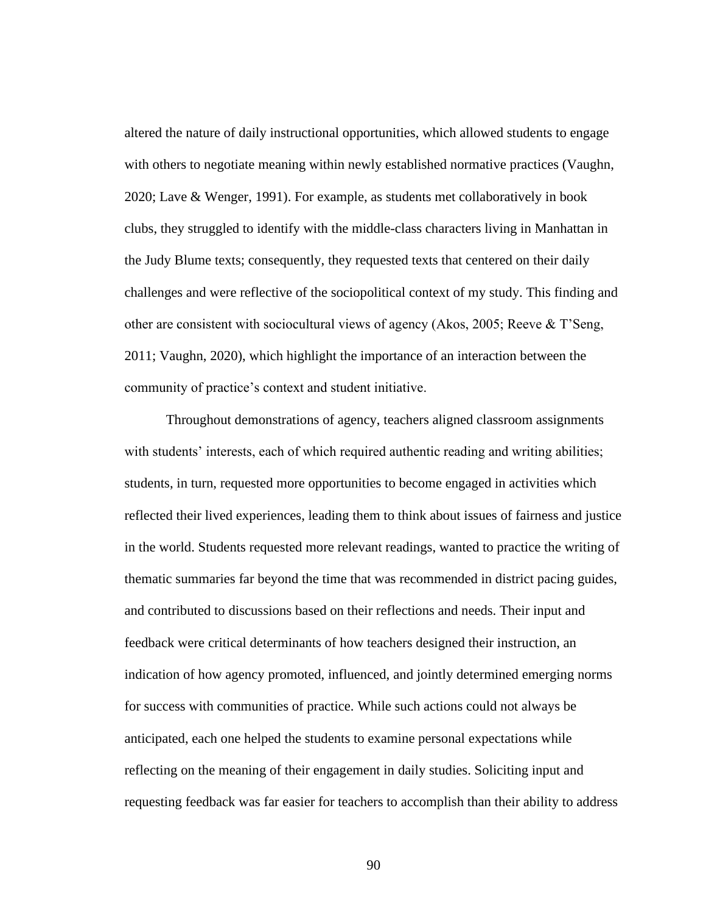altered the nature of daily instructional opportunities, which allowed students to engage with others to negotiate meaning within newly established normative practices (Vaughn, 2020; Lave & Wenger, 1991). For example, as students met collaboratively in book clubs, they struggled to identify with the middle-class characters living in Manhattan in the Judy Blume texts; consequently, they requested texts that centered on their daily challenges and were reflective of the sociopolitical context of my study. This finding and other are consistent with sociocultural views of agency (Akos, 2005; Reeve & T'Seng, 2011; Vaughn, 2020), which highlight the importance of an interaction between the community of practice's context and student initiative.

Throughout demonstrations of agency, teachers aligned classroom assignments with students' interests, each of which required authentic reading and writing abilities; students, in turn, requested more opportunities to become engaged in activities which reflected their lived experiences, leading them to think about issues of fairness and justice in the world. Students requested more relevant readings, wanted to practice the writing of thematic summaries far beyond the time that was recommended in district pacing guides, and contributed to discussions based on their reflections and needs. Their input and feedback were critical determinants of how teachers designed their instruction, an indication of how agency promoted, influenced, and jointly determined emerging norms for success with communities of practice. While such actions could not always be anticipated, each one helped the students to examine personal expectations while reflecting on the meaning of their engagement in daily studies. Soliciting input and requesting feedback was far easier for teachers to accomplish than their ability to address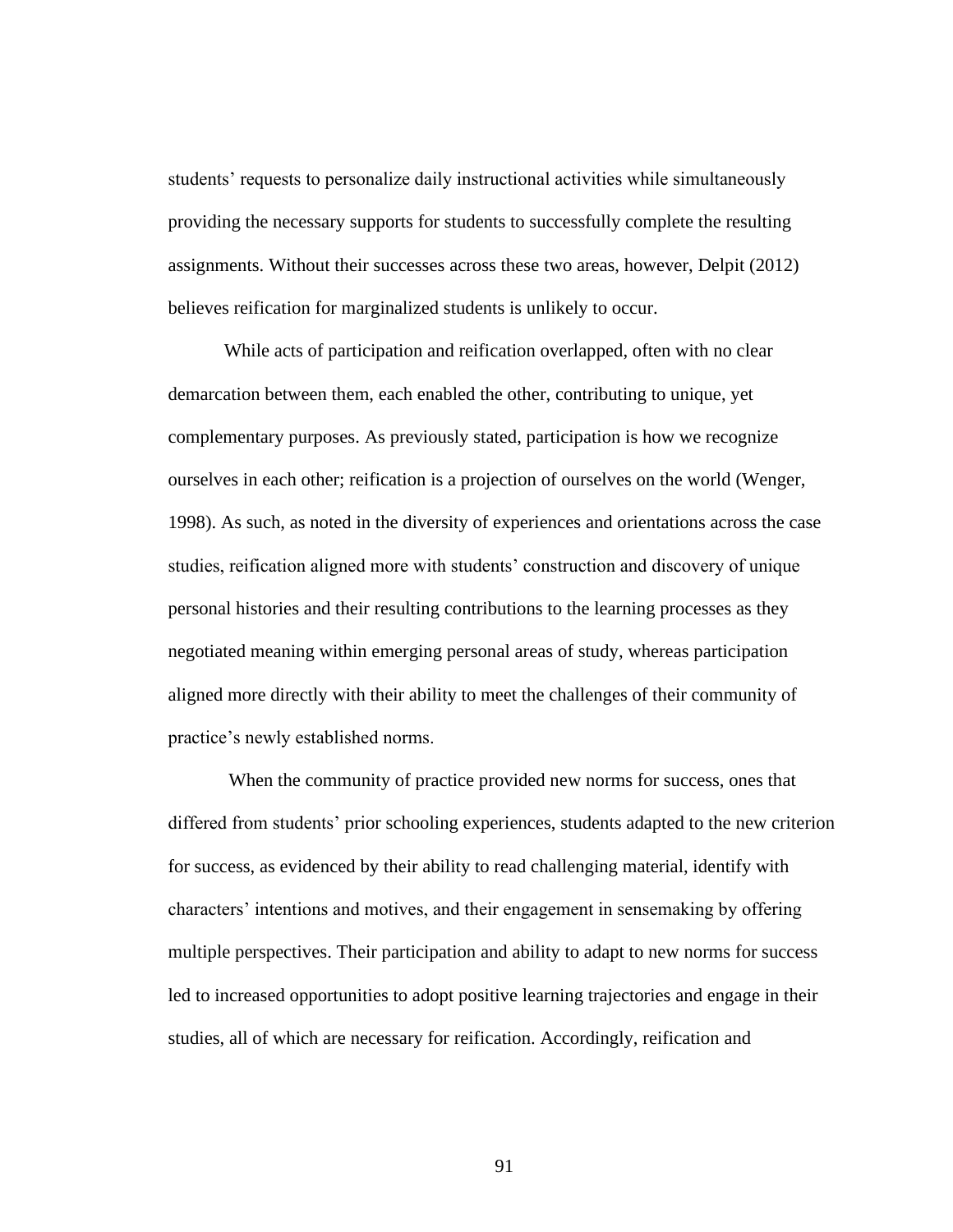students' requests to personalize daily instructional activities while simultaneously providing the necessary supports for students to successfully complete the resulting assignments. Without their successes across these two areas, however, Delpit (2012) believes reification for marginalized students is unlikely to occur.

While acts of participation and reification overlapped, often with no clear demarcation between them, each enabled the other, contributing to unique, yet complementary purposes. As previously stated, participation is how we recognize ourselves in each other; reification is a projection of ourselves on the world (Wenger, 1998). As such, as noted in the diversity of experiences and orientations across the case studies, reification aligned more with students' construction and discovery of unique personal histories and their resulting contributions to the learning processes as they negotiated meaning within emerging personal areas of study, whereas participation aligned more directly with their ability to meet the challenges of their community of practice's newly established norms.

When the community of practice provided new norms for success, ones that differed from students' prior schooling experiences, students adapted to the new criterion for success, as evidenced by their ability to read challenging material, identify with characters' intentions and motives, and their engagement in sensemaking by offering multiple perspectives. Their participation and ability to adapt to new norms for success led to increased opportunities to adopt positive learning trajectories and engage in their studies, all of which are necessary for reification. Accordingly, reification and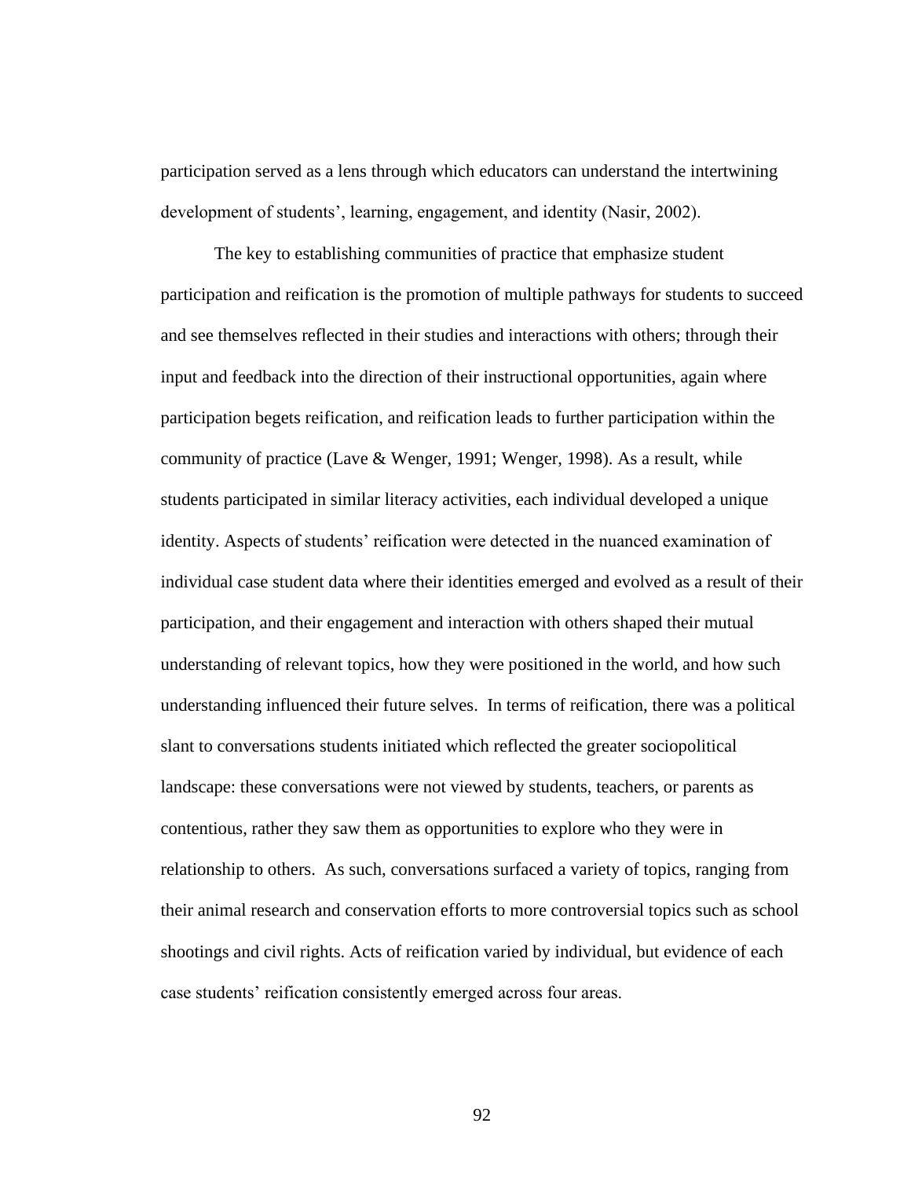participation served as a lens through which educators can understand the intertwining development of students', learning, engagement, and identity (Nasir, 2002).

The key to establishing communities of practice that emphasize student participation and reification is the promotion of multiple pathways for students to succeed and see themselves reflected in their studies and interactions with others; through their input and feedback into the direction of their instructional opportunities, again where participation begets reification, and reification leads to further participation within the community of practice (Lave & Wenger, 1991; Wenger, 1998). As a result, while students participated in similar literacy activities, each individual developed a unique identity. Aspects of students' reification were detected in the nuanced examination of individual case student data where their identities emerged and evolved as a result of their participation, and their engagement and interaction with others shaped their mutual understanding of relevant topics, how they were positioned in the world, and how such understanding influenced their future selves. In terms of reification, there was a political slant to conversations students initiated which reflected the greater sociopolitical landscape: these conversations were not viewed by students, teachers, or parents as contentious, rather they saw them as opportunities to explore who they were in relationship to others. As such, conversations surfaced a variety of topics, ranging from their animal research and conservation efforts to more controversial topics such as school shootings and civil rights. Acts of reification varied by individual, but evidence of each case students' reification consistently emerged across four areas.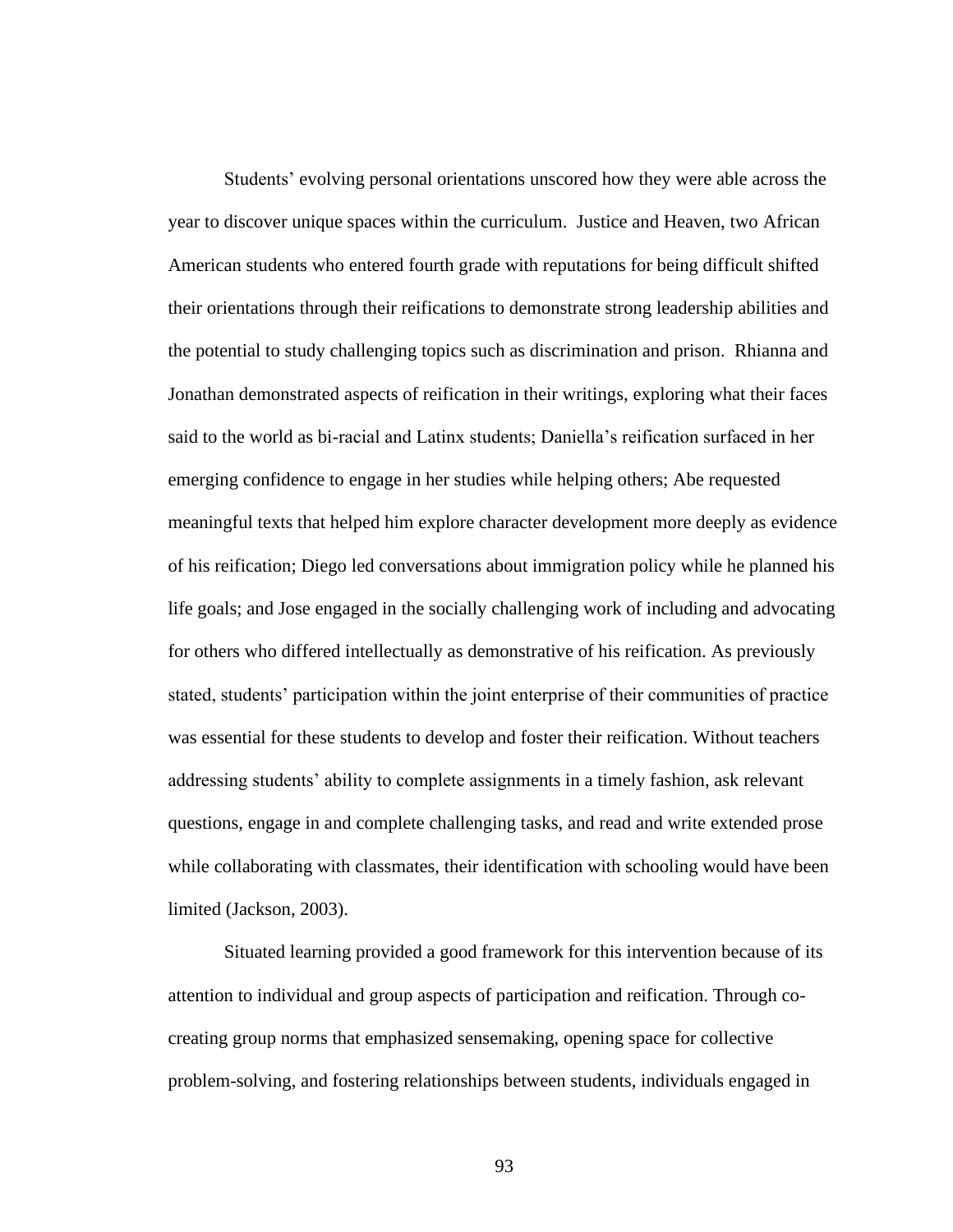Students' evolving personal orientations unscored how they were able across the year to discover unique spaces within the curriculum. Justice and Heaven, two African American students who entered fourth grade with reputations for being difficult shifted their orientations through their reifications to demonstrate strong leadership abilities and the potential to study challenging topics such as discrimination and prison. Rhianna and Jonathan demonstrated aspects of reification in their writings, exploring what their faces said to the world as bi-racial and Latinx students; Daniella's reification surfaced in her emerging confidence to engage in her studies while helping others; Abe requested meaningful texts that helped him explore character development more deeply as evidence of his reification; Diego led conversations about immigration policy while he planned his life goals; and Jose engaged in the socially challenging work of including and advocating for others who differed intellectually as demonstrative of his reification. As previously stated, students' participation within the joint enterprise of their communities of practice was essential for these students to develop and foster their reification. Without teachers addressing students' ability to complete assignments in a timely fashion, ask relevant questions, engage in and complete challenging tasks, and read and write extended prose while collaborating with classmates, their identification with schooling would have been limited (Jackson, 2003).

Situated learning provided a good framework for this intervention because of its attention to individual and group aspects of participation and reification. Through co-creating group norms that emphasized sensemaking, opening space for collective problem-solving, and fostering relationships between students, individuals engaged in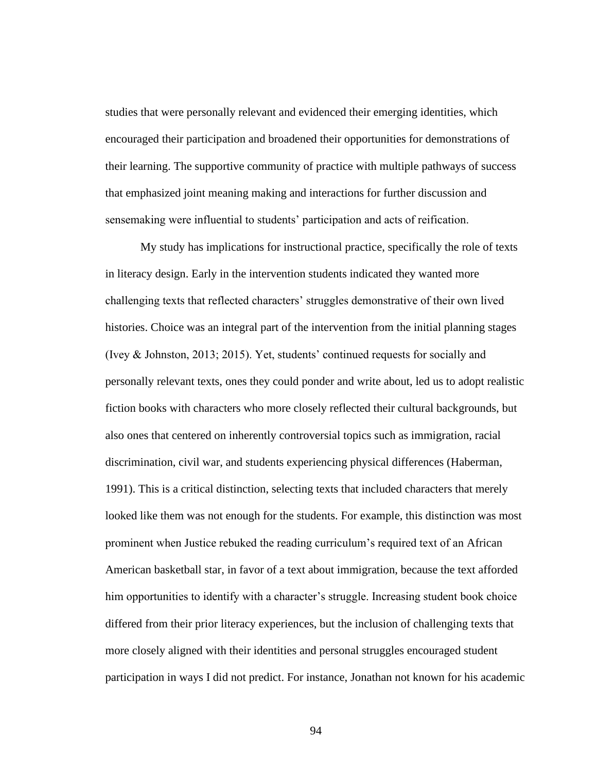studies that were personally relevant and evidenced their emerging identities, which encouraged their participation and broadened their opportunities for demonstrations of their learning. The supportive community of practice with multiple pathways of success that emphasized joint meaning making and interactions for further discussion and sensemaking were influential to students' participation and acts of reification.

My study has implications for instructional practice, specifically the role of texts in literacy design. Early in the intervention students indicated they wanted more challenging texts that reflected characters' struggles demonstrative of their own lived histories. Choice was an integral part of the intervention from the initial planning stages (Ivey & Johnston, 2013; 2015). Yet, students' continued requests for socially and personally relevant texts, ones they could ponder and write about, led us to adopt realistic fiction books with characters who more closely reflected their cultural backgrounds, but also ones that centered on inherently controversial topics such as immigration, racial discrimination, civil war, and students experiencing physical differences (Haberman, 1991). This is a critical distinction, selecting texts that included characters that merely looked like them was not enough for the students. For example, this distinction was most prominent when Justice rebuked the reading curriculum's required text of an African American basketball star, in favor of a text about immigration, because the text afforded him opportunities to identify with a character's struggle. Increasing student book choice differed from their prior literacy experiences, but the inclusion of challenging texts that more closely aligned with their identities and personal struggles encouraged student participation in ways I did not predict. For instance, Jonathan not known for his academic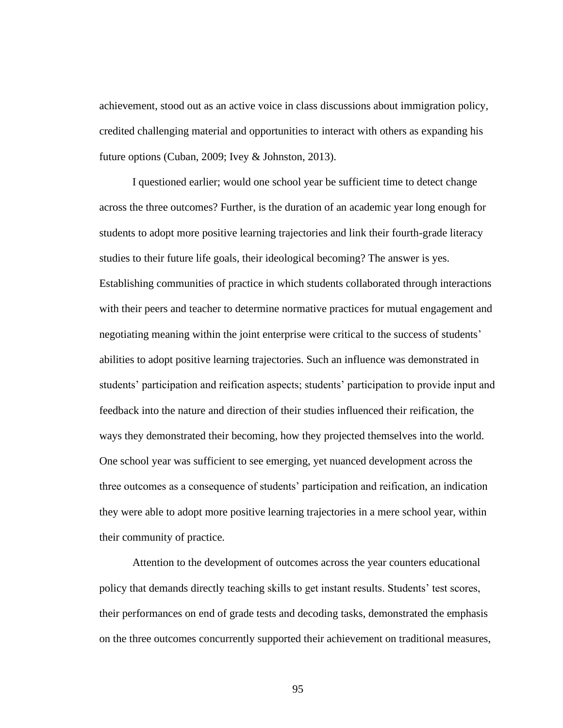achievement, stood out as an active voice in class discussions about immigration policy, credited challenging material and opportunities to interact with others as expanding his future options (Cuban, 2009; Ivey & Johnston, 2013).

I questioned earlier; would one school year be sufficient time to detect change across the three outcomes? Further, is the duration of an academic year long enough for students to adopt more positive learning trajectories and link their fourth-grade literacy studies to their future life goals, their ideological becoming? The answer is yes. Establishing communities of practice in which students collaborated through interactions with their peers and teacher to determine normative practices for mutual engagement and negotiating meaning within the joint enterprise were critical to the success of students' abilities to adopt positive learning trajectories. Such an influence was demonstrated in students' participation and reification aspects; students' participation to provide input and feedback into the nature and direction of their studies influenced their reification, the ways they demonstrated their becoming, how they projected themselves into the world. One school year was sufficient to see emerging, yet nuanced development across the three outcomes as a consequence of students' participation and reification, an indication they were able to adopt more positive learning trajectories in a mere school year, within their community of practice.

Attention to the development of outcomes across the year counters educational policy that demands directly teaching skills to get instant results. Students' test scores, their performances on end of grade tests and decoding tasks, demonstrated the emphasis on the three outcomes concurrently supported their achievement on traditional measures,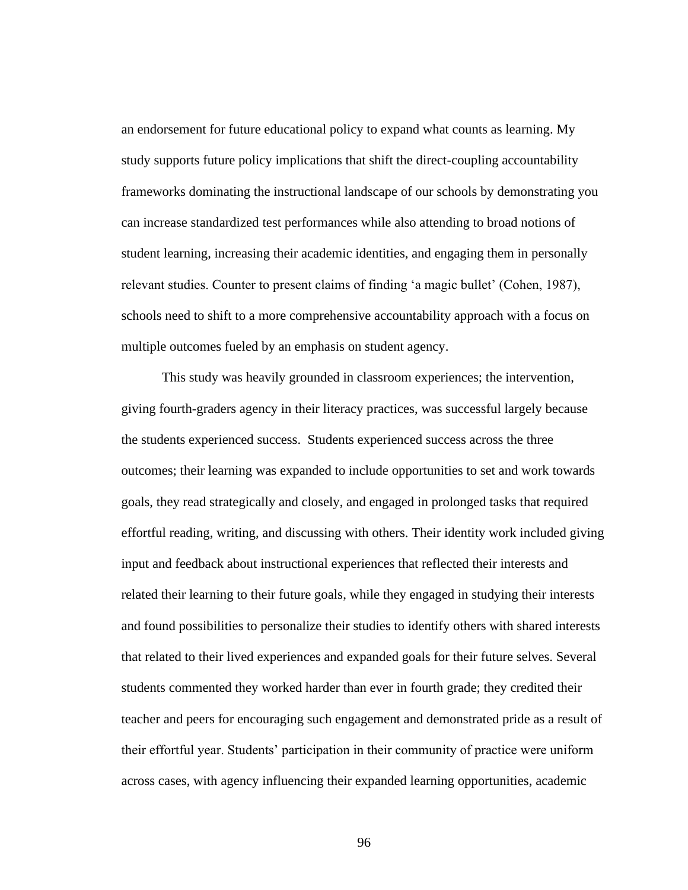an endorsement for future educational policy to expand what counts as learning. My study supports future policy implications that shift the direct-coupling accountability frameworks dominating the instructional landscape of our schools by demonstrating you can increase standardized test performances while also attending to broad notions of student learning, increasing their academic identities, and engaging them in personally relevant studies. Counter to present claims of finding 'a magic bullet' (Cohen, 1987), schools need to shift to a more comprehensive accountability approach with a focus on multiple outcomes fueled by an emphasis on student agency.

This study was heavily grounded in classroom experiences; the intervention, giving fourth-graders agency in their literacy practices, was successful largely because the students experienced success. Students experienced success across the three outcomes; their learning was expanded to include opportunities to set and work towards goals, they read strategically and closely, and engaged in prolonged tasks that required effortful reading, writing, and discussing with others. Their identity work included giving input and feedback about instructional experiences that reflected their interests and related their learning to their future goals, while they engaged in studying their interests and found possibilities to personalize their studies to identify others with shared interests that related to their lived experiences and expanded goals for their future selves. Several students commented they worked harder than ever in fourth grade; they credited their teacher and peers for encouraging such engagement and demonstrated pride as a result of their effortful year. Students' participation in their community of practice were uniform across cases, with agency influencing their expanded learning opportunities, academic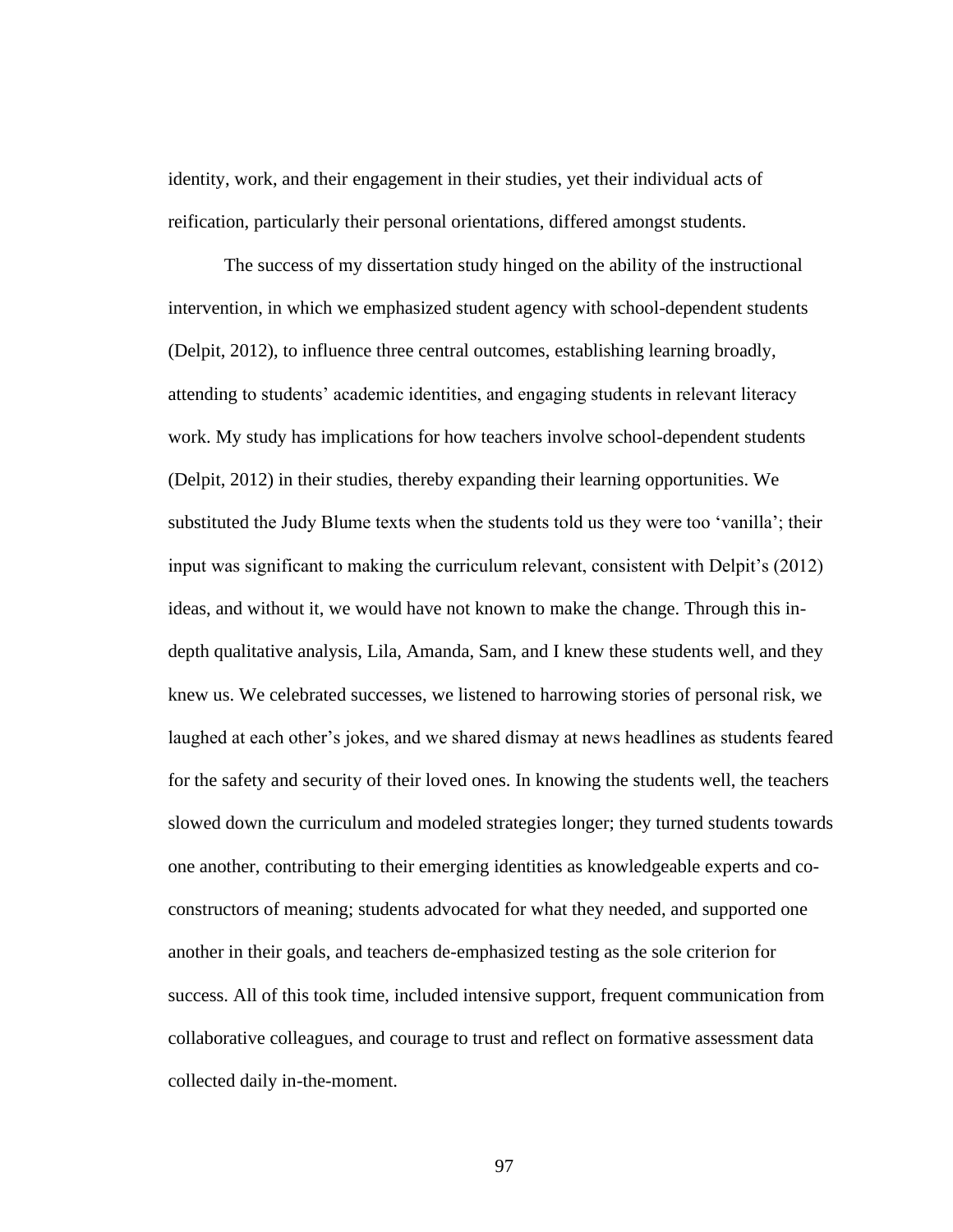identity, work, and their engagement in their studies, yet their individual acts of reification, particularly their personal orientations, differed amongst students.

The success of my dissertation study hinged on the ability of the instructional intervention, in which we emphasized student agency with school-dependent students (Delpit, 2012), to influence three central outcomes, establishing learning broadly, attending to students' academic identities, and engaging students in relevant literacy work. My study has implications for how teachers involve school-dependent students (Delpit, 2012) in their studies, thereby expanding their learning opportunities. We substituted the Judy Blume texts when the students told us they were too 'vanilla'; their input was significant to making the curriculum relevant, consistent with Delpit's (2012) ideas, and without it, we would have not known to make the change. Through this in-depth qualitative analysis, Lila, Amanda, Sam, and I knew these students well, and they knew us. We celebrated successes, we listened to harrowing stories of personal risk, we laughed at each other's jokes, and we shared dismay at news headlines as students feared for the safety and security of their loved ones. In knowing the students well, the teachers slowed down the curriculum and modeled strategies longer; they turned students towards one another, contributing to their emerging identities as knowledgeable experts and co-constructors of meaning; students advocated for what they needed, and supported one another in their goals, and teachers de-emphasized testing as the sole criterion for success. All of this took time, included intensive support, frequent communication from collaborative colleagues, and courage to trust and reflect on formative assessment data collected daily in-the-moment.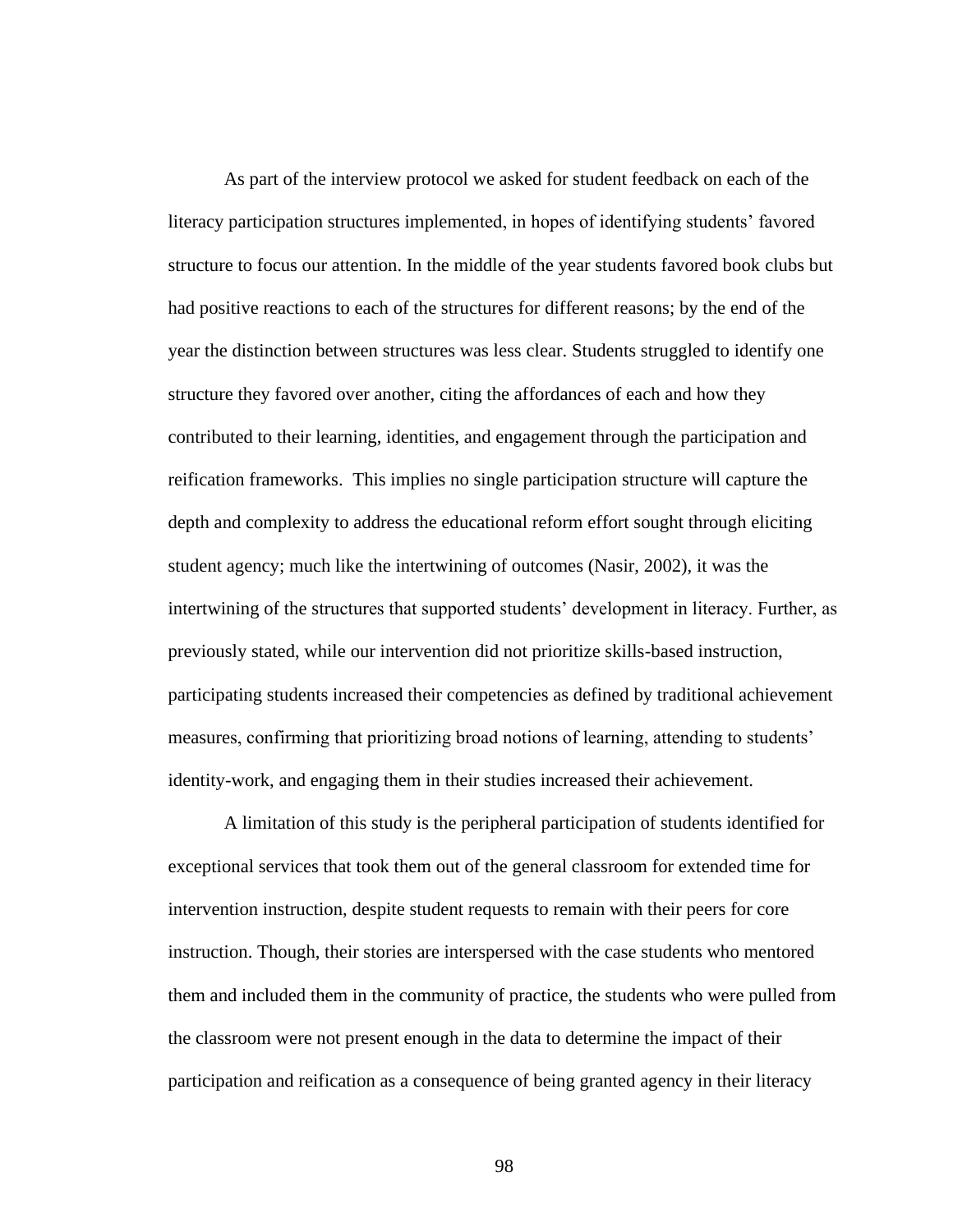As part of the interview protocol we asked for student feedback on each of the literacy participation structures implemented, in hopes of identifying students' favored structure to focus our attention. In the middle of the year students favored book clubs but had positive reactions to each of the structures for different reasons; by the end of the year the distinction between structures was less clear. Students struggled to identify one structure they favored over another, citing the affordances of each and how they contributed to their learning, identities, and engagement through the participation and reification frameworks. This implies no single participation structure will capture the depth and complexity to address the educational reform effort sought through eliciting student agency; much like the intertwining of outcomes (Nasir, 2002), it was the intertwining of the structures that supported students' development in literacy. Further, as previously stated, while our intervention did not prioritize skills-based instruction, participating students increased their competencies as defined by traditional achievement measures, confirming that prioritizing broad notions of learning, attending to students' identity-work, and engaging them in their studies increased their achievement.

A limitation of this study is the peripheral participation of students identified for exceptional services that took them out of the general classroom for extended time for intervention instruction, despite student requests to remain with their peers for core instruction. Though, their stories are interspersed with the case students who mentored them and included them in the community of practice, the students who were pulled from the classroom were not present enough in the data to determine the impact of their participation and reification as a consequence of being granted agency in their literacy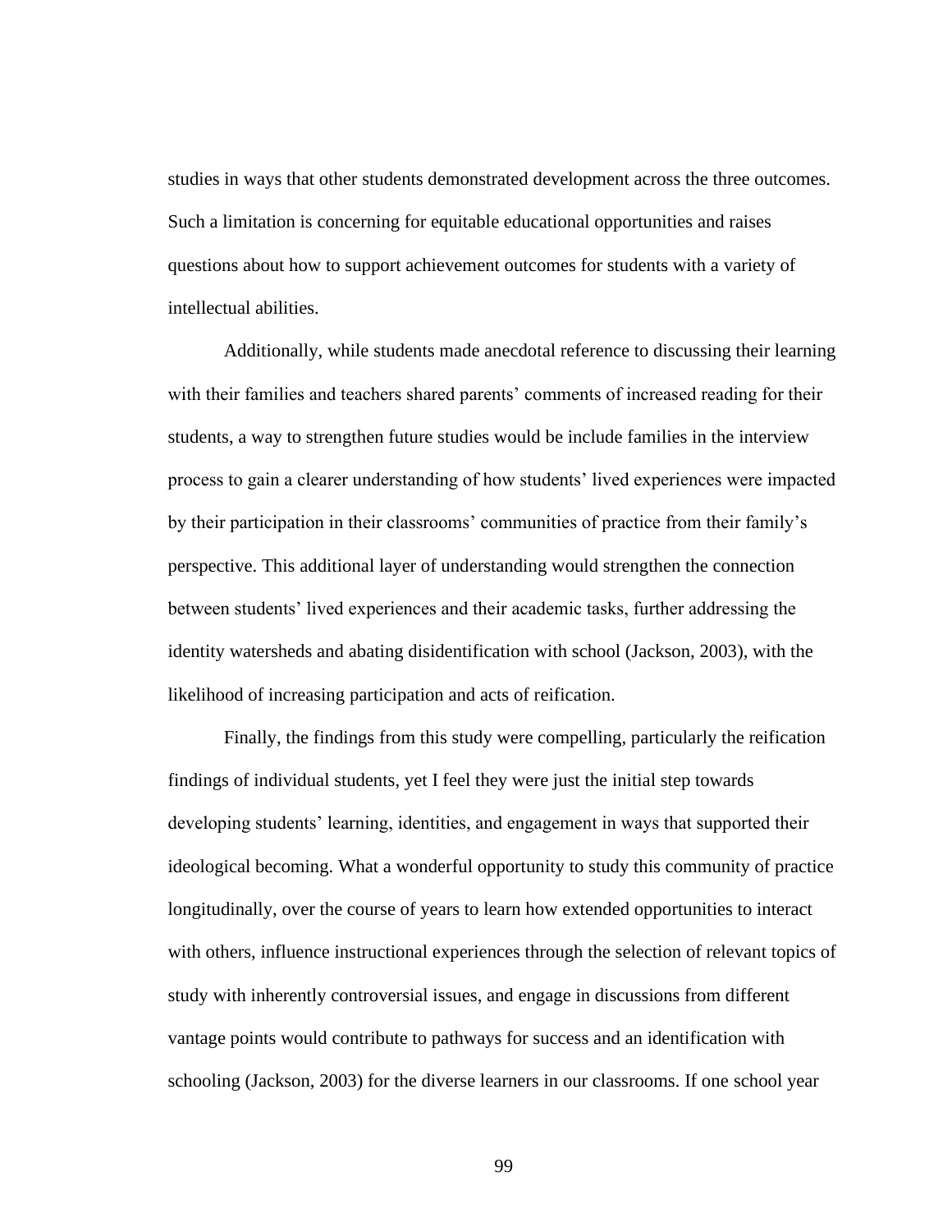studies in ways that other students demonstrated development across the three outcomes. Such a limitation is concerning for equitable educational opportunities and raises questions about how to support achievement outcomes for students with a variety of intellectual abilities.

Additionally, while students made anecdotal reference to discussing their learning with their families and teachers shared parents' comments of increased reading for their students, a way to strengthen future studies would be include families in the interview process to gain a clearer understanding of how students' lived experiences were impacted by their participation in their classrooms' communities of practice from their family's perspective. This additional layer of understanding would strengthen the connection between students' lived experiences and their academic tasks, further addressing the identity watersheds and abating disidentification with school (Jackson, 2003), with the likelihood of increasing participation and acts of reification.

Finally, the findings from this study were compelling, particularly the reification findings of individual students, yet I feel they were just the initial step towards developing students' learning, identities, and engagement in ways that supported their ideological becoming. What a wonderful opportunity to study this community of practice longitudinally, over the course of years to learn how extended opportunities to interact with others, influence instructional experiences through the selection of relevant topics of study with inherently controversial issues, and engage in discussions from different vantage points would contribute to pathways for success and an identification with schooling (Jackson, 2003) for the diverse learners in our classrooms. If one school year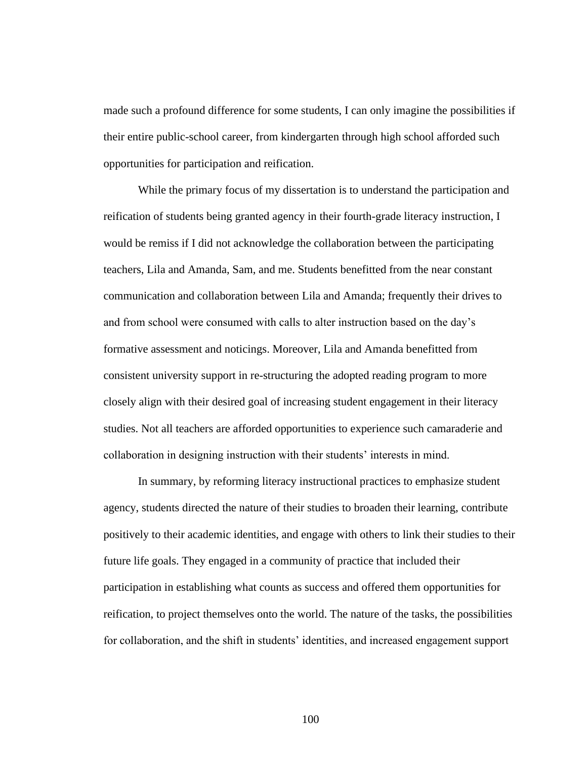made such a profound difference for some students, I can only imagine the possibilities if their entire public-school career, from kindergarten through high school afforded such opportunities for participation and reification.

While the primary focus of my dissertation is to understand the participation and reification of students being granted agency in their fourth-grade literacy instruction, I would be remiss if I did not acknowledge the collaboration between the participating teachers, Lila and Amanda, Sam, and me. Students benefitted from the near constant communication and collaboration between Lila and Amanda; frequently their drives to and from school were consumed with calls to alter instruction based on the day's formative assessment and noticings. Moreover, Lila and Amanda benefitted from consistent university support in re-structuring the adopted reading program to more closely align with their desired goal of increasing student engagement in their literacy studies. Not all teachers are afforded opportunities to experience such camaraderie and collaboration in designing instruction with their students' interests in mind.

In summary, by reforming literacy instructional practices to emphasize student agency, students directed the nature of their studies to broaden their learning, contribute positively to their academic identities, and engage with others to link their studies to their future life goals. They engaged in a community of practice that included their participation in establishing what counts as success and offered them opportunities for reification, to project themselves onto the world. The nature of the tasks, the possibilities for collaboration, and the shift in students' identities, and increased engagement support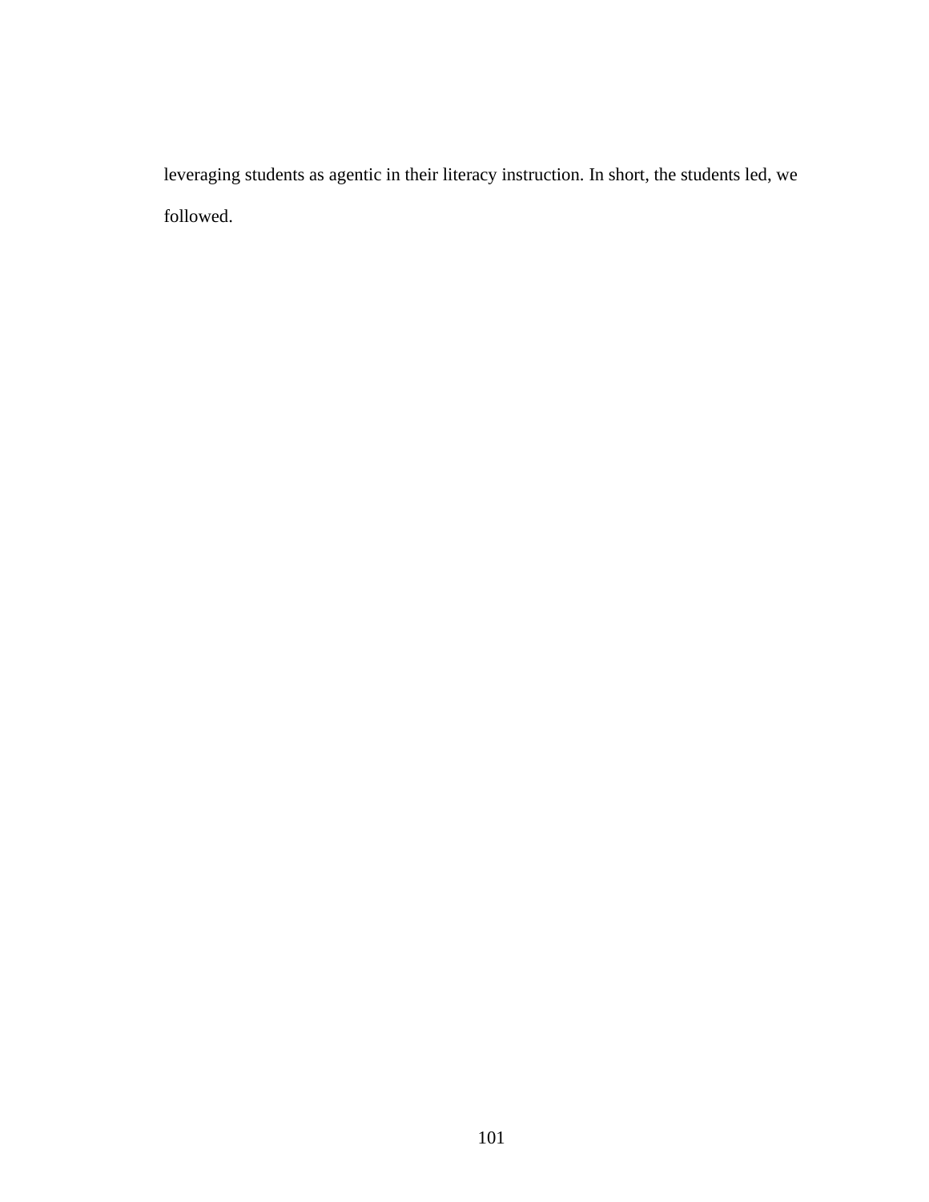leveraging students as agentic in their literacy instruction. In short, the students led, we followed.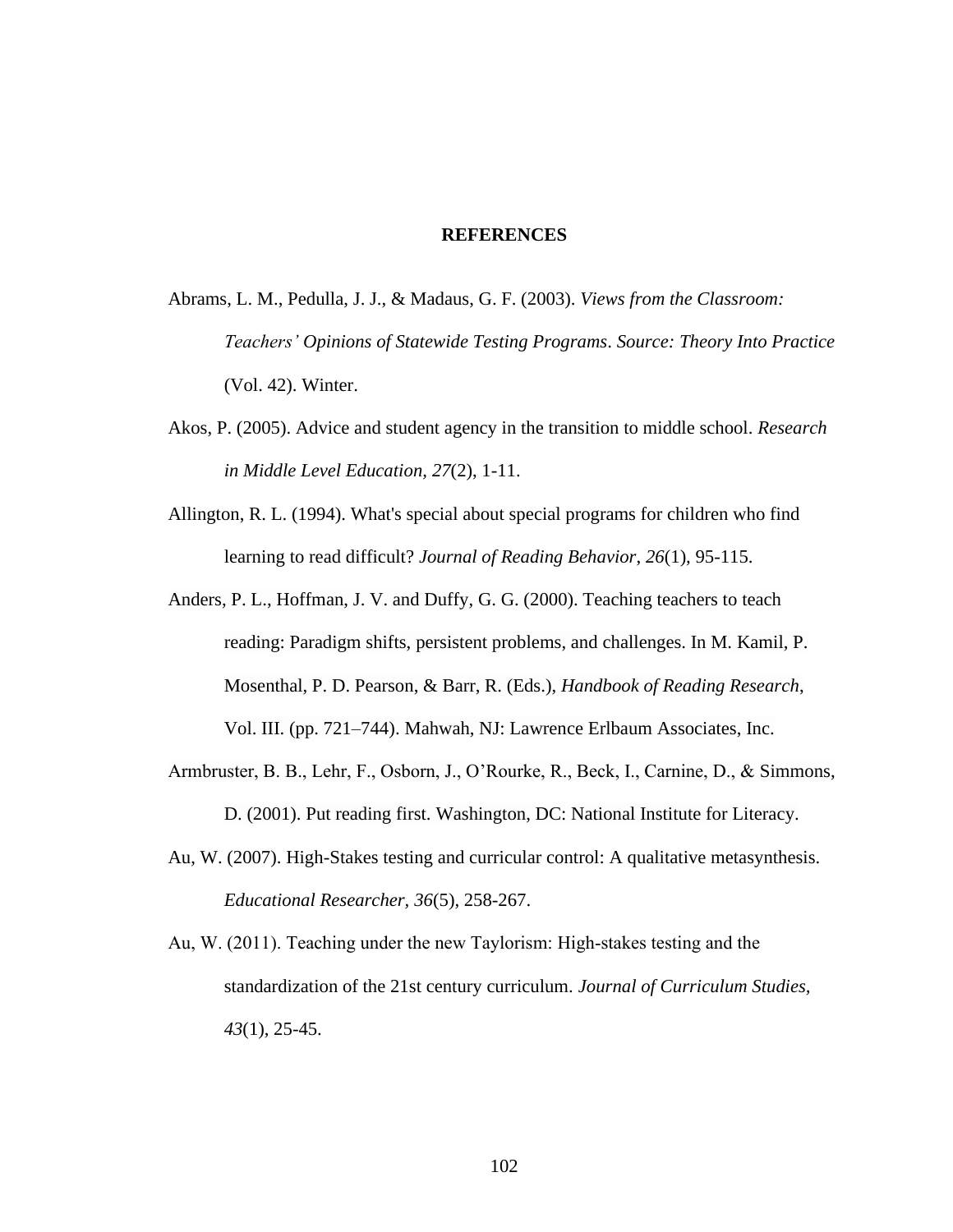# REFERENCES

Abrams, L. M., Pedulla, J. J., & Madaus, G. F. (2003). *Views from the Classroom: Teachers' Opinions of Statewide Testing Programs*. *Source: Theory Into Practice* (Vol. 42). Winter.

Akos, P. (2005). Advice and student agency in the transition to middle school. *Research in Middle Level Education, 27*(2), 1-11.

Allington, R. L. (1994). What's special about special programs for children who find learning to read difficult? *Journal of Reading Behavior*, *26*(1), 95-115.

Anders, P. L., Hoffman, J. V. and Duffy, G. G. (2000). Teaching teachers to teach reading: Paradigm shifts, persistent problems, and challenges. In M. Kamil, P. Mosenthal, P. D. Pearson, & Barr, R. (Eds.), *Handbook of Reading Research*, Vol. III. (pp. 721–744). Mahwah, NJ: Lawrence Erlbaum Associates, Inc.

Armbruster, B. B., Lehr, F., Osborn, J., O'Rourke, R., Beck, I., Carnine, D., & Simmons, D. (2001). Put reading first. Washington, DC: National Institute for Literacy.

Au, W. (2007). High-Stakes testing and curricular control: A qualitative metasynthesis. *Educational Researcher, 36*(5), 258-267.

Au, W. (2011). Teaching under the new Taylorism: High-stakes testing and the standardization of the 21st century curriculum. *Journal of Curriculum Studies, 43*(1), 25-45.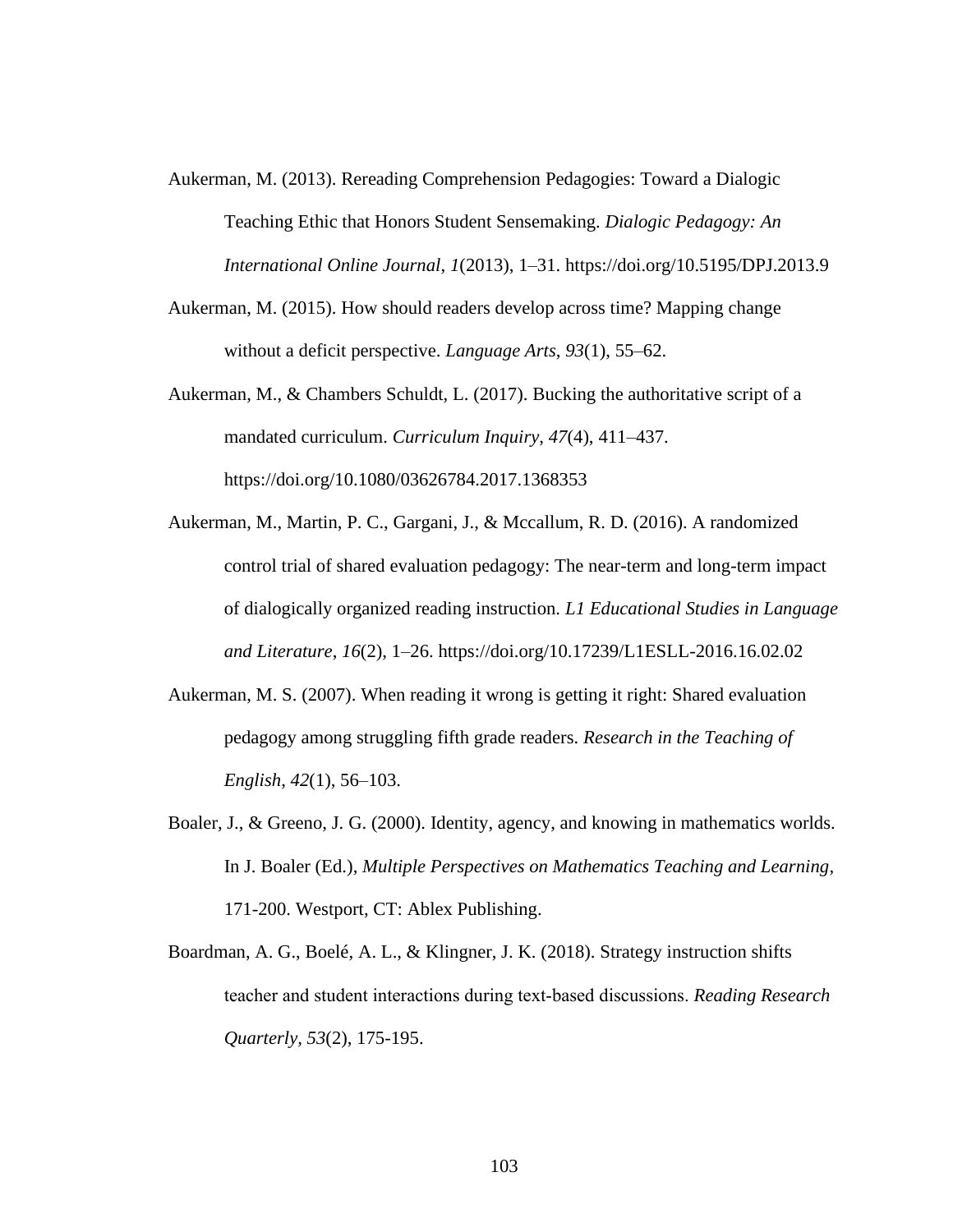Aukerman, M. (2013). Rereading Comprehension Pedagogies: Toward a Dialogic Teaching Ethic that Honors Student Sensemaking. *Dialogic Pedagogy: An International Online Journal*, *1*(2013), 1–31. https://doi.org/10.5195/DPJ.2013.9

Aukerman, M. (2015). How should readers develop across time? Mapping change without a deficit perspective. *Language Arts, 93*(1), 55–62.

Aukerman, M., & Chambers Schuldt, L. (2017). Bucking the authoritative script of a mandated curriculum. *Curriculum Inquiry*, *47*(4), 411–437. https://doi.org/10.1080/03626784.2017.1368353

Aukerman, M., Martin, P. C., Gargani, J., & Mccallum, R. D. (2016). A randomized control trial of shared evaluation pedagogy: The near-term and long-term impact of dialogically organized reading instruction. *L1 Educational Studies in Language and Literature*, *16*(2), 1–26. https://doi.org/10.17239/L1ESLL-2016.16.02.02

Aukerman, M. S. (2007). When reading it wrong is getting it right: Shared evaluation pedagogy among struggling fifth grade readers. *Research in the Teaching of English*, *42*(1), 56–103.

Boaler, J., & Greeno, J. G. (2000). Identity, agency, and knowing in mathematics worlds. In J. Boaler (Ed.), *Multiple Perspectives on Mathematics Teaching and Learning*, 171-200. Westport, CT: Ablex Publishing.

Boardman, A. G., Boelé, A. L., & Klingner, J. K. (2018). Strategy instruction shifts teacher and student interactions during text-based discussions. *Reading Research Quarterly, 53*(2), 175-195.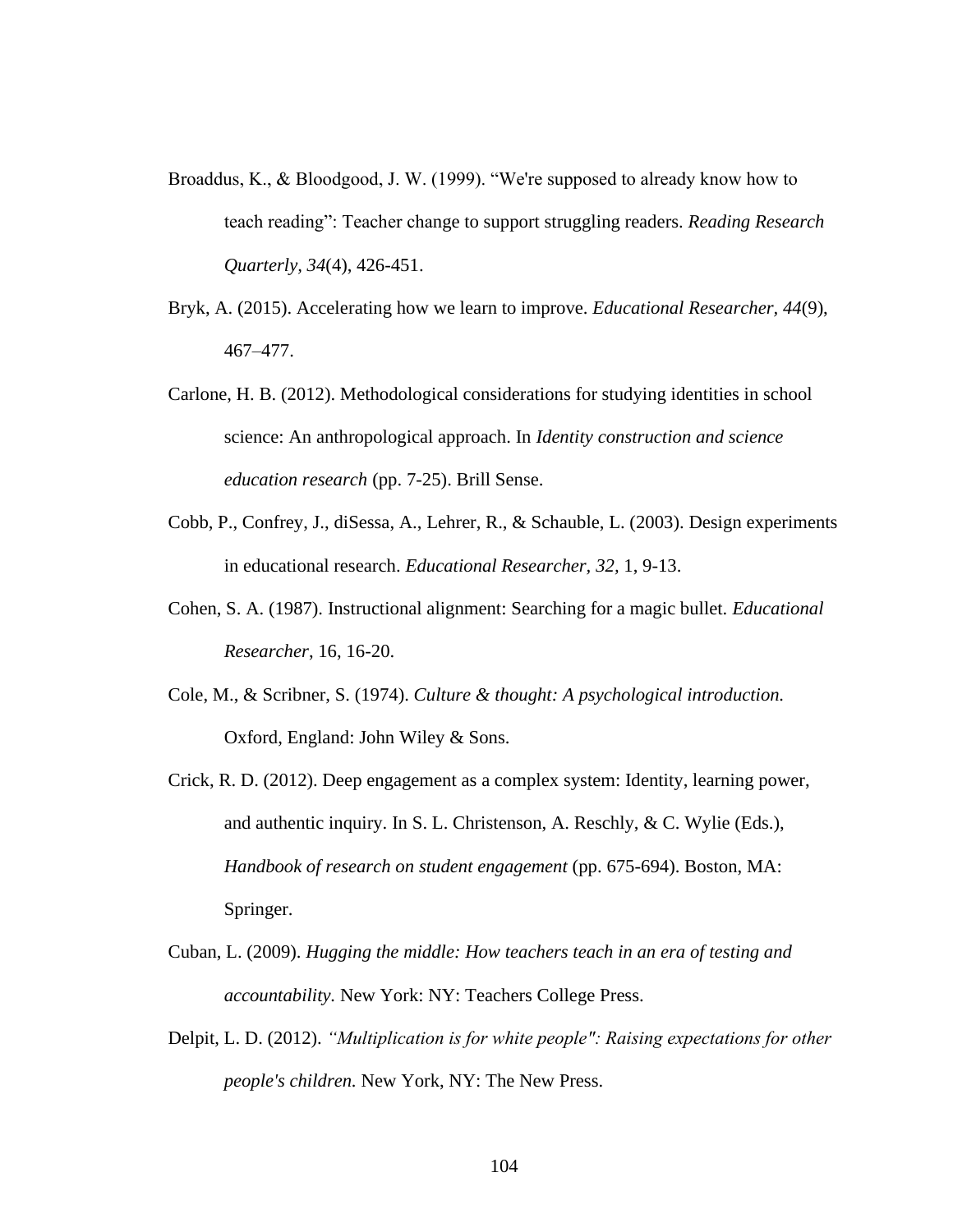Broaddus, K., & Bloodgood, J. W. (1999). “We're supposed to already know how to teach reading”: Teacher change to support struggling readers. *Reading Research Quarterly, 34*(4), 426-451.

Bryk, A. (2015). Accelerating how we learn to improve. *Educational Researcher, 44*(9), 467–477.

Carlone, H. B. (2012). Methodological considerations for studying identities in school science: An anthropological approach. In *Identity construction and science education research* (pp. 7-25). Brill Sense.

Cobb, P., Confrey, J., diSessa, A., Lehrer, R., & Schauble, L. (2003). Design experiments in educational research. *Educational Researcher*, *32*, 1, 9-13.

Cohen, S. A. (1987). Instructional alignment: Searching for a magic bullet. *Educational Researcher*, 16, 16-20.

Cole, M., & Scribner, S. (1974). *Culture & thought: A psychological introduction.* Oxford, England: John Wiley & Sons.

Crick, R. D. (2012). Deep engagement as a complex system: Identity, learning power, and authentic inquiry. In S. L. Christenson, A. Reschly, & C. Wylie (Eds.), *Handbook of research on student engagement* (pp. 675-694). Boston, MA: Springer.

Cuban, L. (2009). *Hugging the middle: How teachers teach in an era of testing and accountability.* New York: NY: Teachers College Press.

Delpit, L. D. (2012). *“Multiplication is for white people": Raising expectations for other people's children.* New York, NY: The New Press.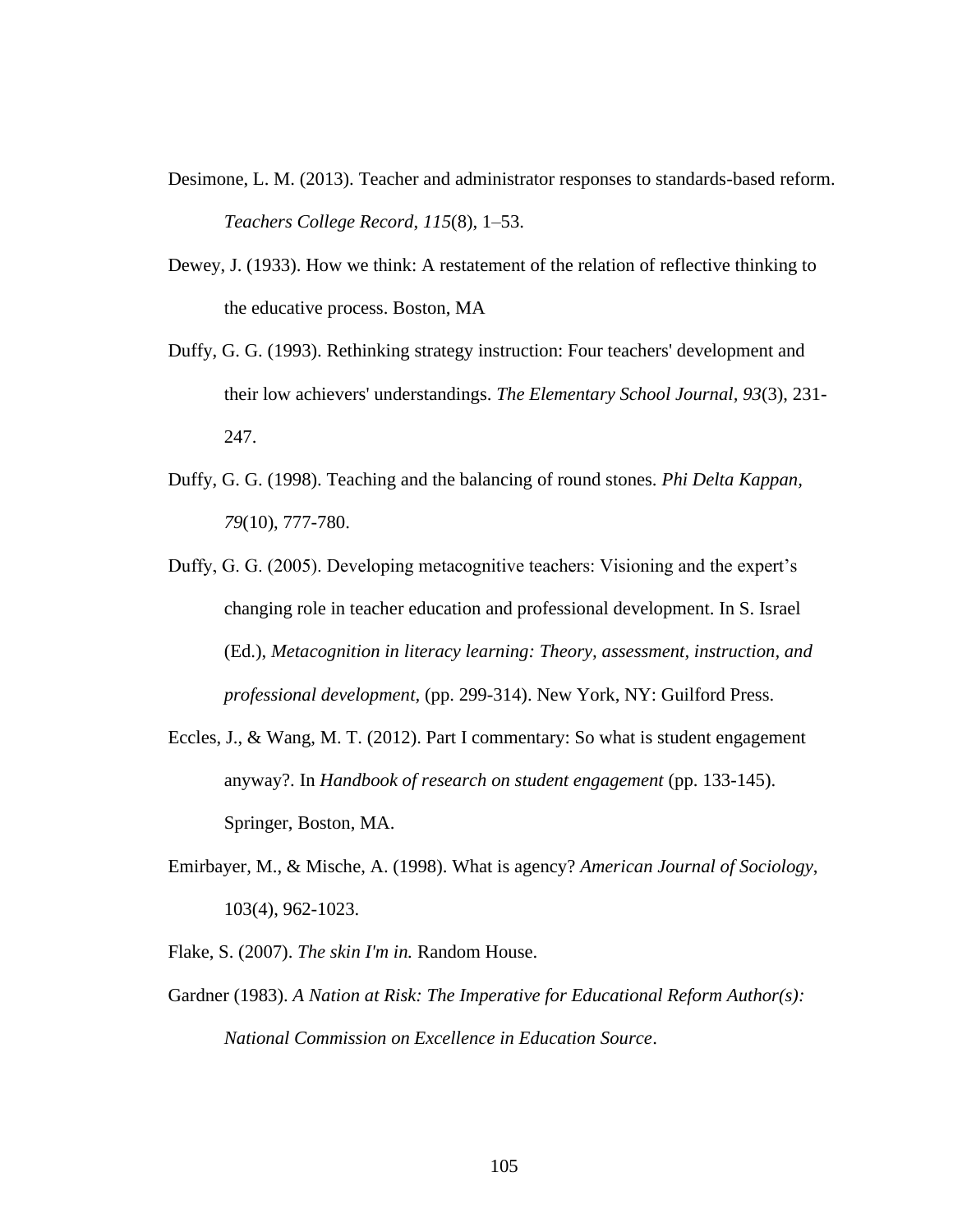Desimone, L. M. (2013). Teacher and administrator responses to standards-based reform. *Teachers College Record*, *115*(8), 1–53.

Dewey, J. (1933). How we think: A restatement of the relation of reflective thinking to the educative process. Boston, MA

Duffy, G. G. (1993). Rethinking strategy instruction: Four teachers' development and their low achievers' understandings. *The Elementary School Journal, 93*(3), 231-247.

Duffy, G. G. (1998). Teaching and the balancing of round stones. *Phi Delta Kappan, 79*(10), 777-780.

Duffy, G. G. (2005). Developing metacognitive teachers: Visioning and the expert's changing role in teacher education and professional development. In S. Israel (Ed.), *Metacognition in literacy learning: Theory, assessment, instruction, and professional development,* (pp. 299-314). New York, NY: Guilford Press.

Eccles, J., & Wang, M. T. (2012). Part I commentary: So what is student engagement anyway?. In *Handbook of research on student engagement* (pp. 133-145). Springer, Boston, MA.

Emirbayer, M., & Mische, A. (1998). What is agency? *American Journal of Sociology*, 103(4), 962-1023.

Flake, S. (2007). *The skin I'm in.* Random House.

Gardner (1983). *A Nation at Risk: The Imperative for Educational Reform Author(s): National Commission on Excellence in Education Source*.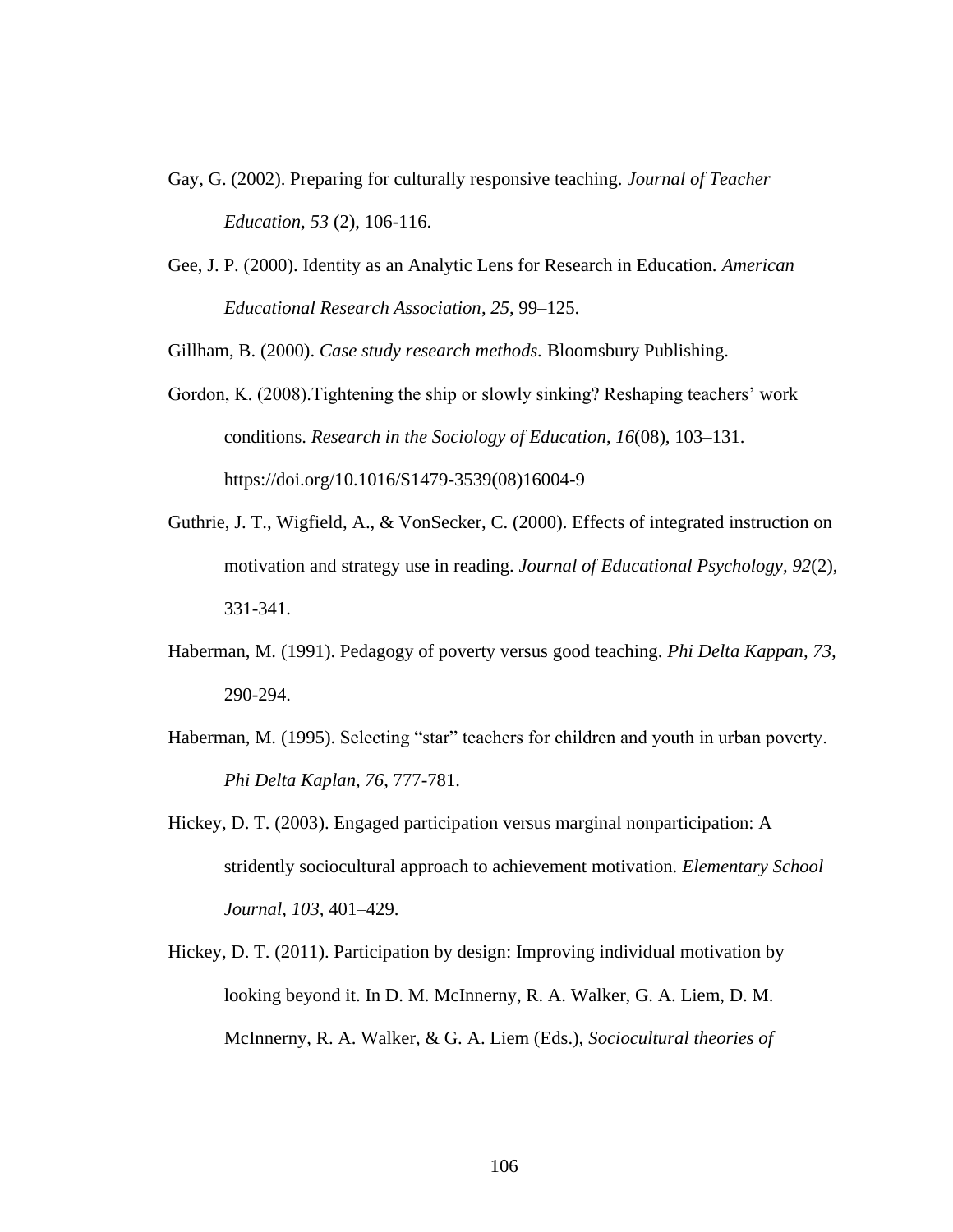Gay, G. (2002). Preparing for culturally responsive teaching. *Journal of Teacher Education, 53* (2), 106-116.

Gee, J. P. (2000). Identity as an Analytic Lens for Research in Education. *American Educational Research Association*, *25*, 99–125.

Gillham, B. (2000). *Case study research methods.* Bloomsbury Publishing.

Gordon, K. (2008).Tightening the ship or slowly sinking? Reshaping teachers' work conditions. *Research in the Sociology of Education*, *16*(08), 103–131. https://doi.org/10.1016/S1479-3539(08)16004-9

Guthrie, J. T., Wigfield, A., & VonSecker, C. (2000). Effects of integrated instruction on motivation and strategy use in reading. *Journal of Educational Psychology, 92*(2), 331-341.

Haberman, M. (1991). Pedagogy of poverty versus good teaching. *Phi Delta Kappan, 73,* 290-294.

Haberman, M. (1995). Selecting "star" teachers for children and youth in urban poverty. *Phi Delta Kaplan, 76*, 777-781.

Hickey, D. T. (2003). Engaged participation versus marginal nonparticipation: A stridently sociocultural approach to achievement motivation. *Elementary School Journal, 103,* 401–429.

Hickey, D. T. (2011). Participation by design: Improving individual motivation by looking beyond it. In D. M. McInnerny, R. A. Walker, G. A. Liem, D. M. McInnerny, R. A. Walker, & G. A. Liem (Eds.), *Sociocultural theories of*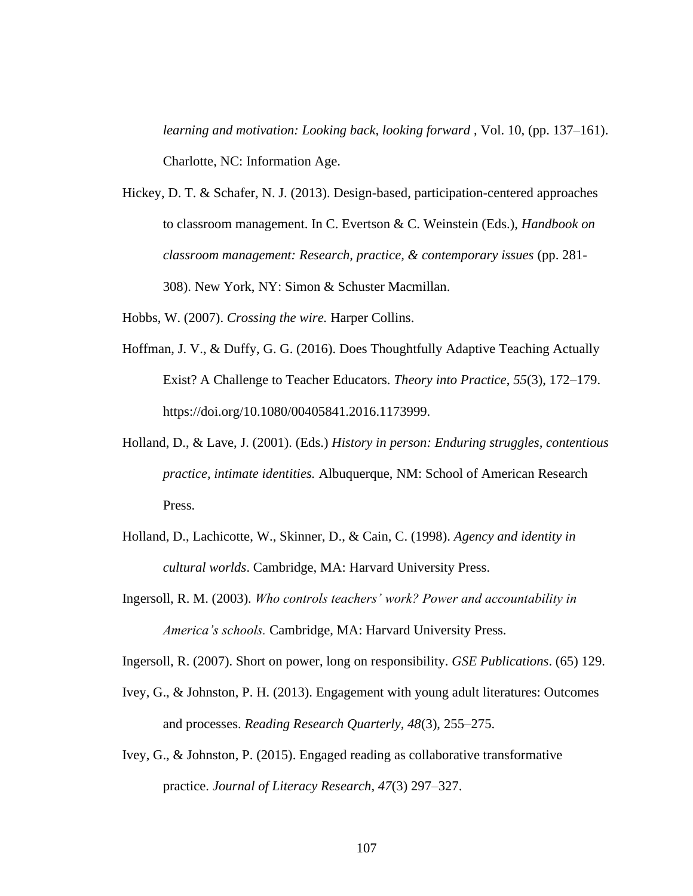*learning and motivation: Looking back, looking forward* , Vol. 10, (pp. 137–161). Charlotte, NC: Information Age.

Hickey, D. T. & Schafer, N. J. (2013). Design-based, participation-centered approaches to classroom management. In C. Evertson & C. Weinstein (Eds.), *Handbook on classroom management: Research, practice, & contemporary issues* (pp. 281-308). New York, NY: Simon & Schuster Macmillan.

Hobbs, W. (2007). *Crossing the wire.* Harper Collins.

Hoffman, J. V., & Duffy, G. G. (2016). Does Thoughtfully Adaptive Teaching Actually Exist? A Challenge to Teacher Educators. *Theory into Practice*, *55*(3), 172–179. https://doi.org/10.1080/00405841.2016.1173999.

Holland, D., & Lave, J. (2001). (Eds.) *History in person: Enduring struggles, contentious practice, intimate identities.* Albuquerque, NM: School of American Research Press.

Holland, D., Lachicotte, W., Skinner, D., & Cain, C. (1998). *Agency and identity in cultural worlds*. Cambridge, MA: Harvard University Press.

Ingersoll, R. M. (2003). *Who controls teachers' work? Power and accountability in America's schools.* Cambridge, MA: Harvard University Press.

Ingersoll, R. (2007). Short on power, long on responsibility. *GSE Publications*. (65) 129.

Ivey, G., & Johnston, P. H. (2013). Engagement with young adult literatures: Outcomes and processes. *Reading Research Quarterly, 48*(3), 255–275.

Ivey, G., & Johnston, P. (2015). Engaged reading as collaborative transformative practice. *Journal of Literacy Research, 47*(3) 297–327.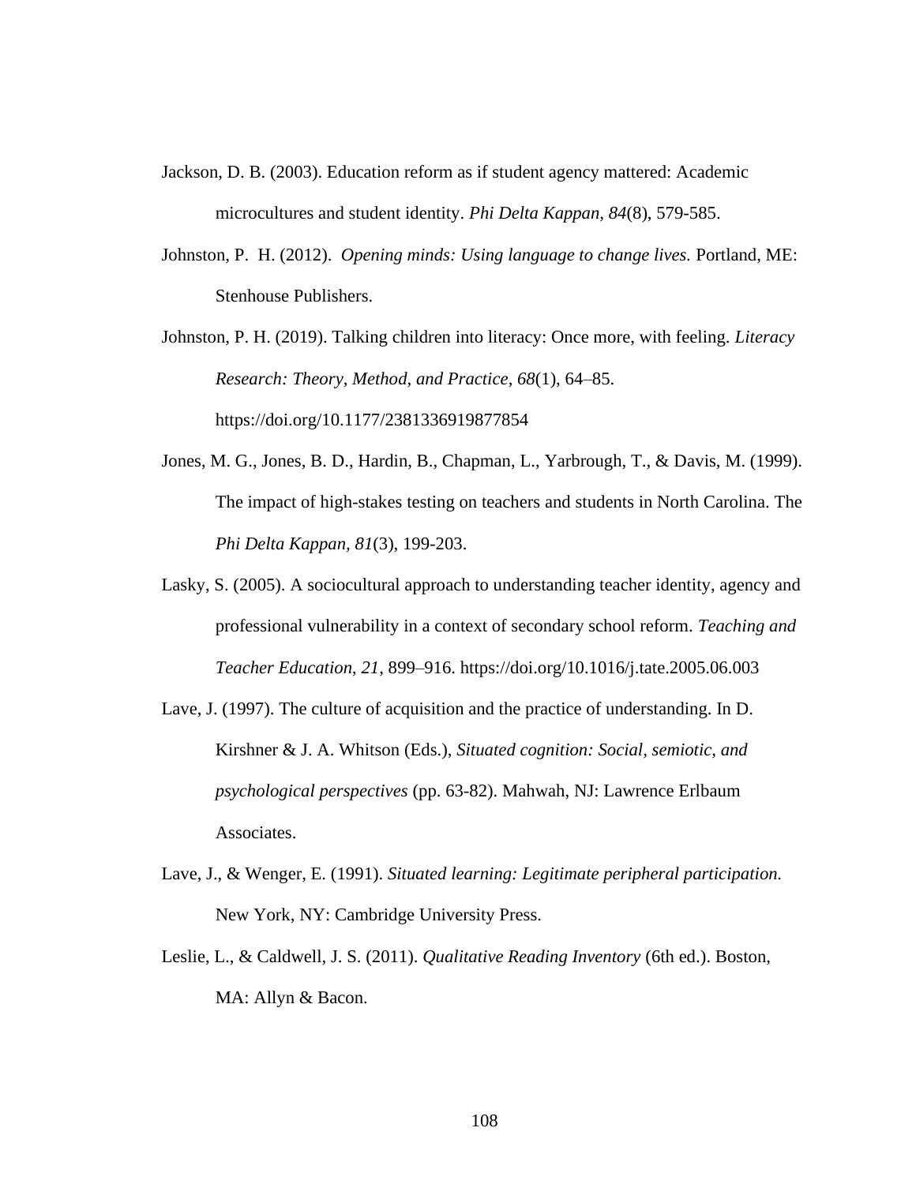Jackson, D. B. (2003). Education reform as if student agency mattered: Academic microcultures and student identity. *Phi Delta Kappan*, *84*(8), 579-585.

Johnston, P.  H. (2012).  *Opening minds: Using language to change lives.* Portland, ME: Stenhouse Publishers.

Johnston, P. H. (2019). Talking children into literacy: Once more, with feeling. *Literacy Research: Theory, Method, and Practice*, *68*(1), 64–85. https://doi.org/10.1177/2381336919877854

Jones, M. G., Jones, B. D., Hardin, B., Chapman, L., Yarbrough, T., & Davis, M. (1999). The impact of high-stakes testing on teachers and students in North Carolina. The *Phi Delta Kappan, 81*(3), 199-203.

Lasky, S. (2005). A sociocultural approach to understanding teacher identity, agency and professional vulnerability in a context of secondary school reform. *Teaching and Teacher Education*, *21*, 899–916. https://doi.org/10.1016/j.tate.2005.06.003

Lave, J. (1997). The culture of acquisition and the practice of understanding. In D. Kirshner & J. A. Whitson (Eds.), *Situated cognition: Social, semiotic, and psychological perspectives* (pp. 63-82). Mahwah, NJ: Lawrence Erlbaum Associates.

Lave, J., & Wenger, E. (1991). *Situated learning: Legitimate peripheral participation.* New York, NY: Cambridge University Press.

Leslie, L., & Caldwell, J. S. (2011). *Qualitative Reading Inventory* (6th ed.). Boston, MA: Allyn & Bacon.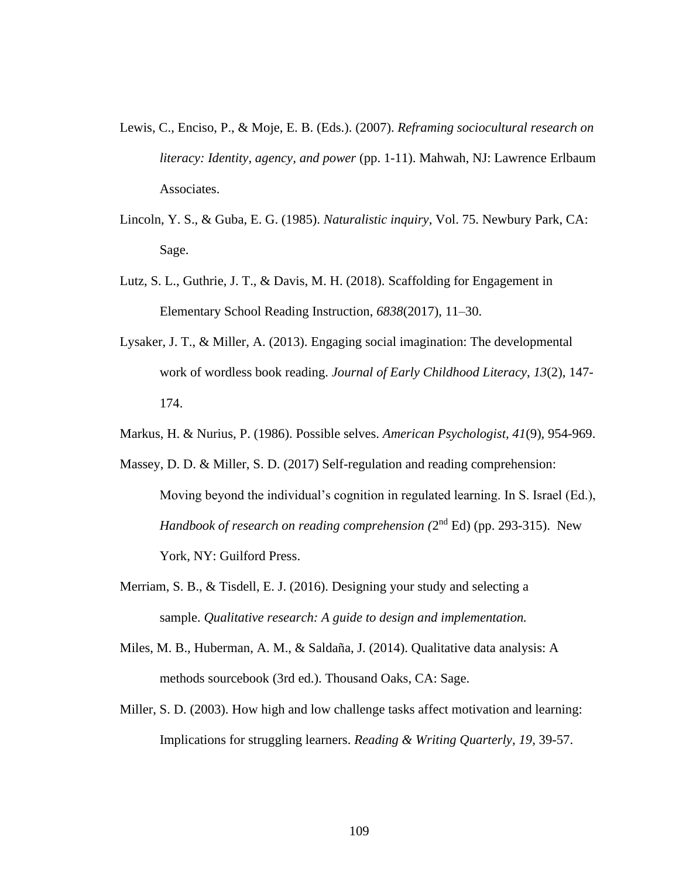Lewis, C., Enciso, P., & Moje, E. B. (Eds.). (2007). *Reframing sociocultural research on literacy: Identity, agency, and power* (pp. 1-11). Mahwah, NJ: Lawrence Erlbaum Associates.

Lincoln, Y. S., & Guba, E. G. (1985). *Naturalistic inquiry*, Vol. 75. Newbury Park, CA: Sage.

Lutz, S. L., Guthrie, J. T., & Davis, M. H. (2018). Scaffolding for Engagement in Elementary School Reading Instruction, *6838*(2017), 11–30.

Lysaker, J. T., & Miller, A. (2013). Engaging social imagination: The developmental work of wordless book reading. *Journal of Early Childhood Literacy*, *13*(2), 147-174.

Markus, H. & Nurius, P. (1986). Possible selves. *American Psychologist*, *41*(9), 954-969.

Massey, D. D. & Miller, S. D. (2017) Self-regulation and reading comprehension: Moving beyond the individual's cognition in regulated learning. In S. Israel (Ed.), *Handbook of research on reading comprehension (*2nd Ed) (pp. 293-315). New York, NY: Guilford Press.

Merriam, S. B., & Tisdell, E. J. (2016). Designing your study and selecting a sample. *Qualitative research: A guide to design and implementation.*

Miles, M. B., Huberman, A. M., & Saldaña, J. (2014). Qualitative data analysis: A methods sourcebook (3rd ed.). Thousand Oaks, CA: Sage.

Miller, S. D. (2003). How high and low challenge tasks affect motivation and learning: Implications for struggling learners. *Reading & Writing Quarterly, 19*, 39-57.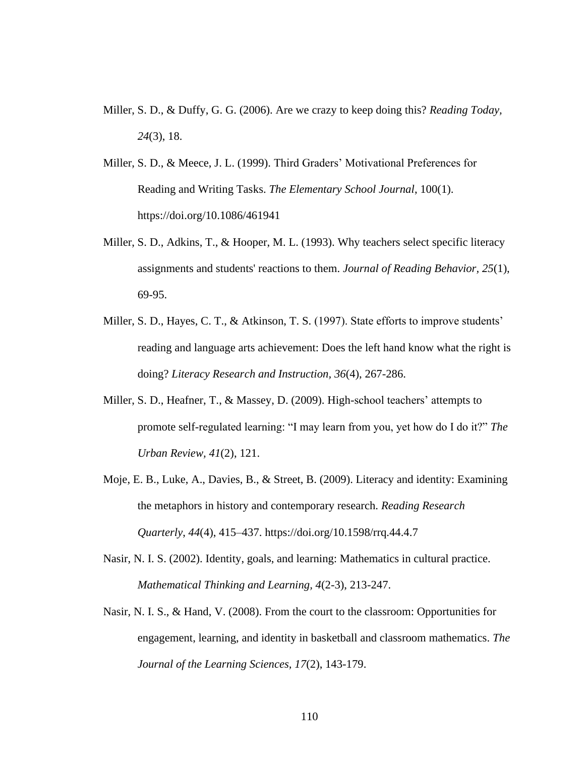Miller, S. D., & Duffy, G. G. (2006). Are we crazy to keep doing this? *Reading Today, 24*(3), 18.

Miller, S. D., & Meece, J. L. (1999). Third Graders' Motivational Preferences for Reading and Writing Tasks. *The Elementary School Journal*, 100(1). https://doi.org/10.1086/461941

Miller, S. D., Adkins, T., & Hooper, M. L. (1993). Why teachers select specific literacy assignments and students' reactions to them. *Journal of Reading Behavior, 25*(1), 69-95.

Miller, S. D., Hayes, C. T., & Atkinson, T. S. (1997). State efforts to improve students' reading and language arts achievement: Does the left hand know what the right is doing? *Literacy Research and Instruction, 36*(4), 267-286.

Miller, S. D., Heafner, T., & Massey, D. (2009). High-school teachers' attempts to promote self-regulated learning: "I may learn from you, yet how do I do it?" *The Urban Review, 41*(2), 121.

Moje, E. B., Luke, A., Davies, B., & Street, B. (2009). Literacy and identity: Examining the metaphors in history and contemporary research. *Reading Research Quarterly*, *44*(4), 415–437. https://doi.org/10.1598/rrq.44.4.7

Nasir, N. I. S. (2002). Identity, goals, and learning: Mathematics in cultural practice. *Mathematical Thinking and Learning, 4*(2-3), 213-247.

Nasir, N. I. S., & Hand, V. (2008). From the court to the classroom: Opportunities for engagement, learning, and identity in basketball and classroom mathematics. *The Journal of the Learning Sciences, 17*(2), 143-179.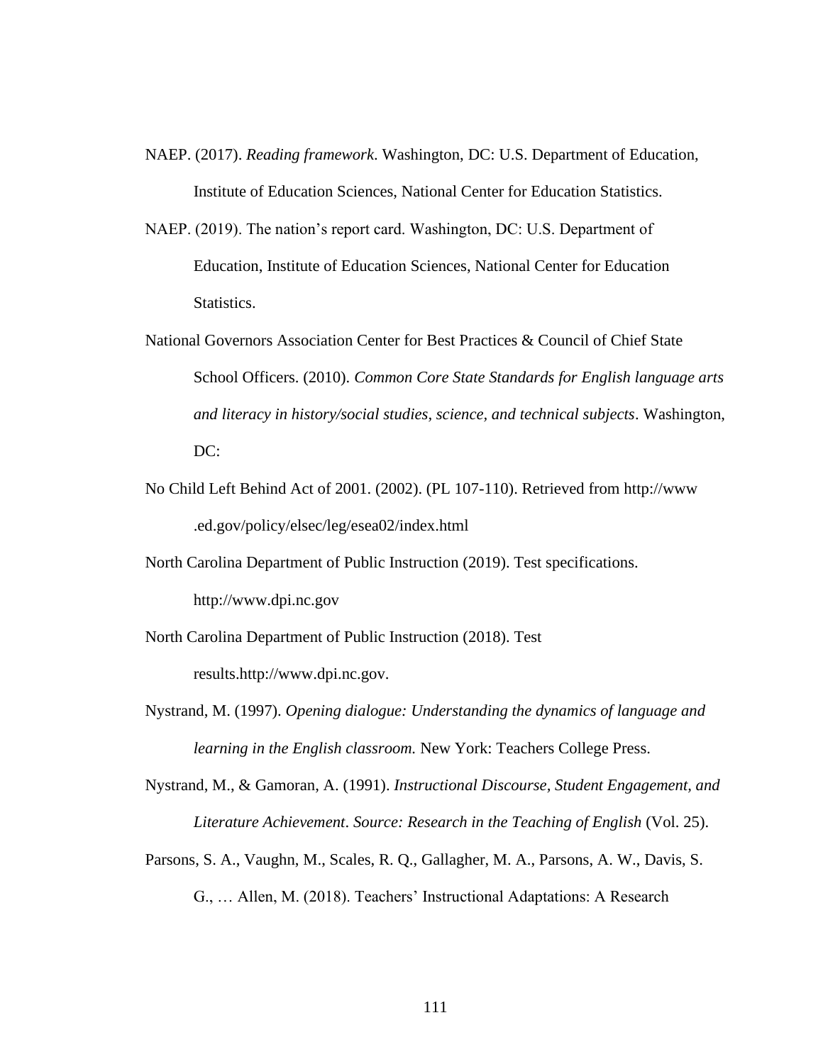NAEP. (2017). *Reading framework*. Washington, DC: U.S. Department of Education, Institute of Education Sciences, National Center for Education Statistics.

NAEP. (2019). The nation's report card. Washington, DC: U.S. Department of Education, Institute of Education Sciences, National Center for Education Statistics.

National Governors Association Center for Best Practices & Council of Chief State School Officers. (2010). *Common Core State Standards for English language arts and literacy in history/social studies, science, and technical subjects*. Washington, DC:

No Child Left Behind Act of 2001. (2002). (PL 107-110). Retrieved from http://www .ed.gov/policy/elsec/leg/esea02/index.html

North Carolina Department of Public Instruction (2019). Test specifications. http://www.dpi.nc.gov

North Carolina Department of Public Instruction (2018). Test results.http://www.dpi.nc.gov.

Nystrand, M. (1997). *Opening dialogue: Understanding the dynamics of language and learning in the English classroom.* New York: Teachers College Press.

Nystrand, M., & Gamoran, A. (1991). *Instructional Discourse, Student Engagement, and Literature Achievement*. *Source: Research in the Teaching of English* (Vol. 25).

Parsons, S. A., Vaughn, M., Scales, R. Q., Gallagher, M. A., Parsons, A. W., Davis, S. G., … Allen, M. (2018). Teachers' Instructional Adaptations: A Research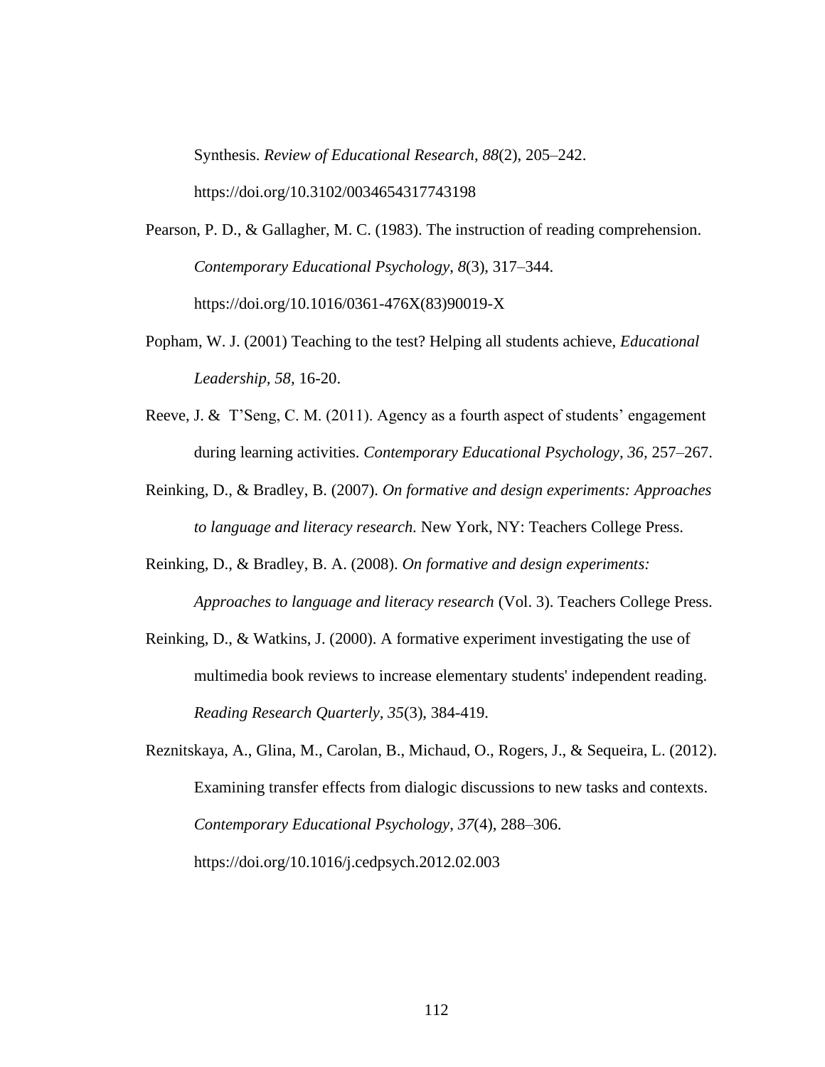Synthesis. *Review of Educational Research*, *88*(2), 205–242. https://doi.org/10.3102/0034654317743198

Pearson, P. D., & Gallagher, M. C. (1983). The instruction of reading comprehension. *Contemporary Educational Psychology*, *8*(3), 317–344. https://doi.org/10.1016/0361-476X(83)90019-X

Popham, W. J. (2001) Teaching to the test? Helping all students achieve, *Educational Leadership*, *58*, 16-20.

Reeve, J. & T'Seng, C. M. (2011). Agency as a fourth aspect of students' engagement during learning activities. *Contemporary Educational Psychology, 36*, 257–267.

Reinking, D., & Bradley, B. (2007). *On formative and design experiments: Approaches to language and literacy research.* New York, NY: Teachers College Press.

Reinking, D., & Bradley, B. A. (2008). *On formative and design experiments: Approaches to language and literacy research* (Vol. 3). Teachers College Press.

Reinking, D., & Watkins, J. (2000). A formative experiment investigating the use of multimedia book reviews to increase elementary students' independent reading. *Reading Research Quarterly, 35*(3), 384-419.

Reznitskaya, A., Glina, M., Carolan, B., Michaud, O., Rogers, J., & Sequeira, L. (2012). Examining transfer effects from dialogic discussions to new tasks and contexts. *Contemporary Educational Psychology*, *37*(4), 288–306. https://doi.org/10.1016/j.cedpsych.2012.02.003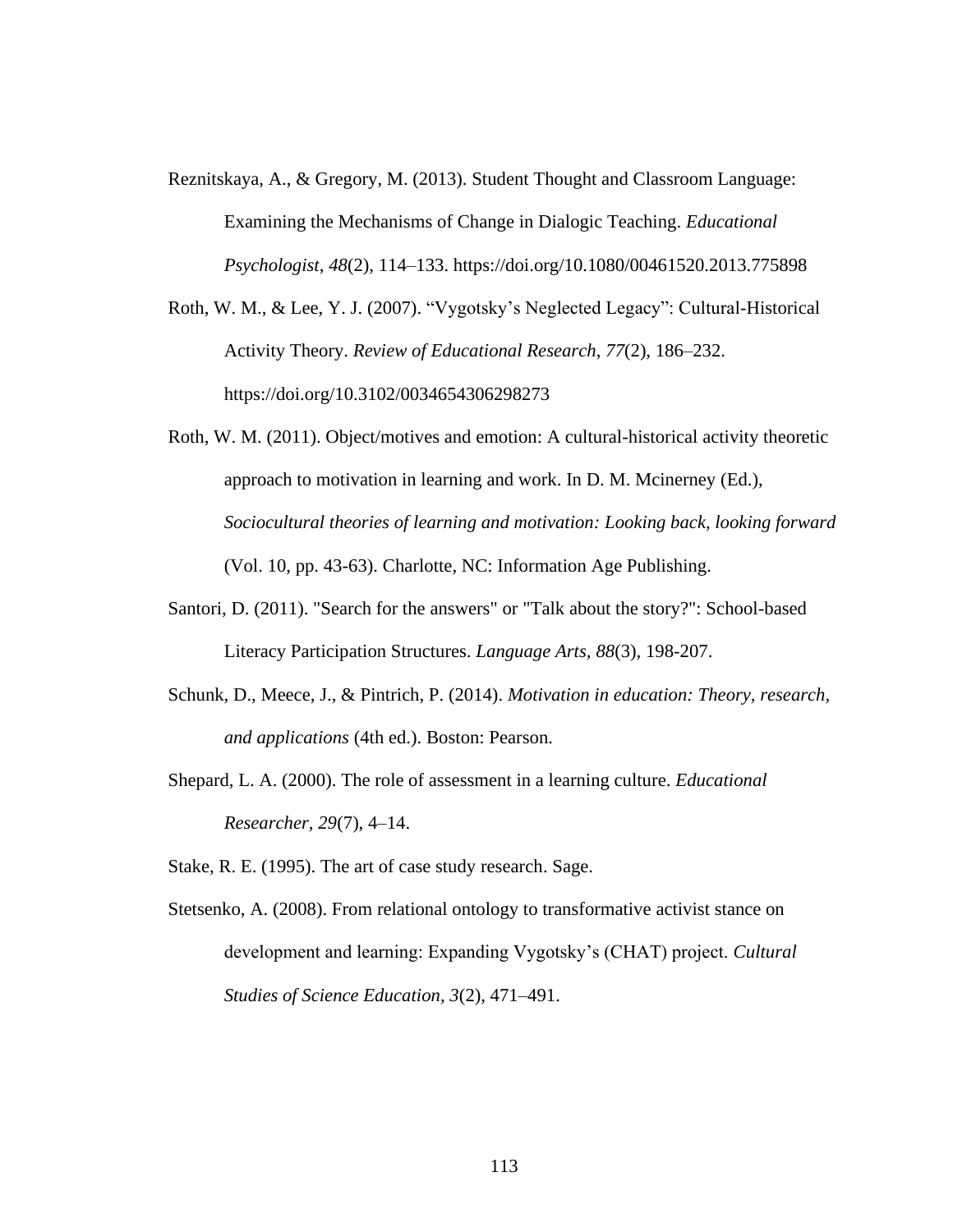Reznitskaya, A., & Gregory, M. (2013). Student Thought and Classroom Language: Examining the Mechanisms of Change in Dialogic Teaching. *Educational Psychologist*, *48*(2), 114–133. https://doi.org/10.1080/00461520.2013.775898

Roth, W. M., & Lee, Y. J. (2007). "Vygotsky's Neglected Legacy": Cultural-Historical Activity Theory. *Review of Educational Research*, *77*(2), 186–232. https://doi.org/10.3102/0034654306298273

Roth, W. M. (2011). Object/motives and emotion: A cultural-historical activity theoretic approach to motivation in learning and work. In D. M. Mcinerney (Ed.), *Sociocultural theories of learning and motivation: Looking back, looking forward* (Vol. 10, pp. 43-63). Charlotte, NC: Information Age Publishing.

Santori, D. (2011). "Search for the answers" or "Talk about the story?": School-based Literacy Participation Structures. *Language Arts*, *88*(3), 198-207.

Schunk, D., Meece, J., & Pintrich, P. (2014). *Motivation in education: Theory, research, and applications* (4th ed.). Boston: Pearson.

Shepard, L. A. (2000). The role of assessment in a learning culture. *Educational Researcher*, *29*(7), 4–14.

Stake, R. E. (1995). The art of case study research. Sage.

Stetsenko, A. (2008). From relational ontology to transformative activist stance on development and learning: Expanding Vygotsky's (CHAT) project. *Cultural Studies of Science Education, 3*(2), 471–491.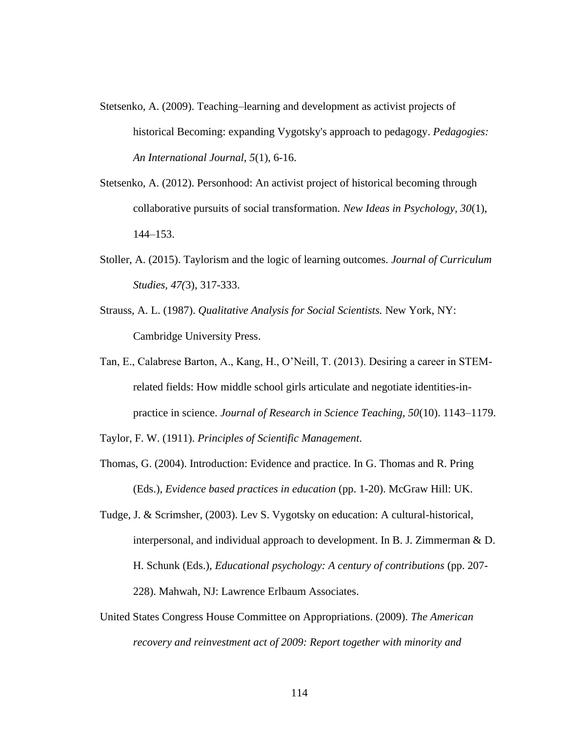Stetsenko, A. (2009). Teaching–learning and development as activist projects of historical Becoming: expanding Vygotsky's approach to pedagogy. *Pedagogies: An International Journal, 5*(1), 6-16.

Stetsenko, A. (2012). Personhood: An activist project of historical becoming through collaborative pursuits of social transformation. *New Ideas in Psychology, 30*(1), 144–153.

Stoller, A. (2015). Taylorism and the logic of learning outcomes. *Journal of Curriculum Studies, 47(*3), 317-333.

Strauss, A. L. (1987). *Qualitative Analysis for Social Scientists.* New York, NY: Cambridge University Press.

Tan, E., Calabrese Barton, A., Kang, H., O'Neill, T. (2013). Desiring a career in STEM-related fields: How middle school girls articulate and negotiate identities-in-practice in science. *Journal of Research in Science Teaching, 50*(10). 1143–1179.

Taylor, F. W. (1911). *Principles of Scientific Management*.

Thomas, G. (2004). Introduction: Evidence and practice. In G. Thomas and R. Pring (Eds.), *Evidence based practices in education* (pp. 1-20). McGraw Hill: UK.

Tudge, J. & Scrimsher, (2003). Lev S. Vygotsky on education: A cultural-historical, interpersonal, and individual approach to development. In B. J. Zimmerman & D. H. Schunk (Eds.), *Educational psychology: A century of contributions* (pp. 207-228). Mahwah, NJ: Lawrence Erlbaum Associates.

United States Congress House Committee on Appropriations. (2009). *The American recovery and reinvestment act of 2009: Report together with minority and*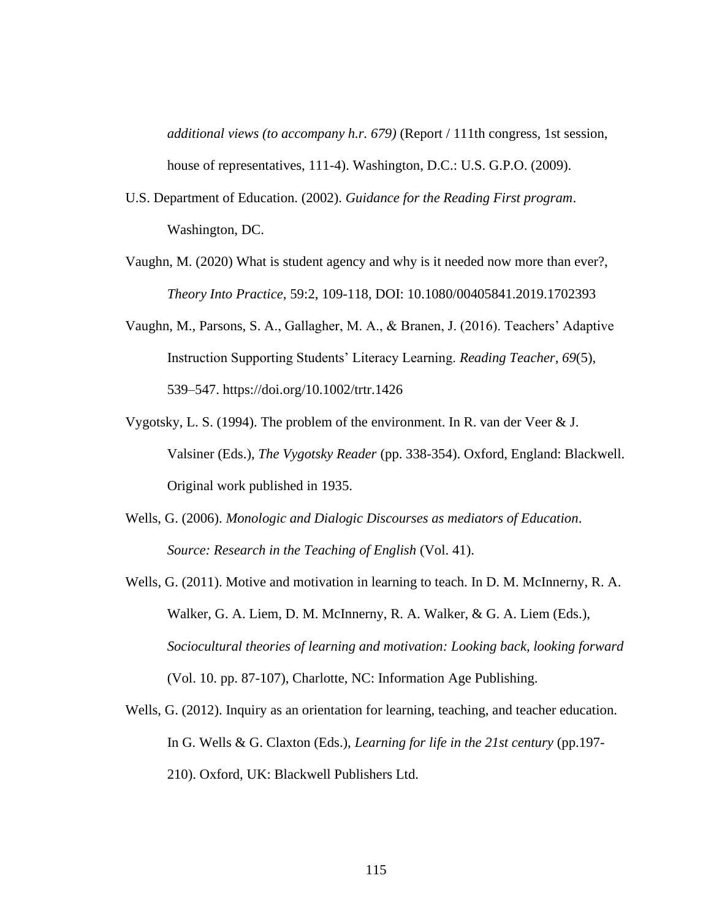*additional views (to accompany h.r. 679)* (Report / 111th congress, 1st session, house of representatives, 111-4). Washington, D.C.: U.S. G.P.O. (2009).

U.S. Department of Education. (2002). *Guidance for the Reading First program*. Washington, DC.

Vaughn, M. (2020) What is student agency and why is it needed now more than ever?, *Theory Into Practice*, 59:2, 109-118, DOI: 10.1080/00405841.2019.1702393

Vaughn, M., Parsons, S. A., Gallagher, M. A., & Branen, J. (2016). Teachers' Adaptive Instruction Supporting Students' Literacy Learning. *Reading Teacher*, *69*(5), 539–547. https://doi.org/10.1002/trtr.1426

Vygotsky, L. S. (1994). The problem of the environment. In R. van der Veer & J. Valsiner (Eds.), *The Vygotsky Reader* (pp. 338-354). Oxford, England: Blackwell. Original work published in 1935.

Wells, G. (2006). *Monologic and Dialogic Discourses as mediators of Education*. *Source: Research in the Teaching of English* (Vol. 41).

Wells, G. (2011). Motive and motivation in learning to teach. In D. M. McInnerny, R. A. Walker, G. A. Liem, D. M. McInnerny, R. A. Walker, & G. A. Liem (Eds.), *Sociocultural theories of learning and motivation: Looking back, looking forward* (Vol. 10. pp. 87-107), Charlotte, NC: Information Age Publishing.

Wells, G. (2012). Inquiry as an orientation for learning, teaching, and teacher education. In G. Wells & G. Claxton (Eds.), *Learning for life in the 21st century* (pp.197-210). Oxford, UK: Blackwell Publishers Ltd.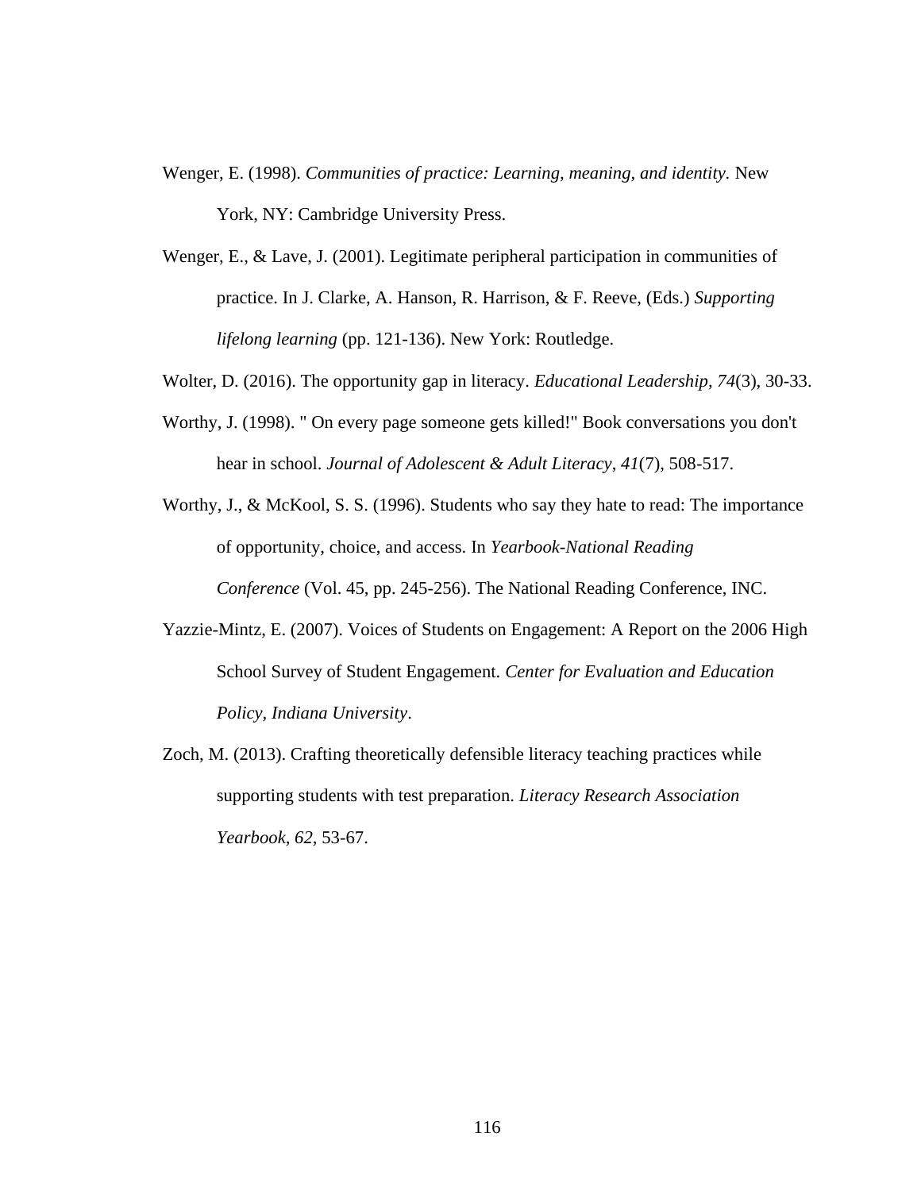Wenger, E. (1998). *Communities of practice: Learning, meaning, and identity.* New York, NY: Cambridge University Press.

Wenger, E., & Lave, J. (2001). Legitimate peripheral participation in communities of practice. In J. Clarke, A. Hanson, R. Harrison, & F. Reeve, (Eds.) *Supporting lifelong learning* (pp. 121-136). New York: Routledge.

Wolter, D. (2016). The opportunity gap in literacy. *Educational Leadership*, *74*(3), 30-33.

Worthy, J. (1998). " On every page someone gets killed!" Book conversations you don't hear in school. *Journal of Adolescent & Adult Literacy*, *41*(7), 508-517.

Worthy, J., & McKool, S. S. (1996). Students who say they hate to read: The importance of opportunity, choice, and access. In *Yearbook-National Reading Conference* (Vol. 45, pp. 245-256). The National Reading Conference, INC.

Yazzie-Mintz, E. (2007). Voices of Students on Engagement: A Report on the 2006 High School Survey of Student Engagement. *Center for Evaluation and Education Policy, Indiana University*.

Zoch, M. (2013). Crafting theoretically defensible literacy teaching practices while supporting students with test preparation. *Literacy Research Association Yearbook*, *62*, 53-67.